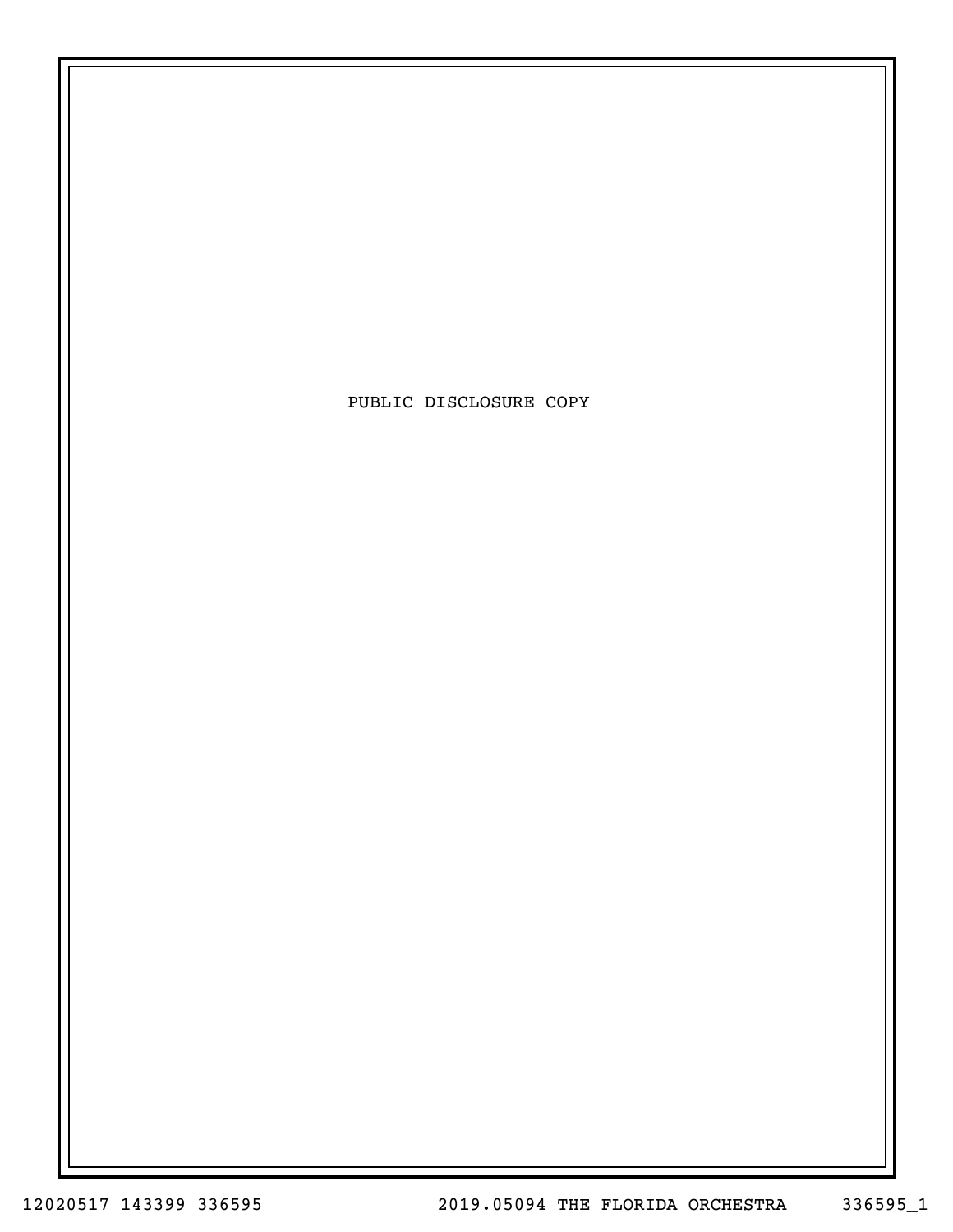PUBLIC DISCLOSURE COPY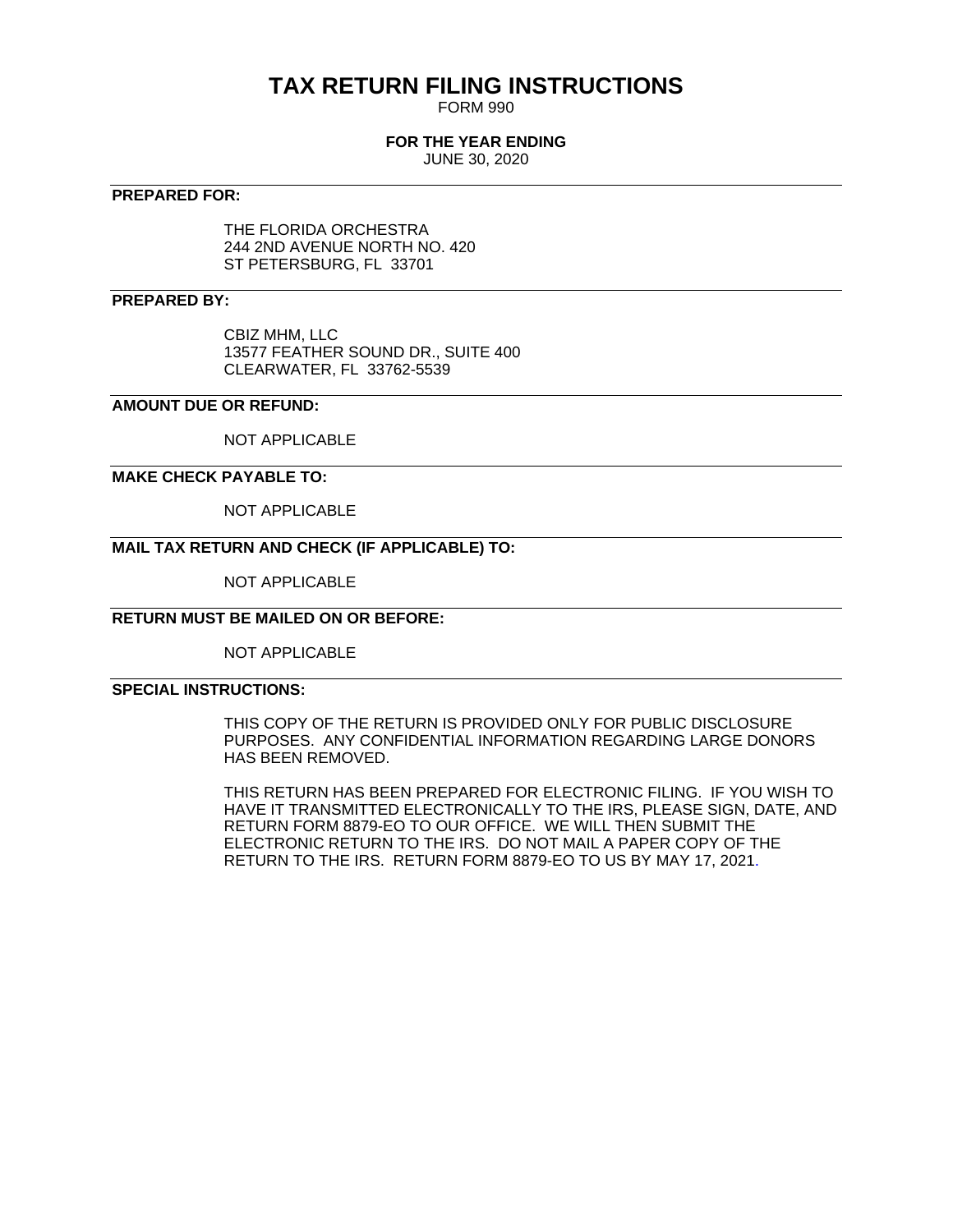# TAX RETURN FILING INSTRUCTIONS

FORM 990

**FOR THE YEAR ENDING**

JUNE 30, 2020

**PREPARED FOR:**

THE FLORIDA ORCHESTRA
244 2ND AVENUE NORTH NO. 420
ST PETERSBURG, FL 33701

**PREPARED BY:**

CBIZ MHM, LLC
13577 FEATHER SOUND DR., SUITE 400
CLEARWATER, FL 33762-5539

**AMOUNT DUE OR REFUND:**

NOT APPLICABLE

**MAKE CHECK PAYABLE TO:**

NOT APPLICABLE

**MAIL TAX RETURN AND CHECK (IF APPLICABLE) TO:**

NOT APPLICABLE

**RETURN MUST BE MAILED ON OR BEFORE:**

NOT APPLICABLE

**SPECIAL INSTRUCTIONS:**

THIS COPY OF THE RETURN IS PROVIDED ONLY FOR PUBLIC DISCLOSURE PURPOSES. ANY CONFIDENTIAL INFORMATION REGARDING LARGE DONORS HAS BEEN REMOVED.

THIS RETURN HAS BEEN PREPARED FOR ELECTRONIC FILING. IF YOU WISH TO HAVE IT TRANSMITTED ELECTRONICALLY TO THE IRS, PLEASE SIGN, DATE, AND RETURN FORM 8879-EO TO OUR OFFICE. WE WILL THEN SUBMIT THE ELECTRONIC RETURN TO THE IRS. DO NOT MAIL A PAPER COPY OF THE RETURN TO THE IRS. RETURN FORM 8879-EO TO US BY MAY 17, 2021.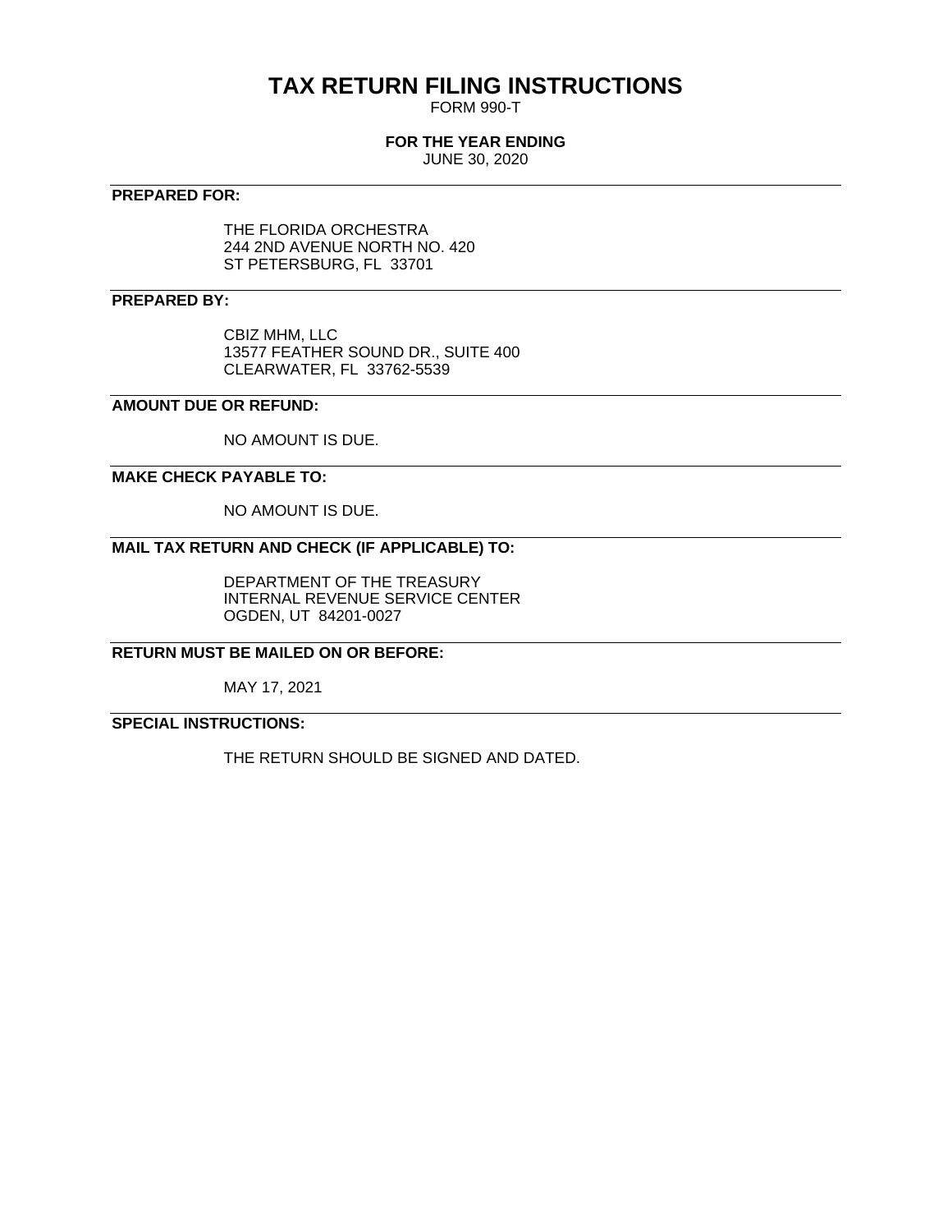# TAX RETURN FILING INSTRUCTIONS

FORM 990-T

**FOR THE YEAR ENDING**

JUNE 30, 2020

**PREPARED FOR:**

THE FLORIDA ORCHESTRA
244 2ND AVENUE NORTH NO. 420
ST PETERSBURG, FL 33701

**PREPARED BY:**

CBIZ MHM, LLC
13577 FEATHER SOUND DR., SUITE 400
CLEARWATER, FL 33762-5539

**AMOUNT DUE OR REFUND:**

NO AMOUNT IS DUE.

**MAKE CHECK PAYABLE TO:**

NO AMOUNT IS DUE.

**MAIL TAX RETURN AND CHECK (IF APPLICABLE) TO:**

DEPARTMENT OF THE TREASURY
INTERNAL REVENUE SERVICE CENTER
OGDEN, UT 84201-0027

**RETURN MUST BE MAILED ON OR BEFORE:**

MAY 17, 2021

**SPECIAL INSTRUCTIONS:**

THE RETURN SHOULD BE SIGNED AND DATED.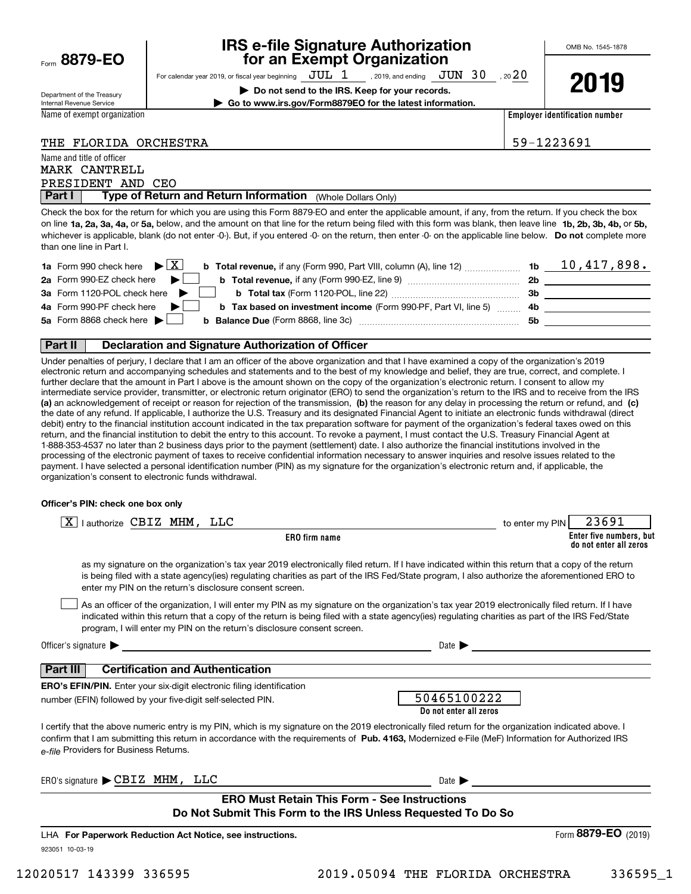Form **8879-EO**

Department of the Treasury
Internal Revenue Service

# IRS e-file Signature Authorization for an Exempt Organization

For calendar year 2019, or fiscal year beginning JUL 1 , 2019, and ending JUN 30 , 20 20

▶ **Do not send to the IRS. Keep for your records.**

▶ **Go to www.irs.gov/Form8879EO for the latest information.**

OMB No. 1545-1878

**2019**

| Name of exempt organization | Employer identification number |
|---|---|
| THE FLORIDA ORCHESTRA | 59-1223691 |

Name and title of officer
MARK CANTRELL
PRESIDENT AND CEO

## Part I — Type of Return and Return Information (Whole Dollars Only)

Check the box for the return for which you are using this Form 8879-EO and enter the applicable amount, if any, from the return. If you check the box on line **1a, 2a, 3a, 4a,** or **5a,** below, and the amount on that line for the return being filed with this form was blank, then leave line **1b, 2b, 3b, 4b,** or **5b,** whichever is applicable, blank (do not enter -0-). But, if you entered -0- on the return, then enter -0- on the applicable line below. **Do not** complete more than one line in Part I.

| | | | |
|---|---|---|---|
| **1a** Form 990 check here ▶ [X] | **b Total revenue,** if any (Form 990, Part VIII, column (A), line 12) | **1b** | 10,417,898. |
| **2a** Form 990-EZ check here ▶ [ ] | **b Total revenue,** if any (Form 990-EZ, line 9) | **2b** | |
| **3a** Form 1120-POL check here ▶ [ ] | **b Total tax** (Form 1120-POL, line 22) | **3b** | |
| **4a** Form 990-PF check here ▶ [ ] | **b Tax based on investment income** (Form 990-PF, Part VI, line 5) | **4b** | |
| **5a** Form 8868 check here ▶ [ ] | **b Balance Due** (Form 8868, line 3c) | **5b** | |

## Part II — Declaration and Signature Authorization of Officer

Under penalties of perjury, I declare that I am an officer of the above organization and that I have examined a copy of the organization's 2019 electronic return and accompanying schedules and statements and to the best of my knowledge and belief, they are true, correct, and complete. I further declare that the amount in Part I above is the amount shown on the copy of the organization's electronic return. I consent to allow my intermediate service provider, transmitter, or electronic return originator (ERO) to send the organization's return to the IRS and to receive from the IRS **(a)** an acknowledgement of receipt or reason for rejection of the transmission, **(b)** the reason for any delay in processing the return or refund, and **(c)** the date of any refund. If applicable, I authorize the U.S. Treasury and its designated Financial Agent to initiate an electronic funds withdrawal (direct debit) entry to the financial institution account indicated in the tax preparation software for payment of the organization's federal taxes owed on this return, and the financial institution to debit the entry to this account. To revoke a payment, I must contact the U.S. Treasury Financial Agent at 1-888-353-4537 no later than 2 business days prior to the payment (settlement) date. I also authorize the financial institutions involved in the processing of the electronic payment of taxes to receive confidential information necessary to answer inquiries and resolve issues related to the payment. I have selected a personal identification number (PIN) as my signature for the organization's electronic return and, if applicable, the organization's consent to electronic funds withdrawal.

**Officer's PIN: check one box only**

[X] I authorize CBIZ MHM, LLC (**ERO firm name**) to enter my PIN 23691 (**Enter five numbers, but do not enter all zeros**)

as my signature on the organization's tax year 2019 electronically filed return. If I have indicated within this return that a copy of the return is being filed with a state agency(ies) regulating charities as part of the IRS Fed/State program, I also authorize the aforementioned ERO to enter my PIN on the return's disclosure consent screen.

[ ] As an officer of the organization, I will enter my PIN as my signature on the organization's tax year 2019 electronically filed return. If I have indicated within this return that a copy of the return is being filed with a state agency(ies) regulating charities as part of the IRS Fed/State program, I will enter my PIN on the return's disclosure consent screen.

Officer's signature ▶ ______________________ Date ▶ ______________

## Part III — Certification and Authentication

**ERO's EFIN/PIN.** Enter your six-digit electronic filing identification number (EFIN) followed by your five-digit self-selected PIN. 50465100222 (**Do not enter all zeros**)

I certify that the above numeric entry is my PIN, which is my signature on the 2019 electronically filed return for the organization indicated above. I confirm that I am submitting this return in accordance with the requirements of **Pub. 4163,** Modernized e-File (MeF) Information for Authorized IRS *e-file* Providers for Business Returns.

ERO's signature ▶ CBIZ MHM, LLC Date ▶ ______________

**ERO Must Retain This Form - See Instructions**
**Do Not Submit This Form to the IRS Unless Requested To Do So**

LHA **For Paperwork Reduction Act Notice, see instructions.** Form **8879-EO** (2019)

923051 10-03-19

12020517 143399 336595 2019.05094 THE FLORIDA ORCHESTRA 336595_1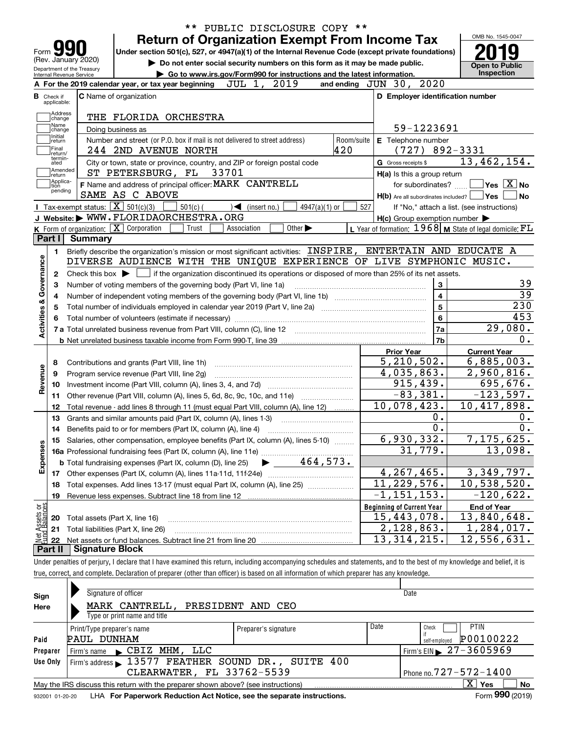\*\* PUBLIC DISCLOSURE COPY \*\*

# Form 990 — Return of Organization Exempt From Income Tax

(Rev. January 2020)

Under section 501(c), 527, or 4947(a)(1) of the Internal Revenue Code (except private foundations)

▶ Do not enter social security numbers on this form as it may be made public.

▶ Go to www.irs.gov/Form990 for instructions and the latest information.

Department of the Treasury
Internal Revenue Service

OMB No. 1545-0047

**2019**

**Open to Public Inspection**

**A** For the 2019 calendar year, or tax year beginning JUL 1, 2019 and ending JUN 30, 2020

**B** Check if applicable: Address change, Name change, Initial return, Final return/terminated, Amended return, Application pending

**C** Name of organization: THE FLORIDA ORCHESTRA

Doing business as

Number and street (or P.O. box if mail is not delivered to street address): 244 2ND AVENUE NORTH — Room/suite: 420

City or town, state or province, country, and ZIP or foreign postal code: ST PETERSBURG, FL 33701

**D** Employer identification number: 59-1223691

**E** Telephone number: (727) 892-3331

**G** Gross receipts $ 13,462,154.

**F** Name and address of principal officer: MARK CANTRELL, SAME AS C ABOVE

**H(a)** Is this a group return for subordinates? Yes [ ] No [X]

**H(b)** Are all subordinates included? Yes [ ] No [ ]
If "No," attach a list. (see instructions)

**H(c)** Group exemption number ▶

**I** Tax-exempt status: [X] 501(c)(3) [ ] 501(c) ( ) ◀ (insert no.) [ ] 4947(a)(1) or [ ] 527

**J** Website: ▶ WWW.FLORIDAORCHESTRA.ORG

**K** Form of organization: [X] Corporation [ ] Trust [ ] Association [ ] Other ▶

**L** Year of formation: 1968 **M** State of legal domicile: FL

## Part I Summary

**Activities & Governance**

1. Briefly describe the organization's mission or most significant activities: INSPIRE, ENTERTAIN AND EDUCATE A DIVERSE AUDIENCE WITH THE UNIQUE EXPERIENCE OF LIVE SYMPHONIC MUSIC.
2. Check this box ▶ [ ] if the organization discontinued its operations or disposed of more than 25% of its net assets.

| | | Line | |
|---|---|---|---|
| 3 | Number of voting members of the governing body (Part VI, line 1a) | 3 | 39 |
| 4 | Number of independent voting members of the governing body (Part VI, line 1b) | 4 | 39 |
| 5 | Total number of individuals employed in calendar year 2019 (Part V, line 2a) | 5 | 230 |
| 6 | Total number of volunteers (estimate if necessary) | 6 | 453 |
| 7a | Total unrelated business revenue from Part VIII, column (C), line 12 | 7a | 29,080. |
| 7b | Net unrelated business taxable income from Form 990-T, line 39 | 7b | 0. |

| | | Prior Year | Current Year |
|---|---|---|---|
| **Revenue** | | | |
| 8 | Contributions and grants (Part VIII, line 1h) | 5,210,502. | 6,885,003. |
| 9 | Program service revenue (Part VIII, line 2g) | 4,035,863. | 2,960,816. |
| 10 | Investment income (Part VIII, column (A), lines 3, 4, and 7d) | 915,439. | 695,676. |
| 11 | Other revenue (Part VIII, column (A), lines 5, 6d, 8c, 9c, 10c, and 11e) | -83,381. | -123,597. |
| 12 | Total revenue - add lines 8 through 11 (must equal Part VIII, column (A), line 12) | 10,078,423. | 10,417,898. |
| **Expenses** | | | |
| 13 | Grants and similar amounts paid (Part IX, column (A), lines 1-3) | 0. | 0. |
| 14 | Benefits paid to or for members (Part IX, column (A), line 4) | 0. | 0. |
| 15 | Salaries, other compensation, employee benefits (Part IX, column (A), lines 5-10) | 6,930,332. | 7,175,625. |
| 16a | Professional fundraising fees (Part IX, column (A), line 11e) | 31,779. | 13,098. |
| b | Total fundraising expenses (Part IX, column (D), line 25) ▶ 464,573. | | |
| 17 | Other expenses (Part IX, column (A), lines 11a-11d, 11f-24e) | 4,267,465. | 3,349,797. |
| 18 | Total expenses. Add lines 13-17 (must equal Part IX, column (A), line 25) | 11,229,576. | 10,538,520. |
| 19 | Revenue less expenses. Subtract line 18 from line 12 | -1,151,153. | -120,622. |

| **Net Assets or Fund Balances** | | Beginning of Current Year | End of Year |
|---|---|---|---|
| 20 | Total assets (Part X, line 16) | 15,443,078. | 13,840,648. |
| 21 | Total liabilities (Part X, line 26) | 2,128,863. | 1,284,017. |
| 22 | Net assets or fund balances. Subtract line 21 from line 20 | 13,314,215. | 12,556,631. |

## Part II Signature Block

Under penalties of perjury, I declare that I have examined this return, including accompanying schedules and statements, and to the best of my knowledge and belief, it is true, correct, and complete. Declaration of preparer (other than officer) is based on all information of which preparer has any knowledge.

**Sign Here**

Signature of officer — Date

MARK CANTRELL, PRESIDENT AND CEO
Type or print name and title

**Paid Preparer Use Only**

| Print/Type preparer's name | Preparer's signature | Date | Check [ ] if self-employed | PTIN |
|---|---|---|---|---|
| PAUL DUNHAM | | | | P00100222 |

Firm's name ▶ CBIZ MHM, LLC — Firm's EIN ▶ 27-3605969

Firm's address ▶ 13577 FEATHER SOUND DR., SUITE 400, CLEARWATER, FL 33762-5539 — Phone no. 727-572-1400

May the IRS discuss this return with the preparer shown above? (see instructions) [X] Yes [ ] No

932001 01-20-20 LHA For Paperwork Reduction Act Notice, see the separate instructions. Form **990** (2019)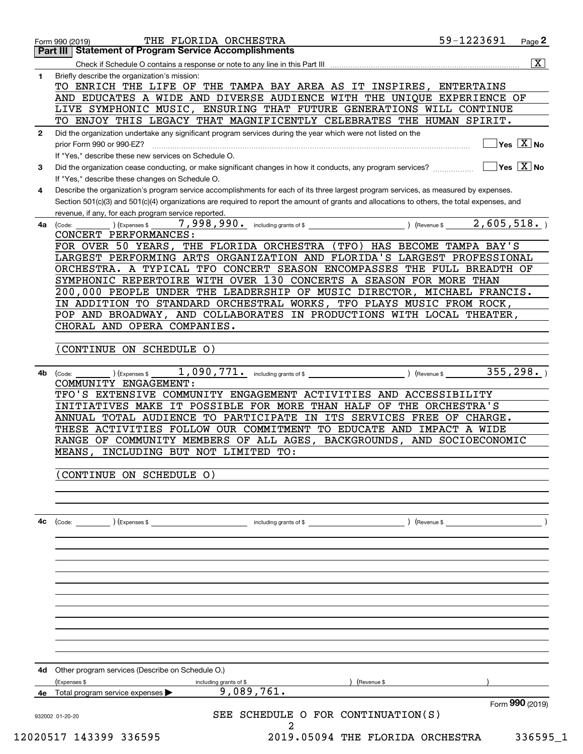Form 990 (2019) THE FLORIDA ORCHESTRA 59-1223691

## Part III Statement of Program Service Accomplishments

Check if Schedule O contains a response or note to any line in this Part III [X]

**1** Briefly describe the organization's mission:

TO ENRICH THE LIFE OF THE TAMPA BAY AREA AS IT INSPIRES, ENTERTAINS AND EDUCATES A WIDE AND DIVERSE AUDIENCE WITH THE UNIQUE EXPERIENCE OF LIVE SYMPHONIC MUSIC, ENSURING THAT FUTURE GENERATIONS WILL CONTINUE TO ENJOY THIS LEGACY THAT MAGNIFICENTLY CELEBRATES THE HUMAN SPIRIT.

**2** Did the organization undertake any significant program services during the year which were not listed on the prior Form 990 or 990-EZ? [ ] Yes [X] No

If "Yes," describe these new services on Schedule O.

**3** Did the organization cease conducting, or make significant changes in how it conducts, any program services? [ ] Yes [X] No

If "Yes," describe these changes on Schedule O.

**4** Describe the organization's program service accomplishments for each of its three largest program services, as measured by expenses. Section 501(c)(3) and 501(c)(4) organizations are required to report the amount of grants and allocations to others, the total expenses, and revenue, if any, for each program service reported.

**4a** (Code: ) (Expenses $ 7,998,990. including grants of $ ) (Revenue $ 2,605,518. )

CONCERT PERFORMANCES:

FOR OVER 50 YEARS, THE FLORIDA ORCHESTRA (TFO) HAS BECOME TAMPA BAY'S LARGEST PERFORMING ARTS ORGANIZATION AND FLORIDA'S LARGEST PROFESSIONAL ORCHESTRA. A TYPICAL TFO CONCERT SEASON ENCOMPASSES THE FULL BREADTH OF SYMPHONIC REPERTOIRE WITH OVER 130 CONCERTS A SEASON FOR MORE THAN 200,000 PEOPLE UNDER THE LEADERSHIP OF MUSIC DIRECTOR, MICHAEL FRANCIS. IN ADDITION TO STANDARD ORCHESTRAL WORKS, TFO PLAYS MUSIC FROM ROCK, POP AND BROADWAY, AND COLLABORATES IN PRODUCTIONS WITH LOCAL THEATER, CHORAL AND OPERA COMPANIES.

(CONTINUE ON SCHEDULE O)

**4b** (Code: ) (Expenses $ 1,090,771. including grants of $ ) (Revenue $ 355,298. )

COMMUNITY ENGAGEMENT:

TFO'S EXTENSIVE COMMUNITY ENGAGEMENT ACTIVITIES AND ACCESSIBILITY INITIATIVES MAKE IT POSSIBLE FOR MORE THAN HALF OF THE ORCHESTRA'S ANNUAL TOTAL AUDIENCE TO PARTICIPATE IN ITS SERVICES FREE OF CHARGE. THESE ACTIVITIES FOLLOW OUR COMMITMENT TO EDUCATE AND IMPACT A WIDE RANGE OF COMMUNITY MEMBERS OF ALL AGES, BACKGROUNDS, AND SOCIOECONOMIC MEANS, INCLUDING BUT NOT LIMITED TO:

(CONTINUE ON SCHEDULE O)

**4c** (Code: ) (Expenses $ including grants of $ ) (Revenue $ )

**4d** Other program services (Describe on Schedule O.)

(Expenses $ including grants of $ ) (Revenue $ )

**4e** Total program service expenses ▶ 9,089,761.

Form **990** (2019)

SEE SCHEDULE O FOR CONTINUATION(S)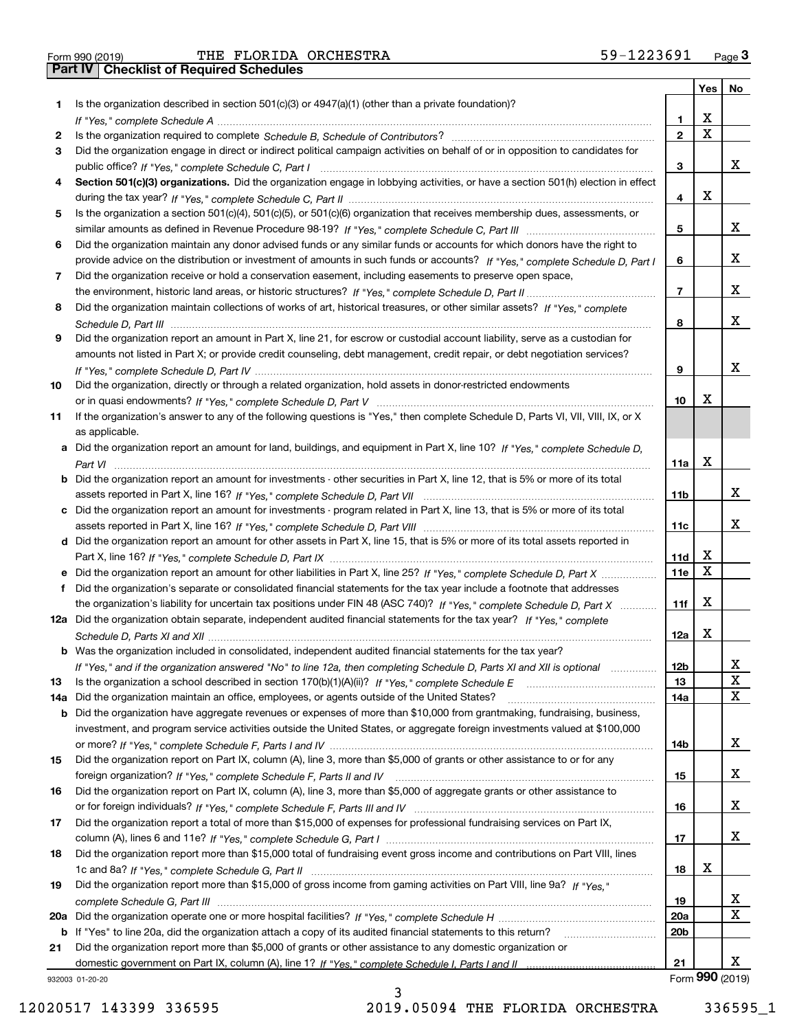Form 990 (2019) THE FLORIDA ORCHESTRA 59-1223691 Page **3**

## Part IV Checklist of Required Schedules

| | | | Yes | No |
|---|---|---|---|---|
| **1** | Is the organization described in section 501(c)(3) or 4947(a)(1) (other than a private foundation)? *If "Yes," complete Schedule A* | 1 | X | |
| **2** | Is the organization required to complete *Schedule B, Schedule of Contributors*? | 2 | X | |
| **3** | Did the organization engage in direct or indirect political campaign activities on behalf of or in opposition to candidates for public office? *If "Yes," complete Schedule C, Part I* | 3 | | X |
| **4** | **Section 501(c)(3) organizations.** Did the organization engage in lobbying activities, or have a section 501(h) election in effect during the tax year? *If "Yes," complete Schedule C, Part II* | 4 | X | |
| **5** | Is the organization a section 501(c)(4), 501(c)(5), or 501(c)(6) organization that receives membership dues, assessments, or similar amounts as defined in Revenue Procedure 98-19? *If "Yes," complete Schedule C, Part III* | 5 | | X |
| **6** | Did the organization maintain any donor advised funds or any similar funds or accounts for which donors have the right to provide advice on the distribution or investment of amounts in such funds or accounts? *If "Yes," complete Schedule D, Part I* | 6 | | X |
| **7** | Did the organization receive or hold a conservation easement, including easements to preserve open space, the environment, historic land areas, or historic structures? *If "Yes," complete Schedule D, Part II* | 7 | | X |
| **8** | Did the organization maintain collections of works of art, historical treasures, or other similar assets? *If "Yes," complete Schedule D, Part III* | 8 | | X |
| **9** | Did the organization report an amount in Part X, line 21, for escrow or custodial account liability, serve as a custodian for amounts not listed in Part X; or provide credit counseling, debt management, credit repair, or debt negotiation services? *If "Yes," complete Schedule D, Part IV* | 9 | | X |
| **10** | Did the organization, directly or through a related organization, hold assets in donor-restricted endowments or in quasi endowments? *If "Yes," complete Schedule D, Part V* | 10 | X | |
| **11** | If the organization's answer to any of the following questions is "Yes," then complete Schedule D, Parts VI, VII, VIII, IX, or X as applicable. | | | |
| **a** | Did the organization report an amount for land, buildings, and equipment in Part X, line 10? *If "Yes," complete Schedule D, Part VI* | 11a | X | |
| **b** | Did the organization report an amount for investments - other securities in Part X, line 12, that is 5% or more of its total assets reported in Part X, line 16? *If "Yes," complete Schedule D, Part VII* | 11b | | X |
| **c** | Did the organization report an amount for investments - program related in Part X, line 13, that is 5% or more of its total assets reported in Part X, line 16? *If "Yes," complete Schedule D, Part VIII* | 11c | | X |
| **d** | Did the organization report an amount for other assets in Part X, line 15, that is 5% or more of its total assets reported in Part X, line 16? *If "Yes," complete Schedule D, Part IX* | 11d | X | |
| **e** | Did the organization report an amount for other liabilities in Part X, line 25? *If "Yes," complete Schedule D, Part X* | 11e | X | |
| **f** | Did the organization's separate or consolidated financial statements for the tax year include a footnote that addresses the organization's liability for uncertain tax positions under FIN 48 (ASC 740)? *If "Yes," complete Schedule D, Part X* | 11f | X | |
| **12a** | Did the organization obtain separate, independent audited financial statements for the tax year? *If "Yes," complete Schedule D, Parts XI and XII* | 12a | X | |
| **b** | Was the organization included in consolidated, independent audited financial statements for the tax year? *If "Yes," and if the organization answered "No" to line 12a, then completing Schedule D, Parts XI and XII is optional* | 12b | | X |
| **13** | Is the organization a school described in section 170(b)(1)(A)(ii)? *If "Yes," complete Schedule E* | 13 | | X |
| **14a** | Did the organization maintain an office, employees, or agents outside of the United States? | 14a | | X |
| **b** | Did the organization have aggregate revenues or expenses of more than $10,000 from grantmaking, fundraising, business, investment, and program service activities outside the United States, or aggregate foreign investments valued at $100,000 or more? *If "Yes," complete Schedule F, Parts I and IV* | 14b | | X |
| **15** | Did the organization report on Part IX, column (A), line 3, more than $5,000 of grants or other assistance to or for any foreign organization? *If "Yes," complete Schedule F, Parts II and IV* | 15 | | X |
| **16** | Did the organization report on Part IX, column (A), line 3, more than $5,000 of aggregate grants or other assistance to or for foreign individuals? *If "Yes," complete Schedule F, Parts III and IV* | 16 | | X |
| **17** | Did the organization report a total of more than $15,000 of expenses for professional fundraising services on Part IX, column (A), lines 6 and 11e? *If "Yes," complete Schedule G, Part I* | 17 | | X |
| **18** | Did the organization report more than $15,000 total of fundraising event gross income and contributions on Part VIII, lines 1c and 8a? *If "Yes," complete Schedule G, Part II* | 18 | X | |
| **19** | Did the organization report more than $15,000 of gross income from gaming activities on Part VIII, line 9a? *If "Yes," complete Schedule G, Part III* | 19 | | X |
| **20a** | Did the organization operate one or more hospital facilities? *If "Yes," complete Schedule H* | 20a | | X |
| **b** | If "Yes" to line 20a, did the organization attach a copy of its audited financial statements to this return? | 20b | | |
| **21** | Did the organization report more than $5,000 of grants or other assistance to any domestic organization or domestic government on Part IX, column (A), line 1? *If "Yes," complete Schedule I, Parts I and II* | 21 | | X |

932003 01-20-20 Form **990** (2019)

12020517 143399 336595 2019.05094 THE FLORIDA ORCHESTRA 336595_1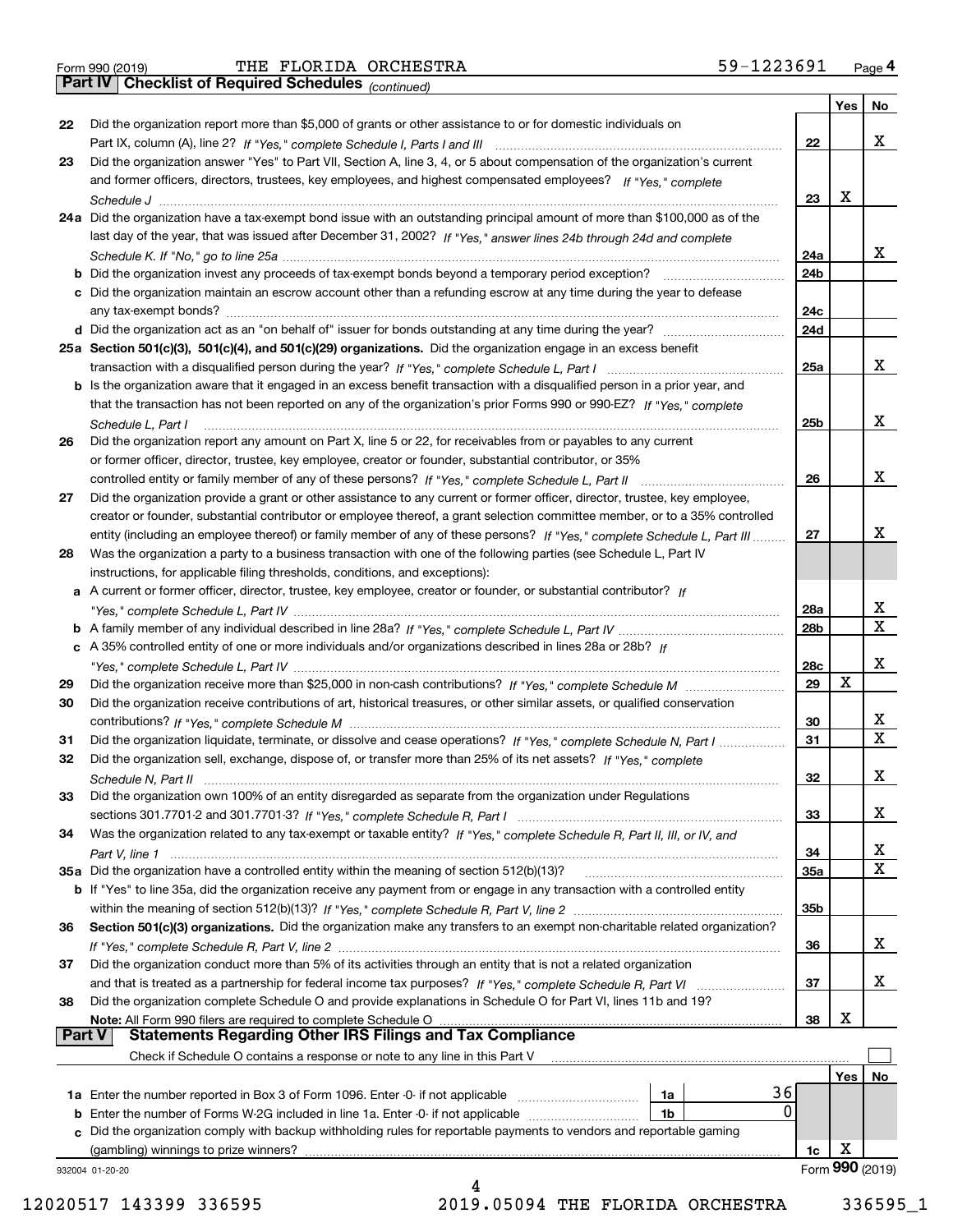Form 990 (2019) THE FLORIDA ORCHESTRA 59-1223691 Page 4

**Part IV Checklist of Required Schedules** *(continued)*

| | | | Yes | No |
|---|---|---|---|---|
| 22 | Did the organization report more than $5,000 of grants or other assistance to or for domestic individuals on Part IX, column (A), line 2? *If "Yes," complete Schedule I, Parts I and III* | 22 | | X |
| 23 | Did the organization answer "Yes" to Part VII, Section A, line 3, 4, or 5 about compensation of the organization's current and former officers, directors, trustees, key employees, and highest compensated employees? *If "Yes," complete Schedule J* | 23 | X | |
| 24a | Did the organization have a tax-exempt bond issue with an outstanding principal amount of more than $100,000 as of the last day of the year, that was issued after December 31, 2002? *If "Yes," answer lines 24b through 24d and complete Schedule K. If "No," go to line 25a* | 24a | | X |
| b | Did the organization invest any proceeds of tax-exempt bonds beyond a temporary period exception? | 24b | | |
| c | Did the organization maintain an escrow account other than a refunding escrow at any time during the year to defease any tax-exempt bonds? | 24c | | |
| d | Did the organization act as an "on behalf of" issuer for bonds outstanding at any time during the year? | 24d | | |
| 25a | **Section 501(c)(3), 501(c)(4), and 501(c)(29) organizations.** Did the organization engage in an excess benefit transaction with a disqualified person during the year? *If "Yes," complete Schedule L, Part I* | 25a | | X |
| b | Is the organization aware that it engaged in an excess benefit transaction with a disqualified person in a prior year, and that the transaction has not been reported on any of the organization's prior Forms 990 or 990-EZ? *If "Yes," complete Schedule L, Part I* | 25b | | X |
| 26 | Did the organization report any amount on Part X, line 5 or 22, for receivables from or payables to any current or former officer, director, trustee, key employee, creator or founder, substantial contributor, or 35% controlled entity or family member of any of these persons? *If "Yes," complete Schedule L, Part II* | 26 | | X |
| 27 | Did the organization provide a grant or other assistance to any current or former officer, director, trustee, key employee, creator or founder, substantial contributor or employee thereof, a grant selection committee member, or to a 35% controlled entity (including an employee thereof) or family member of any of these persons? *If "Yes," complete Schedule L, Part III* | 27 | | X |
| 28 | Was the organization a party to a business transaction with one of the following parties (see Schedule L, Part IV instructions, for applicable filing thresholds, conditions, and exceptions): | | | |
| a | A current or former officer, director, trustee, key employee, creator or founder, or substantial contributor? *If "Yes," complete Schedule L, Part IV* | 28a | | X |
| b | A family member of any individual described in line 28a? *If "Yes," complete Schedule L, Part IV* | 28b | | X |
| c | A 35% controlled entity of one or more individuals and/or organizations described in lines 28a or 28b? *If "Yes," complete Schedule L, Part IV* | 28c | | X |
| 29 | Did the organization receive more than $25,000 in non-cash contributions? *If "Yes," complete Schedule M* | 29 | X | |
| 30 | Did the organization receive contributions of art, historical treasures, or other similar assets, or qualified conservation contributions? *If "Yes," complete Schedule M* | 30 | | X |
| 31 | Did the organization liquidate, terminate, or dissolve and cease operations? *If "Yes," complete Schedule N, Part I* | 31 | | X |
| 32 | Did the organization sell, exchange, dispose of, or transfer more than 25% of its net assets? *If "Yes," complete Schedule N, Part II* | 32 | | X |
| 33 | Did the organization own 100% of an entity disregarded as separate from the organization under Regulations sections 301.7701-2 and 301.7701-3? *If "Yes," complete Schedule R, Part I* | 33 | | X |
| 34 | Was the organization related to any tax-exempt or taxable entity? *If "Yes," complete Schedule R, Part II, III, or IV, and Part V, line 1* | 34 | | X |
| 35a | Did the organization have a controlled entity within the meaning of section 512(b)(13)? | 35a | | X |
| b | If "Yes" to line 35a, did the organization receive any payment from or engage in any transaction with a controlled entity within the meaning of section 512(b)(13)? *If "Yes," complete Schedule R, Part V, line 2* | 35b | | |
| 36 | **Section 501(c)(3) organizations.** Did the organization make any transfers to an exempt non-charitable related organization? *If "Yes," complete Schedule R, Part V, line 2* | 36 | | X |
| 37 | Did the organization conduct more than 5% of its activities through an entity that is not a related organization and that is treated as a partnership for federal income tax purposes? *If "Yes," complete Schedule R, Part VI* | 37 | | X |
| 38 | Did the organization complete Schedule O and provide explanations in Schedule O for Part VI, lines 11b and 19? **Note:** All Form 990 filers are required to complete Schedule O | 38 | X | |

**Part V Statements Regarding Other IRS Filings and Tax Compliance**

Check if Schedule O contains a response or note to any line in this Part V ☐

| | | | | | Yes | No |
|---|---|---|---|---|---|---|
| 1a | Enter the number reported in Box 3 of Form 1096. Enter -0- if not applicable | 1a | 36 | | | |
| b | Enter the number of Forms W-2G included in line 1a. Enter -0- if not applicable | 1b | 0 | | | |
| c | Did the organization comply with backup withholding rules for reportable payments to vendors and reportable gaming (gambling) winnings to prize winners? | | | 1c | X | |

932004 01-20-20 Form **990** (2019)

12020517 143399 336595 2019.05094 THE FLORIDA ORCHESTRA 336595_1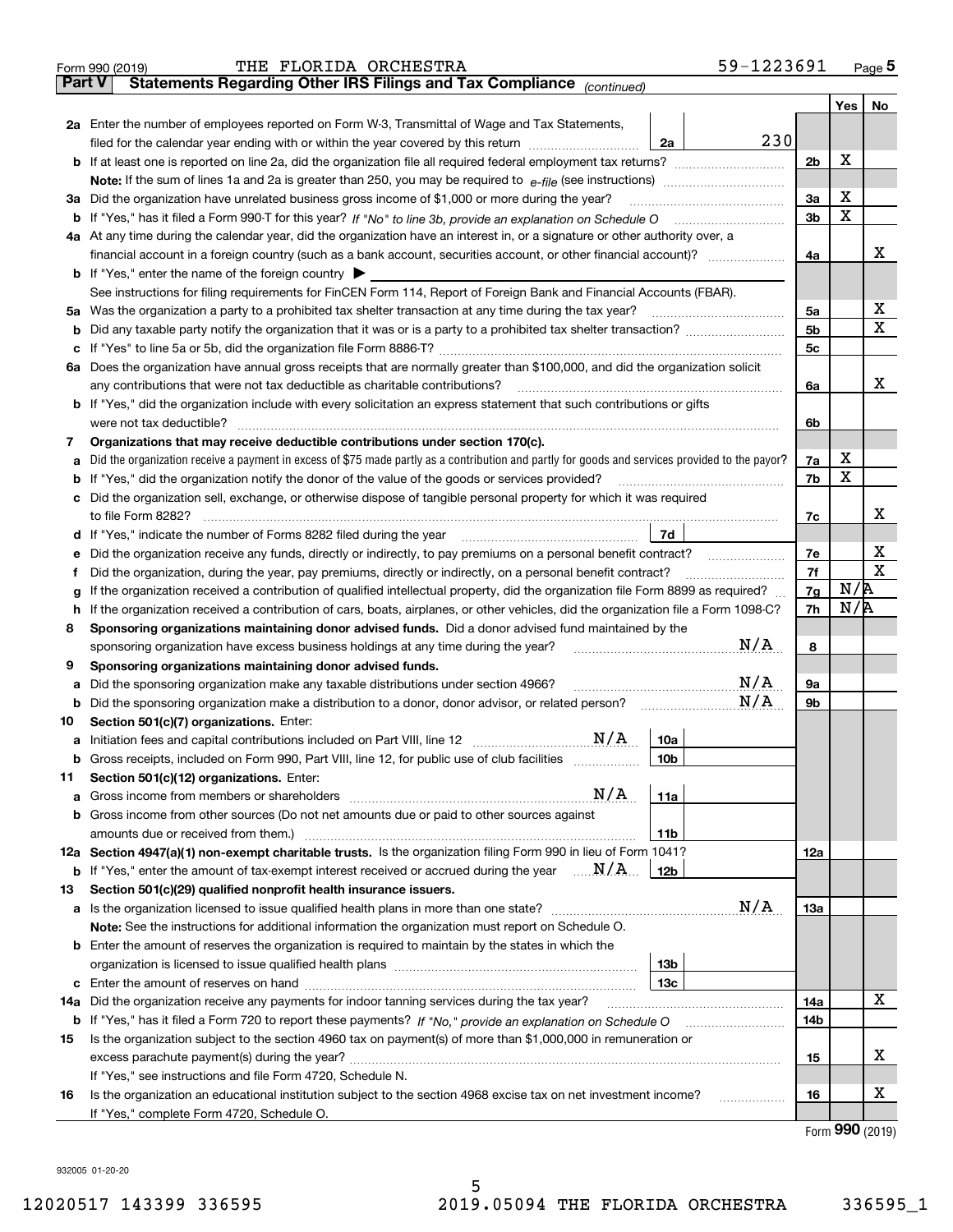Form 990 (2019) THE FLORIDA ORCHESTRA 59-1223691 Page **5**

## Part V Statements Regarding Other IRS Filings and Tax Compliance *(continued)*

| | | | | | Yes | No |
|---|---|---|---|---|---|---|
| **2a** | Enter the number of employees reported on Form W-3, Transmittal of Wage and Tax Statements, filed for the calendar year ending with or within the year covered by this return | 2a | 230 | | | |
| **b** | If at least one is reported on line 2a, did the organization file all required federal employment tax returns? | | | 2b | X | |
| | **Note:** If the sum of lines 1a and 2a is greater than 250, you may be required to *e-file* (see instructions) | | | | | |
| **3a** | Did the organization have unrelated business gross income of $1,000 or more during the year? | | | 3a | X | |
| **b** | If "Yes," has it filed a Form 990-T for this year? *If "No" to line 3b, provide an explanation on Schedule O* | | | 3b | X | |
| **4a** | At any time during the calendar year, did the organization have an interest in, or a signature or other authority over, a financial account in a foreign country (such as a bank account, securities account, or other financial account)? | | | 4a | | X |
| **b** | If "Yes," enter the name of the foreign country ▶ | | | | | |
| | See instructions for filing requirements for FinCEN Form 114, Report of Foreign Bank and Financial Accounts (FBAR). | | | | | |
| **5a** | Was the organization a party to a prohibited tax shelter transaction at any time during the tax year? | | | 5a | | X |
| **b** | Did any taxable party notify the organization that it was or is a party to a prohibited tax shelter transaction? | | | 5b | | X |
| **c** | If "Yes" to line 5a or 5b, did the organization file Form 8886-T? | | | 5c | | |
| **6a** | Does the organization have annual gross receipts that are normally greater than $100,000, and did the organization solicit any contributions that were not tax deductible as charitable contributions? | | | 6a | | X |
| **b** | If "Yes," did the organization include with every solicitation an express statement that such contributions or gifts were not tax deductible? | | | 6b | | |
| **7** | **Organizations that may receive deductible contributions under section 170(c).** | | | | | |
| **a** | Did the organization receive a payment in excess of $75 made partly as a contribution and partly for goods and services provided to the payor? | | | 7a | X | |
| **b** | If "Yes," did the organization notify the donor of the value of the goods or services provided? | | | 7b | X | |
| **c** | Did the organization sell, exchange, or otherwise dispose of tangible personal property for which it was required to file Form 8282? | | | 7c | | X |
| **d** | If "Yes," indicate the number of Forms 8282 filed during the year | 7d | | | | |
| **e** | Did the organization receive any funds, directly or indirectly, to pay premiums on a personal benefit contract? | | | 7e | | X |
| **f** | Did the organization, during the year, pay premiums, directly or indirectly, on a personal benefit contract? | | | 7f | | X |
| **g** | If the organization received a contribution of qualified intellectual property, did the organization file Form 8899 as required? | | | 7g | N/A | |
| **h** | If the organization received a contribution of cars, boats, airplanes, or other vehicles, did the organization file a Form 1098-C? | | | 7h | N/A | |
| **8** | **Sponsoring organizations maintaining donor advised funds.** Did a donor advised fund maintained by the sponsoring organization have excess business holdings at any time during the year? N/A | | | 8 | | |
| **9** | **Sponsoring organizations maintaining donor advised funds.** | | | | | |
| **a** | Did the sponsoring organization make any taxable distributions under section 4966? N/A | | | 9a | | |
| **b** | Did the sponsoring organization make a distribution to a donor, donor advisor, or related person? N/A | | | 9b | | |
| **10** | **Section 501(c)(7) organizations.** Enter: | | | | | |
| **a** | Initiation fees and capital contributions included on Part VIII, line 12 N/A | 10a | | | | |
| **b** | Gross receipts, included on Form 990, Part VIII, line 12, for public use of club facilities | 10b | | | | |
| **11** | **Section 501(c)(12) organizations.** Enter: | | | | | |
| **a** | Gross income from members or shareholders N/A | 11a | | | | |
| **b** | Gross income from other sources (Do not net amounts due or paid to other sources against amounts due or received from them.) | 11b | | | | |
| **12a** | **Section 4947(a)(1) non-exempt charitable trusts.** Is the organization filing Form 990 in lieu of Form 1041? | | | 12a | | |
| **b** | If "Yes," enter the amount of tax-exempt interest received or accrued during the year N/A | 12b | | | | |
| **13** | **Section 501(c)(29) qualified nonprofit health insurance issuers.** | | | | | |
| **a** | Is the organization licensed to issue qualified health plans in more than one state? N/A | | | 13a | | |
| | **Note:** See the instructions for additional information the organization must report on Schedule O. | | | | | |
| **b** | Enter the amount of reserves the organization is required to maintain by the states in which the organization is licensed to issue qualified health plans | 13b | | | | |
| **c** | Enter the amount of reserves on hand | 13c | | | | |
| **14a** | Did the organization receive any payments for indoor tanning services during the tax year? | | | 14a | | X |
| **b** | If "Yes," has it filed a Form 720 to report these payments? *If "No," provide an explanation on Schedule O* | | | 14b | | |
| **15** | Is the organization subject to the section 4960 tax on payment(s) of more than $1,000,000 in remuneration or excess parachute payment(s) during the year? | | | 15 | | X |
| | If "Yes," see instructions and file Form 4720, Schedule N. | | | | | |
| **16** | Is the organization an educational institution subject to the section 4968 excise tax on net investment income? | | | 16 | | X |
| | If "Yes," complete Form 4720, Schedule O. | | | | | |

Form **990** (2019)

932005 01-20-20

12020517 143399 336595 2019.05094 THE FLORIDA ORCHESTRA 336595_1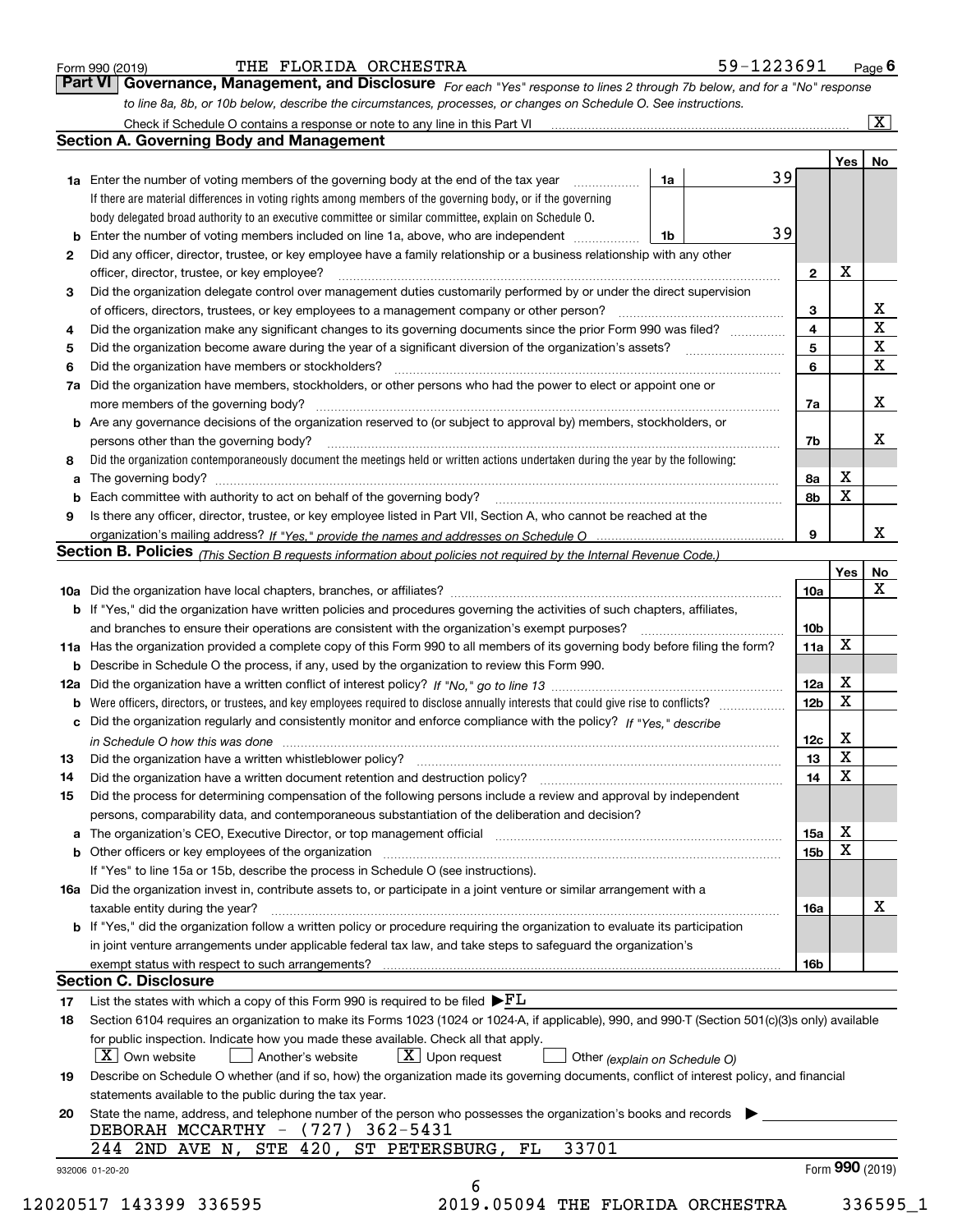Form 990 (2019) THE FLORIDA ORCHESTRA 59-1223691 Page 6

## Part VI Governance, Management, and Disclosure

*For each "Yes" response to lines 2 through 7b below, and for a "No" response to line 8a, 8b, or 10b below, describe the circumstances, processes, or changes on Schedule O. See instructions.*

Check if Schedule O contains a response or note to any line in this Part VI [X]

### Section A. Governing Body and Management

| | | | | | Yes | No |
|---|---|---|---|---|---|---|
| **1a** | Enter the number of voting members of the governing body at the end of the tax year. If there are material differences in voting rights among members of the governing body, or if the governing body delegated broad authority to an executive committee or similar committee, explain on Schedule O. | 1a | 39 | | | |
| **b** | Enter the number of voting members included on line 1a, above, who are independent | 1b | 39 | | | |
| **2** | Did any officer, director, trustee, or key employee have a family relationship or a business relationship with any other officer, director, trustee, or key employee? | | | 2 | X | |
| **3** | Did the organization delegate control over management duties customarily performed by or under the direct supervision of officers, directors, trustees, or key employees to a management company or other person? | | | 3 | | X |
| **4** | Did the organization make any significant changes to its governing documents since the prior Form 990 was filed? | | | 4 | | X |
| **5** | Did the organization become aware during the year of a significant diversion of the organization's assets? | | | 5 | | X |
| **6** | Did the organization have members or stockholders? | | | 6 | | X |
| **7a** | Did the organization have members, stockholders, or other persons who had the power to elect or appoint one or more members of the governing body? | | | 7a | | X |
| **b** | Are any governance decisions of the organization reserved to (or subject to approval by) members, stockholders, or persons other than the governing body? | | | 7b | | X |
| **8** | Did the organization contemporaneously document the meetings held or written actions undertaken during the year by the following: | | | | | |
| **a** | The governing body? | | | 8a | X | |
| **b** | Each committee with authority to act on behalf of the governing body? | | | 8b | X | |
| **9** | Is there any officer, director, trustee, or key employee listed in Part VII, Section A, who cannot be reached at the organization's mailing address? *If "Yes," provide the names and addresses on Schedule O* | | | 9 | | X |

### Section B. Policies *(This Section B requests information about policies not required by the Internal Revenue Code.)*

| | | | Yes | No |
|---|---|---|---|---|
| **10a** | Did the organization have local chapters, branches, or affiliates? | 10a | | X |
| **b** | If "Yes," did the organization have written policies and procedures governing the activities of such chapters, affiliates, and branches to ensure their operations are consistent with the organization's exempt purposes? | 10b | | |
| **11a** | Has the organization provided a complete copy of this Form 990 to all members of its governing body before filing the form? | 11a | X | |
| **b** | Describe in Schedule O the process, if any, used by the organization to review this Form 990. | | | |
| **12a** | Did the organization have a written conflict of interest policy? *If "No," go to line 13* | 12a | X | |
| **b** | Were officers, directors, or trustees, and key employees required to disclose annually interests that could give rise to conflicts? | 12b | X | |
| **c** | Did the organization regularly and consistently monitor and enforce compliance with the policy? *If "Yes," describe in Schedule O how this was done* | 12c | X | |
| **13** | Did the organization have a written whistleblower policy? | 13 | X | |
| **14** | Did the organization have a written document retention and destruction policy? | 14 | X | |
| **15** | Did the process for determining compensation of the following persons include a review and approval by independent persons, comparability data, and contemporaneous substantiation of the deliberation and decision? | | | |
| **a** | The organization's CEO, Executive Director, or top management official | 15a | X | |
| **b** | Other officers or key employees of the organization | 15b | X | |
| | If "Yes" to line 15a or 15b, describe the process in Schedule O (see instructions). | | | |
| **16a** | Did the organization invest in, contribute assets to, or participate in a joint venture or similar arrangement with a taxable entity during the year? | 16a | | X |
| **b** | If "Yes," did the organization follow a written policy or procedure requiring the organization to evaluate its participation in joint venture arrangements under applicable federal tax law, and take steps to safeguard the organization's exempt status with respect to such arrangements? | 16b | | |

### Section C. Disclosure

**17** List the states with which a copy of this Form 990 is required to be filed ▶FL

**18** Section 6104 requires an organization to make its Forms 1023 (1024 or 1024-A, if applicable), 990, and 990-T (Section 501(c)(3)s only) available for public inspection. Indicate how you made these available. Check all that apply.

[X] Own website [ ] Another's website [X] Upon request [ ] Other *(explain on Schedule O)*

**19** Describe on Schedule O whether (and if so, how) the organization made its governing documents, conflict of interest policy, and financial statements available to the public during the tax year.

**20** State the name, address, and telephone number of the person who possesses the organization's books and records ▶

DEBORAH MCCARTHY - (727) 362-5431
244 2ND AVE N, STE 420, ST PETERSBURG, FL 33701

932006 01-20-20 Form **990** (2019)

12020517 143399 336595 2019.05094 THE FLORIDA ORCHESTRA 336595_1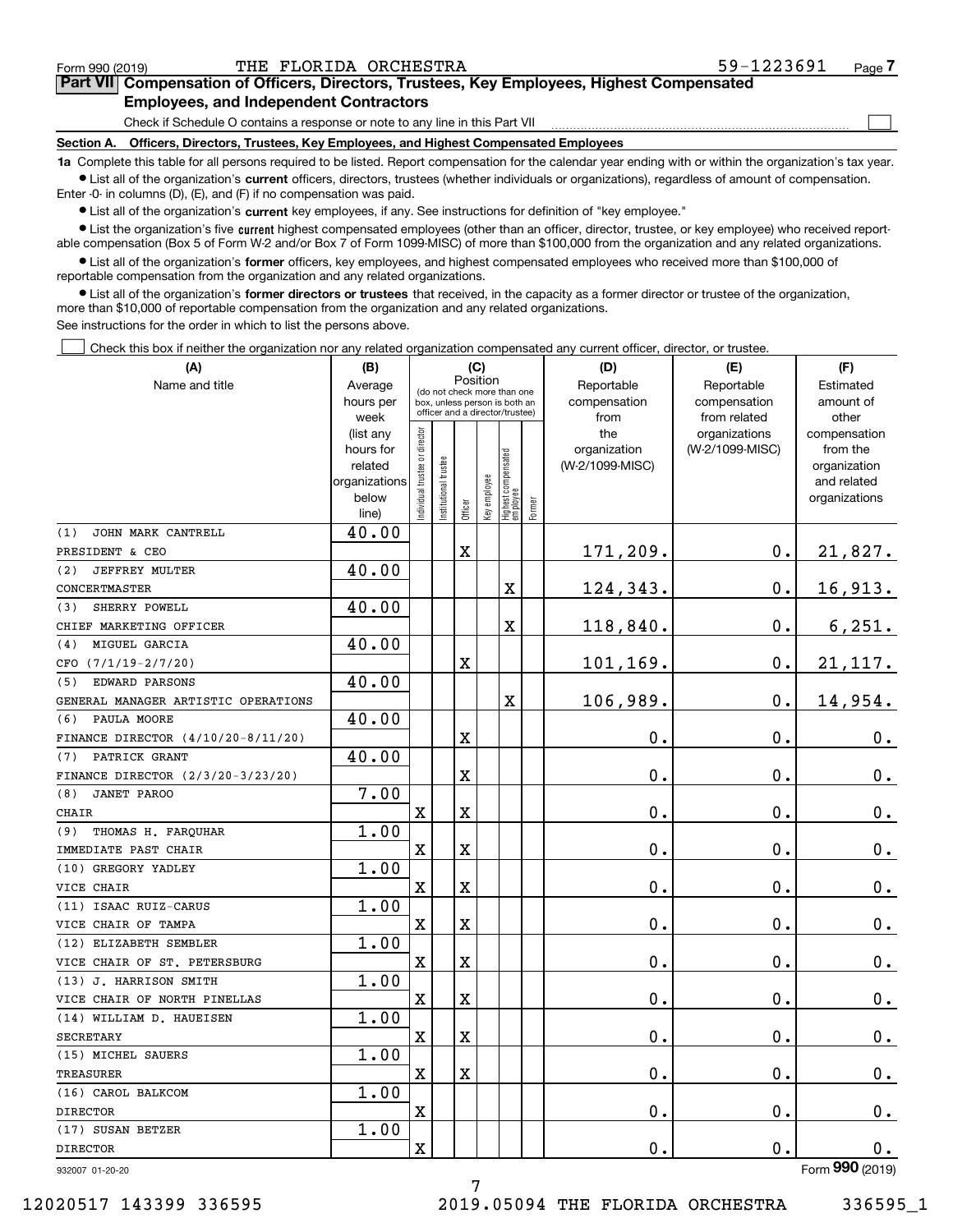Form 990 (2019) THE FLORIDA ORCHESTRA 59-1223691 Page 7

**Part VII Compensation of Officers, Directors, Trustees, Key Employees, Highest Compensated Employees, and Independent Contractors**

Check if Schedule O contains a response or note to any line in this Part VII

**Section A. Officers, Directors, Trustees, Key Employees, and Highest Compensated Employees**

**1a** Complete this table for all persons required to be listed. Report compensation for the calendar year ending with or within the organization's tax year.

- List all of the organization's **current** officers, directors, trustees (whether individuals or organizations), regardless of amount of compensation. Enter -0- in columns (D), (E), and (F) if no compensation was paid.
- List all of the organization's **current** key employees, if any. See instructions for definition of "key employee."
- List the organization's five **current** highest compensated employees (other than an officer, director, trustee, or key employee) who received reportable compensation (Box 5 of Form W-2 and/or Box 7 of Form 1099-MISC) of more than $100,000 from the organization and any related organizations.
- List all of the organization's **former** officers, key employees, and highest compensated employees who received more than $100,000 of reportable compensation from the organization and any related organizations.
- List all of the organization's **former directors or trustees** that received, in the capacity as a former director or trustee of the organization, more than $10,000 of reportable compensation from the organization and any related organizations.

See instructions for the order in which to list the persons above.

Check this box if neither the organization nor any related organization compensated any current officer, director, or trustee.

| (A) Name and title | (B) Average hours per week (list any hours for related organizations below line) | (C) Position: Individual trustee or director | Institutional trustee | Officer | Key employee | Highest compensated employee | Former | (D) Reportable compensation from the organization (W-2/1099-MISC) | (E) Reportable compensation from related organizations (W-2/1099-MISC) | (F) Estimated amount of other compensation from the organization and related organizations |
|---|---|---|---|---|---|---|---|---|---|---|
| (1) JOHN MARK CANTRELL<br>PRESIDENT & CEO | 40.00 | | | X | | | | 171,209. | 0. | 21,827. |
| (2) JEFFREY MULTER<br>CONCERTMASTER | 40.00 | | | | | X | | 124,343. | 0. | 16,913. |
| (3) SHERRY POWELL<br>CHIEF MARKETING OFFICER | 40.00 | | | | | X | | 118,840. | 0. | 6,251. |
| (4) MIGUEL GARCIA<br>CFO (7/1/19-2/7/20) | 40.00 | | | X | | | | 101,169. | 0. | 21,117. |
| (5) EDWARD PARSONS<br>GENERAL MANAGER ARTISTIC OPERATIONS | 40.00 | | | | | X | | 106,989. | 0. | 14,954. |
| (6) PAULA MOORE<br>FINANCE DIRECTOR (4/10/20-8/11/20) | 40.00 | | | X | | | | 0. | 0. | 0. |
| (7) PATRICK GRANT<br>FINANCE DIRECTOR (2/3/20-3/23/20) | 40.00 | | | X | | | | 0. | 0. | 0. |
| (8) JANET PAROO<br>CHAIR | 7.00 | X | | X | | | | 0. | 0. | 0. |
| (9) THOMAS H. FARQUHAR<br>IMMEDIATE PAST CHAIR | 1.00 | X | | X | | | | 0. | 0. | 0. |
| (10) GREGORY YADLEY<br>VICE CHAIR | 1.00 | X | | X | | | | 0. | 0. | 0. |
| (11) ISAAC RUIZ-CARUS<br>VICE CHAIR OF TAMPA | 1.00 | X | | X | | | | 0. | 0. | 0. |
| (12) ELIZABETH SEMBLER<br>VICE CHAIR OF ST. PETERSBURG | 1.00 | X | | X | | | | 0. | 0. | 0. |
| (13) J. HARRISON SMITH<br>VICE CHAIR OF NORTH PINELLAS | 1.00 | X | | X | | | | 0. | 0. | 0. |
| (14) WILLIAM D. HAUEISEN<br>SECRETARY | 1.00 | X | | X | | | | 0. | 0. | 0. |
| (15) MICHEL SAUERS<br>TREASURER | 1.00 | X | | X | | | | 0. | 0. | 0. |
| (16) CAROL BALKCOM<br>DIRECTOR | 1.00 | X | | | | | | 0. | 0. | 0. |
| (17) SUSAN BETZER<br>DIRECTOR | 1.00 | X | | | | | | 0. | 0. | 0. |

932007 01-20-20 Form 990 (2019)

12020517 143399 336595 2019.05094 THE FLORIDA ORCHESTRA 336595_1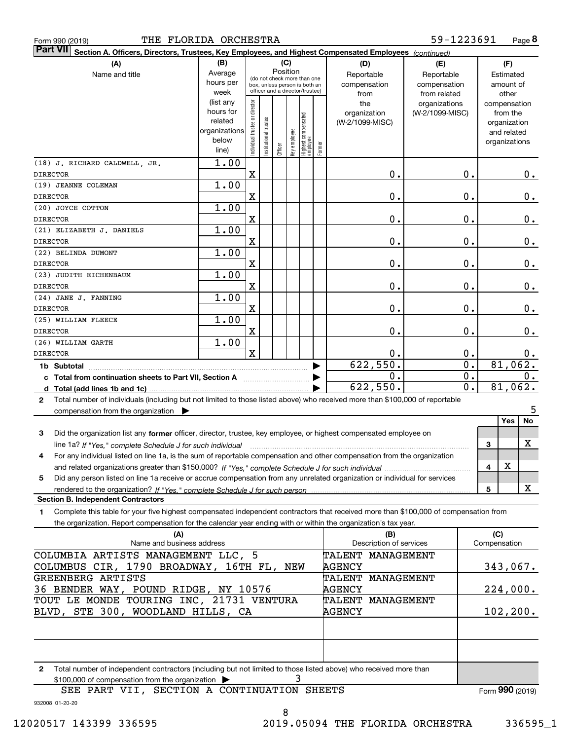Form 990 (2019) THE FLORIDA ORCHESTRA 59-1223691 Page 8

**Part VII Section A. Officers, Directors, Trustees, Key Employees, and Highest Compensated Employees** *(continued)*

| (A) Name and title | (B) Average hours per week (list any hours for related organizations below line) | (C) Position: Individual trustee or director | Institutional trustee | Officer | Key employee | Highest compensated employee | Former | (D) Reportable compensation from the organization (W-2/1099-MISC) | (E) Reportable compensation from related organizations (W-2/1099-MISC) | (F) Estimated amount of other compensation from the organization and related organizations |
|---|---|---|---|---|---|---|---|---|---|---|
| (18) J. RICHARD CALDWELL, JR. DIRECTOR | 1.00 | X | | | | | | 0. | 0. | 0. |
| (19) JEANNE COLEMAN DIRECTOR | 1.00 | X | | | | | | 0. | 0. | 0. |
| (20) JOYCE COTTON DIRECTOR | 1.00 | X | | | | | | 0. | 0. | 0. |
| (21) ELIZABETH J. DANIELS DIRECTOR | 1.00 | X | | | | | | 0. | 0. | 0. |
| (22) BELINDA DUMONT DIRECTOR | 1.00 | X | | | | | | 0. | 0. | 0. |
| (23) JUDITH EICHENBAUM DIRECTOR | 1.00 | X | | | | | | 0. | 0. | 0. |
| (24) JANE J. FANNING DIRECTOR | 1.00 | X | | | | | | 0. | 0. | 0. |
| (25) WILLIAM FLEECE DIRECTOR | 1.00 | X | | | | | | 0. | 0. | 0. |
| (26) WILLIAM GARTH DIRECTOR | 1.00 | X | | | | | | 0. | 0. | 0. |
| **1b Subtotal** | | | | | | | | 622,550. | 0. | 81,062. |
| **c Total from continuation sheets to Part VII, Section A** | | | | | | | | 0. | 0. | 0. |
| **d Total (add lines 1b and 1c)** | | | | | | | | 622,550. | 0. | 81,062. |

**2** Total number of individuals (including but not limited to those listed above) who received more than $100,000 of reportable compensation from the organization ▶ 5

| | | Yes | No |
|---|---|---|---|
| **3** Did the organization list any **former** officer, director, trustee, key employee, or highest compensated employee on line 1a? *If "Yes," complete Schedule J for such individual* | 3 | | X |
| **4** For any individual listed on line 1a, is the sum of reportable compensation and other compensation from the organization and related organizations greater than $150,000? *If "Yes," complete Schedule J for such individual* | 4 | X | |
| **5** Did any person listed on line 1a receive or accrue compensation from any unrelated organization or individual for services rendered to the organization? *If "Yes," complete Schedule J for such person* | 5 | | X |

**Section B. Independent Contractors**

**1** Complete this table for your five highest compensated independent contractors that received more than $100,000 of compensation from the organization. Report compensation for the calendar year ending with or within the organization's tax year.

| (A) Name and business address | (B) Description of services | (C) Compensation |
|---|---|---|
| COLUMBIA ARTISTS MANAGEMENT LLC, 5 COLUMBUS CIR, 1790 BROADWAY, 16TH FL, NEW | TALENT MANAGEMENT AGENCY | 343,067. |
| GREENBERG ARTISTS 36 BENDER WAY, POUND RIDGE, NY 10576 | TALENT MANAGEMENT AGENCY | 224,000. |
| TOUT LE MONDE TOURING INC, 21731 VENTURA BLVD, STE 300, WOODLAND HILLS, CA | TALENT MANAGEMENT AGENCY | 102,200. |
| | | |
| | | |

**2** Total number of independent contractors (including but not limited to those listed above) who received more than $100,000 of compensation from the organization ▶ 3

SEE PART VII, SECTION A CONTINUATION SHEETS

Form **990** (2019)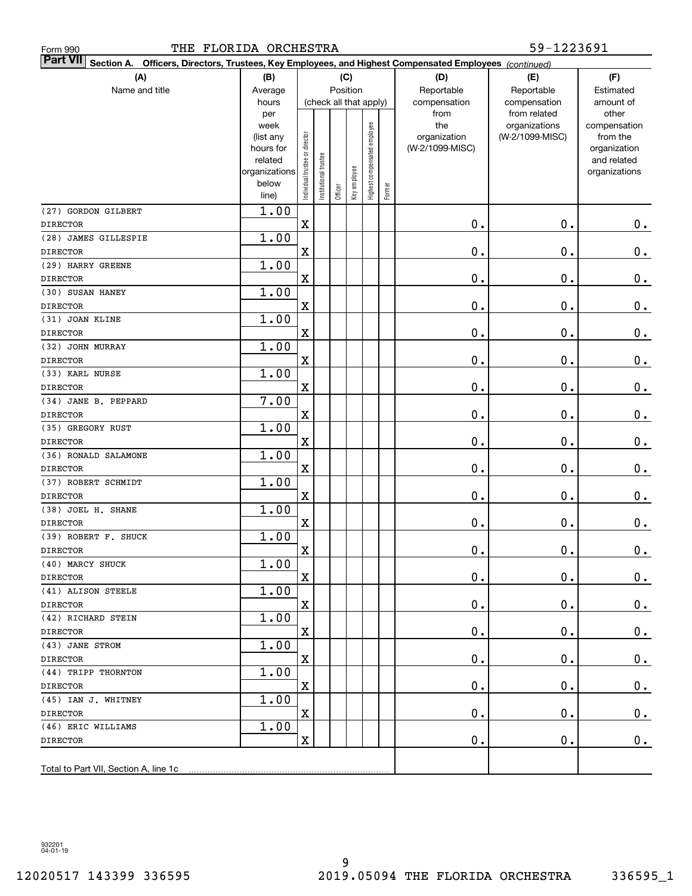Form 990 THE FLORIDA ORCHESTRA 59-1223691

**Part VII Section A. Officers, Directors, Trustees, Key Employees, and Highest Compensated Employees** *(continued)*

| (A) Name and title | (B) Average hours per week (list any hours for related organizations below line) | (C) Position (check all that apply): Individual trustee or director | Institutional trustee | Officer | Key employee | Highest compensated employee | Former | (D) Reportable compensation from the organization (W-2/1099-MISC) | (E) Reportable compensation from related organizations (W-2/1099-MISC) | (F) Estimated amount of other compensation from the organization and related organizations |
|---|---|---|---|---|---|---|---|---|---|---|
| (27) GORDON GILBERT<br>DIRECTOR | 1.00 | X | | | | | | 0. | 0. | 0. |
| (28) JAMES GILLESPIE<br>DIRECTOR | 1.00 | X | | | | | | 0. | 0. | 0. |
| (29) HARRY GREENE<br>DIRECTOR | 1.00 | X | | | | | | 0. | 0. | 0. |
| (30) SUSAN HANEY<br>DIRECTOR | 1.00 | X | | | | | | 0. | 0. | 0. |
| (31) JOAN KLINE<br>DIRECTOR | 1.00 | X | | | | | | 0. | 0. | 0. |
| (32) JOHN MURRAY<br>DIRECTOR | 1.00 | X | | | | | | 0. | 0. | 0. |
| (33) KARL NURSE<br>DIRECTOR | 1.00 | X | | | | | | 0. | 0. | 0. |
| (34) JANE B. PEPPARD<br>DIRECTOR | 7.00 | X | | | | | | 0. | 0. | 0. |
| (35) GREGORY RUST<br>DIRECTOR | 1.00 | X | | | | | | 0. | 0. | 0. |
| (36) RONALD SALAMONE<br>DIRECTOR | 1.00 | X | | | | | | 0. | 0. | 0. |
| (37) ROBERT SCHMIDT<br>DIRECTOR | 1.00 | X | | | | | | 0. | 0. | 0. |
| (38) JOEL H. SHANE<br>DIRECTOR | 1.00 | X | | | | | | 0. | 0. | 0. |
| (39) ROBERT F. SHUCK<br>DIRECTOR | 1.00 | X | | | | | | 0. | 0. | 0. |
| (40) MARCY SHUCK<br>DIRECTOR | 1.00 | X | | | | | | 0. | 0. | 0. |
| (41) ALISON STEELE<br>DIRECTOR | 1.00 | X | | | | | | 0. | 0. | 0. |
| (42) RICHARD STEIN<br>DIRECTOR | 1.00 | X | | | | | | 0. | 0. | 0. |
| (43) JANE STROM<br>DIRECTOR | 1.00 | X | | | | | | 0. | 0. | 0. |
| (44) TRIPP THORNTON<br>DIRECTOR | 1.00 | X | | | | | | 0. | 0. | 0. |
| (45) IAN J. WHITNEY<br>DIRECTOR | 1.00 | X | | | | | | 0. | 0. | 0. |
| (46) ERIC WILLIAMS<br>DIRECTOR | 1.00 | X | | | | | | 0. | 0. | 0. |
| Total to Part VII, Section A, line 1c | | | | | | | | | | |

932201 04-01-19

12020517 143399 336595 2019.05094 THE FLORIDA ORCHESTRA 336595_1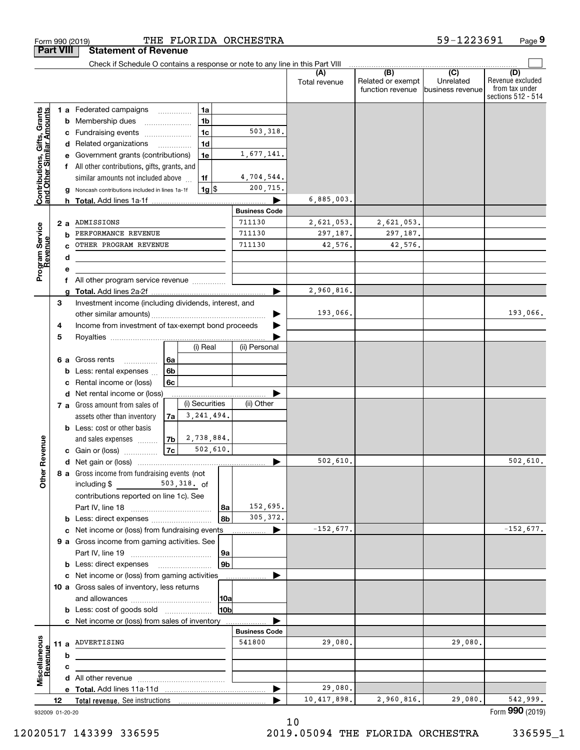Form 990 (2019) THE FLORIDA ORCHESTRA 59-1223691 Page **9**

## Part VIII Statement of Revenue

Check if Schedule O contains a response or note to any line in this Part VIII

| | | | | (A) Total revenue | (B) Related or exempt function revenue | (C) Unrelated business revenue | (D) Revenue excluded from tax under sections 512 - 514 |
|---|---|---|---|---|---|---|---|
| **Contributions, Gifts, Grants and Other Similar Amounts** | 1 a Federated campaigns | 1a | | | | | |
| | b Membership dues | 1b | | | | | |
| | c Fundraising events | 1c | 503,318. | | | | |
| | d Related organizations | 1d | | | | | |
| | e Government grants (contributions) | 1e | 1,677,141. | | | | |
| | f All other contributions, gifts, grants, and similar amounts not included above | 1f | 4,704,544. | | | | |
| | g Noncash contributions included in lines 1a-1f | 1g | $ 200,715. | | | | |
| | h **Total.** Add lines 1a-1f | | ▶ | 6,885,003. | | | |
| **Program Service Revenue** | | | **Business Code** | | | | |
| | 2 a ADMISSIONS | | 711130 | 2,621,053. | 2,621,053. | | |
| | b PERFORMANCE REVENUE | | 711130 | 297,187. | 297,187. | | |
| | c OTHER PROGRAM REVENUE | | 711130 | 42,576. | 42,576. | | |
| | d | | | | | | |
| | e | | | | | | |
| | f All other program service revenue | | | | | | |
| | g **Total.** Add lines 2a-2f | | ▶ | 2,960,816. | | | |
| **Other Revenue** | 3 Investment income (including dividends, interest, and other similar amounts) | | ▶ | 193,066. | | | 193,066. |
| | 4 Income from investment of tax-exempt bond proceeds | | ▶ | | | | |
| | 5 Royalties | | ▶ | | | | |
| | | (i) Real | (ii) Personal | | | | |
| | 6 a Gross rents 6a | | | | | | |
| | b Less: rental expenses 6b | | | | | | |
| | c Rental income or (loss) 6c | | | | | | |
| | d Net rental income or (loss) | | ▶ | | | | |
| | | (i) Securities | (ii) Other | | | | |
| | 7 a Gross amount from sales of assets other than inventory 7a | 3,241,494. | | | | | |
| | b Less: cost or other basis and sales expenses 7b | 2,738,884. | | | | | |
| | c Gain or (loss) 7c | 502,610. | | | | | |
| | d Net gain or (loss) | | ▶ | 502,610. | | | 502,610. |
| | 8 a Gross income from fundraising events (not including $ 503,318. of contributions reported on line 1c). See Part IV, line 18 | 8a | 152,695. | | | | |
| | b Less: direct expenses | 8b | 305,372. | | | | |
| | c Net income or (loss) from fundraising events | | ▶ | -152,677. | | | -152,677. |
| | 9 a Gross income from gaming activities. See Part IV, line 19 | 9a | | | | | |
| | b Less: direct expenses | 9b | | | | | |
| | c Net income or (loss) from gaming activities | | ▶ | | | | |
| | 10 a Gross sales of inventory, less returns and allowances | 10a | | | | | |
| | b Less: cost of goods sold | 10b | | | | | |
| | c Net income or (loss) from sales of inventory | | ▶ | | | | |
| **Miscellaneous Revenue** | | | **Business Code** | | | | |
| | 11 a ADVERTISING | | 541800 | 29,080. | | 29,080. | |
| | b | | | | | | |
| | c | | | | | | |
| | d All other revenue | | | | | | |
| | e **Total.** Add lines 11a-11d | | ▶ | 29,080. | | | |
| | 12 **Total revenue.** See instructions | | ▶ | 10,417,898. | 2,960,816. | 29,080. | 542,999. |

932009 01-20-20 Form **990** (2019)

12020517 143399 336595 2019.05094 THE FLORIDA ORCHESTRA 336595_1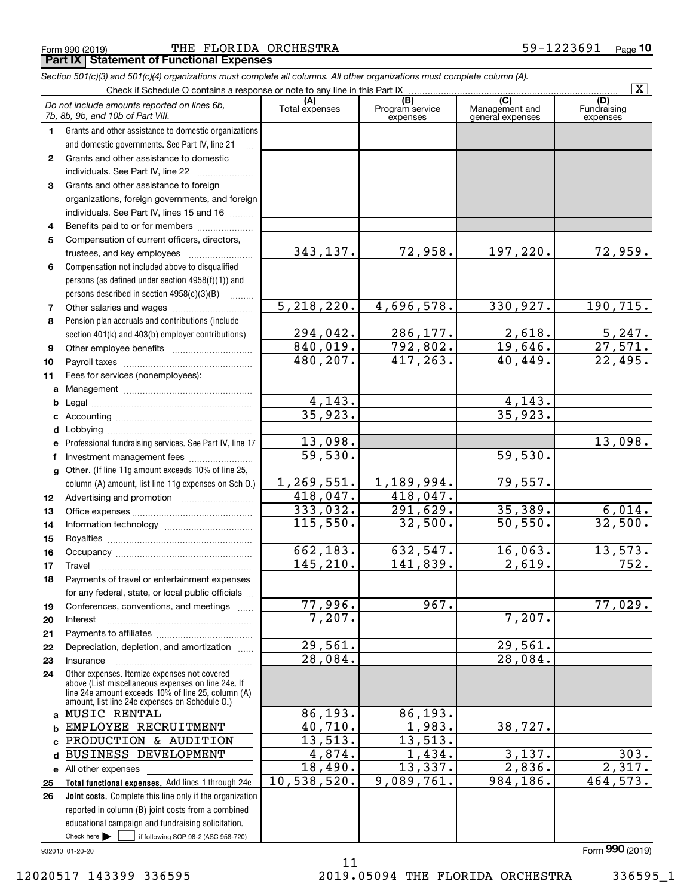Form 990 (2019) THE FLORIDA ORCHESTRA 59-1223691 Page **10**

## Part IX Statement of Functional Expenses

*Section 501(c)(3) and 501(c)(4) organizations must complete all columns. All other organizations must complete column (A).*

Check if Schedule O contains a response or note to any line in this Part IX [X]

| *Do not include amounts reported on lines 6b, 7b, 8b, 9b, and 10b of Part VIII.* | (A) Total expenses | (B) Program service expenses | (C) Management and general expenses | (D) Fundraising expenses |
|---|---|---|---|---|
| **1** Grants and other assistance to domestic organizations and domestic governments. See Part IV, line 21 | | | | |
| **2** Grants and other assistance to domestic individuals. See Part IV, line 22 | | | | |
| **3** Grants and other assistance to foreign organizations, foreign governments, and foreign individuals. See Part IV, lines 15 and 16 | | | | |
| **4** Benefits paid to or for members | | | | |
| **5** Compensation of current officers, directors, trustees, and key employees | 343,137. | 72,958. | 197,220. | 72,959. |
| **6** Compensation not included above to disqualified persons (as defined under section 4958(f)(1)) and persons described in section 4958(c)(3)(B) | | | | |
| **7** Other salaries and wages | 5,218,220. | 4,696,578. | 330,927. | 190,715. |
| **8** Pension plan accruals and contributions (include section 401(k) and 403(b) employer contributions) | 294,042. | 286,177. | 2,618. | 5,247. |
| **9** Other employee benefits | 840,019. | 792,802. | 19,646. | 27,571. |
| **10** Payroll taxes | 480,207. | 417,263. | 40,449. | 22,495. |
| **11** Fees for services (nonemployees): | | | | |
| **a** Management | | | | |
| **b** Legal | 4,143. | | 4,143. | |
| **c** Accounting | 35,923. | | 35,923. | |
| **d** Lobbying | | | | |
| **e** Professional fundraising services. See Part IV, line 17 | 13,098. | | | 13,098. |
| **f** Investment management fees | 59,530. | | 59,530. | |
| **g** Other. (If line 11g amount exceeds 10% of line 25, column (A) amount, list line 11g expenses on Sch O.) | 1,269,551. | 1,189,994. | 79,557. | |
| **12** Advertising and promotion | 418,047. | 418,047. | | |
| **13** Office expenses | 333,032. | 291,629. | 35,389. | 6,014. |
| **14** Information technology | 115,550. | 32,500. | 50,550. | 32,500. |
| **15** Royalties | | | | |
| **16** Occupancy | 662,183. | 632,547. | 16,063. | 13,573. |
| **17** Travel | 145,210. | 141,839. | 2,619. | 752. |
| **18** Payments of travel or entertainment expenses for any federal, state, or local public officials | | | | |
| **19** Conferences, conventions, and meetings | 77,996. | 967. | | 77,029. |
| **20** Interest | 7,207. | | 7,207. | |
| **21** Payments to affiliates | | | | |
| **22** Depreciation, depletion, and amortization | 29,561. | | 29,561. | |
| **23** Insurance | 28,084. | | 28,084. | |
| **24** Other expenses. Itemize expenses not covered above (List miscellaneous expenses on line 24e. If line 24e amount exceeds 10% of line 25, column (A) amount, list line 24e expenses on Schedule O.) | | | | |
| **a** MUSIC RENTAL | 86,193. | 86,193. | | |
| **b** EMPLOYEE RECRUITMENT | 40,710. | 1,983. | 38,727. | |
| **c** PRODUCTION & AUDITION | 13,513. | 13,513. | | |
| **d** BUSINESS DEVELOPMENT | 4,874. | 1,434. | 3,137. | 303. |
| **e** All other expenses | 18,490. | 13,337. | 2,836. | 2,317. |
| **25 Total functional expenses.** Add lines 1 through 24e | 10,538,520. | 9,089,761. | 984,186. | 464,573. |
| **26 Joint costs.** Complete this line only if the organization reported in column (B) joint costs from a combined educational campaign and fundraising solicitation. Check here [ ] if following SOP 98-2 (ASC 958-720) | | | | |

932010 01-20-20

Form **990** (2019)

12020517 143399 336595 2019.05094 THE FLORIDA ORCHESTRA 336595_1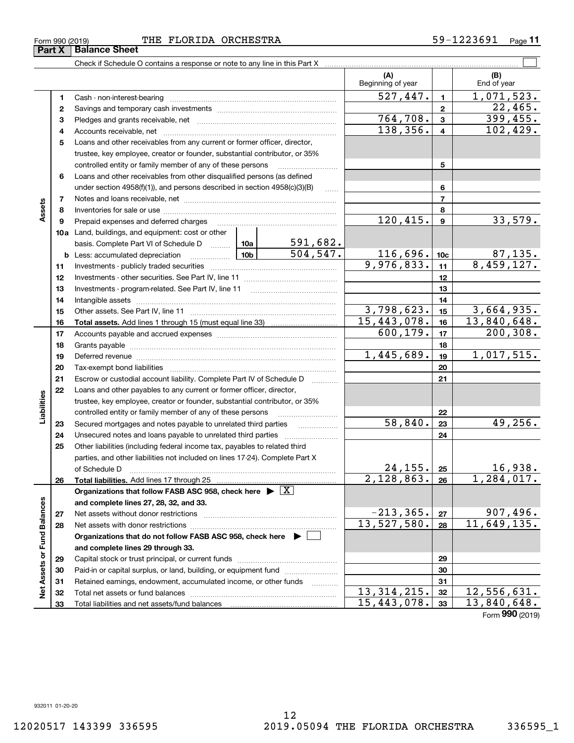Form 990 (2019) THE FLORIDA ORCHESTRA 59-1223691 Page **11**

## Part X Balance Sheet

Check if Schedule O contains a response or note to any line in this Part X ☐

| Section | Line | Description | | (A) Beginning of year | | (B) End of year |
|---|---|---|---|---|---|---|
| Assets | 1 | Cash - non-interest-bearing | | 527,447. | 1 | 1,071,523. |
| | 2 | Savings and temporary cash investments | | | 2 | 22,465. |
| | 3 | Pledges and grants receivable, net | | 764,708. | 3 | 399,455. |
| | 4 | Accounts receivable, net | | 138,356. | 4 | 102,429. |
| | 5 | Loans and other receivables from any current or former officer, director, trustee, key employee, creator or founder, substantial contributor, or 35% controlled entity or family member of any of these persons | | | 5 | |
| | 6 | Loans and other receivables from other disqualified persons (as defined under section 4958(f)(1)), and persons described in section 4958(c)(3)(B) | | | 6 | |
| | 7 | Notes and loans receivable, net | | | 7 | |
| | 8 | Inventories for sale or use | | | 8 | |
| | 9 | Prepaid expenses and deferred charges | | 120,415. | 9 | 33,579. |
| | 10a | Land, buildings, and equipment: cost or other basis. Complete Part VI of Schedule D | 10a 591,682. | | | |
| | b | Less: accumulated depreciation | 10b 504,547. | 116,696. | 10c | 87,135. |
| | 11 | Investments - publicly traded securities | | 9,976,833. | 11 | 8,459,127. |
| | 12 | Investments - other securities. See Part IV, line 11 | | | 12 | |
| | 13 | Investments - program-related. See Part IV, line 11 | | | 13 | |
| | 14 | Intangible assets | | | 14 | |
| | 15 | Other assets. See Part IV, line 11 | | 3,798,623. | 15 | 3,664,935. |
| | 16 | **Total assets.** Add lines 1 through 15 (must equal line 33) | | 15,443,078. | 16 | 13,840,648. |
| Liabilities | 17 | Accounts payable and accrued expenses | | 600,179. | 17 | 200,308. |
| | 18 | Grants payable | | | 18 | |
| | 19 | Deferred revenue | | 1,445,689. | 19 | 1,017,515. |
| | 20 | Tax-exempt bond liabilities | | | 20 | |
| | 21 | Escrow or custodial account liability. Complete Part IV of Schedule D | | | 21 | |
| | 22 | Loans and other payables to any current or former officer, director, trustee, key employee, creator or founder, substantial contributor, or 35% controlled entity or family member of any of these persons | | | 22 | |
| | 23 | Secured mortgages and notes payable to unrelated third parties | | 58,840. | 23 | 49,256. |
| | 24 | Unsecured notes and loans payable to unrelated third parties | | | 24 | |
| | 25 | Other liabilities (including federal income tax, payables to related third parties, and other liabilities not included on lines 17-24). Complete Part X of Schedule D | | 24,155. | 25 | 16,938. |
| | 26 | **Total liabilities.** Add lines 17 through 25 | | 2,128,863. | 26 | 1,284,017. |
| Net Assets or Fund Balances | | **Organizations that follow FASB ASC 958, check here ▶ ☒ and complete lines 27, 28, 32, and 33.** | | | | |
| | 27 | Net assets without donor restrictions | | -213,365. | 27 | 907,496. |
| | 28 | Net assets with donor restrictions | | 13,527,580. | 28 | 11,649,135. |
| | | **Organizations that do not follow FASB ASC 958, check here ▶ ☐ and complete lines 29 through 33.** | | | | |
| | 29 | Capital stock or trust principal, or current funds | | | 29 | |
| | 30 | Paid-in or capital surplus, or land, building, or equipment fund | | | 30 | |
| | 31 | Retained earnings, endowment, accumulated income, or other funds | | | 31 | |
| | 32 | Total net assets or fund balances | | 13,314,215. | 32 | 12,556,631. |
| | 33 | Total liabilities and net assets/fund balances | | 15,443,078. | 33 | 13,840,648. |

Form **990** (2019)

932011 01-20-20

12020517 143399 336595 2019.05094 THE FLORIDA ORCHESTRA 336595_1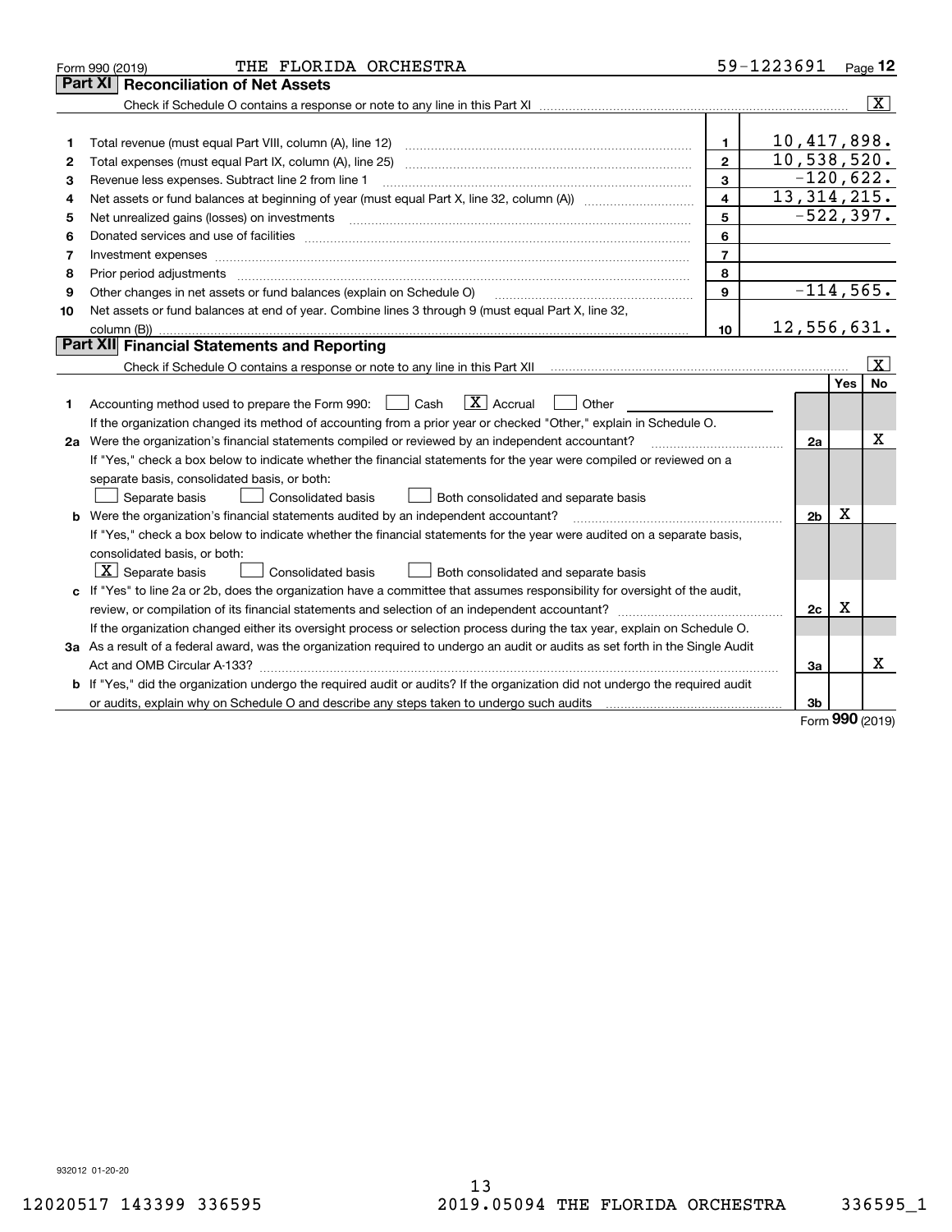Form 990 (2019) THE FLORIDA ORCHESTRA 59-1223691 Page **12**

## Part XI Reconciliation of Net Assets

Check if Schedule O contains a response or note to any line in this Part XI ..... [X]

| | | | |
|---|---|---|---|
| 1 | Total revenue (must equal Part VIII, column (A), line 12) | 1 | 10,417,898. |
| 2 | Total expenses (must equal Part IX, column (A), line 25) | 2 | 10,538,520. |
| 3 | Revenue less expenses. Subtract line 2 from line 1 | 3 | -120,622. |
| 4 | Net assets or fund balances at beginning of year (must equal Part X, line 32, column (A)) | 4 | 13,314,215. |
| 5 | Net unrealized gains (losses) on investments | 5 | -522,397. |
| 6 | Donated services and use of facilities | 6 | |
| 7 | Investment expenses | 7 | |
| 8 | Prior period adjustments | 8 | |
| 9 | Other changes in net assets or fund balances (explain on Schedule O) | 9 | -114,565. |
| 10 | Net assets or fund balances at end of year. Combine lines 3 through 9 (must equal Part X, line 32, column (B)) | 10 | 12,556,631. |

## Part XII Financial Statements and Reporting

Check if Schedule O contains a response or note to any line in this Part XII ..... [X]

| | | | Yes | No |
|---|---|---|---|---|
| 1 | Accounting method used to prepare the Form 990: [ ] Cash [X] Accrual [ ] Other<br>If the organization changed its method of accounting from a prior year or checked "Other," explain in Schedule O. | | | |
| 2a | Were the organization's financial statements compiled or reviewed by an independent accountant?<br>If "Yes," check a box below to indicate whether the financial statements for the year were compiled or reviewed on a separate basis, consolidated basis, or both:<br>[ ] Separate basis [ ] Consolidated basis [ ] Both consolidated and separate basis | 2a | | X |
| b | Were the organization's financial statements audited by an independent accountant?<br>If "Yes," check a box below to indicate whether the financial statements for the year were audited on a separate basis, consolidated basis, or both:<br>[X] Separate basis [ ] Consolidated basis [ ] Both consolidated and separate basis | 2b | X | |
| c | If "Yes" to line 2a or 2b, does the organization have a committee that assumes responsibility for oversight of the audit, review, or compilation of its financial statements and selection of an independent accountant?<br>If the organization changed either its oversight process or selection process during the tax year, explain on Schedule O. | 2c | X | |
| 3a | As a result of a federal award, was the organization required to undergo an audit or audits as set forth in the Single Audit Act and OMB Circular A-133? | 3a | | X |
| b | If "Yes," did the organization undergo the required audit or audits? If the organization did not undergo the required audit or audits, explain why on Schedule O and describe any steps taken to undergo such audits | 3b | | |

Form **990** (2019)

932012 01-20-20

12020517 143399 336595 2019.05094 THE FLORIDA ORCHESTRA 336595_1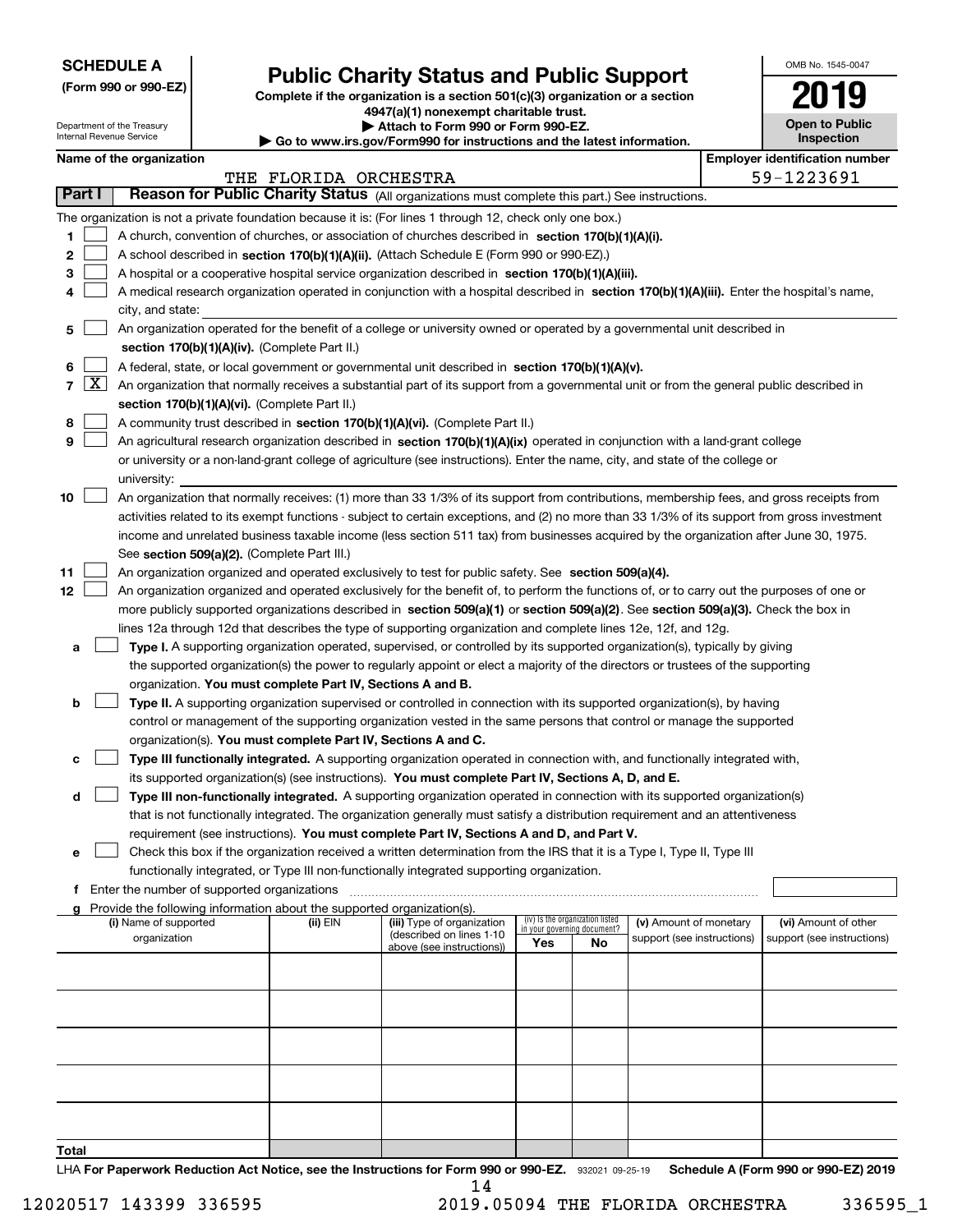**SCHEDULE A**
**(Form 990 or 990-EZ)**

Department of the Treasury
Internal Revenue Service

# Public Charity Status and Public Support

**Complete if the organization is a section 501(c)(3) organization or a section 4947(a)(1) nonexempt charitable trust.**
**▶ Attach to Form 990 or Form 990-EZ.**
**▶ Go to www.irs.gov/Form990 for instructions and the latest information.**

OMB No. 1545-0047

**2019**

**Open to Public Inspection**

**Name of the organization**: THE FLORIDA ORCHESTRA
**Employer identification number**: 59-1223691

## Part I — Reason for Public Charity Status (All organizations must complete this part.) See instructions.

The organization is not a private foundation because it is: (For lines 1 through 12, check only one box.)

1. [ ] A church, convention of churches, or association of churches described in **section 170(b)(1)(A)(i).**
2. [ ] A school described in **section 170(b)(1)(A)(ii).** (Attach Schedule E (Form 990 or 990-EZ).)
3. [ ] A hospital or a cooperative hospital service organization described in **section 170(b)(1)(A)(iii).**
4. [ ] A medical research organization operated in conjunction with a hospital described in **section 170(b)(1)(A)(iii).** Enter the hospital's name, city, and state:
5. [ ] An organization operated for the benefit of a college or university owned or operated by a governmental unit described in **section 170(b)(1)(A)(iv).** (Complete Part II.)
6. [ ] A federal, state, or local government or governmental unit described in **section 170(b)(1)(A)(v).**
7. [X] An organization that normally receives a substantial part of its support from a governmental unit or from the general public described in **section 170(b)(1)(A)(vi).** (Complete Part II.)
8. [ ] A community trust described in **section 170(b)(1)(A)(vi).** (Complete Part II.)
9. [ ] An agricultural research organization described in **section 170(b)(1)(A)(ix)** operated in conjunction with a land-grant college or university or a non-land-grant college of agriculture (see instructions). Enter the name, city, and state of the college or university:
10. [ ] An organization that normally receives: (1) more than 33 1/3% of its support from contributions, membership fees, and gross receipts from activities related to its exempt functions - subject to certain exceptions, and (2) no more than 33 1/3% of its support from gross investment income and unrelated business taxable income (less section 511 tax) from businesses acquired by the organization after June 30, 1975. See **section 509(a)(2).** (Complete Part III.)
11. [ ] An organization organized and operated exclusively to test for public safety. See **section 509(a)(4).**
12. [ ] An organization organized and operated exclusively for the benefit of, to perform the functions of, or to carry out the purposes of one or more publicly supported organizations described in **section 509(a)(1)** or **section 509(a)(2)**. See **section 509(a)(3).** Check the box in lines 12a through 12d that describes the type of supporting organization and complete lines 12e, 12f, and 12g.
   - **a** [ ] **Type I.** A supporting organization operated, supervised, or controlled by its supported organization(s), typically by giving the supported organization(s) the power to regularly appoint or elect a majority of the directors or trustees of the supporting organization. **You must complete Part IV, Sections A and B.**
   - **b** [ ] **Type II.** A supporting organization supervised or controlled in connection with its supported organization(s), by having control or management of the supporting organization vested in the same persons that control or manage the supported organization(s). **You must complete Part IV, Sections A and C.**
   - **c** [ ] **Type III functionally integrated.** A supporting organization operated in connection with, and functionally integrated with, its supported organization(s) (see instructions). **You must complete Part IV, Sections A, D, and E.**
   - **d** [ ] **Type III non-functionally integrated.** A supporting organization operated in connection with its supported organization(s) that is not functionally integrated. The organization generally must satisfy a distribution requirement and an attentiveness requirement (see instructions). **You must complete Part IV, Sections A and D, and Part V.**
   - **e** [ ] Check this box if the organization received a written determination from the IRS that it is a Type I, Type II, Type III functionally integrated, or Type III non-functionally integrated supporting organization.
   - **f** Enter the number of supported organizations
   - **g** Provide the following information about the supported organization(s).

| (i) Name of supported organization | (ii) EIN | (iii) Type of organization (described on lines 1-10 above (see instructions)) | (iv) Is the organization listed in your governing document? Yes | No | (v) Amount of monetary support (see instructions) | (vi) Amount of other support (see instructions) |
|---|---|---|---|---|---|---|
| | | | | | | |
| | | | | | | |
| | | | | | | |
| | | | | | | |
| | | | | | | |
| **Total** | | | | | | |

LHA **For Paperwork Reduction Act Notice, see the Instructions for Form 990 or 990-EZ.** 932021 09-25-19 **Schedule A (Form 990 or 990-EZ) 2019**

12020517 143399 336595 2019.05094 THE FLORIDA ORCHESTRA 336595_1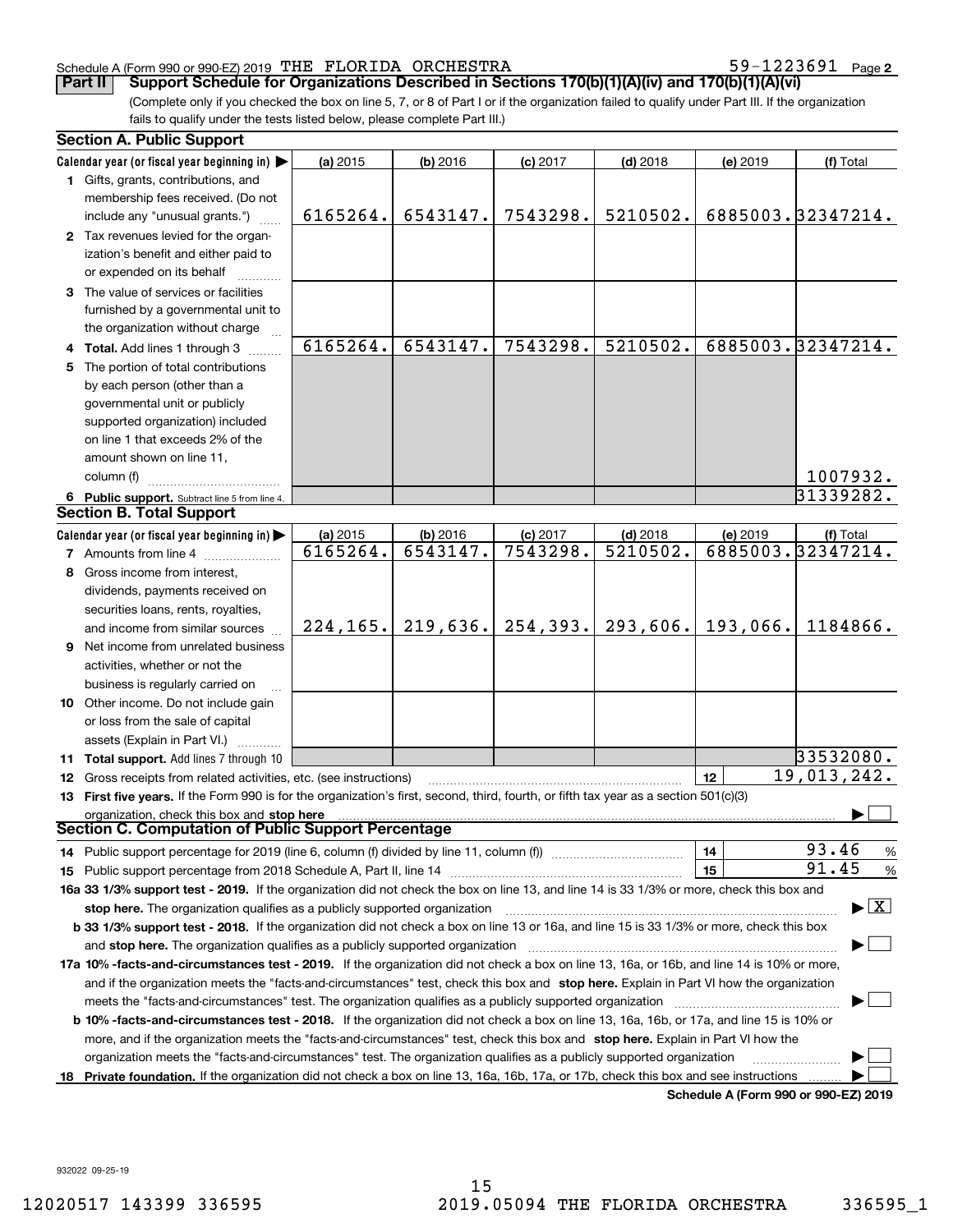Schedule A (Form 990 or 990-EZ) 2019 THE FLORIDA ORCHESTRA 59-1223691 Page 2

**Part II** **Support Schedule for Organizations Described in Sections 170(b)(1)(A)(iv) and 170(b)(1)(A)(vi)**

(Complete only if you checked the box on line 5, 7, or 8 of Part I or if the organization failed to qualify under Part III. If the organization fails to qualify under the tests listed below, please complete Part III.)

**Section A. Public Support**

| Calendar year (or fiscal year beginning in) ▶ | (a) 2015 | (b) 2016 | (c) 2017 | (d) 2018 | (e) 2019 | (f) Total |
|---|---|---|---|---|---|---|
| **1** Gifts, grants, contributions, and membership fees received. (Do not include any "unusual grants.") | 6165264. | 6543147. | 7543298. | 5210502. | 6885003. | 32347214. |
| **2** Tax revenues levied for the organization's benefit and either paid to or expended on its behalf | | | | | | |
| **3** The value of services or facilities furnished by a governmental unit to the organization without charge | | | | | | |
| **4** **Total.** Add lines 1 through 3 | 6165264. | 6543147. | 7543298. | 5210502. | 6885003. | 32347214. |
| **5** The portion of total contributions by each person (other than a governmental unit or publicly supported organization) included on line 1 that exceeds 2% of the amount shown on line 11, column (f) | | | | | | 1007932. |
| **6** **Public support.** Subtract line 5 from line 4. | | | | | | 31339282. |

**Section B. Total Support**

| Calendar year (or fiscal year beginning in) ▶ | (a) 2015 | (b) 2016 | (c) 2017 | (d) 2018 | (e) 2019 | (f) Total |
|---|---|---|---|---|---|---|
| **7** Amounts from line 4 | 6165264. | 6543147. | 7543298. | 5210502. | 6885003. | 32347214. |
| **8** Gross income from interest, dividends, payments received on securities loans, rents, royalties, and income from similar sources | 224,165. | 219,636. | 254,393. | 293,606. | 193,066. | 1184866. |
| **9** Net income from unrelated business activities, whether or not the business is regularly carried on | | | | | | |
| **10** Other income. Do not include gain or loss from the sale of capital assets (Explain in Part VI.) | | | | | | |
| **11** **Total support.** Add lines 7 through 10 | | | | | | 33532080. |

**12** Gross receipts from related activities, etc. (see instructions) — **12** — 19,013,242.

**13** **First five years.** If the Form 990 is for the organization's first, second, third, fourth, or fifth tax year as a section 501(c)(3) organization, check this box and **stop here** ▶ ☐

**Section C. Computation of Public Support Percentage**

**14** Public support percentage for 2019 (line 6, column (f) divided by line 11, column (f)) — **14** — 93.46 %

**15** Public support percentage from 2018 Schedule A, Part II, line 14 — **15** — 91.45 %

**16a 33 1/3% support test - 2019.** If the organization did not check the box on line 13, and line 14 is 33 1/3% or more, check this box and **stop here.** The organization qualifies as a publicly supported organization ▶ ☒

**b 33 1/3% support test - 2018.** If the organization did not check a box on line 13 or 16a, and line 15 is 33 1/3% or more, check this box and **stop here.** The organization qualifies as a publicly supported organization ▶ ☐

**17a 10% -facts-and-circumstances test - 2019.** If the organization did not check a box on line 13, 16a, or 16b, and line 14 is 10% or more, and if the organization meets the "facts-and-circumstances" test, check this box and **stop here.** Explain in Part VI how the organization meets the "facts-and-circumstances" test. The organization qualifies as a publicly supported organization ▶ ☐

**b 10% -facts-and-circumstances test - 2018.** If the organization did not check a box on line 13, 16a, 16b, or 17a, and line 15 is 10% or more, and if the organization meets the "facts-and-circumstances" test, check this box and **stop here.** Explain in Part VI how the organization meets the "facts-and-circumstances" test. The organization qualifies as a publicly supported organization ▶ ☐

**18** **Private foundation.** If the organization did not check a box on line 13, 16a, 16b, 17a, or 17b, check this box and see instructions ▶ ☐

**Schedule A (Form 990 or 990-EZ) 2019**

932022 09-25-19

12020517 143399 336595 2019.05094 THE FLORIDA ORCHESTRA 336595_1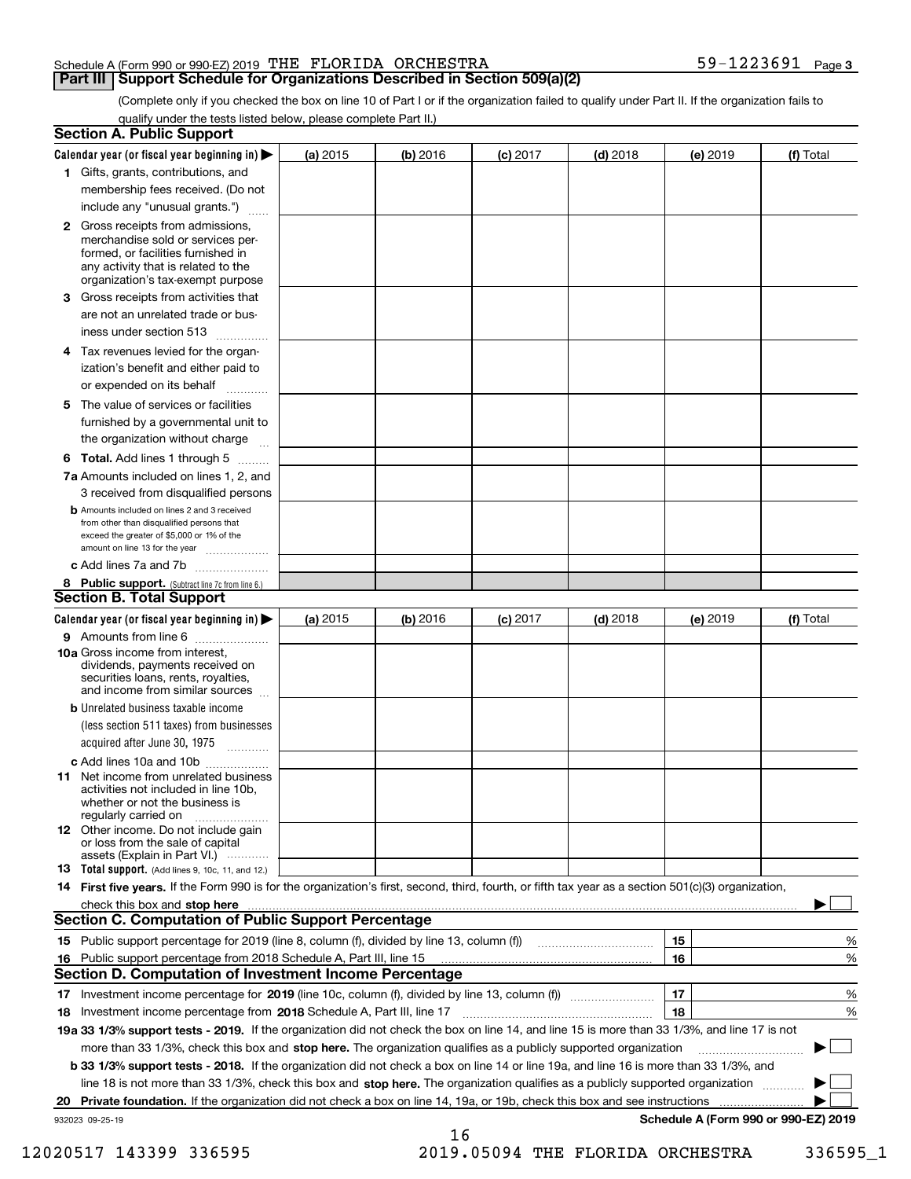Schedule A (Form 990 or 990-EZ) 2019 THE FLORIDA ORCHESTRA 59-1223691

## Part III Support Schedule for Organizations Described in Section 509(a)(2)

(Complete only if you checked the box on line 10 of Part I or if the organization failed to qualify under Part II. If the organization fails to qualify under the tests listed below, please complete Part II.)

### Section A. Public Support

| Calendar year (or fiscal year beginning in) ▶ | (a) 2015 | (b) 2016 | (c) 2017 | (d) 2018 | (e) 2019 | (f) Total |
|---|---|---|---|---|---|---|
| **1** Gifts, grants, contributions, and membership fees received. (Do not include any "unusual grants.") | | | | | | |
| **2** Gross receipts from admissions, merchandise sold or services performed, or facilities furnished in any activity that is related to the organization's tax-exempt purpose | | | | | | |
| **3** Gross receipts from activities that are not an unrelated trade or business under section 513 | | | | | | |
| **4** Tax revenues levied for the organization's benefit and either paid to or expended on its behalf | | | | | | |
| **5** The value of services or facilities furnished by a governmental unit to the organization without charge | | | | | | |
| **6 Total.** Add lines 1 through 5 | | | | | | |
| **7a** Amounts included on lines 1, 2, and 3 received from disqualified persons | | | | | | |
| **b** Amounts included on lines 2 and 3 received from other than disqualified persons that exceed the greater of $5,000 or 1% of the amount on line 13 for the year | | | | | | |
| **c** Add lines 7a and 7b | | | | | | |
| **8 Public support.** (Subtract line 7c from line 6.) | | | | | | |

### Section B. Total Support

| Calendar year (or fiscal year beginning in) ▶ | (a) 2015 | (b) 2016 | (c) 2017 | (d) 2018 | (e) 2019 | (f) Total |
|---|---|---|---|---|---|---|
| **9** Amounts from line 6 | | | | | | |
| **10a** Gross income from interest, dividends, payments received on securities loans, rents, royalties, and income from similar sources | | | | | | |
| **b** Unrelated business taxable income (less section 511 taxes) from businesses acquired after June 30, 1975 | | | | | | |
| **c** Add lines 10a and 10b | | | | | | |
| **11** Net income from unrelated business activities not included in line 10b, whether or not the business is regularly carried on | | | | | | |
| **12** Other income. Do not include gain or loss from the sale of capital assets (Explain in Part VI.) | | | | | | |
| **13 Total support.** (Add lines 9, 10c, 11, and 12.) | | | | | | |

**14 First five years.** If the Form 990 is for the organization's first, second, third, fourth, or fifth tax year as a section 501(c)(3) organization, check this box and **stop here** ▶ ☐

### Section C. Computation of Public Support Percentage

| | | | |
|---|---|---|---|
| **15** Public support percentage for 2019 (line 8, column (f), divided by line 13, column (f)) | 15 | | % |
| **16** Public support percentage from 2018 Schedule A, Part III, line 15 | 16 | | % |

### Section D. Computation of Investment Income Percentage

| | | | |
|---|---|---|---|
| **17** Investment income percentage for **2019** (line 10c, column (f), divided by line 13, column (f)) | 17 | | % |
| **18** Investment income percentage from **2018** Schedule A, Part III, line 17 | 18 | | % |

**19a 33 1/3% support tests - 2019.** If the organization did not check the box on line 14, and line 15 is more than 33 1/3%, and line 17 is not more than 33 1/3%, check this box and **stop here.** The organization qualifies as a publicly supported organization ▶ ☐

**b 33 1/3% support tests - 2018.** If the organization did not check a box on line 14 or line 19a, and line 16 is more than 33 1/3%, and line 18 is not more than 33 1/3%, check this box and **stop here.** The organization qualifies as a publicly supported organization ▶ ☐

**20 Private foundation.** If the organization did not check a box on line 14, 19a, or 19b, check this box and see instructions ▶ ☐

932023 09-25-19 **Schedule A (Form 990 or 990-EZ) 2019**

12020517 143399 336595 2019.05094 THE FLORIDA ORCHESTRA 336595_1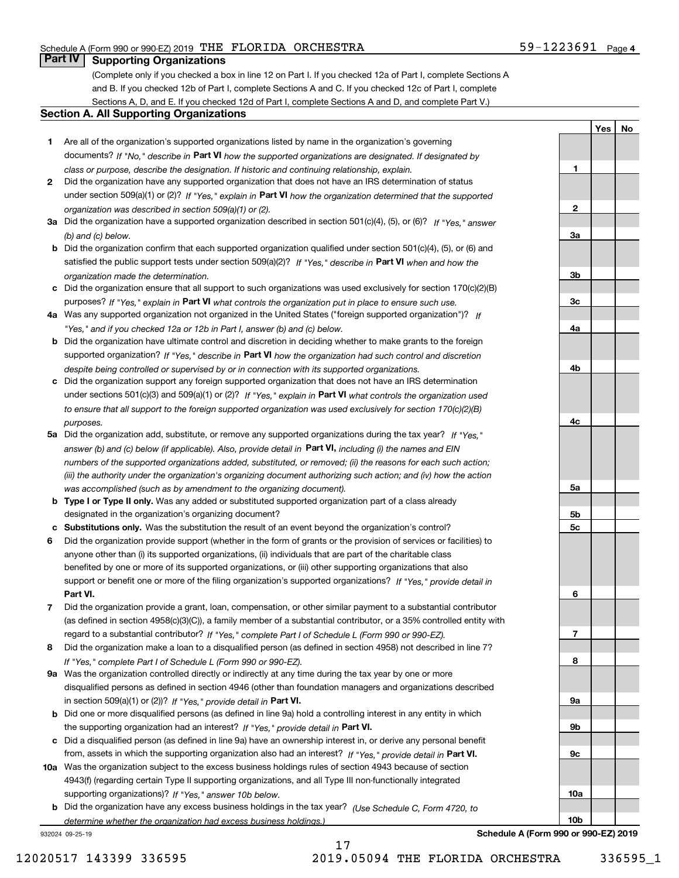## Part IV Supporting Organizations

(Complete only if you checked a box in line 12 on Part I. If you checked 12a of Part I, complete Sections A and B. If you checked 12b of Part I, complete Sections A and C. If you checked 12c of Part I, complete Sections A, D, and E. If you checked 12d of Part I, complete Sections A and D, and complete Part V.)

### Section A. All Supporting Organizations

| | | Line | Yes | No |
|---|---|---|---|---|
| **1** | Are all of the organization's supported organizations listed by name in the organization's governing documents? *If "No," describe in* **Part VI** *how the supported organizations are designated. If designated by class or purpose, describe the designation. If historic and continuing relationship, explain.* | 1 | | |
| **2** | Did the organization have any supported organization that does not have an IRS determination of status under section 509(a)(1) or (2)? *If "Yes," explain in* **Part VI** *how the organization determined that the supported organization was described in section 509(a)(1) or (2).* | 2 | | |
| **3a** | Did the organization have a supported organization described in section 501(c)(4), (5), or (6)? *If "Yes," answer (b) and (c) below.* | 3a | | |
| **b** | Did the organization confirm that each supported organization qualified under section 501(c)(4), (5), or (6) and satisfied the public support tests under section 509(a)(2)? *If "Yes," describe in* **Part VI** *when and how the organization made the determination.* | 3b | | |
| **c** | Did the organization ensure that all support to such organizations was used exclusively for section 170(c)(2)(B) purposes? *If "Yes," explain in* **Part VI** *what controls the organization put in place to ensure such use.* | 3c | | |
| **4a** | Was any supported organization not organized in the United States ("foreign supported organization")? *If "Yes," and if you checked 12a or 12b in Part I, answer (b) and (c) below.* | 4a | | |
| **b** | Did the organization have ultimate control and discretion in deciding whether to make grants to the foreign supported organization? *If "Yes," describe in* **Part VI** *how the organization had such control and discretion despite being controlled or supervised by or in connection with its supported organizations.* | 4b | | |
| **c** | Did the organization support any foreign supported organization that does not have an IRS determination under sections 501(c)(3) and 509(a)(1) or (2)? *If "Yes," explain in* **Part VI** *what controls the organization used to ensure that all support to the foreign supported organization was used exclusively for section 170(c)(2)(B) purposes.* | 4c | | |
| **5a** | Did the organization add, substitute, or remove any supported organizations during the tax year? *If "Yes," answer (b) and (c) below (if applicable). Also, provide detail in* **Part VI,** *including (i) the names and EIN numbers of the supported organizations added, substituted, or removed; (ii) the reasons for each such action; (iii) the authority under the organization's organizing document authorizing such action; and (iv) how the action was accomplished (such as by amendment to the organizing document).* | 5a | | |
| **b** | **Type I or Type II only.** Was any added or substituted supported organization part of a class already designated in the organization's organizing document? | 5b | | |
| **c** | **Substitutions only.** Was the substitution the result of an event beyond the organization's control? | 5c | | |
| **6** | Did the organization provide support (whether in the form of grants or the provision of services or facilities) to anyone other than (i) its supported organizations, (ii) individuals that are part of the charitable class benefited by one or more of its supported organizations, or (iii) other supporting organizations that also support or benefit one or more of the filing organization's supported organizations? *If "Yes," provide detail in* **Part VI.** | 6 | | |
| **7** | Did the organization provide a grant, loan, compensation, or other similar payment to a substantial contributor (as defined in section 4958(c)(3)(C)), a family member of a substantial contributor, or a 35% controlled entity with regard to a substantial contributor? *If "Yes," complete Part I of Schedule L (Form 990 or 990-EZ).* | 7 | | |
| **8** | Did the organization make a loan to a disqualified person (as defined in section 4958) not described in line 7? *If "Yes," complete Part I of Schedule L (Form 990 or 990-EZ).* | 8 | | |
| **9a** | Was the organization controlled directly or indirectly at any time during the tax year by one or more disqualified persons as defined in section 4946 (other than foundation managers and organizations described in section 509(a)(1) or (2))? *If "Yes," provide detail in* **Part VI.** | 9a | | |
| **b** | Did one or more disqualified persons (as defined in line 9a) hold a controlling interest in any entity in which the supporting organization had an interest? *If "Yes," provide detail in* **Part VI.** | 9b | | |
| **c** | Did a disqualified person (as defined in line 9a) have an ownership interest in, or derive any personal benefit from, assets in which the supporting organization also had an interest? *If "Yes," provide detail in* **Part VI.** | 9c | | |
| **10a** | Was the organization subject to the excess business holdings rules of section 4943 because of section 4943(f) (regarding certain Type II supporting organizations, and all Type III non-functionally integrated supporting organizations)? *If "Yes," answer 10b below.* | 10a | | |
| **b** | Did the organization have any excess business holdings in the tax year? *(Use Schedule C, Form 4720, to determine whether the organization had excess business holdings.)* | 10b | | |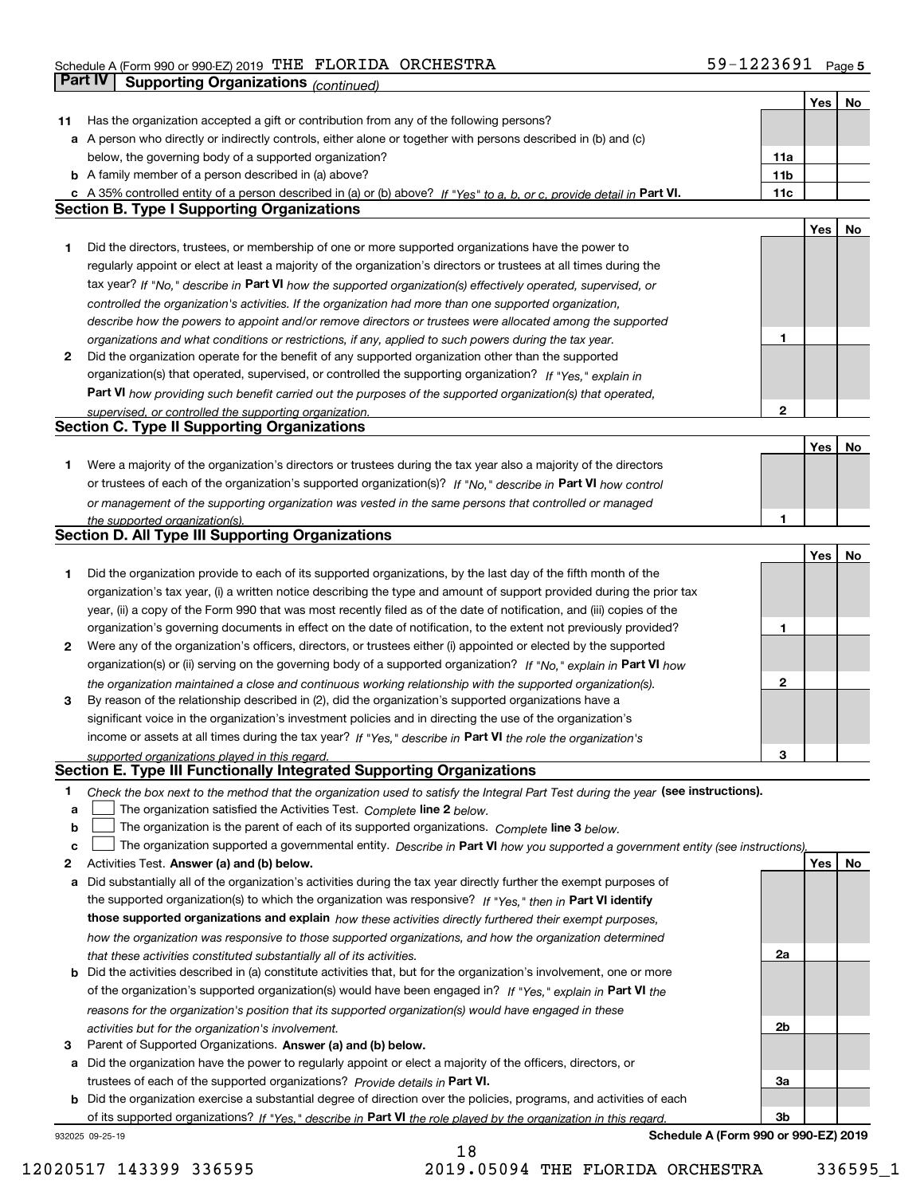Schedule A (Form 990 or 990-EZ) 2019 THE FLORIDA ORCHESTRA 59-1223691 Page 5

**Part IV | Supporting Organizations** *(continued)*

| | | | Yes | No |
|---|---|---|---|---|
| **11** | Has the organization accepted a gift or contribution from any of the following persons? | | | |
| **a** | A person who directly or indirectly controls, either alone or together with persons described in (b) and (c) below, the governing body of a supported organization? | 11a | | |
| **b** | A family member of a person described in (a) above? | 11b | | |
| **c** | A 35% controlled entity of a person described in (a) or (b) above? *If "Yes" to a, b, or c, provide detail in* **Part VI.** | 11c | | |

**Section B. Type I Supporting Organizations**

| | | | Yes | No |
|---|---|---|---|---|
| **1** | Did the directors, trustees, or membership of one or more supported organizations have the power to regularly appoint or elect at least a majority of the organization's directors or trustees at all times during the tax year? *If "No," describe in* **Part VI** *how the supported organization(s) effectively operated, supervised, or controlled the organization's activities. If the organization had more than one supported organization, describe how the powers to appoint and/or remove directors or trustees were allocated among the supported organizations and what conditions or restrictions, if any, applied to such powers during the tax year.* | 1 | | |
| **2** | Did the organization operate for the benefit of any supported organization other than the supported organization(s) that operated, supervised, or controlled the supporting organization? *If "Yes," explain in* **Part VI** *how providing such benefit carried out the purposes of the supported organization(s) that operated, supervised, or controlled the supporting organization.* | 2 | | |

**Section C. Type II Supporting Organizations**

| | | | Yes | No |
|---|---|---|---|---|
| **1** | Were a majority of the organization's directors or trustees during the tax year also a majority of the directors or trustees of each of the organization's supported organization(s)? *If "No," describe in* **Part VI** *how control or management of the supporting organization was vested in the same persons that controlled or managed the supported organization(s).* | 1 | | |

**Section D. All Type III Supporting Organizations**

| | | | Yes | No |
|---|---|---|---|---|
| **1** | Did the organization provide to each of its supported organizations, by the last day of the fifth month of the organization's tax year, (i) a written notice describing the type and amount of support provided during the prior tax year, (ii) a copy of the Form 990 that was most recently filed as of the date of notification, and (iii) copies of the organization's governing documents in effect on the date of notification, to the extent not previously provided? | 1 | | |
| **2** | Were any of the organization's officers, directors, or trustees either (i) appointed or elected by the supported organization(s) or (ii) serving on the governing body of a supported organization? *If "No," explain in* **Part VI** *how the organization maintained a close and continuous working relationship with the supported organization(s).* | 2 | | |
| **3** | By reason of the relationship described in (2), did the organization's supported organizations have a significant voice in the organization's investment policies and in directing the use of the organization's income or assets at all times during the tax year? *If "Yes," describe in* **Part VI** *the role the organization's supported organizations played in this regard.* | 3 | | |

**Section E. Type III Functionally Integrated Supporting Organizations**

**1** *Check the box next to the method that the organization used to satisfy the Integral Part Test during the year* **(see instructions).**

- **a** ☐ The organization satisfied the Activities Test. *Complete* **line 2** *below.*
- **b** ☐ The organization is the parent of each of its supported organizations. *Complete* **line 3** *below.*
- **c** ☐ The organization supported a governmental entity. *Describe in* **Part VI** *how you supported a government entity (see instructions).*

| | | | Yes | No |
|---|---|---|---|---|
| **2** | Activities Test. **Answer (a) and (b) below.** | | | |
| **a** | Did substantially all of the organization's activities during the tax year directly further the exempt purposes of the supported organization(s) to which the organization was responsive? *If "Yes," then in* **Part VI identify those supported organizations and explain** *how these activities directly furthered their exempt purposes, how the organization was responsive to those supported organizations, and how the organization determined that these activities constituted substantially all of its activities.* | 2a | | |
| **b** | Did the activities described in (a) constitute activities that, but for the organization's involvement, one or more of the organization's supported organization(s) would have been engaged in? *If "Yes," explain in* **Part VI** *the reasons for the organization's position that its supported organization(s) would have engaged in these activities but for the organization's involvement.* | 2b | | |
| **3** | Parent of Supported Organizations. **Answer (a) and (b) below.** | | | |
| **a** | Did the organization have the power to regularly appoint or elect a majority of the officers, directors, or trustees of each of the supported organizations? *Provide details in* **Part VI.** | 3a | | |
| **b** | Did the organization exercise a substantial degree of direction over the policies, programs, and activities of each of its supported organizations? *If "Yes," describe in* **Part VI** *the role played by the organization in this regard.* | 3b | | |

932025 09-25-19 **Schedule A (Form 990 or 990-EZ) 2019**

12020517 143399 336595 2019.05094 THE FLORIDA ORCHESTRA 336595_1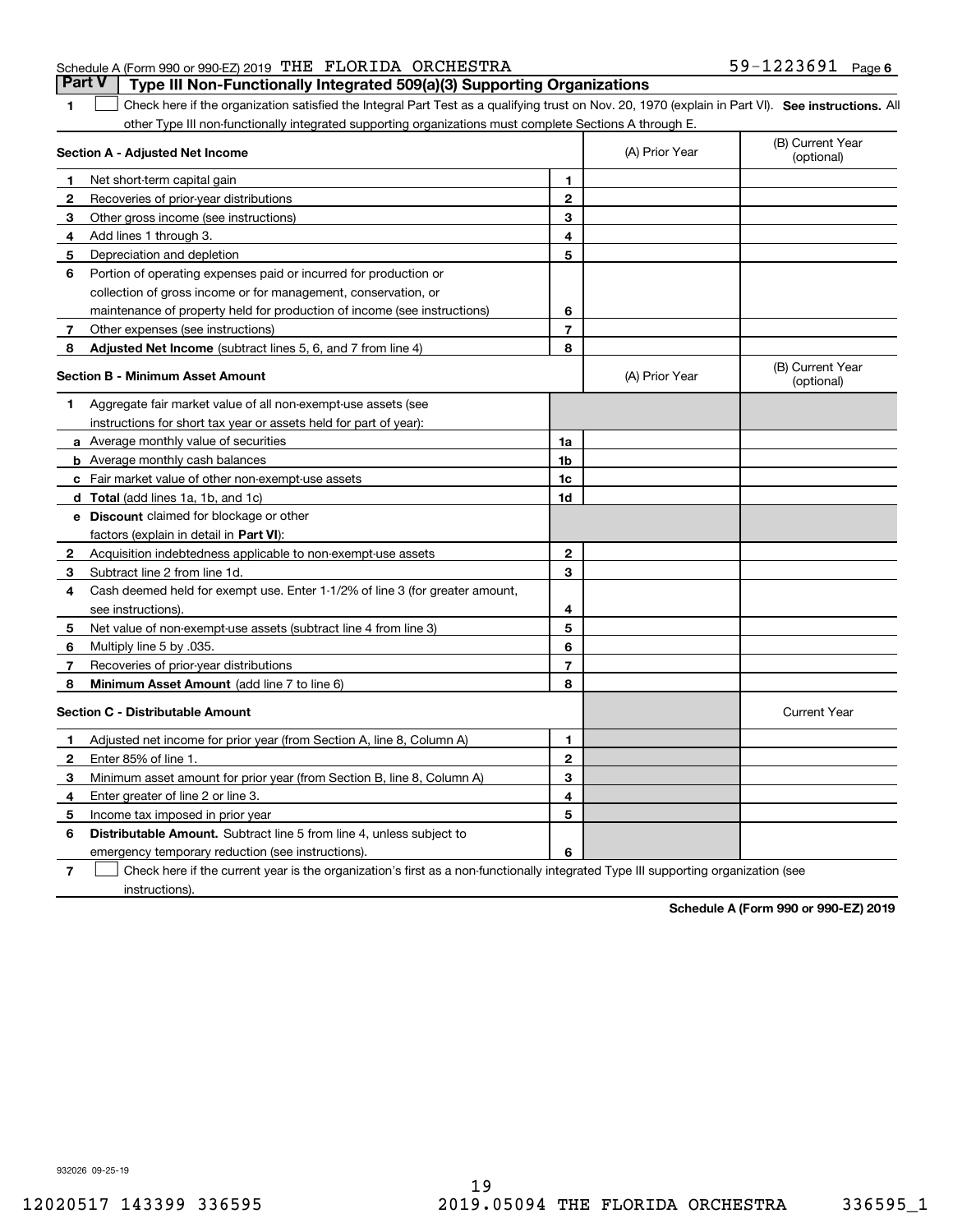Schedule A (Form 990 or 990-EZ) 2019 THE FLORIDA ORCHESTRA 59-1223691 Page 6

## Part V Type III Non-Functionally Integrated 509(a)(3) Supporting Organizations

**1** ☐ Check here if the organization satisfied the Integral Part Test as a qualifying trust on Nov. 20, 1970 (explain in Part VI). **See instructions.** All other Type III non-functionally integrated supporting organizations must complete Sections A through E.

| **Section A - Adjusted Net Income** | | (A) Prior Year | (B) Current Year (optional) |
|---|---|---|---|
| **1** Net short-term capital gain | 1 | | |
| **2** Recoveries of prior-year distributions | 2 | | |
| **3** Other gross income (see instructions) | 3 | | |
| **4** Add lines 1 through 3. | 4 | | |
| **5** Depreciation and depletion | 5 | | |
| **6** Portion of operating expenses paid or incurred for production or collection of gross income or for management, conservation, or maintenance of property held for production of income (see instructions) | 6 | | |
| **7** Other expenses (see instructions) | 7 | | |
| **8** **Adjusted Net Income** (subtract lines 5, 6, and 7 from line 4) | 8 | | |

| **Section B - Minimum Asset Amount** | | (A) Prior Year | (B) Current Year (optional) |
|---|---|---|---|
| **1** Aggregate fair market value of all non-exempt-use assets (see instructions for short tax year or assets held for part of year): | | | |
| **a** Average monthly value of securities | 1a | | |
| **b** Average monthly cash balances | 1b | | |
| **c** Fair market value of other non-exempt-use assets | 1c | | |
| **d** **Total** (add lines 1a, 1b, and 1c) | 1d | | |
| **e** **Discount** claimed for blockage or other factors (explain in detail in **Part VI**): | | | |
| **2** Acquisition indebtedness applicable to non-exempt-use assets | 2 | | |
| **3** Subtract line 2 from line 1d. | 3 | | |
| **4** Cash deemed held for exempt use. Enter 1-1/2% of line 3 (for greater amount, see instructions). | 4 | | |
| **5** Net value of non-exempt-use assets (subtract line 4 from line 3) | 5 | | |
| **6** Multiply line 5 by .035. | 6 | | |
| **7** Recoveries of prior-year distributions | 7 | | |
| **8** **Minimum Asset Amount** (add line 7 to line 6) | 8 | | |

| **Section C - Distributable Amount** | | | Current Year |
|---|---|---|---|
| **1** Adjusted net income for prior year (from Section A, line 8, Column A) | 1 | | |
| **2** Enter 85% of line 1. | 2 | | |
| **3** Minimum asset amount for prior year (from Section B, line 8, Column A) | 3 | | |
| **4** Enter greater of line 2 or line 3. | 4 | | |
| **5** Income tax imposed in prior year | 5 | | |
| **6** **Distributable Amount.** Subtract line 5 from line 4, unless subject to emergency temporary reduction (see instructions). | 6 | | |

**7** ☐ Check here if the current year is the organization's first as a non-functionally integrated Type III supporting organization (see instructions).

**Schedule A (Form 990 or 990-EZ) 2019**

932026 09-25-19

12020517 143399 336595 2019.05094 THE FLORIDA ORCHESTRA 336595_1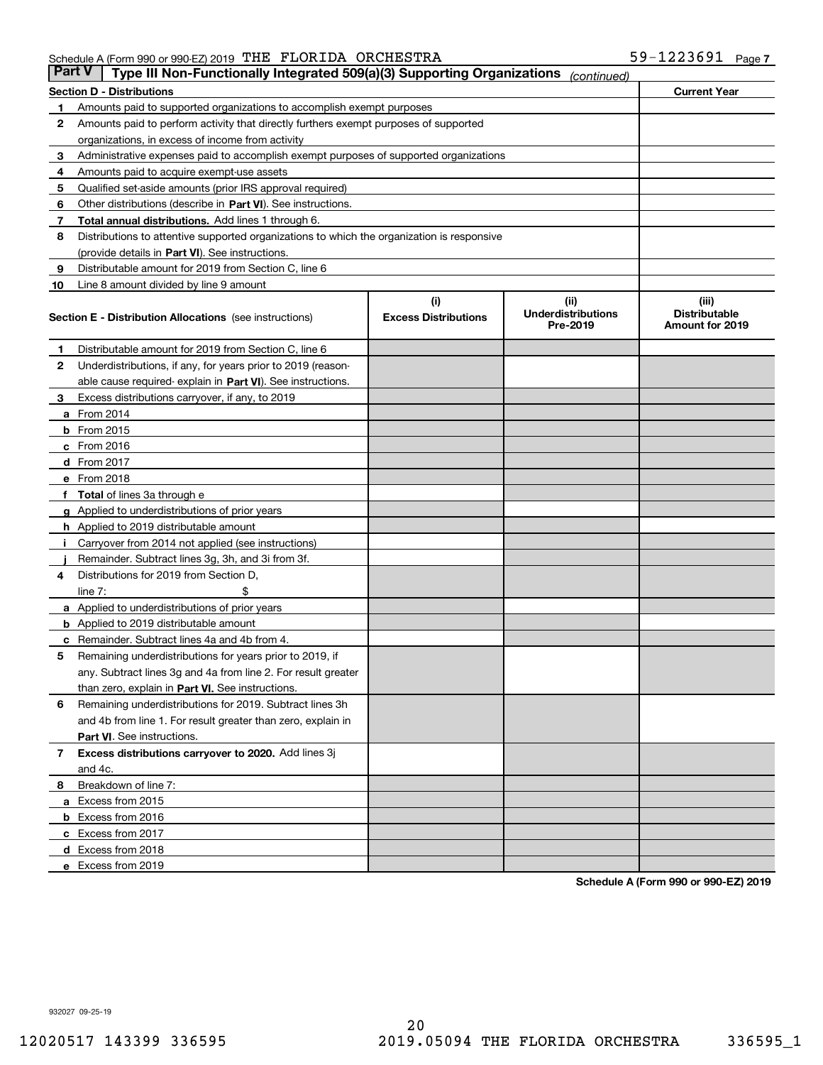Schedule A (Form 990 or 990-EZ) 2019 THE FLORIDA ORCHESTRA 59-1223691 Page 7

## Part V Type III Non-Functionally Integrated 509(a)(3) Supporting Organizations *(continued)*

| Section D - Distributions | | Current Year |
|---|---|---|
| 1 | Amounts paid to supported organizations to accomplish exempt purposes | |
| 2 | Amounts paid to perform activity that directly furthers exempt purposes of supported organizations, in excess of income from activity | |
| 3 | Administrative expenses paid to accomplish exempt purposes of supported organizations | |
| 4 | Amounts paid to acquire exempt-use assets | |
| 5 | Qualified set-aside amounts (prior IRS approval required) | |
| 6 | Other distributions (describe in **Part VI**). See instructions. | |
| 7 | **Total annual distributions.** Add lines 1 through 6. | |
| 8 | Distributions to attentive supported organizations to which the organization is responsive (provide details in **Part VI**). See instructions. | |
| 9 | Distributable amount for 2019 from Section C, line 6 | |
| 10 | Line 8 amount divided by line 9 amount | |

| Section E - Distribution Allocations (see instructions) | (i) Excess Distributions | (ii) Underdistributions Pre-2019 | (iii) Distributable Amount for 2019 |
|---|---|---|---|
| 1 Distributable amount for 2019 from Section C, line 6 | | | |
| 2 Underdistributions, if any, for years prior to 2019 (reasonable cause required- explain in **Part VI**). See instructions. | | | |
| 3 Excess distributions carryover, if any, to 2019 | | | |
| a From 2014 | | | |
| b From 2015 | | | |
| c From 2016 | | | |
| d From 2017 | | | |
| e From 2018 | | | |
| f **Total** of lines 3a through e | | | |
| g Applied to underdistributions of prior years | | | |
| h Applied to 2019 distributable amount | | | |
| i Carryover from 2014 not applied (see instructions) | | | |
| j Remainder. Subtract lines 3g, 3h, and 3i from 3f. | | | |
| 4 Distributions for 2019 from Section D, line 7: $ | | | |
| a Applied to underdistributions of prior years | | | |
| b Applied to 2019 distributable amount | | | |
| c Remainder. Subtract lines 4a and 4b from 4. | | | |
| 5 Remaining underdistributions for years prior to 2019, if any. Subtract lines 3g and 4a from line 2. For result greater than zero, explain in **Part VI.** See instructions. | | | |
| 6 Remaining underdistributions for 2019. Subtract lines 3h and 4b from line 1. For result greater than zero, explain in **Part VI**. See instructions. | | | |
| 7 **Excess distributions carryover to 2020.** Add lines 3j and 4c. | | | |
| 8 Breakdown of line 7: | | | |
| a Excess from 2015 | | | |
| b Excess from 2016 | | | |
| c Excess from 2017 | | | |
| d Excess from 2018 | | | |
| e Excess from 2019 | | | |

**Schedule A (Form 990 or 990-EZ) 2019**

932027 09-25-19

12020517 143399 336595 2019.05094 THE FLORIDA ORCHESTRA 336595_1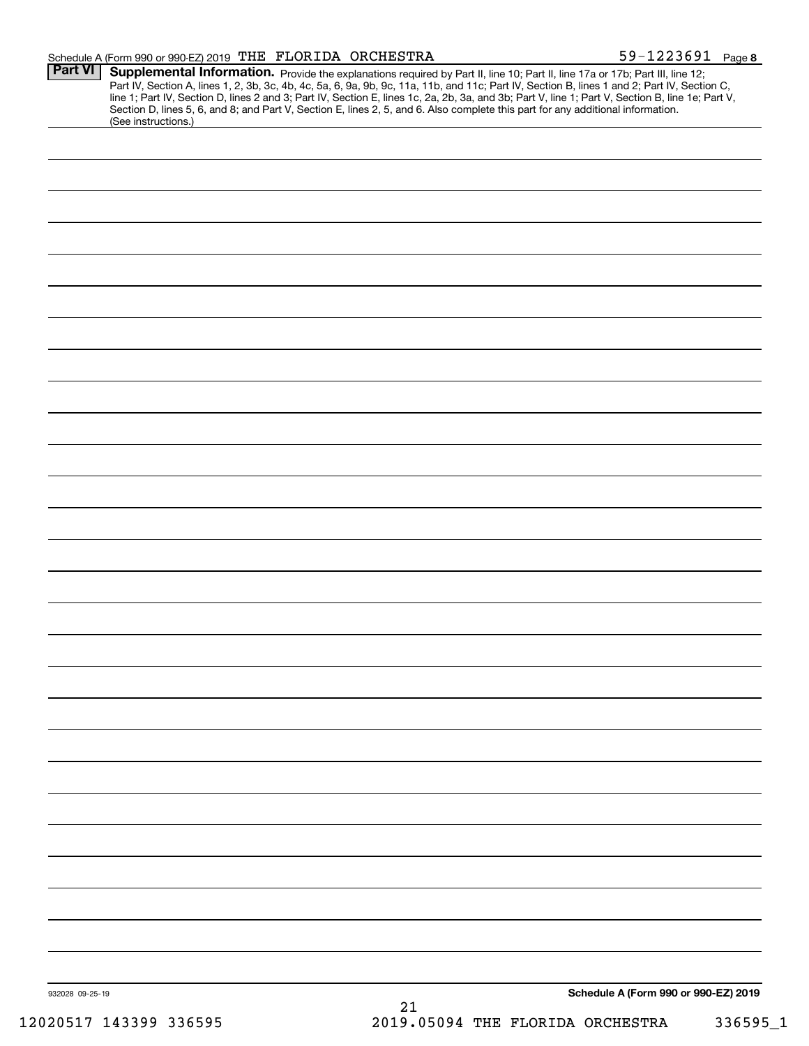Schedule A (Form 990 or 990-EZ) 2019 THE FLORIDA ORCHESTRA 59-1223691 Page 8

**Part VI** **Supplemental Information.** Provide the explanations required by Part II, line 10; Part II, line 17a or 17b; Part III, line 12; Part IV, Section A, lines 1, 2, 3b, 3c, 4b, 4c, 5a, 6, 9a, 9b, 9c, 11a, 11b, and 11c; Part IV, Section B, lines 1 and 2; Part IV, Section C, line 1; Part IV, Section D, lines 2 and 3; Part IV, Section E, lines 1c, 2a, 2b, 3a, and 3b; Part V, line 1; Part V, Section B, line 1e; Part V, Section D, lines 5, 6, and 8; and Part V, Section E, lines 2, 5, and 6. Also complete this part for any additional information. (See instructions.)

932028 09-25-19

**Schedule A (Form 990 or 990-EZ) 2019**

12020517 143399 336595 2019.05094 THE FLORIDA ORCHESTRA 336595_1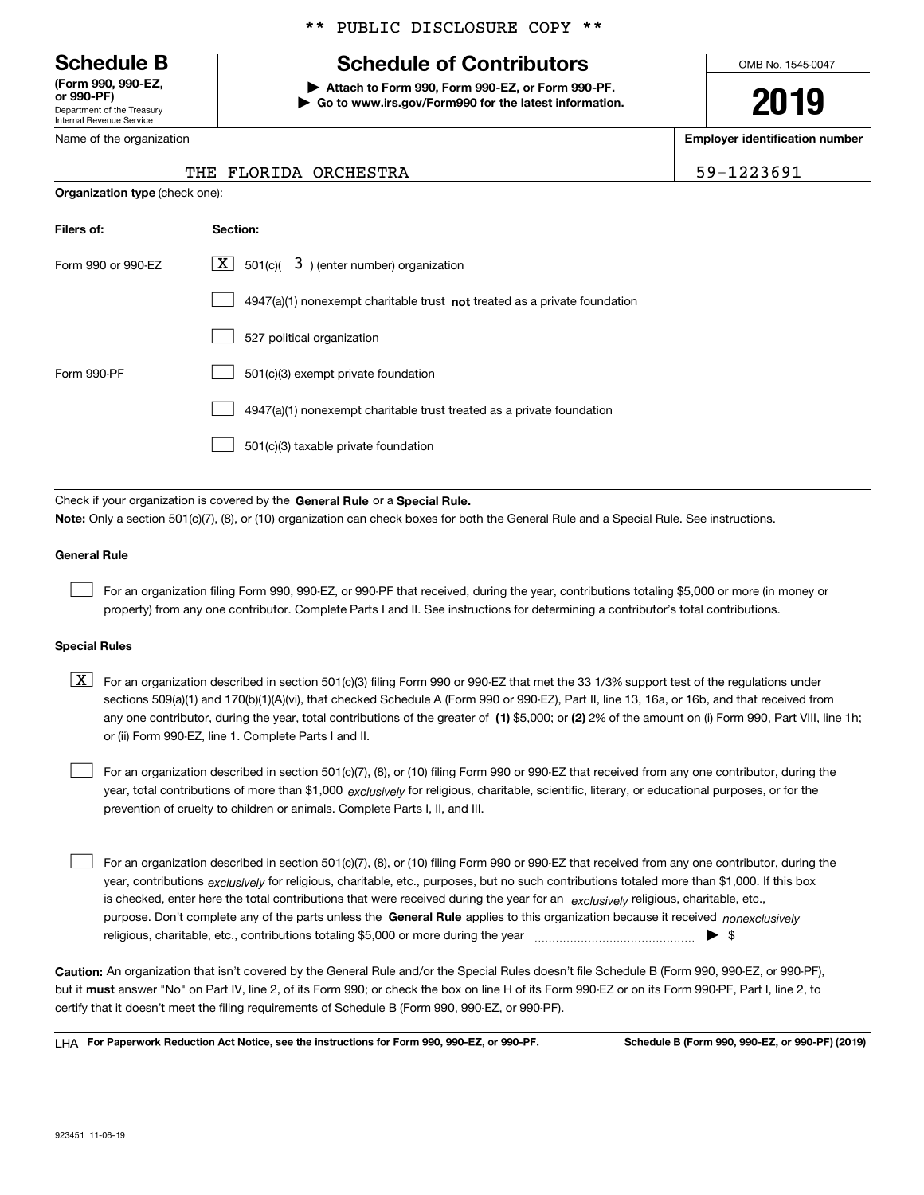** PUBLIC DISCLOSURE COPY **

**Schedule B**
**(Form 990, 990-EZ, or 990-PF)**
Department of the Treasury
Internal Revenue Service

# Schedule of Contributors

▶ **Attach to Form 990, Form 990-EZ, or Form 990-PF.**
▶ **Go to www.irs.gov/Form990 for the latest information.**

OMB No. 1545-0047

**2019**

| Name of the organization | Employer identification number |
|---|---|
| THE FLORIDA ORCHESTRA | 59-1223691 |

**Organization type** (check one):

| Filers of: | Section: |
|---|---|
| Form 990 or 990-EZ | [X] 501(c)( 3 ) (enter number) organization |
| | [ ] 4947(a)(1) nonexempt charitable trust **not** treated as a private foundation |
| | [ ] 527 political organization |
| Form 990-PF | [ ] 501(c)(3) exempt private foundation |
| | [ ] 4947(a)(1) nonexempt charitable trust treated as a private foundation |
| | [ ] 501(c)(3) taxable private foundation |

Check if your organization is covered by the **General Rule** or a **Special Rule.**

**Note:** Only a section 501(c)(7), (8), or (10) organization can check boxes for both the General Rule and a Special Rule. See instructions.

**General Rule**

[ ] For an organization filing Form 990, 990-EZ, or 990-PF that received, during the year, contributions totaling $5,000 or more (in money or property) from any one contributor. Complete Parts I and II. See instructions for determining a contributor's total contributions.

**Special Rules**

[X] For an organization described in section 501(c)(3) filing Form 990 or 990-EZ that met the 33 1/3% support test of the regulations under sections 509(a)(1) and 170(b)(1)(A)(vi), that checked Schedule A (Form 990 or 990-EZ), Part II, line 13, 16a, or 16b, and that received from any one contributor, during the year, total contributions of the greater of **(1)** $5,000; or **(2)** 2% of the amount on (i) Form 990, Part VIII, line 1h; or (ii) Form 990-EZ, line 1. Complete Parts I and II.

[ ] For an organization described in section 501(c)(7), (8), or (10) filing Form 990 or 990-EZ that received from any one contributor, during the year, total contributions of more than $1,000 *exclusively* for religious, charitable, scientific, literary, or educational purposes, or for the prevention of cruelty to children or animals. Complete Parts I, II, and III.

[ ] For an organization described in section 501(c)(7), (8), or (10) filing Form 990 or 990-EZ that received from any one contributor, during the year, contributions *exclusively* for religious, charitable, etc., purposes, but no such contributions totaled more than $1,000. If this box is checked, enter here the total contributions that were received during the year for an *exclusively* religious, charitable, etc., purpose. Don't complete any of the parts unless the **General Rule** applies to this organization because it received *nonexclusively* religious, charitable, etc., contributions totaling $5,000 or more during the year ▶ $ ____________

**Caution:** An organization that isn't covered by the General Rule and/or the Special Rules doesn't file Schedule B (Form 990, 990-EZ, or 990-PF), but it **must** answer "No" on Part IV, line 2, of its Form 990; or check the box on line H of its Form 990-EZ or on its Form 990-PF, Part I, line 2, to certify that it doesn't meet the filing requirements of Schedule B (Form 990, 990-EZ, or 990-PF).

LHA **For Paperwork Reduction Act Notice, see the instructions for Form 990, 990-EZ, or 990-PF.** **Schedule B (Form 990, 990-EZ, or 990-PF) (2019)**

923451 11-06-19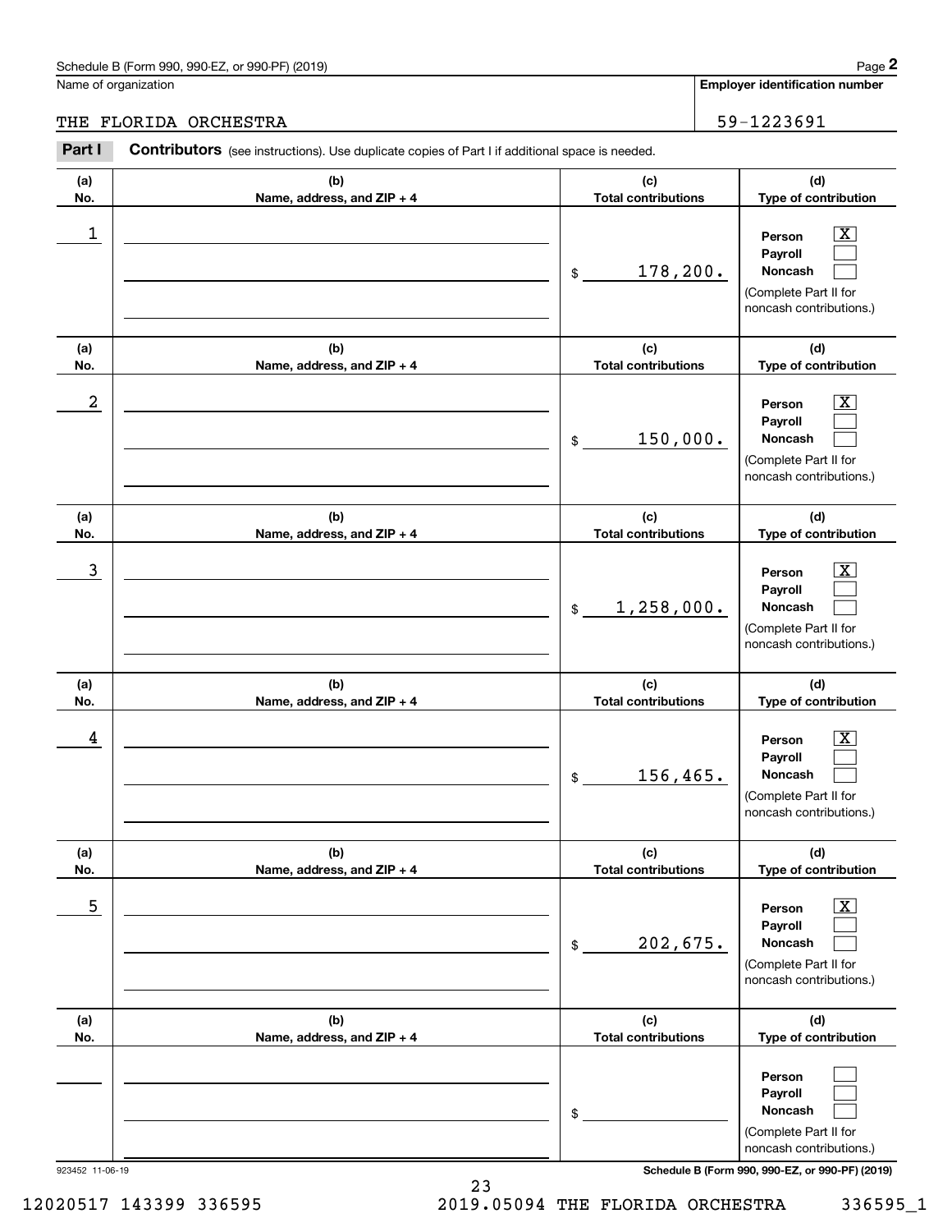Schedule B (Form 990, 990-EZ, or 990-PF) (2019)

Name of organization: THE FLORIDA ORCHESTRA

Employer identification number: 59-1223691

## Part I Contributors

(see instructions). Use duplicate copies of Part I if additional space is needed.

| (a) No. | (b) Name, address, and ZIP + 4 | (c) Total contributions | (d) Type of contribution |
|---|---|---|---|
| 1 | | $ 178,200. | Person [X] Payroll [ ] Noncash [ ] (Complete Part II for noncash contributions.) |
| 2 | | $ 150,000. | Person [X] Payroll [ ] Noncash [ ] (Complete Part II for noncash contributions.) |
| 3 | | $ 1,258,000. | Person [X] Payroll [ ] Noncash [ ] (Complete Part II for noncash contributions.) |
| 4 | | $ 156,465. | Person [X] Payroll [ ] Noncash [ ] (Complete Part II for noncash contributions.) |
| 5 | | $ 202,675. | Person [X] Payroll [ ] Noncash [ ] (Complete Part II for noncash contributions.) |
| | | $ | Person [ ] Payroll [ ] Noncash [ ] (Complete Part II for noncash contributions.) |

923452 11-06-19

Schedule B (Form 990, 990-EZ, or 990-PF) (2019)

12020517 143399 336595 2019.05094 THE FLORIDA ORCHESTRA 336595_1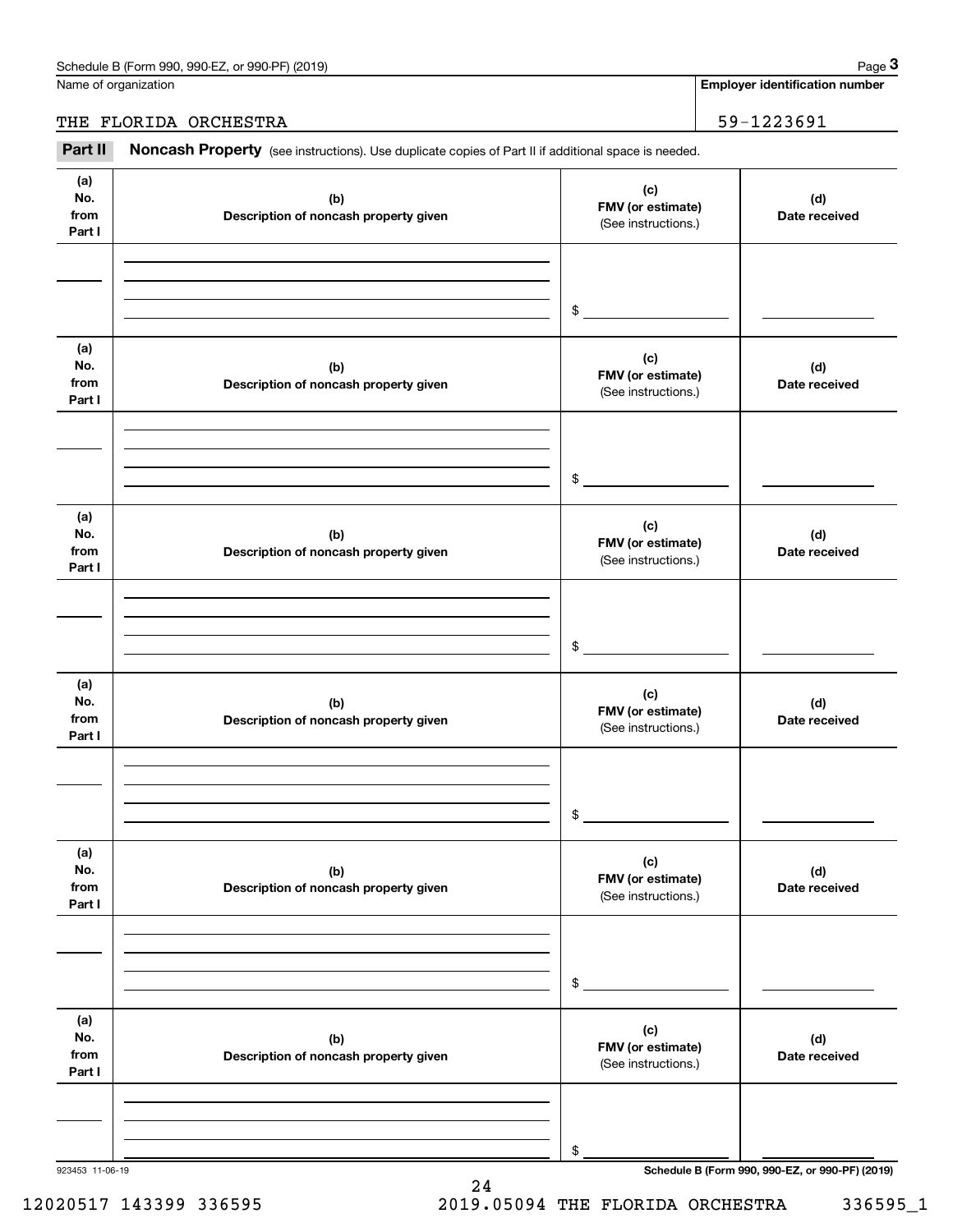Name of organization

THE FLORIDA ORCHESTRA

**Employer identification number**

59-1223691

**Part II** **Noncash Property** (see instructions). Use duplicate copies of Part II if additional space is needed.

| (a) No. from Part I | (b) Description of noncash property given | (c) FMV (or estimate) (See instructions.) | (d) Date received |
|---|---|---|---|
| | | $ | |

| (a) No. from Part I | (b) Description of noncash property given | (c) FMV (or estimate) (See instructions.) | (d) Date received |
|---|---|---|---|
| | | $ | |

| (a) No. from Part I | (b) Description of noncash property given | (c) FMV (or estimate) (See instructions.) | (d) Date received |
|---|---|---|---|
| | | $ | |

| (a) No. from Part I | (b) Description of noncash property given | (c) FMV (or estimate) (See instructions.) | (d) Date received |
|---|---|---|---|
| | | $ | |

| (a) No. from Part I | (b) Description of noncash property given | (c) FMV (or estimate) (See instructions.) | (d) Date received |
|---|---|---|---|
| | | $ | |

| (a) No. from Part I | (b) Description of noncash property given | (c) FMV (or estimate) (See instructions.) | (d) Date received |
|---|---|---|---|
| | | $ | |

923453 11-06-19

12020517 143399 336595 2019.05094 THE FLORIDA ORCHESTRA 336595_1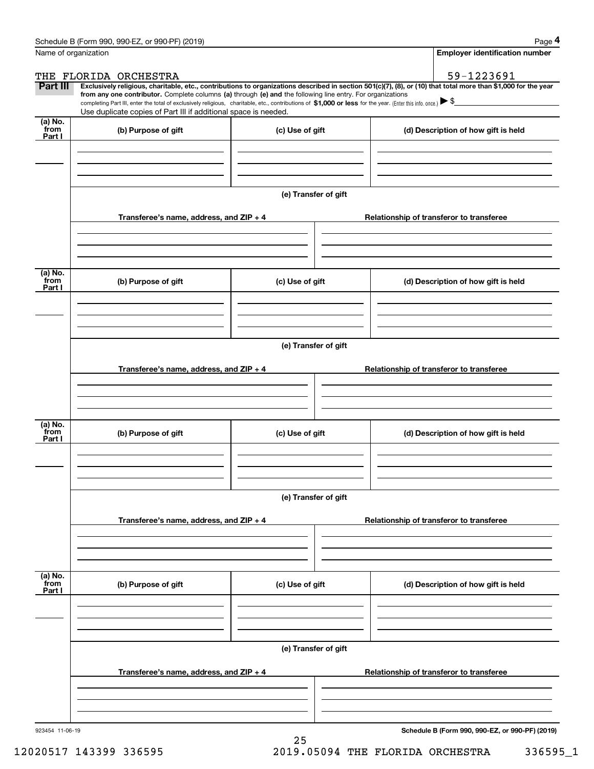Name of organization

**Employer identification number**

THE FLORIDA ORCHESTRA

59-1223691

**Part III** **Exclusively religious, charitable, etc., contributions to organizations described in section 501(c)(7), (8), or (10) that total more than $1,000 for the year from any one contributor.** Complete columns **(a)** through **(e)** and the following line entry. For organizations completing Part III, enter the total of exclusively religious, charitable, etc., contributions of **$1,000 or less** for the year. (Enter this info. once.) ▶ $

Use duplicate copies of Part III if additional space is needed.

| (a) No. from Part I | (b) Purpose of gift | (c) Use of gift | (d) Description of how gift is held |
|---|---|---|---|
| | | | |

(e) Transfer of gift

| Transferee's name, address, and ZIP + 4 | Relationship of transferor to transferee |
|---|---|
| | |

| (a) No. from Part I | (b) Purpose of gift | (c) Use of gift | (d) Description of how gift is held |
|---|---|---|---|
| | | | |

(e) Transfer of gift

| Transferee's name, address, and ZIP + 4 | Relationship of transferor to transferee |
|---|---|
| | |

| (a) No. from Part I | (b) Purpose of gift | (c) Use of gift | (d) Description of how gift is held |
|---|---|---|---|
| | | | |

(e) Transfer of gift

| Transferee's name, address, and ZIP + 4 | Relationship of transferor to transferee |
|---|---|
| | |

| (a) No. from Part I | (b) Purpose of gift | (c) Use of gift | (d) Description of how gift is held |
|---|---|---|---|
| | | | |

(e) Transfer of gift

| Transferee's name, address, and ZIP + 4 | Relationship of transferor to transferee |
|---|---|
| | |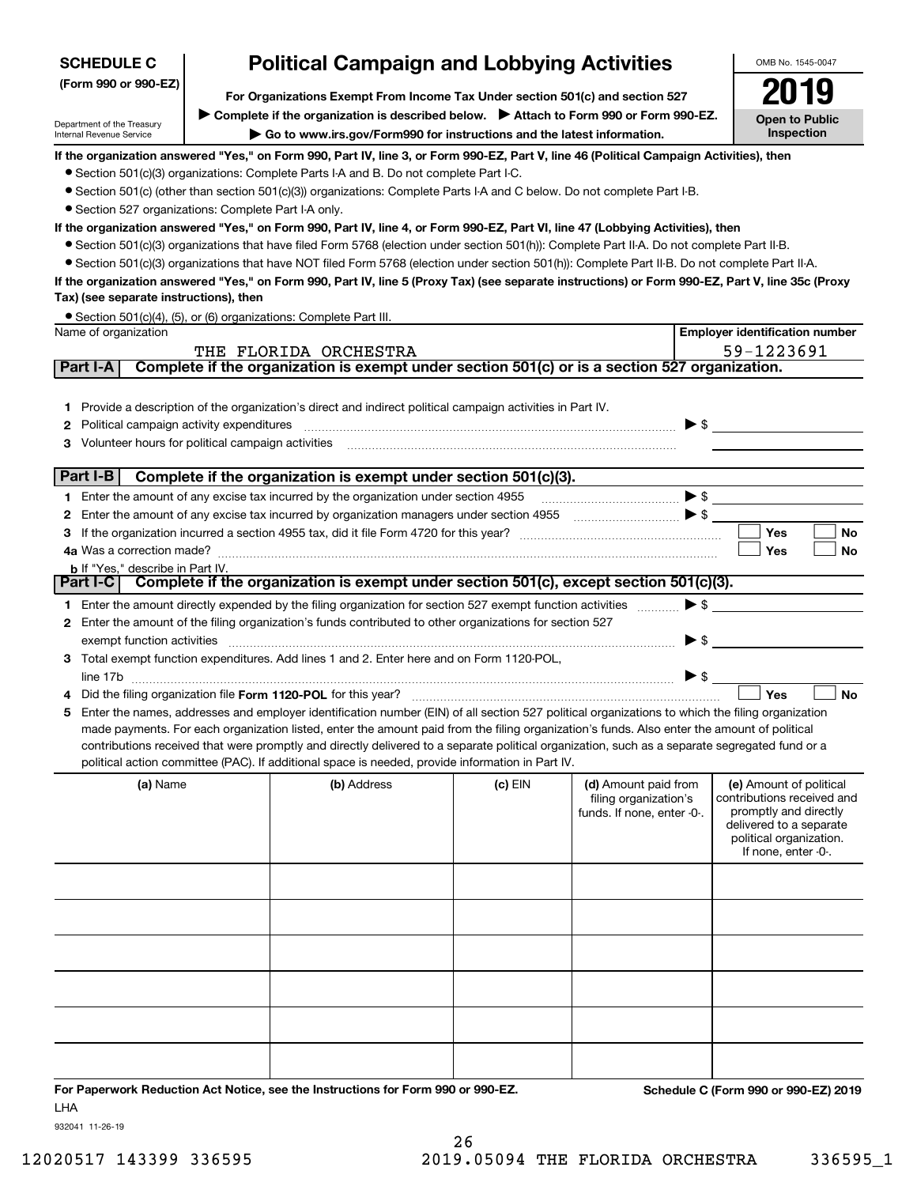**SCHEDULE C**
**(Form 990 or 990-EZ)**

Department of the Treasury
Internal Revenue Service

# Political Campaign and Lobbying Activities

**For Organizations Exempt From Income Tax Under section 501(c) and section 527**

▶ **Complete if the organization is described below.** ▶ **Attach to Form 990 or Form 990-EZ.**

▶ **Go to www.irs.gov/Form990 for instructions and the latest information.**

OMB No. 1545-0047

**2019**

**Open to Public Inspection**

**If the organization answered "Yes," on Form 990, Part IV, line 3, or Form 990-EZ, Part V, line 46 (Political Campaign Activities), then**

- Section 501(c)(3) organizations: Complete Parts I-A and B. Do not complete Part I-C.
- Section 501(c) (other than section 501(c)(3)) organizations: Complete Parts I-A and C below. Do not complete Part I-B.
- Section 527 organizations: Complete Part I-A only.

**If the organization answered "Yes," on Form 990, Part IV, line 4, or Form 990-EZ, Part VI, line 47 (Lobbying Activities), then**

- Section 501(c)(3) organizations that have filed Form 5768 (election under section 501(h)): Complete Part II-A. Do not complete Part II-B.
- Section 501(c)(3) organizations that have NOT filed Form 5768 (election under section 501(h)): Complete Part II-B. Do not complete Part II-A.

**If the organization answered "Yes," on Form 990, Part IV, line 5 (Proxy Tax) (see separate instructions) or Form 990-EZ, Part V, line 35c (Proxy Tax) (see separate instructions), then**

- Section 501(c)(4), (5), or (6) organizations: Complete Part III.

| Name of organization | Employer identification number |
|---|---|
| THE FLORIDA ORCHESTRA | 59-1223691 |

## Part I-A Complete if the organization is exempt under section 501(c) or is a section 527 organization.

1 Provide a description of the organization's direct and indirect political campaign activities in Part IV.

2 Political campaign activity expenditures ▶ $

3 Volunteer hours for political campaign activities

## Part I-B Complete if the organization is exempt under section 501(c)(3).

1 Enter the amount of any excise tax incurred by the organization under section 4955 ▶ $

2 Enter the amount of any excise tax incurred by organization managers under section 4955 ▶ $

3 If the organization incurred a section 4955 tax, did it file Form 4720 for this year? ☐ Yes ☐ No

4a Was a correction made? ☐ Yes ☐ No

b If "Yes," describe in Part IV.

## Part I-C Complete if the organization is exempt under section 501(c), except section 501(c)(3).

1 Enter the amount directly expended by the filing organization for section 527 exempt function activities ▶ $

2 Enter the amount of the filing organization's funds contributed to other organizations for section 527 exempt function activities ▶ $

3 Total exempt function expenditures. Add lines 1 and 2. Enter here and on Form 1120-POL, line 17b ▶ $

4 Did the filing organization file **Form 1120-POL** for this year? ☐ Yes ☐ No

5 Enter the names, addresses and employer identification number (EIN) of all section 527 political organizations to which the filing organization made payments. For each organization listed, enter the amount paid from the filing organization's funds. Also enter the amount of political contributions received that were promptly and directly delivered to a separate political organization, such as a separate segregated fund or a political action committee (PAC). If additional space is needed, provide information in Part IV.

| (a) Name | (b) Address | (c) EIN | (d) Amount paid from filing organization's funds. If none, enter -0-. | (e) Amount of political contributions received and promptly and directly delivered to a separate political organization. If none, enter -0-. |
|---|---|---|---|---|
| | | | | |
| | | | | |
| | | | | |
| | | | | |
| | | | | |
| | | | | |

**For Paperwork Reduction Act Notice, see the Instructions for Form 990 or 990-EZ.** LHA

**Schedule C (Form 990 or 990-EZ) 2019**

932041 11-26-19

12020517 143399 336595 2019.05094 THE FLORIDA ORCHESTRA 336595_1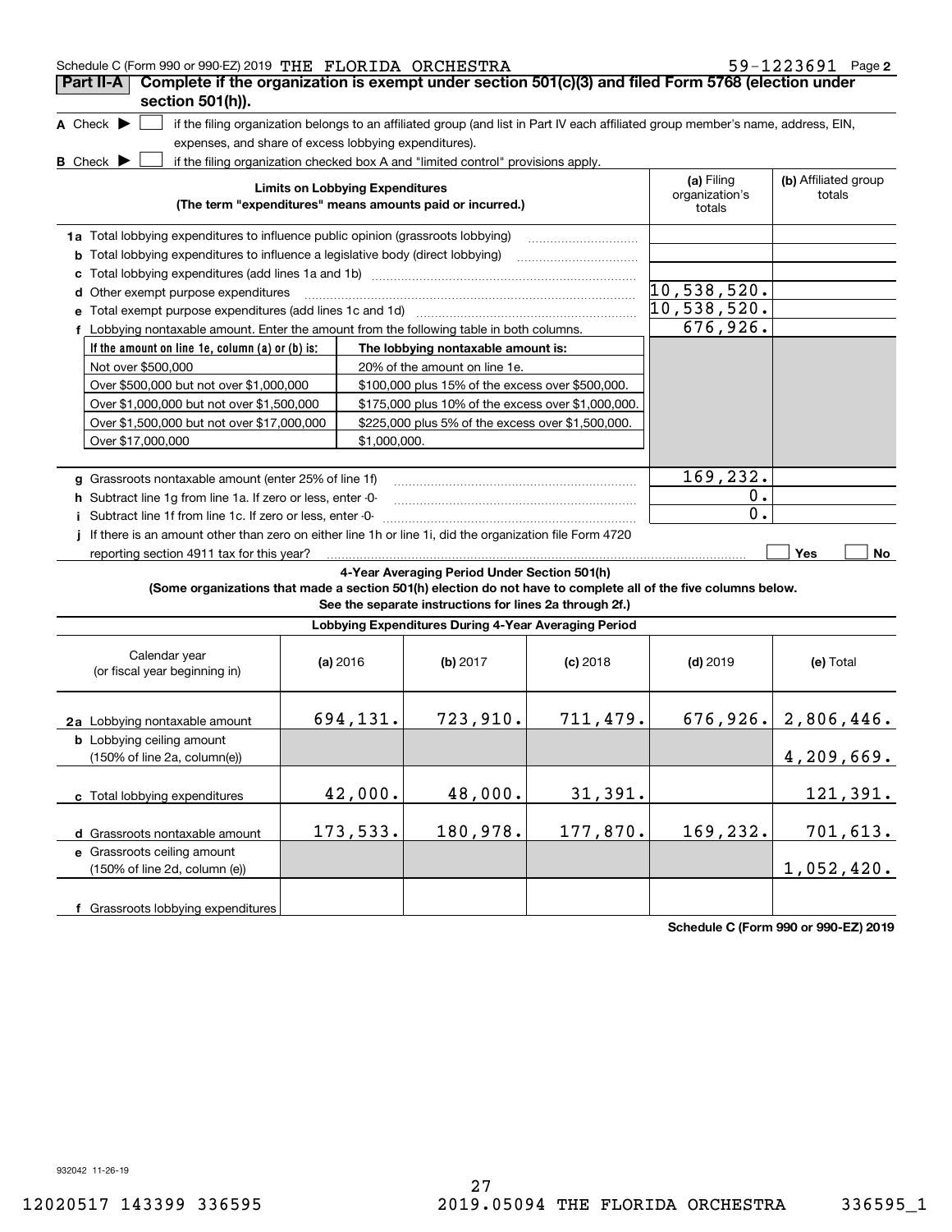Schedule C (Form 990 or 990-EZ) 2019 THE FLORIDA ORCHESTRA 59-1223691 Page **2**

## Part II-A Complete if the organization is exempt under section 501(c)(3) and filed Form 5768 (election under section 501(h)).

**A** Check ▶ ☐ if the filing organization belongs to an affiliated group (and list in Part IV each affiliated group member's name, address, EIN, expenses, and share of excess lobbying expenditures).

**B** Check ▶ ☐ if the filing organization checked box A and "limited control" provisions apply.

| Limits on Lobbying Expenditures (The term "expenditures" means amounts paid or incurred.) | (a) Filing organization's totals | (b) Affiliated group totals |
|---|---|---|
| **1a** Total lobbying expenditures to influence public opinion (grassroots lobbying) | | |
| **b** Total lobbying expenditures to influence a legislative body (direct lobbying) | | |
| **c** Total lobbying expenditures (add lines 1a and 1b) | | |
| **d** Other exempt purpose expenditures | 10,538,520. | |
| **e** Total exempt purpose expenditures (add lines 1c and 1d) | 10,538,520. | |
| **f** Lobbying nontaxable amount. Enter the amount from the following table in both columns. | 676,926. | |

| If the amount on line 1e, column (a) or (b) is: | The lobbying nontaxable amount is: |
|---|---|
| Not over $500,000 | 20% of the amount on line 1e. |
| Over $500,000 but not over $1,000,000 | $100,000 plus 15% of the excess over $500,000. |
| Over $1,000,000 but not over $1,500,000 | $175,000 plus 10% of the excess over $1,000,000. |
| Over $1,500,000 but not over $17,000,000 | $225,000 plus 5% of the excess over $1,500,000. |
| Over $17,000,000 | $1,000,000. |

| | (a) Filing organization's totals | (b) Affiliated group totals |
|---|---|---|
| **g** Grassroots nontaxable amount (enter 25% of line 1f) | 169,232. | |
| **h** Subtract line 1g from line 1a. If zero or less, enter -0- | 0. | |
| **i** Subtract line 1f from line 1c. If zero or less, enter -0- | 0. | |
| **j** If there is an amount other than zero on either line 1h or line 1i, did the organization file Form 4720 reporting section 4911 tax for this year? | ☐ Yes | ☐ No |

### 4-Year Averaging Period Under Section 501(h)

**(Some organizations that made a section 501(h) election do not have to complete all of the five columns below. See the separate instructions for lines 2a through 2f.)**

**Lobbying Expenditures During 4-Year Averaging Period**

| Calendar year (or fiscal year beginning in) | (a) 2016 | (b) 2017 | (c) 2018 | (d) 2019 | (e) Total |
|---|---|---|---|---|---|
| **2a** Lobbying nontaxable amount | 694,131. | 723,910. | 711,479. | 676,926. | 2,806,446. |
| **b** Lobbying ceiling amount (150% of line 2a, column(e)) | | | | | 4,209,669. |
| **c** Total lobbying expenditures | 42,000. | 48,000. | 31,391. | | 121,391. |
| **d** Grassroots nontaxable amount | 173,533. | 180,978. | 177,870. | 169,232. | 701,613. |
| **e** Grassroots ceiling amount (150% of line 2d, column (e)) | | | | | 1,052,420. |
| **f** Grassroots lobbying expenditures | | | | | |

**Schedule C (Form 990 or 990-EZ) 2019**

932042 11-26-19

12020517 143399 336595 2019.05094 THE FLORIDA ORCHESTRA 336595_1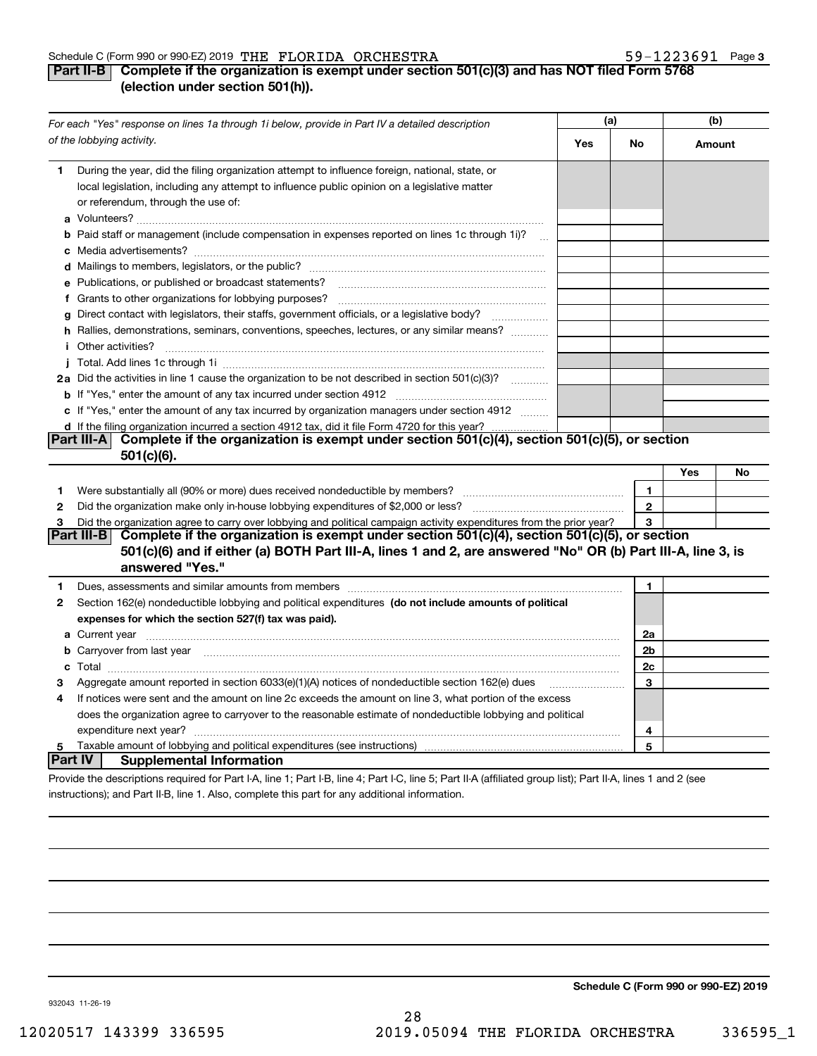Schedule C (Form 990 or 990-EZ) 2019 THE FLORIDA ORCHESTRA 59-1223691

## Part II-B Complete if the organization is exempt under section 501(c)(3) and has NOT filed Form 5768 (election under section 501(h)).

| *For each "Yes" response on lines 1a through 1i below, provide in Part IV a detailed description of the lobbying activity.* | (a) Yes | (a) No | (b) Amount |
|---|---|---|---|
| **1** During the year, did the filing organization attempt to influence foreign, national, state, or local legislation, including any attempt to influence public opinion on a legislative matter or referendum, through the use of: | | | |
| **a** Volunteers? | | | |
| **b** Paid staff or management (include compensation in expenses reported on lines 1c through 1i)? | | | |
| **c** Media advertisements? | | | |
| **d** Mailings to members, legislators, or the public? | | | |
| **e** Publications, or published or broadcast statements? | | | |
| **f** Grants to other organizations for lobbying purposes? | | | |
| **g** Direct contact with legislators, their staffs, government officials, or a legislative body? | | | |
| **h** Rallies, demonstrations, seminars, conventions, speeches, lectures, or any similar means? | | | |
| **i** Other activities? | | | |
| **j** Total. Add lines 1c through 1i | | | |
| **2a** Did the activities in line 1 cause the organization to be not described in section 501(c)(3)? | | | |
| **b** If "Yes," enter the amount of any tax incurred under section 4912 | | | |
| **c** If "Yes," enter the amount of any tax incurred by organization managers under section 4912 | | | |
| **d** If the filing organization incurred a section 4912 tax, did it file Form 4720 for this year? | | | |

## Part III-A Complete if the organization is exempt under section 501(c)(4), section 501(c)(5), or section 501(c)(6).

| | | | Yes | No |
|---|---|---|---|---|
| **1** | Were substantially all (90% or more) dues received nondeductible by members? | 1 | | |
| **2** | Did the organization make only in-house lobbying expenditures of $2,000 or less? | 2 | | |
| **3** | Did the organization agree to carry over lobbying and political campaign activity expenditures from the prior year? | 3 | | |

## Part III-B Complete if the organization is exempt under section 501(c)(4), section 501(c)(5), or section 501(c)(6) and if either (a) BOTH Part III-A, lines 1 and 2, are answered "No" OR (b) Part III-A, line 3, is answered "Yes."

| | | | |
|---|---|---|---|
| **1** | Dues, assessments and similar amounts from members | 1 | |
| **2** | Section 162(e) nondeductible lobbying and political expenditures **(do not include amounts of political expenses for which the section 527(f) tax was paid).** | | |
| **a** | Current year | 2a | |
| **b** | Carryover from last year | 2b | |
| **c** | Total | 2c | |
| **3** | Aggregate amount reported in section 6033(e)(1)(A) notices of nondeductible section 162(e) dues | 3 | |
| **4** | If notices were sent and the amount on line 2c exceeds the amount on line 3, what portion of the excess does the organization agree to carryover to the reasonable estimate of nondeductible lobbying and political expenditure next year? | 4 | |
| **5** | Taxable amount of lobbying and political expenditures (see instructions) | 5 | |

## Part IV Supplemental Information

Provide the descriptions required for Part I-A, line 1; Part I-B, line 4; Part I-C, line 5; Part II-A (affiliated group list); Part II-A, lines 1 and 2 (see instructions); and Part II-B, line 1. Also, complete this part for any additional information.

**Schedule C (Form 990 or 990-EZ) 2019**

932043 11-26-19

12020517 143399 336595 2019.05094 THE FLORIDA ORCHESTRA 336595_1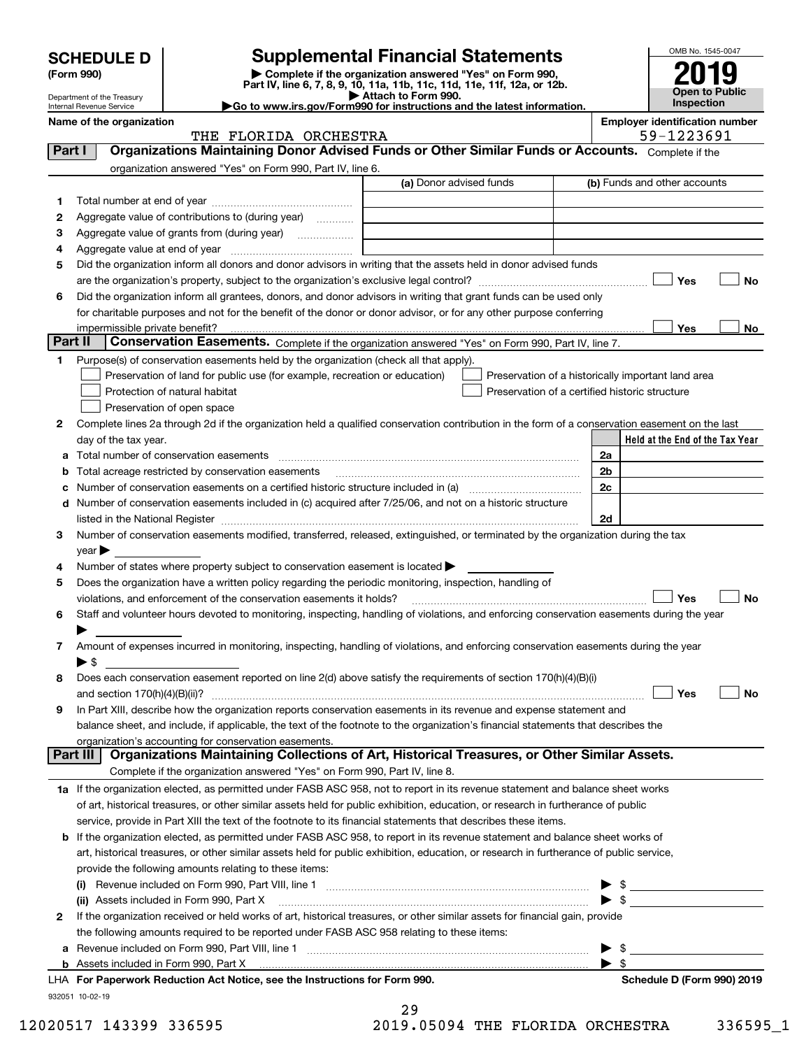# SCHEDULE D (Form 990)

Department of the Treasury
Internal Revenue Service

# Supplemental Financial Statements

▶ Complete if the organization answered "Yes" on Form 990, Part IV, line 6, 7, 8, 9, 10, 11a, 11b, 11c, 11d, 11e, 11f, 12a, or 12b.
▶ Attach to Form 990.
▶Go to www.irs.gov/Form990 for instructions and the latest information.

OMB No. 1545-0047
**2019**
**Open to Public Inspection**

**Name of the organization:** THE FLORIDA ORCHESTRA
**Employer identification number:** 59-1223691

## Part I Organizations Maintaining Donor Advised Funds or Other Similar Funds or Accounts.
Complete if the organization answered "Yes" on Form 990, Part IV, line 6.

| | | (a) Donor advised funds | (b) Funds and other accounts |
|---|---|---|---|
| 1 | Total number at end of year | | |
| 2 | Aggregate value of contributions to (during year) | | |
| 3 | Aggregate value of grants from (during year) | | |
| 4 | Aggregate value at end of year | | |

5 Did the organization inform all donors and donor advisors in writing that the assets held in donor advised funds are the organization's property, subject to the organization's exclusive legal control? ☐ Yes ☐ No

6 Did the organization inform all grantees, donors, and donor advisors in writing that grant funds can be used only for charitable purposes and not for the benefit of the donor or donor advisor, or for any other purpose conferring impermissible private benefit? ☐ Yes ☐ No

## Part II Conservation Easements.
Complete if the organization answered "Yes" on Form 990, Part IV, line 7.

1 Purpose(s) of conservation easements held by the organization (check all that apply).
- ☐ Preservation of land for public use (for example, recreation or education)
- ☐ Protection of natural habitat
- ☐ Preservation of open space
- ☐ Preservation of a historically important land area
- ☐ Preservation of a certified historic structure

2 Complete lines 2a through 2d if the organization held a qualified conservation contribution in the form of a conservation easement on the last day of the tax year.

| | | | Held at the End of the Tax Year |
|---|---|---|---|
| a | Total number of conservation easements | 2a | |
| b | Total acreage restricted by conservation easements | 2b | |
| c | Number of conservation easements on a certified historic structure included in (a) | 2c | |
| d | Number of conservation easements included in (c) acquired after 7/25/06, and not on a historic structure listed in the National Register | 2d | |

3 Number of conservation easements modified, transferred, released, extinguished, or terminated by the organization during the tax year ▶

4 Number of states where property subject to conservation easement is located ▶

5 Does the organization have a written policy regarding the periodic monitoring, inspection, handling of violations, and enforcement of the conservation easements it holds? ☐ Yes ☐ No

6 Staff and volunteer hours devoted to monitoring, inspecting, handling of violations, and enforcing conservation easements during the year ▶

7 Amount of expenses incurred in monitoring, inspecting, handling of violations, and enforcing conservation easements during the year ▶ $

8 Does each conservation easement reported on line 2(d) above satisfy the requirements of section 170(h)(4)(B)(i) and section 170(h)(4)(B)(ii)? ☐ Yes ☐ No

9 In Part XIII, describe how the organization reports conservation easements in its revenue and expense statement and balance sheet, and include, if applicable, the text of the footnote to the organization's financial statements that describes the organization's accounting for conservation easements.

## Part III Organizations Maintaining Collections of Art, Historical Treasures, or Other Similar Assets.
Complete if the organization answered "Yes" on Form 990, Part IV, line 8.

1a If the organization elected, as permitted under FASB ASC 958, not to report in its revenue statement and balance sheet works of art, historical treasures, or other similar assets held for public exhibition, education, or research in furtherance of public service, provide in Part XIII the text of the footnote to its financial statements that describes these items.

b If the organization elected, as permitted under FASB ASC 958, to report in its revenue statement and balance sheet works of art, historical treasures, or other similar assets held for public exhibition, education, or research in furtherance of public service, provide the following amounts relating to these items:

(i) Revenue included on Form 990, Part VIII, line 1 ▶ $

(ii) Assets included in Form 990, Part X ▶ $

2 If the organization received or held works of art, historical treasures, or other similar assets for financial gain, provide the following amounts required to be reported under FASB ASC 958 relating to these items:

a Revenue included on Form 990, Part VIII, line 1 ▶ $

b Assets included in Form 990, Part X ▶ $

LHA For Paperwork Reduction Act Notice, see the Instructions for Form 990. Schedule D (Form 990) 2019

932051 10-02-19

12020517 143399 336595 2019.05094 THE FLORIDA ORCHESTRA 336595_1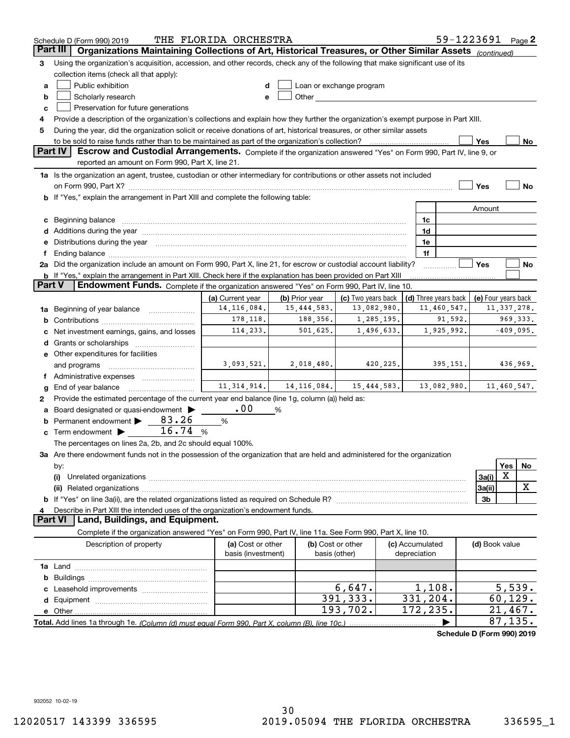Schedule D (Form 990) 2019 THE FLORIDA ORCHESTRA 59-1223691 Page 2

## Part III Organizations Maintaining Collections of Art, Historical Treasures, or Other Similar Assets *(continued)*

3 Using the organization's acquisition, accession, and other records, check any of the following that make significant use of its collection items (check all that apply):

- a ☐ Public exhibition
- b ☐ Scholarly research
- c ☐ Preservation for future generations
- d ☐ Loan or exchange program
- e ☐ Other

4 Provide a description of the organization's collections and explain how they further the organization's exempt purpose in Part XIII.

5 During the year, did the organization solicit or receive donations of art, historical treasures, or other similar assets to be sold to raise funds rather than to be maintained as part of the organization's collection? ☐ Yes ☐ No

## Part IV Escrow and Custodial Arrangements.

Complete if the organization answered "Yes" on Form 990, Part IV, line 9, or reported an amount on Form 990, Part X, line 21.

1a Is the organization an agent, trustee, custodian or other intermediary for contributions or other assets not included on Form 990, Part X? ☐ Yes ☐ No

b If "Yes," explain the arrangement in Part XIII and complete the following table:

| | | Amount |
|---|---|---|
| c Beginning balance | 1c | |
| d Additions during the year | 1d | |
| e Distributions during the year | 1e | |
| f Ending balance | 1f | |

2a Did the organization include an amount on Form 990, Part X, line 21, for escrow or custodial account liability? ☐ Yes ☐ No

b If "Yes," explain the arrangement in Part XIII. Check here if the explanation has been provided on Part XIII ☐

## Part V Endowment Funds.

Complete if the organization answered "Yes" on Form 990, Part IV, line 10.

| | (a) Current year | (b) Prior year | (c) Two years back | (d) Three years back | (e) Four years back |
|---|---|---|---|---|---|
| 1a Beginning of year balance | 14,116,084. | 15,444,583. | 13,082,980. | 11,460,547. | 11,337,278. |
| b Contributions | 178,118. | 188,356. | 1,285,195. | 91,592. | 969,333. |
| c Net investment earnings, gains, and losses | 114,233. | 501,625. | 1,496,633. | 1,925,992. | -409,095. |
| d Grants or scholarships | | | | | |
| e Other expenditures for facilities and programs | 3,093,521. | 2,018,480. | 420,225. | 395,151. | 436,969. |
| f Administrative expenses | | | | | |
| g End of year balance | 11,314,914. | 14,116,084. | 15,444,583. | 13,082,980. | 11,460,547. |

2 Provide the estimated percentage of the current year end balance (line 1g, column (a)) held as:

- a Board designated or quasi-endowment ▶ .00 %
- b Permanent endowment ▶ 83.26 %
- c Term endowment ▶ 16.74 %

The percentages on lines 2a, 2b, and 2c should equal 100%.

3a Are there endowment funds not in the possession of the organization that are held and administered for the organization by:

| | | Yes | No |
|---|---|---|---|
| (i) Unrelated organizations | 3a(i) | X | |
| (ii) Related organizations | 3a(ii) | | X |
| b If "Yes" on line 3a(ii), are the related organizations listed as required on Schedule R? | 3b | | |

4 Describe in Part XIII the intended uses of the organization's endowment funds.

## Part VI Land, Buildings, and Equipment.

Complete if the organization answered "Yes" on Form 990, Part IV, line 11a. See Form 990, Part X, line 10.

| Description of property | (a) Cost or other basis (investment) | (b) Cost or other basis (other) | (c) Accumulated depreciation | (d) Book value |
|---|---|---|---|---|
| 1a Land | | | | |
| b Buildings | | | | |
| c Leasehold improvements | | 6,647. | 1,108. | 5,539. |
| d Equipment | | 391,333. | 331,204. | 60,129. |
| e Other | | 193,702. | 172,235. | 21,467. |
| **Total.** Add lines 1a through 1e. *(Column (d) must equal Form 990, Part X, column (B), line 10c.)* | | | ▶ | 87,135. |

**Schedule D (Form 990) 2019**

932052 10-02-19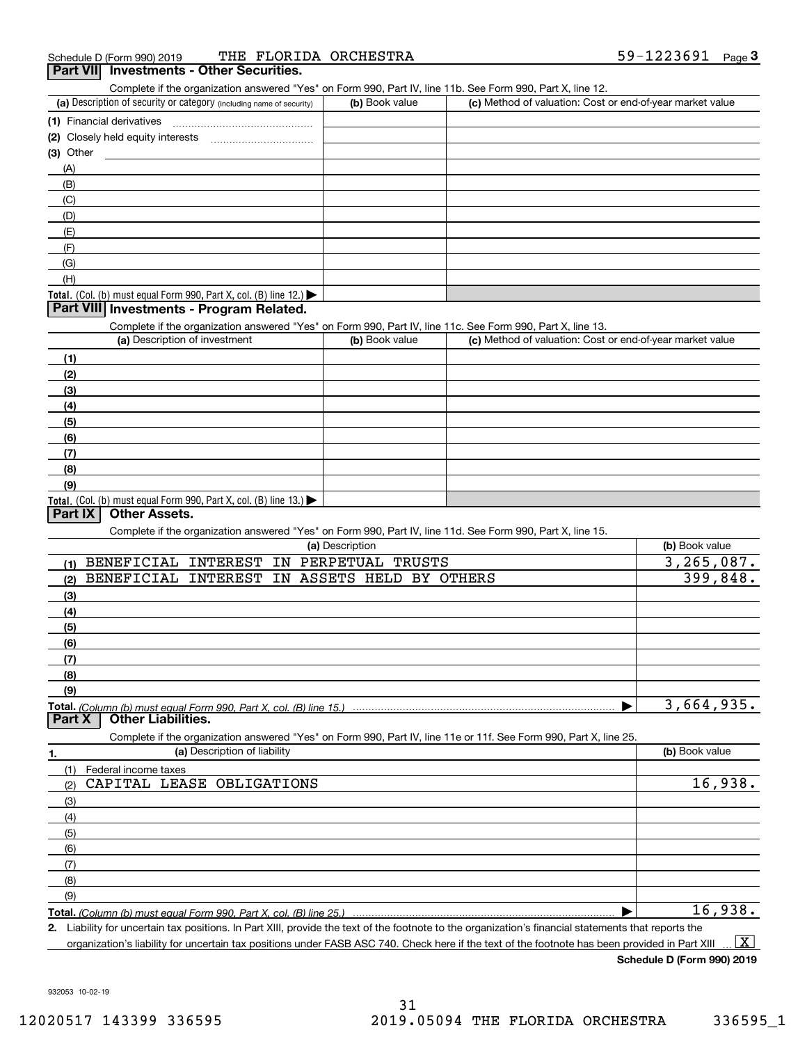Schedule D (Form 990) 2019 THE FLORIDA ORCHESTRA 59-1223691 Page 3

## Part VII Investments - Other Securities.

Complete if the organization answered "Yes" on Form 990, Part IV, line 11b. See Form 990, Part X, line 12.

| (a) Description of security or category (including name of security) | (b) Book value | (c) Method of valuation: Cost or end-of-year market value |
|---|---|---|
| (1) Financial derivatives | | |
| (2) Closely held equity interests | | |
| (3) Other | | |
| (A) | | |
| (B) | | |
| (C) | | |
| (D) | | |
| (E) | | |
| (F) | | |
| (G) | | |
| (H) | | |
| **Total.** (Col. (b) must equal Form 990, Part X, col. (B) line 12.) ▶ | | |

## Part VIII Investments - Program Related.

Complete if the organization answered "Yes" on Form 990, Part IV, line 11c. See Form 990, Part X, line 13.

| (a) Description of investment | (b) Book value | (c) Method of valuation: Cost or end-of-year market value |
|---|---|---|
| (1) | | |
| (2) | | |
| (3) | | |
| (4) | | |
| (5) | | |
| (6) | | |
| (7) | | |
| (8) | | |
| (9) | | |
| **Total.** (Col. (b) must equal Form 990, Part X, col. (B) line 13.) ▶ | | |

## Part IX Other Assets.

Complete if the organization answered "Yes" on Form 990, Part IV, line 11d. See Form 990, Part X, line 15.

| (a) Description | (b) Book value |
|---|---|
| (1) BENEFICIAL INTEREST IN PERPETUAL TRUSTS | 3,265,087. |
| (2) BENEFICIAL INTEREST IN ASSETS HELD BY OTHERS | 399,848. |
| (3) | |
| (4) | |
| (5) | |
| (6) | |
| (7) | |
| (8) | |
| (9) | |
| **Total.** *(Column (b) must equal Form 990, Part X, col. (B) line 15.)* ▶ | 3,664,935. |

## Part X Other Liabilities.

Complete if the organization answered "Yes" on Form 990, Part IV, line 11e or 11f. See Form 990, Part X, line 25.

| 1. (a) Description of liability | (b) Book value |
|---|---|
| (1) Federal income taxes | |
| (2) CAPITAL LEASE OBLIGATIONS | 16,938. |
| (3) | |
| (4) | |
| (5) | |
| (6) | |
| (7) | |
| (8) | |
| (9) | |
| **Total.** *(Column (b) must equal Form 990, Part X, col. (B) line 25.)* ▶ | 16,938. |

**2.** Liability for uncertain tax positions. In Part XIII, provide the text of the footnote to the organization's financial statements that reports the organization's liability for uncertain tax positions under FASB ASC 740. Check here if the text of the footnote has been provided in Part XIII ... [X]

**Schedule D (Form 990) 2019**

932053 10-02-19

12020517 143399 336595 2019.05094 THE FLORIDA ORCHESTRA 336595_1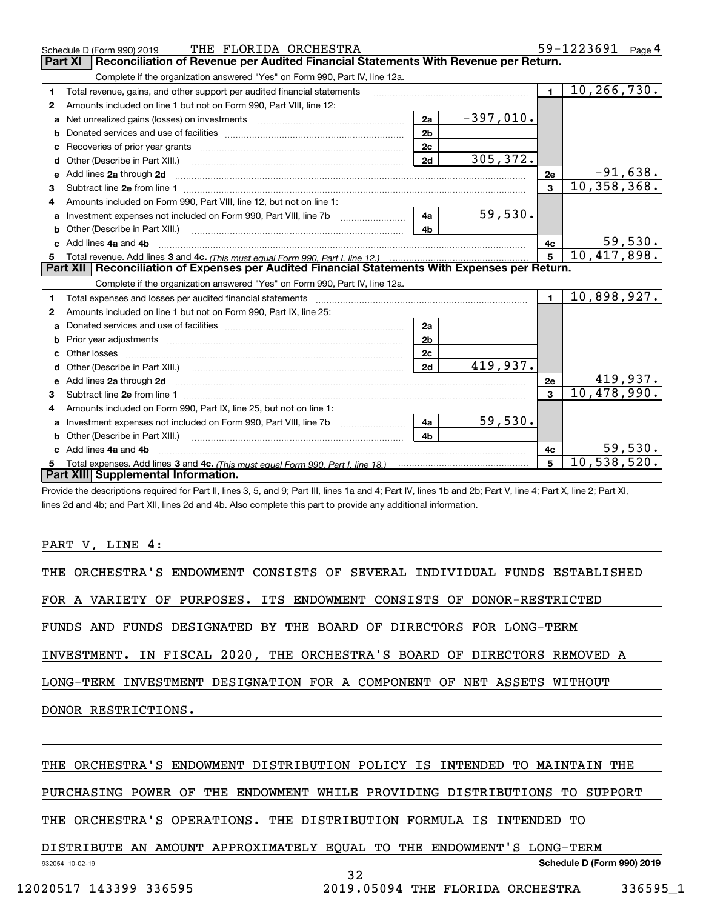Schedule D (Form 990) 2019 THE FLORIDA ORCHESTRA 59-1223691 Page 4

**Part XI | Reconciliation of Revenue per Audited Financial Statements With Revenue per Return.**

Complete if the organization answered "Yes" on Form 990, Part IV, line 12a.

| | | | | | |
|---|---|---|---|---|---|
| 1 | Total revenue, gains, and other support per audited financial statements | | | 1 | 10,266,730. |
| 2 | Amounts included on line 1 but not on Form 990, Part VIII, line 12: | | | | |
| a | Net unrealized gains (losses) on investments | 2a | -397,010. | | |
| b | Donated services and use of facilities | 2b | | | |
| c | Recoveries of prior year grants | 2c | | | |
| d | Other (Describe in Part XIII.) | 2d | 305,372. | | |
| e | Add lines 2a through 2d | | | 2e | -91,638. |
| 3 | Subtract line 2e from line 1 | | | 3 | 10,358,368. |
| 4 | Amounts included on Form 990, Part VIII, line 12, but not on line 1: | | | | |
| a | Investment expenses not included on Form 990, Part VIII, line 7b | 4a | 59,530. | | |
| b | Other (Describe in Part XIII.) | 4b | | | |
| c | Add lines 4a and 4b | | | 4c | 59,530. |
| 5 | Total revenue. Add lines 3 and 4c. *(This must equal Form 990, Part I, line 12.)* | | | 5 | 10,417,898. |

**Part XII | Reconciliation of Expenses per Audited Financial Statements With Expenses per Return.**

Complete if the organization answered "Yes" on Form 990, Part IV, line 12a.

| | | | | | |
|---|---|---|---|---|---|
| 1 | Total expenses and losses per audited financial statements | | | 1 | 10,898,927. |
| 2 | Amounts included on line 1 but not on Form 990, Part IX, line 25: | | | | |
| a | Donated services and use of facilities | 2a | | | |
| b | Prior year adjustments | 2b | | | |
| c | Other losses | 2c | | | |
| d | Other (Describe in Part XIII.) | 2d | 419,937. | | |
| e | Add lines 2a through 2d | | | 2e | 419,937. |
| 3 | Subtract line 2e from line 1 | | | 3 | 10,478,990. |
| 4 | Amounts included on Form 990, Part IX, line 25, but not on line 1: | | | | |
| a | Investment expenses not included on Form 990, Part VIII, line 7b | 4a | 59,530. | | |
| b | Other (Describe in Part XIII.) | 4b | | | |
| c | Add lines 4a and 4b | | | 4c | 59,530. |
| 5 | Total expenses. Add lines 3 and 4c. *(This must equal Form 990, Part I, line 18.)* | | | 5 | 10,538,520. |

**Part XIII | Supplemental Information.**

Provide the descriptions required for Part II, lines 3, 5, and 9; Part III, lines 1a and 4; Part IV, lines 1b and 2b; Part V, line 4; Part X, line 2; Part XI, lines 2d and 4b; and Part XII, lines 2d and 4b. Also complete this part to provide any additional information.

PART V, LINE 4:

THE ORCHESTRA'S ENDOWMENT CONSISTS OF SEVERAL INDIVIDUAL FUNDS ESTABLISHED FOR A VARIETY OF PURPOSES. ITS ENDOWMENT CONSISTS OF DONOR-RESTRICTED FUNDS AND FUNDS DESIGNATED BY THE BOARD OF DIRECTORS FOR LONG-TERM INVESTMENT. IN FISCAL 2020, THE ORCHESTRA'S BOARD OF DIRECTORS REMOVED A LONG-TERM INVESTMENT DESIGNATION FOR A COMPONENT OF NET ASSETS WITHOUT DONOR RESTRICTIONS.

THE ORCHESTRA'S ENDOWMENT DISTRIBUTION POLICY IS INTENDED TO MAINTAIN THE PURCHASING POWER OF THE ENDOWMENT WHILE PROVIDING DISTRIBUTIONS TO SUPPORT THE ORCHESTRA'S OPERATIONS. THE DISTRIBUTION FORMULA IS INTENDED TO DISTRIBUTE AN AMOUNT APPROXIMATELY EQUAL TO THE ENDOWMENT'S LONG-TERM

932054 10-02-19 **Schedule D (Form 990) 2019**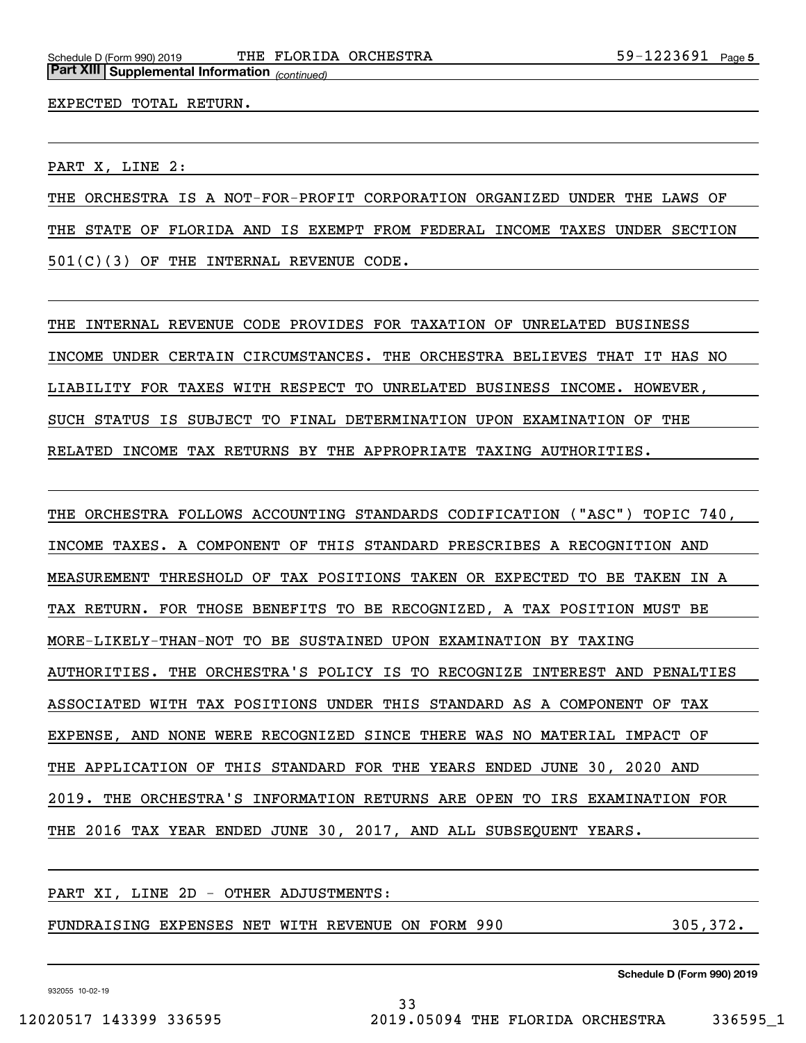**Part XIII | Supplemental Information** *(continued)*

EXPECTED TOTAL RETURN.

PART X, LINE 2:

THE ORCHESTRA IS A NOT-FOR-PROFIT CORPORATION ORGANIZED UNDER THE LAWS OF THE STATE OF FLORIDA AND IS EXEMPT FROM FEDERAL INCOME TAXES UNDER SECTION 501(C)(3) OF THE INTERNAL REVENUE CODE.

THE INTERNAL REVENUE CODE PROVIDES FOR TAXATION OF UNRELATED BUSINESS INCOME UNDER CERTAIN CIRCUMSTANCES. THE ORCHESTRA BELIEVES THAT IT HAS NO LIABILITY FOR TAXES WITH RESPECT TO UNRELATED BUSINESS INCOME. HOWEVER, SUCH STATUS IS SUBJECT TO FINAL DETERMINATION UPON EXAMINATION OF THE RELATED INCOME TAX RETURNS BY THE APPROPRIATE TAXING AUTHORITIES.

THE ORCHESTRA FOLLOWS ACCOUNTING STANDARDS CODIFICATION ("ASC") TOPIC 740, INCOME TAXES. A COMPONENT OF THIS STANDARD PRESCRIBES A RECOGNITION AND MEASUREMENT THRESHOLD OF TAX POSITIONS TAKEN OR EXPECTED TO BE TAKEN IN A TAX RETURN. FOR THOSE BENEFITS TO BE RECOGNIZED, A TAX POSITION MUST BE MORE-LIKELY-THAN-NOT TO BE SUSTAINED UPON EXAMINATION BY TAXING AUTHORITIES. THE ORCHESTRA'S POLICY IS TO RECOGNIZE INTEREST AND PENALTIES ASSOCIATED WITH TAX POSITIONS UNDER THIS STANDARD AS A COMPONENT OF TAX EXPENSE, AND NONE WERE RECOGNIZED SINCE THERE WAS NO MATERIAL IMPACT OF THE APPLICATION OF THIS STANDARD FOR THE YEARS ENDED JUNE 30, 2020 AND 2019. THE ORCHESTRA'S INFORMATION RETURNS ARE OPEN TO IRS EXAMINATION FOR THE 2016 TAX YEAR ENDED JUNE 30, 2017, AND ALL SUBSEQUENT YEARS.

PART XI, LINE 2D - OTHER ADJUSTMENTS:

| | |
|---|---|
| FUNDRAISING EXPENSES NET WITH REVENUE ON FORM 990 | 305,372. |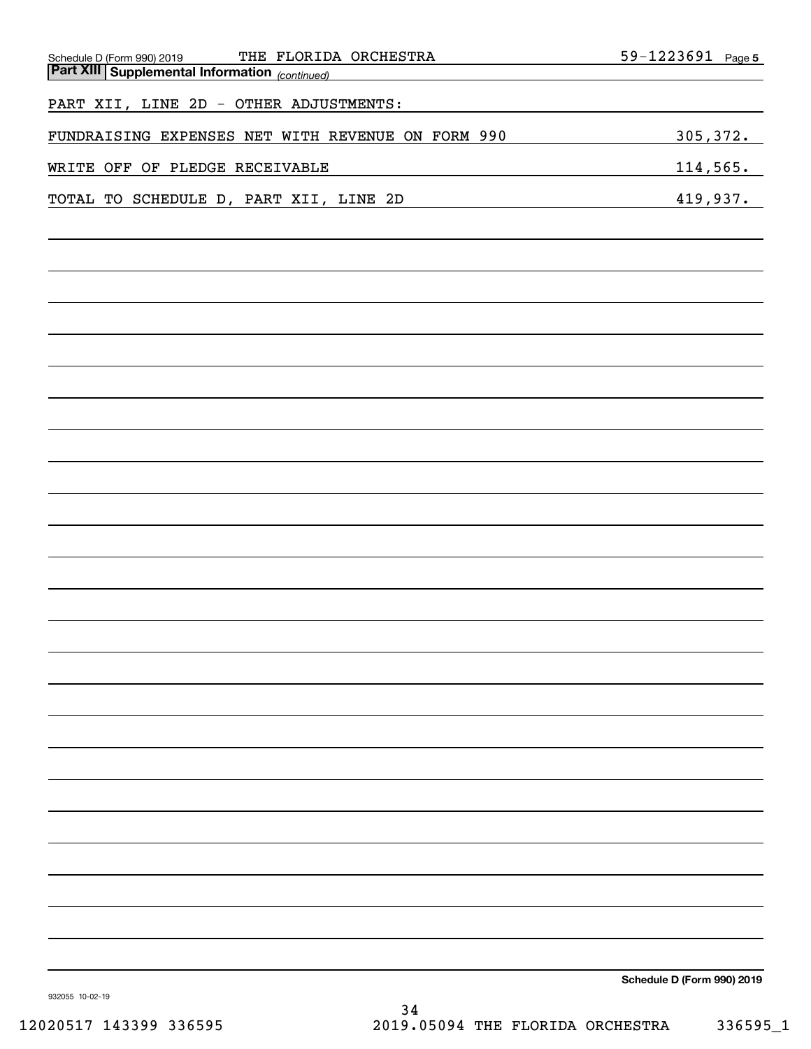Schedule D (Form 990) 2019 THE FLORIDA ORCHESTRA 59-1223691 Page 5

**Part XIII Supplemental Information** *(continued)*

PART XII, LINE 2D - OTHER ADJUSTMENTS:

| | |
|---|---|
| FUNDRAISING EXPENSES NET WITH REVENUE ON FORM 990 | 305,372. |
| WRITE OFF OF PLEDGE RECEIVABLE | 114,565. |
| TOTAL TO SCHEDULE D, PART XII, LINE 2D | 419,937. |

**Schedule D (Form 990) 2019**

932055 10-02-19

12020517 143399 336595 2019.05094 THE FLORIDA ORCHESTRA 336595_1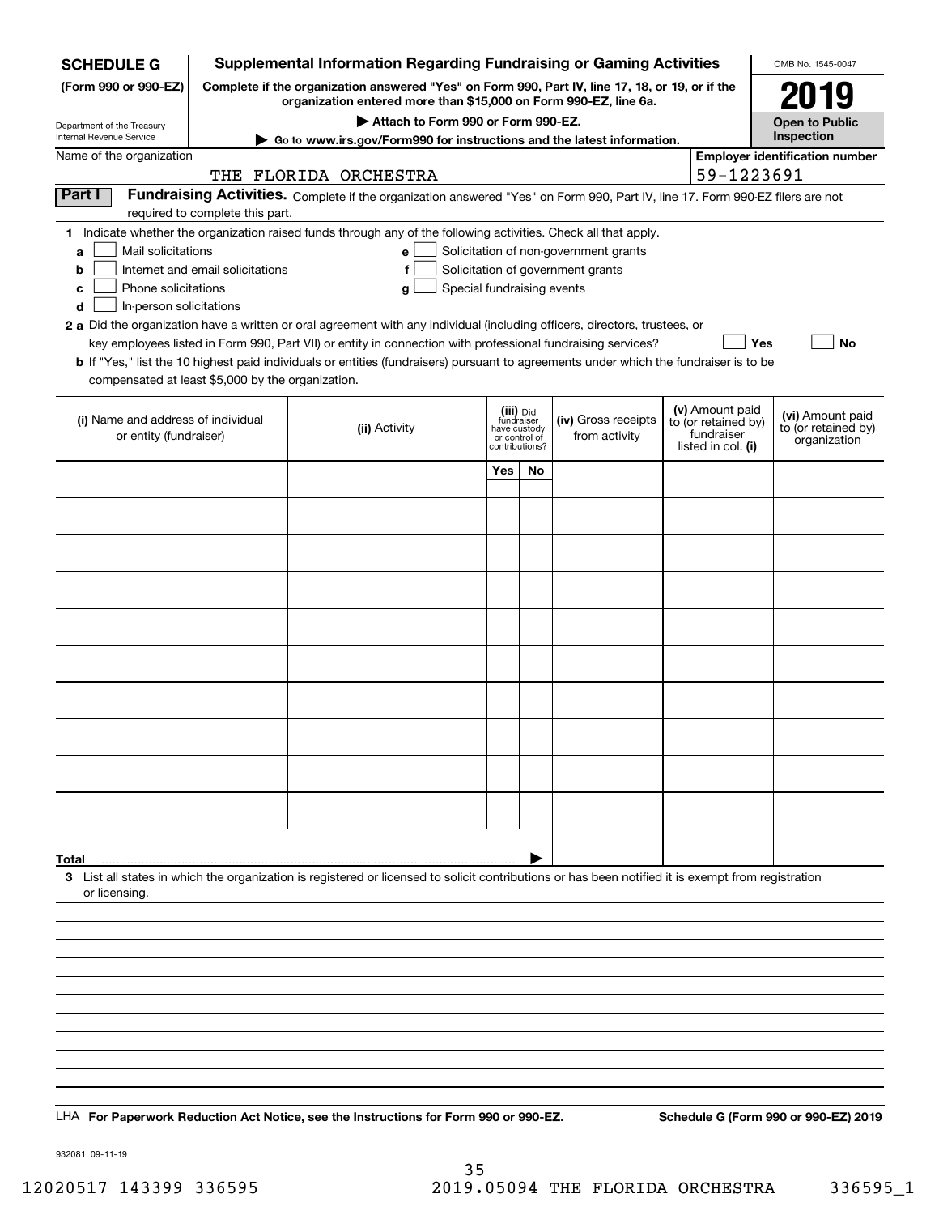**SCHEDULE G**
**(Form 990 or 990-EZ)**

Department of the Treasury
Internal Revenue Service

# Supplemental Information Regarding Fundraising or Gaming Activities

**Complete if the organization answered "Yes" on Form 990, Part IV, line 17, 18, or 19, or if the organization entered more than $15,000 on Form 990-EZ, line 6a.**

**▶ Attach to Form 990 or Form 990-EZ.**

**▶ Go to www.irs.gov/Form990 for instructions and the latest information.**

OMB No. 1545-0047

**2019**

**Open to Public Inspection**

Name of the organization: THE FLORIDA ORCHESTRA

Employer identification number: 59-1223691

## Part I Fundraising Activities.

Complete if the organization answered "Yes" on Form 990, Part IV, line 17. Form 990-EZ filers are not required to complete this part.

**1** Indicate whether the organization raised funds through any of the following activities. Check all that apply.

- **a** ☐ Mail solicitations
- **b** ☐ Internet and email solicitations
- **c** ☐ Phone solicitations
- **d** ☐ In-person solicitations
- **e** ☐ Solicitation of non-government grants
- **f** ☐ Solicitation of government grants
- **g** ☐ Special fundraising events

**2 a** Did the organization have a written or oral agreement with any individual (including officers, directors, trustees, or key employees listed in Form 990, Part VII) or entity in connection with professional fundraising services? ☐ Yes ☐ No

**b** If "Yes," list the 10 highest paid individuals or entities (fundraisers) pursuant to agreements under which the fundraiser is to be compensated at least $5,000 by the organization.

| (i) Name and address of individual or entity (fundraiser) | (ii) Activity | (iii) Did fundraiser have custody or control of contributions? Yes | No | (iv) Gross receipts from activity | (v) Amount paid to (or retained by) fundraiser listed in col. (i) | (vi) Amount paid to (or retained by) organization |
|---|---|---|---|---|---|---|
| | | | | | | |
| | | | | | | |
| | | | | | | |
| | | | | | | |
| | | | | | | |
| | | | | | | |
| | | | | | | |
| | | | | | | |
| | | | | | | |
| | | | | | | |
| **Total** ▶ | | | | | | |

**3** List all states in which the organization is registered or licensed to solicit contributions or has been notified it is exempt from registration or licensing.

LHA **For Paperwork Reduction Act Notice, see the Instructions for Form 990 or 990-EZ.** **Schedule G (Form 990 or 990-EZ) 2019**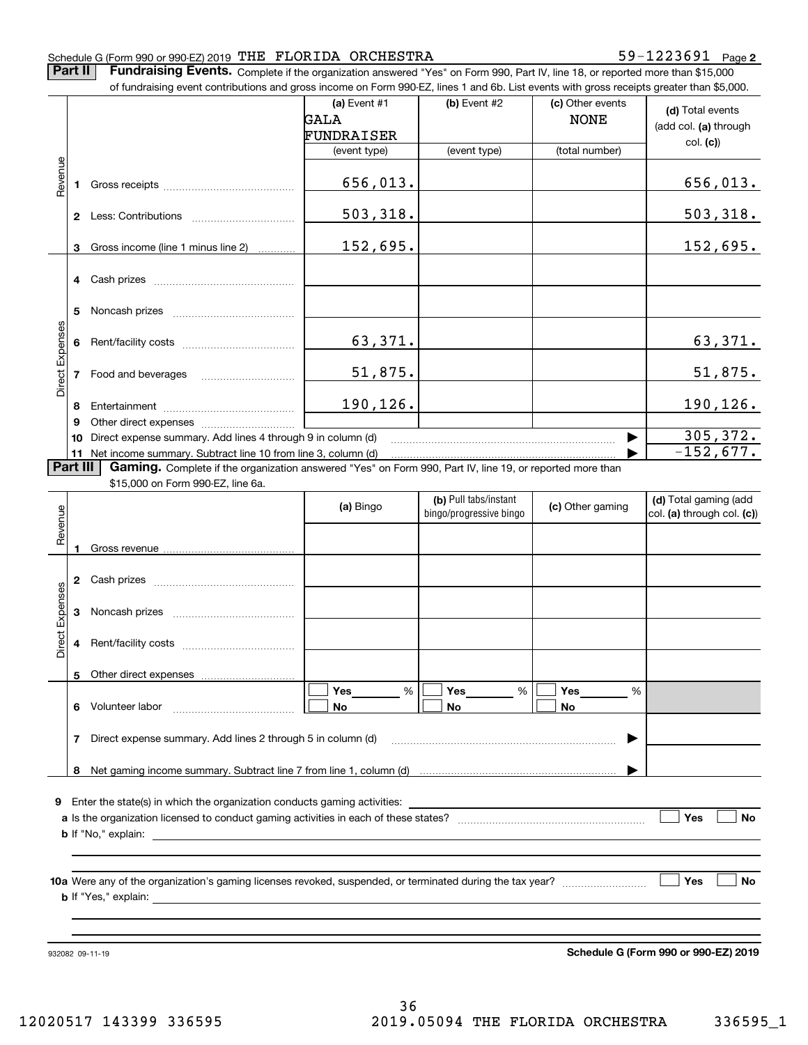Schedule G (Form 990 or 990-EZ) 2019 THE FLORIDA ORCHESTRA 59-1223691 Page 2

**Part II** **Fundraising Events.** Complete if the organization answered "Yes" on Form 990, Part IV, line 18, or reported more than $15,000 of fundraising event contributions and gross income on Form 990-EZ, lines 1 and 6b. List events with gross receipts greater than $5,000.

| | | (a) Event #1 GALA FUNDRAISER (event type) | (b) Event #2 (event type) | (c) Other events NONE (total number) | (d) Total events (add col. (a) through col. (c)) |
|---|---|---|---|---|---|
| Revenue | 1 Gross receipts | 656,013. | | | 656,013. |
| | 2 Less: Contributions | 503,318. | | | 503,318. |
| | 3 Gross income (line 1 minus line 2) | 152,695. | | | 152,695. |
| Direct Expenses | 4 Cash prizes | | | | |
| | 5 Noncash prizes | | | | |
| | 6 Rent/facility costs | 63,371. | | | 63,371. |
| | 7 Food and beverages | 51,875. | | | 51,875. |
| | 8 Entertainment | 190,126. | | | 190,126. |
| | 9 Other direct expenses | | | | |
| | 10 Direct expense summary. Add lines 4 through 9 in column (d) | | | | 305,372. |
| | 11 Net income summary. Subtract line 10 from line 3, column (d) | | | | -152,677. |

**Part III** **Gaming.** Complete if the organization answered "Yes" on Form 990, Part IV, line 19, or reported more than $15,000 on Form 990-EZ, line 6a.

| | | (a) Bingo | (b) Pull tabs/instant bingo/progressive bingo | (c) Other gaming | (d) Total gaming (add col. (a) through col. (c)) |
|---|---|---|---|---|---|
| Revenue | 1 Gross revenue | | | | |
| Direct Expenses | 2 Cash prizes | | | | |
| | 3 Noncash prizes | | | | |
| | 4 Rent/facility costs | | | | |
| | 5 Other direct expenses | | | | |
| | 6 Volunteer labor | ☐ Yes ___ % ☐ No | ☐ Yes ___ % ☐ No | ☐ Yes ___ % ☐ No | |
| | 7 Direct expense summary. Add lines 2 through 5 in column (d) | | | | |
| | 8 Net gaming income summary. Subtract line 7 from line 1, column (d) | | | | |

9 Enter the state(s) in which the organization conducts gaming activities:

a Is the organization licensed to conduct gaming activities in each of these states? ☐ Yes ☐ No

b If "No," explain:

10a Were any of the organization's gaming licenses revoked, suspended, or terminated during the tax year? ☐ Yes ☐ No

b If "Yes," explain:

932082 09-11-19

Schedule G (Form 990 or 990-EZ) 2019

12020517 143399 336595 2019.05094 THE FLORIDA ORCHESTRA 336595_1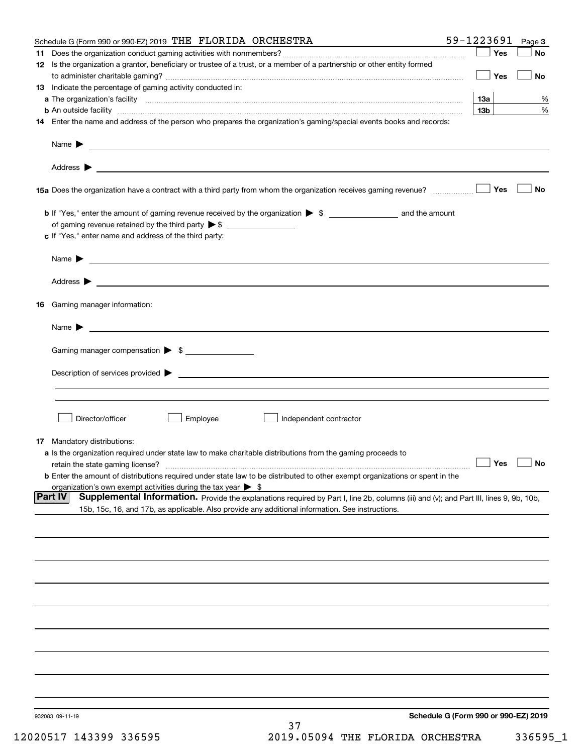Schedule G (Form 990 or 990-EZ) 2019 THE FLORIDA ORCHESTRA 59-1223691 Page 3

**11** Does the organization conduct gaming activities with nonmembers? ☐ Yes ☐ No

**12** Is the organization a grantor, beneficiary or trustee of a trust, or a member of a partnership or other entity formed to administer charitable gaming? ☐ Yes ☐ No

**13** Indicate the percentage of gaming activity conducted in:

**a** The organization's facility **13a** %

**b** An outside facility **13b** %

**14** Enter the name and address of the person who prepares the organization's gaming/special events books and records:

Name ▶

Address ▶

**15a** Does the organization have a contract with a third party from whom the organization receives gaming revenue? ☐ Yes ☐ No

**b** If "Yes," enter the amount of gaming revenue received by the organization ▶ $ ______ and the amount of gaming revenue retained by the third party ▶ $ ______

**c** If "Yes," enter name and address of the third party:

Name ▶

Address ▶

**16** Gaming manager information:

Name ▶

Gaming manager compensation ▶ $

Description of services provided ▶

☐ Director/officer ☐ Employee ☐ Independent contractor

**17** Mandatory distributions:

**a** Is the organization required under state law to make charitable distributions from the gaming proceeds to retain the state gaming license? ☐ Yes ☐ No

**b** Enter the amount of distributions required under state law to be distributed to other exempt organizations or spent in the organization's own exempt activities during the tax year ▶ $

**Part IV** **Supplemental Information.** Provide the explanations required by Part I, line 2b, columns (iii) and (v); and Part III, lines 9, 9b, 10b, 15b, 15c, 16, and 17b, as applicable. Also provide any additional information. See instructions.

932083 09-11-19 **Schedule G (Form 990 or 990-EZ) 2019**

12020517 143399 336595 2019.05094 THE FLORIDA ORCHESTRA 336595_1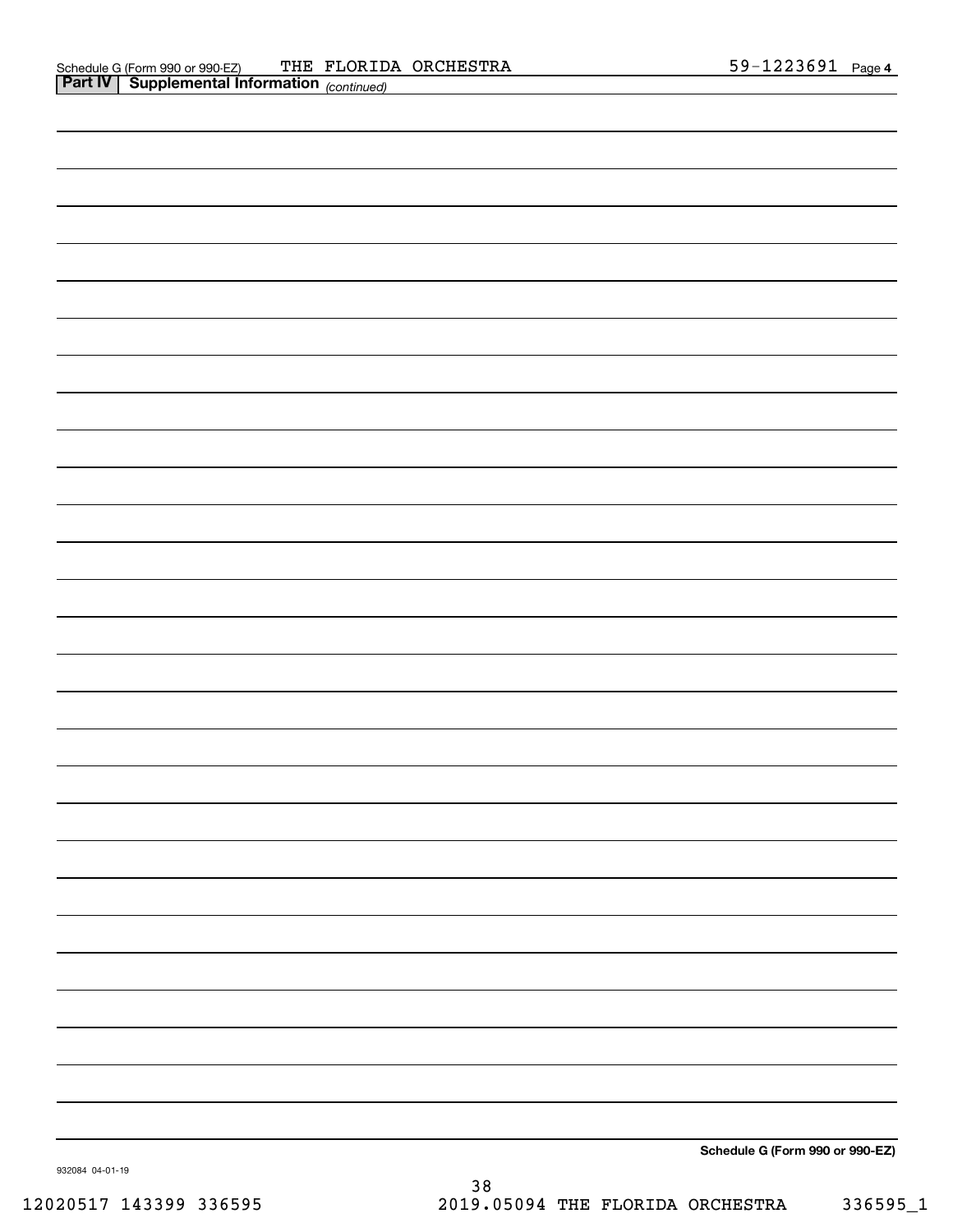Schedule G (Form 990 or 990-EZ) THE FLORIDA ORCHESTRA 59-1223691 Page 4

**Part IV | Supplemental Information** *(continued)*

**Schedule G (Form 990 or 990-EZ)**

932084 04-01-19

12020517 143399 336595 2019.05094 THE FLORIDA ORCHESTRA 336595_1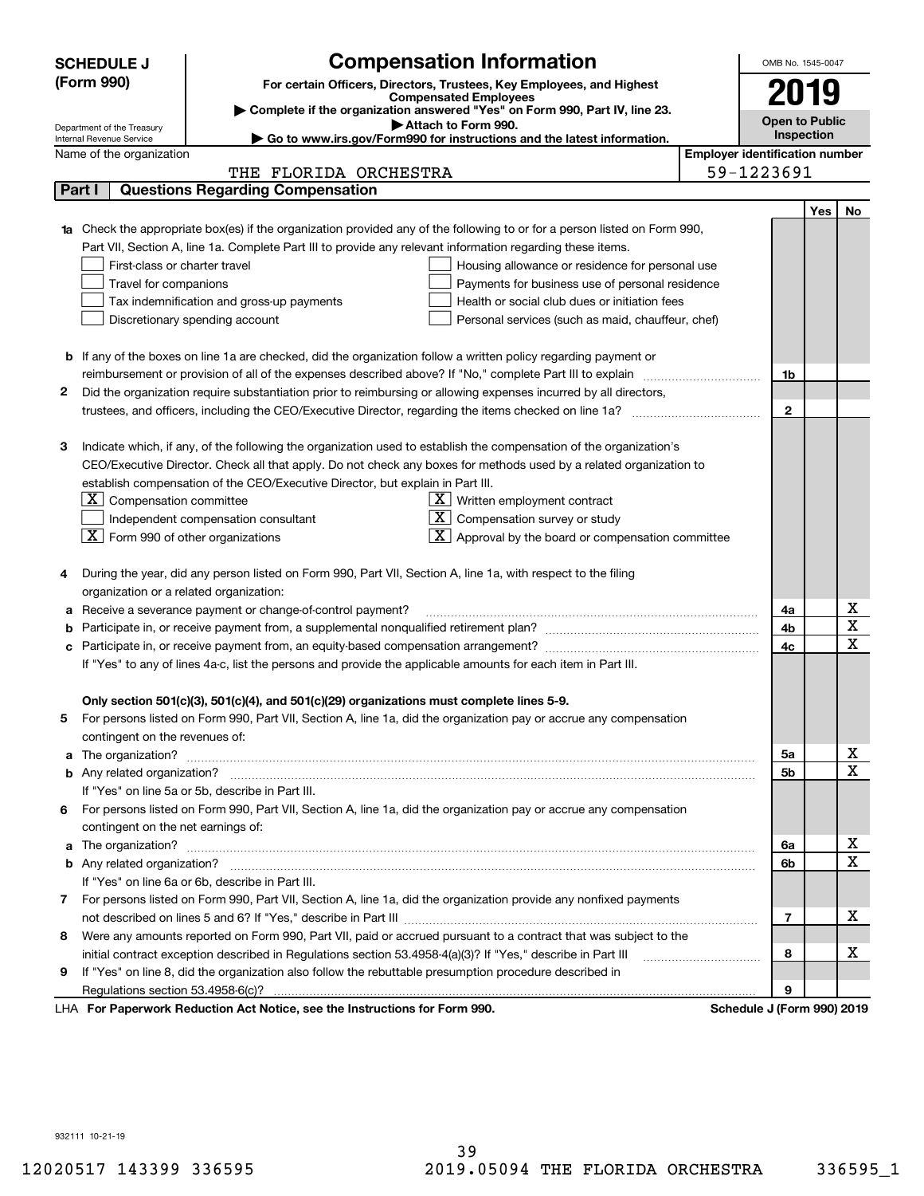# SCHEDULE J (Form 990)

Department of the Treasury
Internal Revenue Service

## Compensation Information

**For certain Officers, Directors, Trustees, Key Employees, and Highest Compensated Employees**

▶ Complete if the organization answered "Yes" on Form 990, Part IV, line 23.
▶ Attach to Form 990.
▶ Go to www.irs.gov/Form990 for instructions and the latest information.

OMB No. 1545-0047

**2019**

**Open to Public Inspection**

| Name of the organization | Employer identification number |
|---|---|
| THE FLORIDA ORCHESTRA | 59-1223691 |

### Part I — Questions Regarding Compensation

| | | | Yes | No |
|---|---|---|---|---|
| **1a** | Check the appropriate box(es) if the organization provided any of the following to or for a person listed on Form 990, Part VII, Section A, line 1a. Complete Part III to provide any relevant information regarding these items.<br>☐ First-class or charter travel ☐ Housing allowance or residence for personal use<br>☐ Travel for companions ☐ Payments for business use of personal residence<br>☐ Tax indemnification and gross-up payments ☐ Health or social club dues or initiation fees<br>☐ Discretionary spending account ☐ Personal services (such as maid, chauffeur, chef) | | | |
| **b** | If any of the boxes on line 1a are checked, did the organization follow a written policy regarding payment or reimbursement or provision of all of the expenses described above? If "No," complete Part III to explain | 1b | | |
| **2** | Did the organization require substantiation prior to reimbursing or allowing expenses incurred by all directors, trustees, and officers, including the CEO/Executive Director, regarding the items checked on line 1a? | 2 | | |
| **3** | Indicate which, if any, of the following the organization used to establish the compensation of the organization's CEO/Executive Director. Check all that apply. Do not check any boxes for methods used by a related organization to establish compensation of the CEO/Executive Director, but explain in Part III.<br>☒ Compensation committee ☒ Written employment contract<br>☐ Independent compensation consultant ☒ Compensation survey or study<br>☒ Form 990 of other organizations ☒ Approval by the board or compensation committee | | | |
| **4** | During the year, did any person listed on Form 990, Part VII, Section A, line 1a, with respect to the filing organization or a related organization: | | | |
| **a** | Receive a severance payment or change-of-control payment? | 4a | | X |
| **b** | Participate in, or receive payment from, a supplemental nonqualified retirement plan? | 4b | | X |
| **c** | Participate in, or receive payment from, an equity-based compensation arrangement? | 4c | | X |
| | If "Yes" to any of lines 4a-c, list the persons and provide the applicable amounts for each item in Part III. | | | |
| | **Only section 501(c)(3), 501(c)(4), and 501(c)(29) organizations must complete lines 5-9.** | | | |
| **5** | For persons listed on Form 990, Part VII, Section A, line 1a, did the organization pay or accrue any compensation contingent on the revenues of: | | | |
| **a** | The organization? | 5a | | X |
| **b** | Any related organization? | 5b | | X |
| | If "Yes" on line 5a or 5b, describe in Part III. | | | |
| **6** | For persons listed on Form 990, Part VII, Section A, line 1a, did the organization pay or accrue any compensation contingent on the net earnings of: | | | |
| **a** | The organization? | 6a | | X |
| **b** | Any related organization? | 6b | | X |
| | If "Yes" on line 6a or 6b, describe in Part III. | | | |
| **7** | For persons listed on Form 990, Part VII, Section A, line 1a, did the organization provide any nonfixed payments not described on lines 5 and 6? If "Yes," describe in Part III | 7 | | X |
| **8** | Were any amounts reported on Form 990, Part VII, paid or accrued pursuant to a contract that was subject to the initial contract exception described in Regulations section 53.4958-4(a)(3)? If "Yes," describe in Part III | 8 | | X |
| **9** | If "Yes" on line 8, did the organization also follow the rebuttable presumption procedure described in Regulations section 53.4958-6(c)? | 9 | | |

LHA **For Paperwork Reduction Act Notice, see the Instructions for Form 990.** **Schedule J (Form 990) 2019**

932111 10-21-19

12020517 143399 336595 2019.05094 THE FLORIDA ORCHESTRA 336595_1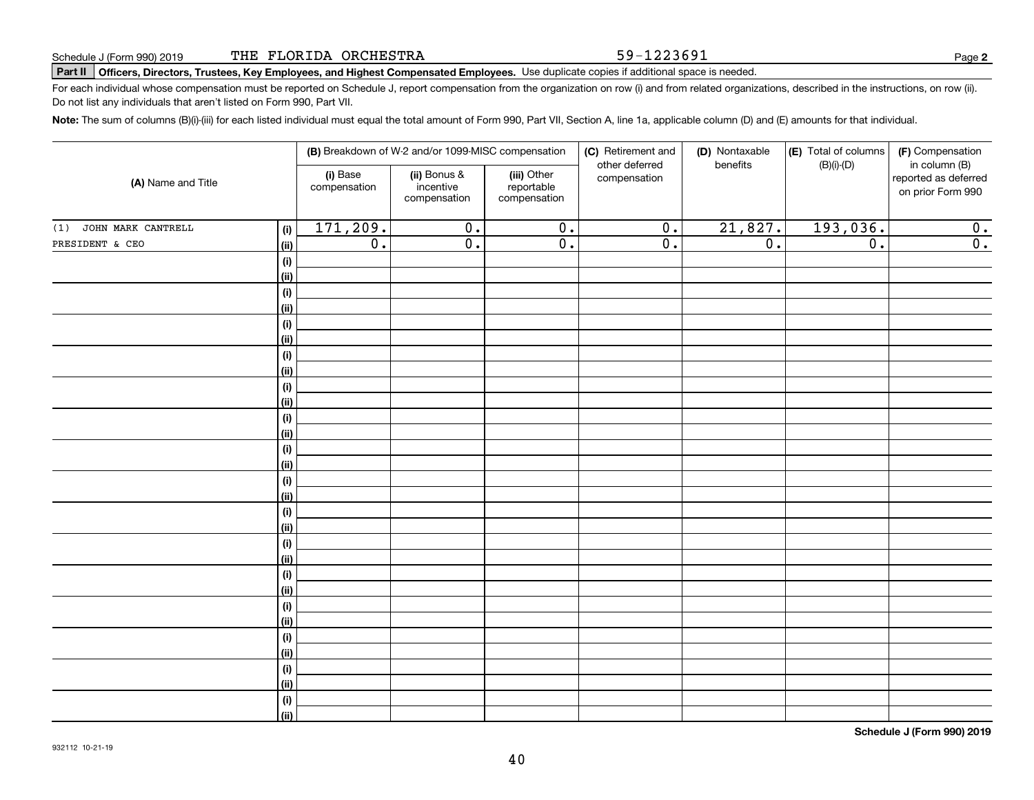Schedule J (Form 990) 2019 THE FLORIDA ORCHESTRA 59-1223691 Page **2**

**Part II** **Officers, Directors, Trustees, Key Employees, and Highest Compensated Employees.** Use duplicate copies if additional space is needed.

For each individual whose compensation must be reported on Schedule J, report compensation from the organization on row (i) and from related organizations, described in the instructions, on row (ii). Do not list any individuals that aren't listed on Form 990, Part VII.

**Note:** The sum of columns (B)(i)-(iii) for each listed individual must equal the total amount of Form 990, Part VII, Section A, line 1a, applicable column (D) and (E) amounts for that individual.

| (A) Name and Title | | (B) Breakdown of W-2 and/or 1099-MISC compensation | | | (C) Retirement and other deferred compensation | (D) Nontaxable benefits | (E) Total of columns (B)(i)-(D) | (F) Compensation in column (B) reported as deferred on prior Form 990 |
|---|---|---|---|---|---|---|---|---|
| | | (i) Base compensation | (ii) Bonus & incentive compensation | (iii) Other reportable compensation | | | | |
| (1) JOHN MARK CANTRELL | (i) | 171,209. | 0. | 0. | 0. | 21,827. | 193,036. | 0. |
| PRESIDENT & CEO | (ii) | 0. | 0. | 0. | 0. | 0. | 0. | 0. |
| | (i) | | | | | | | |
| | (ii) | | | | | | | |
| | (i) | | | | | | | |
| | (ii) | | | | | | | |
| | (i) | | | | | | | |
| | (ii) | | | | | | | |
| | (i) | | | | | | | |
| | (ii) | | | | | | | |
| | (i) | | | | | | | |
| | (ii) | | | | | | | |
| | (i) | | | | | | | |
| | (ii) | | | | | | | |
| | (i) | | | | | | | |
| | (ii) | | | | | | | |
| | (i) | | | | | | | |
| | (ii) | | | | | | | |
| | (i) | | | | | | | |
| | (ii) | | | | | | | |
| | (i) | | | | | | | |
| | (ii) | | | | | | | |
| | (i) | | | | | | | |
| | (ii) | | | | | | | |
| | (i) | | | | | | | |
| | (ii) | | | | | | | |
| | (i) | | | | | | | |
| | (ii) | | | | | | | |
| | (i) | | | | | | | |
| | (ii) | | | | | | | |
| | (i) | | | | | | | |
| | (ii) | | | | | | | |

**Schedule J (Form 990) 2019**

932112 10-21-19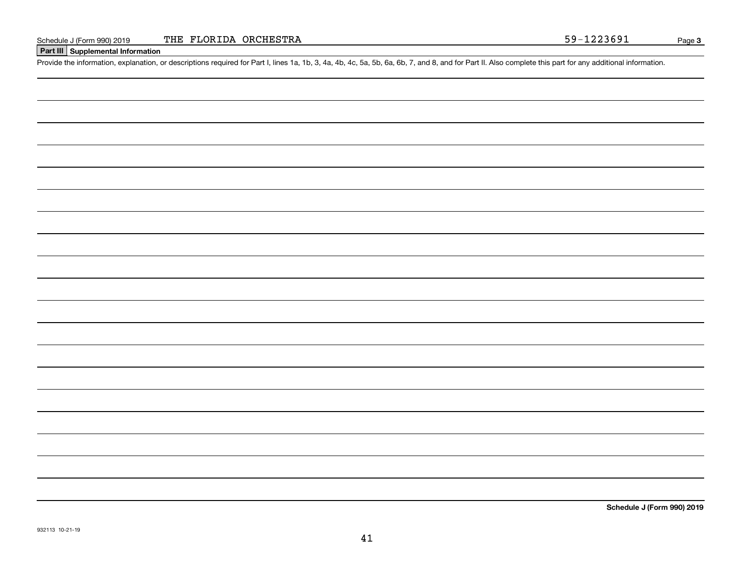Schedule J (Form 990) 2019 THE FLORIDA ORCHESTRA 59-1223691 Page **3**

## Part III Supplemental Information

Provide the information, explanation, or descriptions required for Part I, lines 1a, 1b, 3, 4a, 4b, 4c, 5a, 5b, 6a, 6b, 7, and 8, and for Part II. Also complete this part for any additional information.

**Schedule J (Form 990) 2019**

932113 10-21-19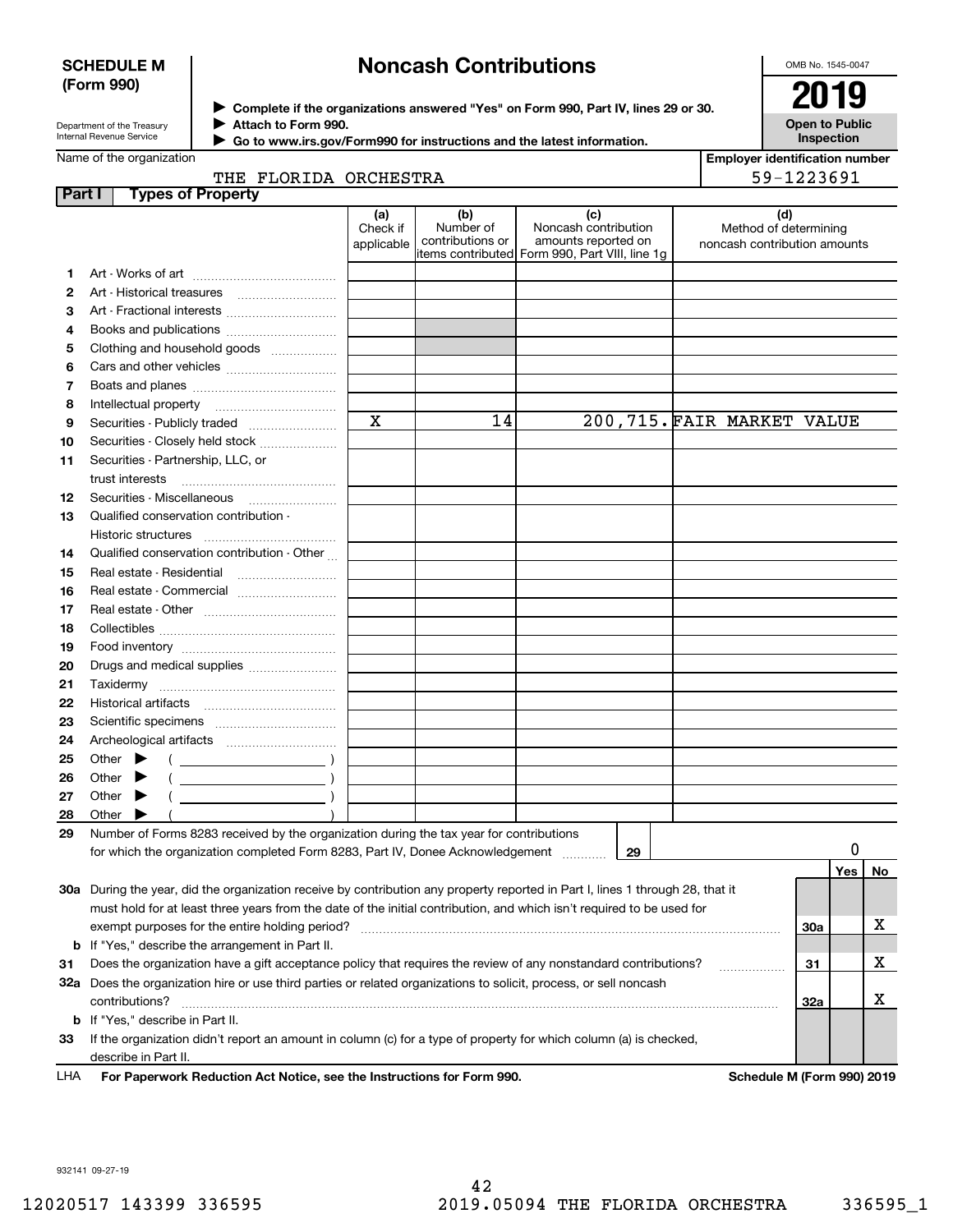**SCHEDULE M (Form 990)**

Department of the Treasury
Internal Revenue Service

# Noncash Contributions

▶ Complete if the organizations answered "Yes" on Form 990, Part IV, lines 29 or 30.
▶ Attach to Form 990.
▶ Go to www.irs.gov/Form990 for instructions and the latest information.

OMB No. 1545-0047

**2019**

**Open to Public Inspection**

Name of the organization: THE FLORIDA ORCHESTRA

Employer identification number: 59-1223691

**Part I — Types of Property**

| | | (a) Check if applicable | (b) Number of contributions or items contributed | (c) Noncash contribution amounts reported on Form 990, Part VIII, line 1g | (d) Method of determining noncash contribution amounts |
|---|---|---|---|---|---|
| 1 | Art - Works of art | | | | |
| 2 | Art - Historical treasures | | | | |
| 3 | Art - Fractional interests | | | | |
| 4 | Books and publications | | | | |
| 5 | Clothing and household goods | | | | |
| 6 | Cars and other vehicles | | | | |
| 7 | Boats and planes | | | | |
| 8 | Intellectual property | | | | |
| 9 | Securities - Publicly traded | X | 14 | 200,715. | FAIR MARKET VALUE |
| 10 | Securities - Closely held stock | | | | |
| 11 | Securities - Partnership, LLC, or trust interests | | | | |
| 12 | Securities - Miscellaneous | | | | |
| 13 | Qualified conservation contribution - Historic structures | | | | |
| 14 | Qualified conservation contribution - Other | | | | |
| 15 | Real estate - Residential | | | | |
| 16 | Real estate - Commercial | | | | |
| 17 | Real estate - Other | | | | |
| 18 | Collectibles | | | | |
| 19 | Food inventory | | | | |
| 20 | Drugs and medical supplies | | | | |
| 21 | Taxidermy | | | | |
| 22 | Historical artifacts | | | | |
| 23 | Scientific specimens | | | | |
| 24 | Archeological artifacts | | | | |
| 25 | Other ▶ ( ) | | | | |
| 26 | Other ▶ ( ) | | | | |
| 27 | Other ▶ ( ) | | | | |
| 28 | Other ▶ ( ) | | | | |

**29** Number of Forms 8283 received by the organization during the tax year for contributions for which the organization completed Form 8283, Part IV, Donee Acknowledgement ..... **29** — 0

| | | | Yes | No |
|---|---|---|---|---|
| **30a** | During the year, did the organization receive by contribution any property reported in Part I, lines 1 through 28, that it must hold for at least three years from the date of the initial contribution, and which isn't required to be used for exempt purposes for the entire holding period? | 30a | | X |
| **b** | If "Yes," describe the arrangement in Part II. | | | |
| **31** | Does the organization have a gift acceptance policy that requires the review of any nonstandard contributions? | 31 | | X |
| **32a** | Does the organization hire or use third parties or related organizations to solicit, process, or sell noncash contributions? | 32a | | X |
| **b** | If "Yes," describe in Part II. | | | |
| **33** | If the organization didn't report an amount in column (c) for a type of property for which column (a) is checked, describe in Part II. | | | |

LHA **For Paperwork Reduction Act Notice, see the Instructions for Form 990.** **Schedule M (Form 990) 2019**

932141 09-27-19

12020517 143399 336595 2019.05094 THE FLORIDA ORCHESTRA 336595_1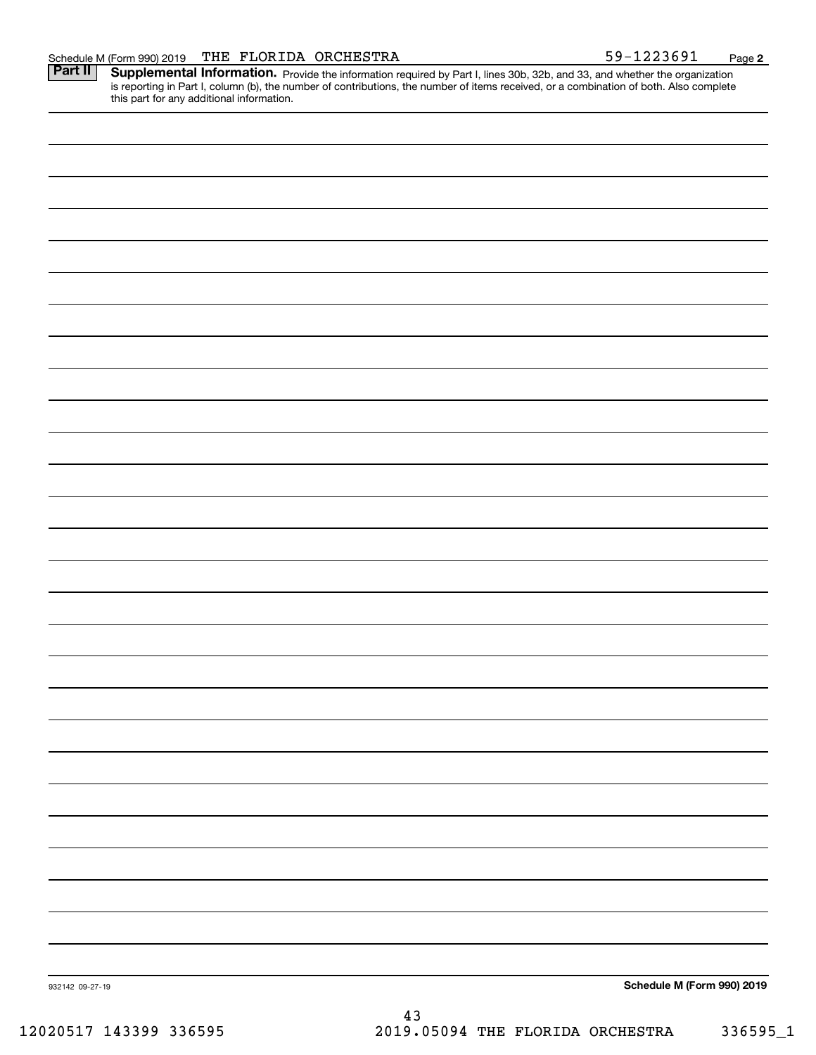Schedule M (Form 990) 2019 THE FLORIDA ORCHESTRA 59-1223691 Page **2**

**Part II** **Supplemental Information.** Provide the information required by Part I, lines 30b, 32b, and 33, and whether the organization is reporting in Part I, column (b), the number of contributions, the number of items received, or a combination of both. Also complete this part for any additional information.

932142 09-27-19 **Schedule M (Form 990) 2019**

12020517 143399 336595 2019.05094 THE FLORIDA ORCHESTRA 336595_1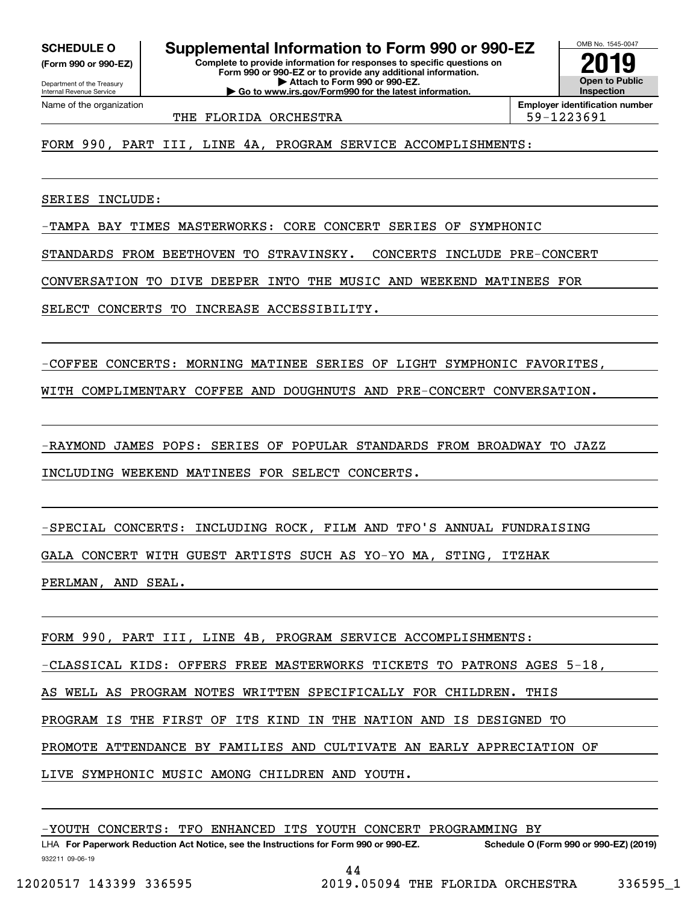**SCHEDULE O**
**(Form 990 or 990-EZ)**

Department of the Treasury
Internal Revenue Service

# Supplemental Information to Form 990 or 990-EZ

**Complete to provide information for responses to specific questions on Form 990 or 990-EZ or to provide any additional information.**
**▶ Attach to Form 990 or 990-EZ.**
**▶ Go to www.irs.gov/Form990 for the latest information.**

OMB No. 1545-0047
**2019**
**Open to Public Inspection**

Name of the organization: THE FLORIDA ORCHESTRA

**Employer identification number:** 59-1223691

FORM 990, PART III, LINE 4A, PROGRAM SERVICE ACCOMPLISHMENTS:

SERIES INCLUDE:

-TAMPA BAY TIMES MASTERWORKS: CORE CONCERT SERIES OF SYMPHONIC STANDARDS FROM BEETHOVEN TO STRAVINSKY. CONCERTS INCLUDE PRE-CONCERT CONVERSATION TO DIVE DEEPER INTO THE MUSIC AND WEEKEND MATINEES FOR SELECT CONCERTS TO INCREASE ACCESSIBILITY.

-COFFEE CONCERTS: MORNING MATINEE SERIES OF LIGHT SYMPHONIC FAVORITES, WITH COMPLIMENTARY COFFEE AND DOUGHNUTS AND PRE-CONCERT CONVERSATION.

-RAYMOND JAMES POPS: SERIES OF POPULAR STANDARDS FROM BROADWAY TO JAZZ INCLUDING WEEKEND MATINEES FOR SELECT CONCERTS.

-SPECIAL CONCERTS: INCLUDING ROCK, FILM AND TFO'S ANNUAL FUNDRAISING GALA CONCERT WITH GUEST ARTISTS SUCH AS YO-YO MA, STING, ITZHAK PERLMAN, AND SEAL.

FORM 990, PART III, LINE 4B, PROGRAM SERVICE ACCOMPLISHMENTS:

-CLASSICAL KIDS: OFFERS FREE MASTERWORKS TICKETS TO PATRONS AGES 5-18, AS WELL AS PROGRAM NOTES WRITTEN SPECIFICALLY FOR CHILDREN. THIS PROGRAM IS THE FIRST OF ITS KIND IN THE NATION AND IS DESIGNED TO PROMOTE ATTENDANCE BY FAMILIES AND CULTIVATE AN EARLY APPRECIATION OF LIVE SYMPHONIC MUSIC AMONG CHILDREN AND YOUTH.

-YOUTH CONCERTS: TFO ENHANCED ITS YOUTH CONCERT PROGRAMMING BY

LHA **For Paperwork Reduction Act Notice, see the Instructions for Form 990 or 990-EZ.** **Schedule O (Form 990 or 990-EZ) (2019)**

932211 09-06-19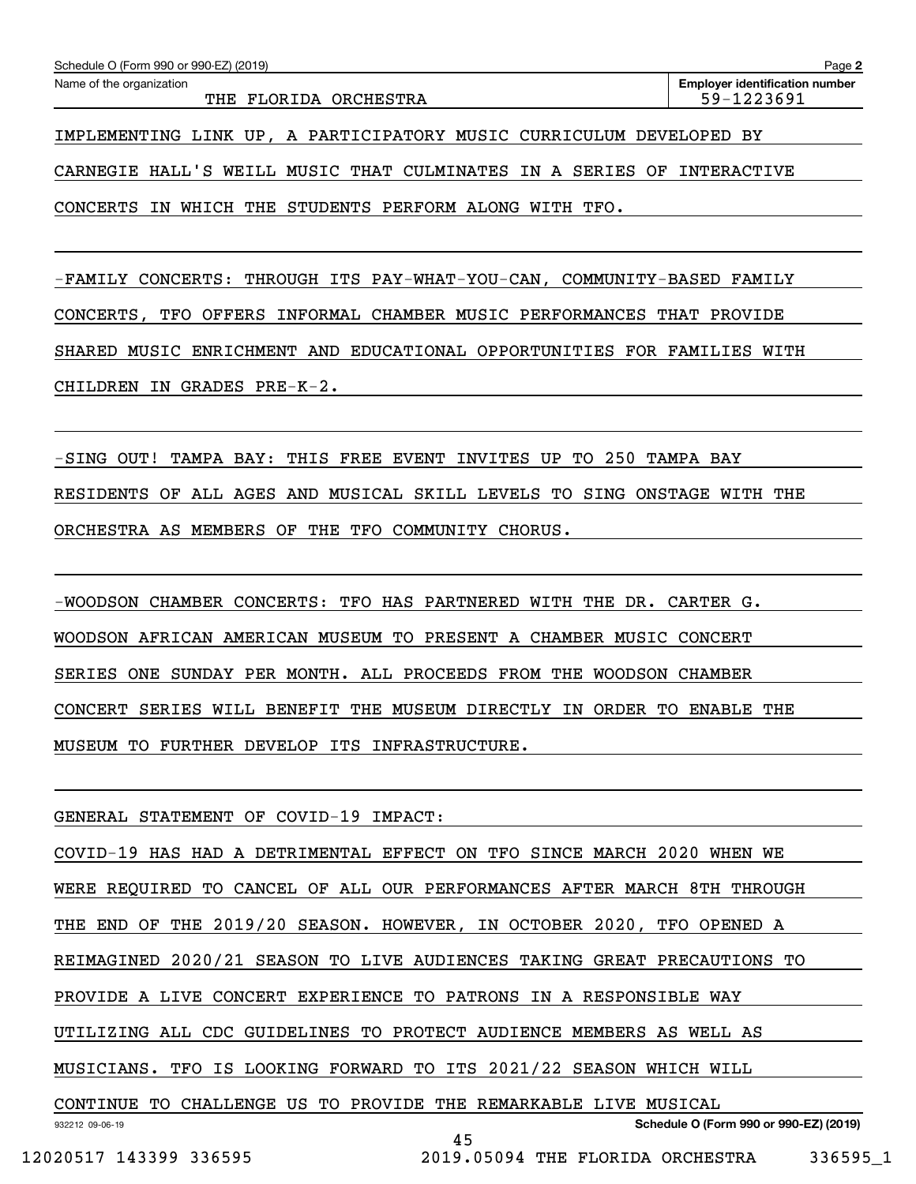Schedule O (Form 990 or 990-EZ) (2019)

Name of the organization: THE FLORIDA ORCHESTRA

Employer identification number: 59-1223691

IMPLEMENTING LINK UP, A PARTICIPATORY MUSIC CURRICULUM DEVELOPED BY CARNEGIE HALL'S WEILL MUSIC THAT CULMINATES IN A SERIES OF INTERACTIVE CONCERTS IN WHICH THE STUDENTS PERFORM ALONG WITH TFO.

-FAMILY CONCERTS: THROUGH ITS PAY-WHAT-YOU-CAN, COMMUNITY-BASED FAMILY CONCERTS, TFO OFFERS INFORMAL CHAMBER MUSIC PERFORMANCES THAT PROVIDE SHARED MUSIC ENRICHMENT AND EDUCATIONAL OPPORTUNITIES FOR FAMILIES WITH CHILDREN IN GRADES PRE-K-2.

-SING OUT! TAMPA BAY: THIS FREE EVENT INVITES UP TO 250 TAMPA BAY RESIDENTS OF ALL AGES AND MUSICAL SKILL LEVELS TO SING ONSTAGE WITH THE ORCHESTRA AS MEMBERS OF THE TFO COMMUNITY CHORUS.

-WOODSON CHAMBER CONCERTS: TFO HAS PARTNERED WITH THE DR. CARTER G. WOODSON AFRICAN AMERICAN MUSEUM TO PRESENT A CHAMBER MUSIC CONCERT SERIES ONE SUNDAY PER MONTH. ALL PROCEEDS FROM THE WOODSON CHAMBER CONCERT SERIES WILL BENEFIT THE MUSEUM DIRECTLY IN ORDER TO ENABLE THE MUSEUM TO FURTHER DEVELOP ITS INFRASTRUCTURE.

GENERAL STATEMENT OF COVID-19 IMPACT:

COVID-19 HAS HAD A DETRIMENTAL EFFECT ON TFO SINCE MARCH 2020 WHEN WE WERE REQUIRED TO CANCEL OF ALL OUR PERFORMANCES AFTER MARCH 8TH THROUGH THE END OF THE 2019/20 SEASON. HOWEVER, IN OCTOBER 2020, TFO OPENED A REIMAGINED 2020/21 SEASON TO LIVE AUDIENCES TAKING GREAT PRECAUTIONS TO PROVIDE A LIVE CONCERT EXPERIENCE TO PATRONS IN A RESPONSIBLE WAY UTILIZING ALL CDC GUIDELINES TO PROTECT AUDIENCE MEMBERS AS WELL AS MUSICIANS. TFO IS LOOKING FORWARD TO ITS 2021/22 SEASON WHICH WILL CONTINUE TO CHALLENGE US TO PROVIDE THE REMARKABLE LIVE MUSICAL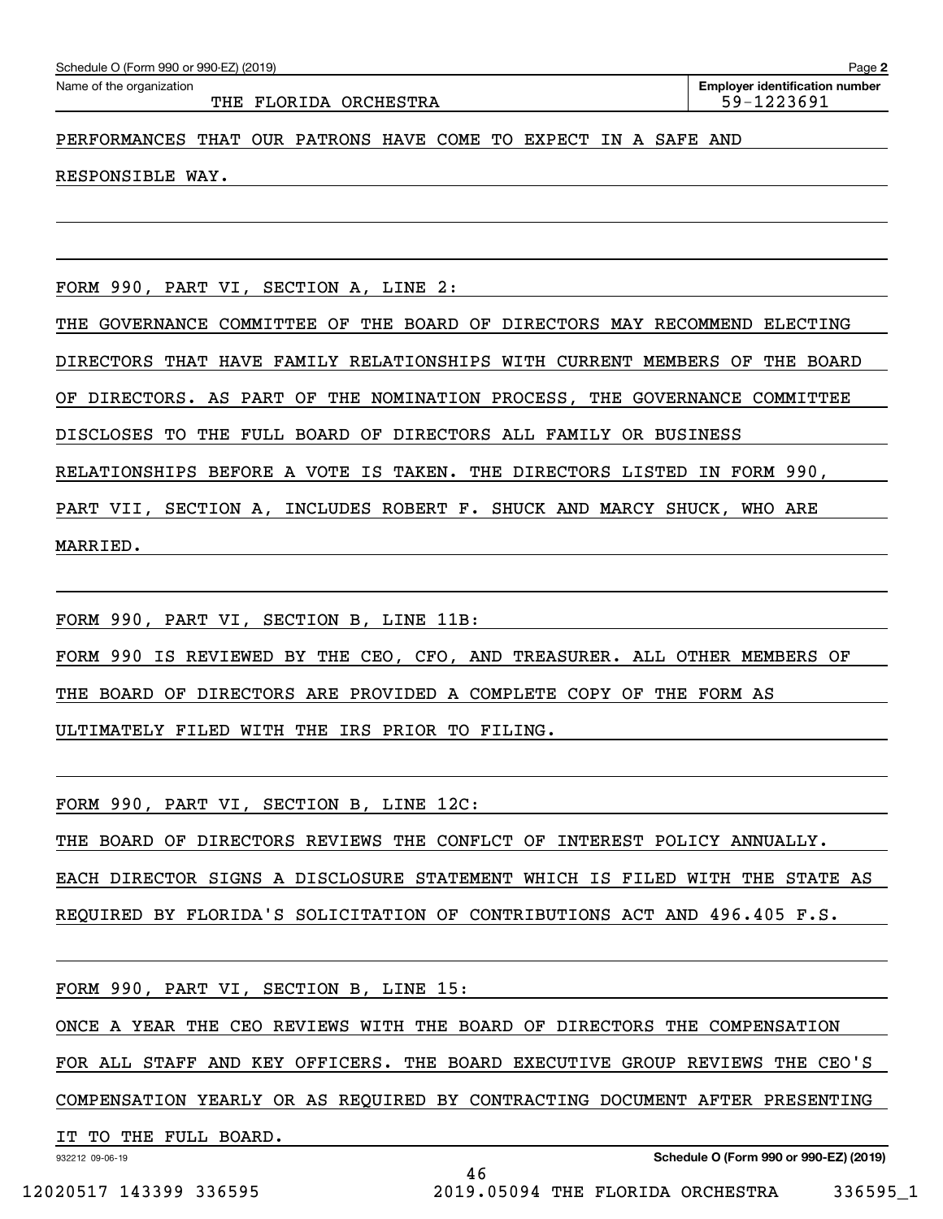Schedule O (Form 990 or 990-EZ) (2019) Page **2**

Name of the organization: THE FLORIDA ORCHESTRA

**Employer identification number**: 59-1223691

PERFORMANCES THAT OUR PATRONS HAVE COME TO EXPECT IN A SAFE AND RESPONSIBLE WAY.

FORM 990, PART VI, SECTION A, LINE 2:

THE GOVERNANCE COMMITTEE OF THE BOARD OF DIRECTORS MAY RECOMMEND ELECTING DIRECTORS THAT HAVE FAMILY RELATIONSHIPS WITH CURRENT MEMBERS OF THE BOARD OF DIRECTORS. AS PART OF THE NOMINATION PROCESS, THE GOVERNANCE COMMITTEE DISCLOSES TO THE FULL BOARD OF DIRECTORS ALL FAMILY OR BUSINESS RELATIONSHIPS BEFORE A VOTE IS TAKEN. THE DIRECTORS LISTED IN FORM 990, PART VII, SECTION A, INCLUDES ROBERT F. SHUCK AND MARCY SHUCK, WHO ARE MARRIED.

FORM 990, PART VI, SECTION B, LINE 11B:

FORM 990 IS REVIEWED BY THE CEO, CFO, AND TREASURER. ALL OTHER MEMBERS OF THE BOARD OF DIRECTORS ARE PROVIDED A COMPLETE COPY OF THE FORM AS ULTIMATELY FILED WITH THE IRS PRIOR TO FILING.

FORM 990, PART VI, SECTION B, LINE 12C:

THE BOARD OF DIRECTORS REVIEWS THE CONFLCT OF INTEREST POLICY ANNUALLY. EACH DIRECTOR SIGNS A DISCLOSURE STATEMENT WHICH IS FILED WITH THE STATE AS REQUIRED BY FLORIDA'S SOLICITATION OF CONTRIBUTIONS ACT AND 496.405 F.S.

FORM 990, PART VI, SECTION B, LINE 15:

ONCE A YEAR THE CEO REVIEWS WITH THE BOARD OF DIRECTORS THE COMPENSATION FOR ALL STAFF AND KEY OFFICERS. THE BOARD EXECUTIVE GROUP REVIEWS THE CEO'S COMPENSATION YEARLY OR AS REQUIRED BY CONTRACTING DOCUMENT AFTER PRESENTING IT TO THE FULL BOARD.

932212 09-06-19 **Schedule O (Form 990 or 990-EZ) (2019)**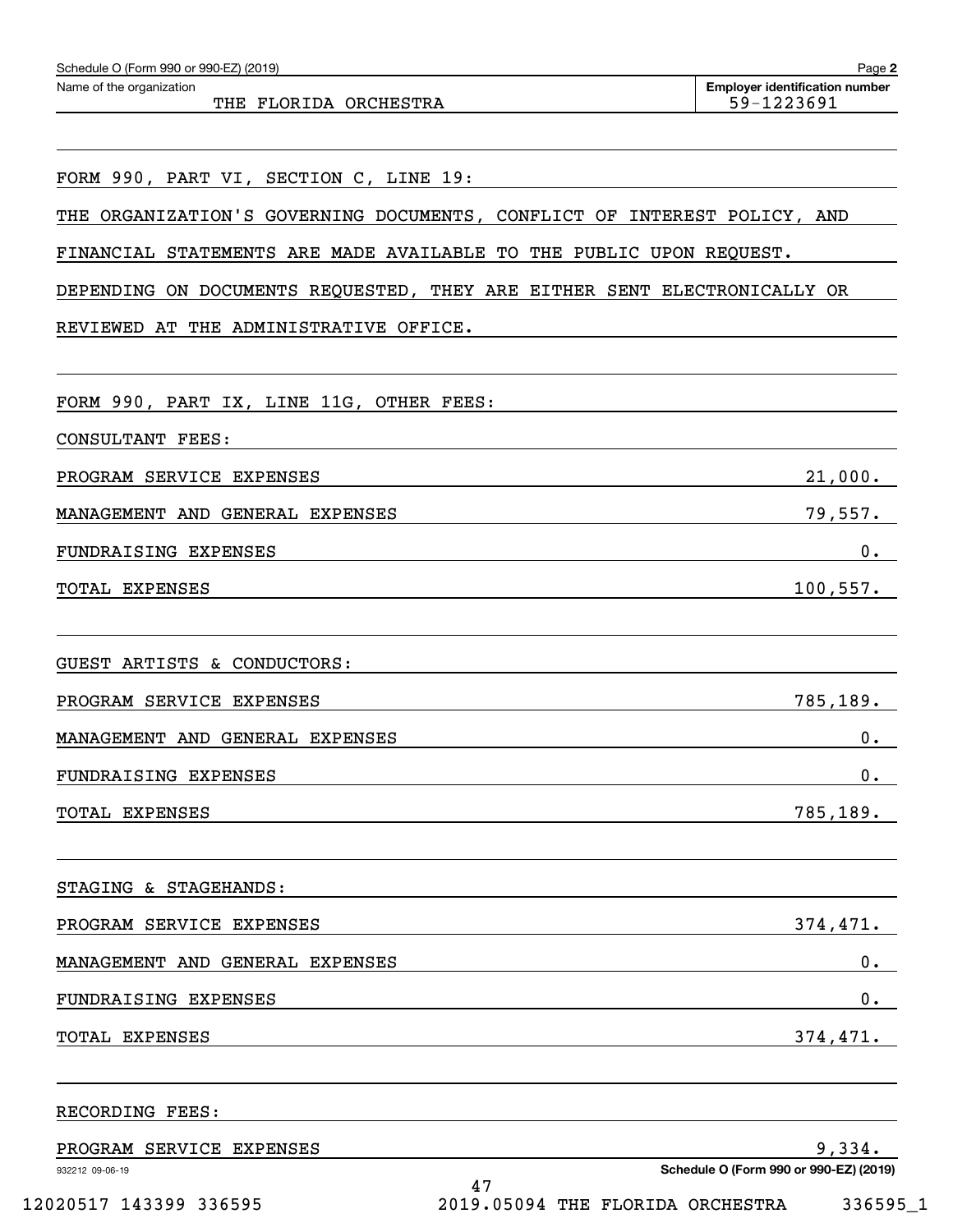Schedule O (Form 990 or 990-EZ) (2019) Page **2**

Name of the organization: THE FLORIDA ORCHESTRA

**Employer identification number** 59-1223691

FORM 990, PART VI, SECTION C, LINE 19:

THE ORGANIZATION'S GOVERNING DOCUMENTS, CONFLICT OF INTEREST POLICY, AND FINANCIAL STATEMENTS ARE MADE AVAILABLE TO THE PUBLIC UPON REQUEST. DEPENDING ON DOCUMENTS REQUESTED, THEY ARE EITHER SENT ELECTRONICALLY OR REVIEWED AT THE ADMINISTRATIVE OFFICE.

FORM 990, PART IX, LINE 11G, OTHER FEES:

CONSULTANT FEES:

| | |
|---|---|
| PROGRAM SERVICE EXPENSES | 21,000. |
| MANAGEMENT AND GENERAL EXPENSES | 79,557. |
| FUNDRAISING EXPENSES | 0. |
| TOTAL EXPENSES | 100,557. |

GUEST ARTISTS & CONDUCTORS:

| | |
|---|---|
| PROGRAM SERVICE EXPENSES | 785,189. |
| MANAGEMENT AND GENERAL EXPENSES | 0. |
| FUNDRAISING EXPENSES | 0. |
| TOTAL EXPENSES | 785,189. |

STAGING & STAGEHANDS:

| | |
|---|---|
| PROGRAM SERVICE EXPENSES | 374,471. |
| MANAGEMENT AND GENERAL EXPENSES | 0. |
| FUNDRAISING EXPENSES | 0. |
| TOTAL EXPENSES | 374,471. |

RECORDING FEES:

| | |
|---|---|
| PROGRAM SERVICE EXPENSES | 9,334. |

932212 09-06-19 **Schedule O (Form 990 or 990-EZ) (2019)**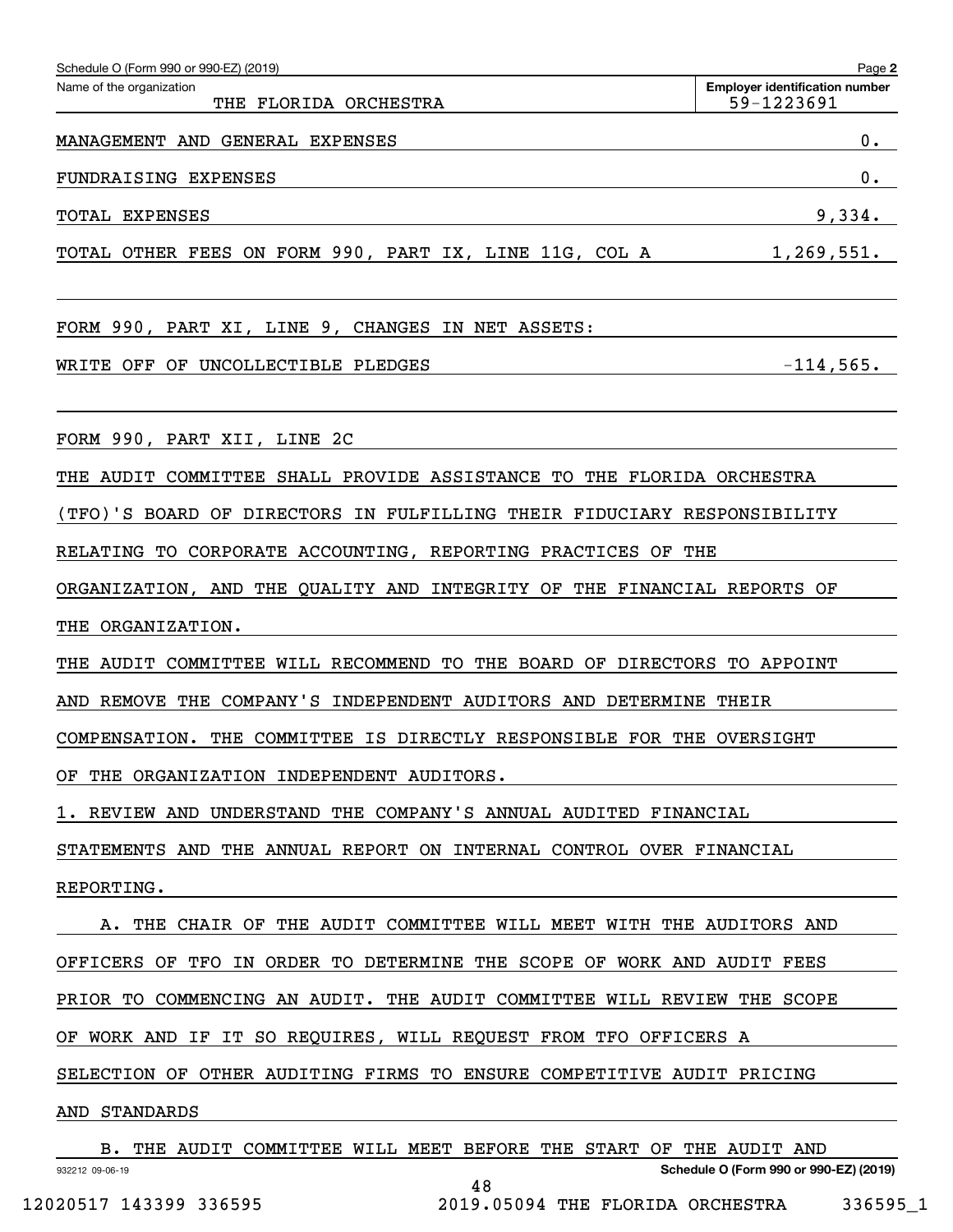Schedule O (Form 990 or 990-EZ) (2019)

| Name of the organization | Employer identification number |
|---|---|
| THE FLORIDA ORCHESTRA | 59-1223691 |

| | |
|---|---|
| MANAGEMENT AND GENERAL EXPENSES | 0. |
| FUNDRAISING EXPENSES | 0. |
| TOTAL EXPENSES | 9,334. |
| TOTAL OTHER FEES ON FORM 990, PART IX, LINE 11G, COL A | 1,269,551. |

FORM 990, PART XI, LINE 9, CHANGES IN NET ASSETS:

| | |
|---|---|
| WRITE OFF OF UNCOLLECTIBLE PLEDGES | -114,565. |

FORM 990, PART XII, LINE 2C

THE AUDIT COMMITTEE SHALL PROVIDE ASSISTANCE TO THE FLORIDA ORCHESTRA (TFO)'S BOARD OF DIRECTORS IN FULFILLING THEIR FIDUCIARY RESPONSIBILITY RELATING TO CORPORATE ACCOUNTING, REPORTING PRACTICES OF THE ORGANIZATION, AND THE QUALITY AND INTEGRITY OF THE FINANCIAL REPORTS OF THE ORGANIZATION.

THE AUDIT COMMITTEE WILL RECOMMEND TO THE BOARD OF DIRECTORS TO APPOINT AND REMOVE THE COMPANY'S INDEPENDENT AUDITORS AND DETERMINE THEIR COMPENSATION. THE COMMITTEE IS DIRECTLY RESPONSIBLE FOR THE OVERSIGHT OF THE ORGANIZATION INDEPENDENT AUDITORS.

1. REVIEW AND UNDERSTAND THE COMPANY'S ANNUAL AUDITED FINANCIAL STATEMENTS AND THE ANNUAL REPORT ON INTERNAL CONTROL OVER FINANCIAL REPORTING.

   A. THE CHAIR OF THE AUDIT COMMITTEE WILL MEET WITH THE AUDITORS AND OFFICERS OF TFO IN ORDER TO DETERMINE THE SCOPE OF WORK AND AUDIT FEES PRIOR TO COMMENCING AN AUDIT. THE AUDIT COMMITTEE WILL REVIEW THE SCOPE OF WORK AND IF IT SO REQUIRES, WILL REQUEST FROM TFO OFFICERS A SELECTION OF OTHER AUDITING FIRMS TO ENSURE COMPETITIVE AUDIT PRICING AND STANDARDS

   B. THE AUDIT COMMITTEE WILL MEET BEFORE THE START OF THE AUDIT AND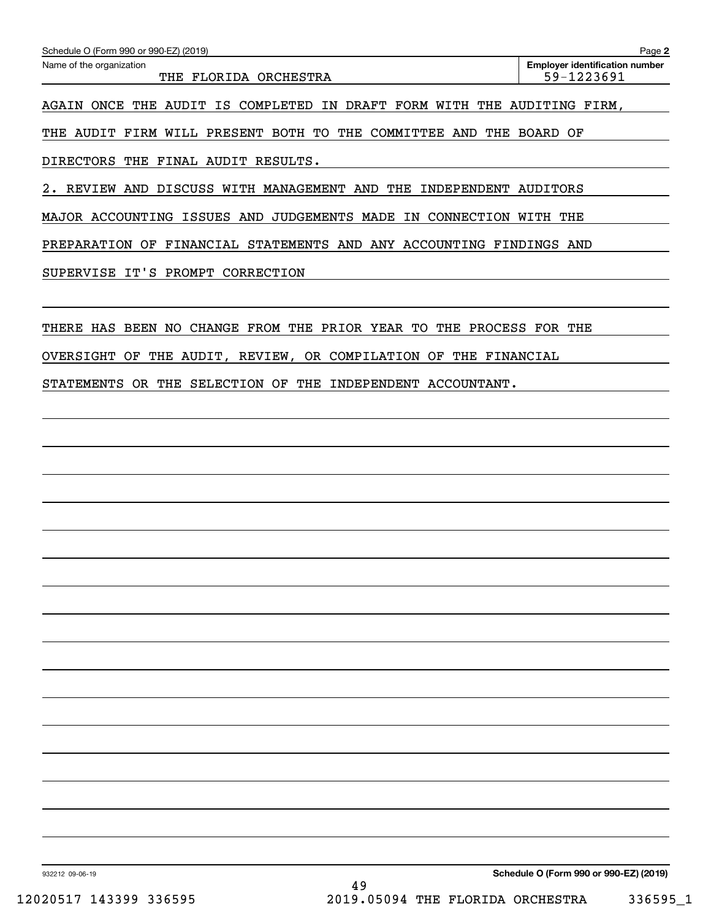Schedule O (Form 990 or 990-EZ) (2019) Page **2**

Name of the organization: THE FLORIDA ORCHESTRA

**Employer identification number**: 59-1223691

AGAIN ONCE THE AUDIT IS COMPLETED IN DRAFT FORM WITH THE AUDITING FIRM, THE AUDIT FIRM WILL PRESENT BOTH TO THE COMMITTEE AND THE BOARD OF DIRECTORS THE FINAL AUDIT RESULTS.

2. REVIEW AND DISCUSS WITH MANAGEMENT AND THE INDEPENDENT AUDITORS MAJOR ACCOUNTING ISSUES AND JUDGEMENTS MADE IN CONNECTION WITH THE PREPARATION OF FINANCIAL STATEMENTS AND ANY ACCOUNTING FINDINGS AND SUPERVISE IT'S PROMPT CORRECTION

THERE HAS BEEN NO CHANGE FROM THE PRIOR YEAR TO THE PROCESS FOR THE OVERSIGHT OF THE AUDIT, REVIEW, OR COMPILATION OF THE FINANCIAL STATEMENTS OR THE SELECTION OF THE INDEPENDENT ACCOUNTANT.

932212 09-06-19

**Schedule O (Form 990 or 990-EZ) (2019)**

12020517 143399 336595 2019.05094 THE FLORIDA ORCHESTRA 336595_1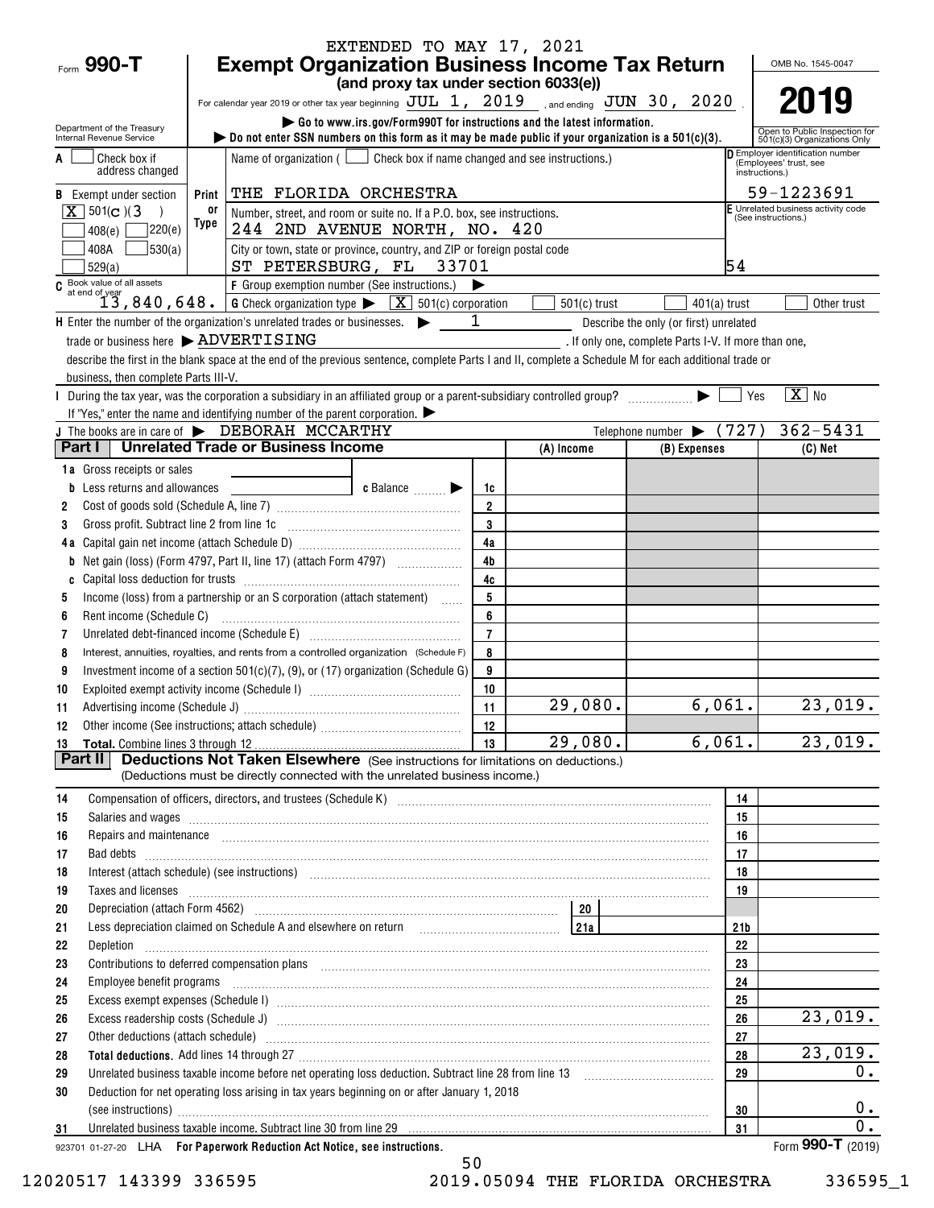EXTENDED TO MAY 17, 2021

# Form 990-T Exempt Organization Business Income Tax Return

**(and proxy tax under section 6033(e))**

For calendar year 2019 or other tax year beginning JUL 1, 2019, and ending JUN 30, 2020.

▶ Go to www.irs.gov/Form990T for instructions and the latest information.

▶ Do not enter SSN numbers on this form as it may be made public if your organization is a 501(c)(3).

Department of the Treasury
Internal Revenue Service

OMB No. 1545-0047

**2019**

Open to Public Inspection for 501(c)(3) Organizations Only

A [ ] Check box if address changed

B Exempt under section [X] 501(C)(3) [ ] 408(e) [ ] 220(e) [ ] 408A [ ] 530(a) [ ] 529(a)

C Book value of all assets at end of year: 13,840,648.

Name of organization ( [ ] Check box if name changed and see instructions.)
THE FLORIDA ORCHESTRA

Number, street, and room or suite no. If a P.O. box, see instructions.
244 2ND AVENUE NORTH, NO. 420

City or town, state or province, country, and ZIP or foreign postal code
ST PETERSBURG, FL 33701

D Employer identification number (Employees' trust, see instructions.): 59-1223691

E Unrelated business activity code (See instructions.): 54

F Group exemption number (See instructions.) ▶

G Check organization type ▶ [X] 501(c) corporation [ ] 501(c) trust [ ] 401(a) trust [ ] Other trust

H Enter the number of the organization's unrelated trades or businesses. ▶ 1 Describe the only (or first) unrelated trade or business here ▶ ADVERTISING. If only one, complete Parts I-V. If more than one, describe the first in the blank space at the end of the previous sentence, complete Parts I and II, complete a Schedule M for each additional trade or business, then complete Parts III-V.

I During the tax year, was the corporation a subsidiary in an affiliated group or a parent-subsidiary controlled group? ▶ [ ] Yes [X] No
If "Yes," enter the name and identifying number of the parent corporation. ▶

J The books are in care of ▶ DEBORAH MCCARTHY Telephone number ▶ (727) 362-5431

## Part I Unrelated Trade or Business Income

| | | Line | (A) Income | (B) Expenses | (C) Net |
|---|---|---|---|---|---|
| 1a | Gross receipts or sales | | | | |
| b | Less returns and allowances ___ c Balance ▶ | 1c | | | |
| 2 | Cost of goods sold (Schedule A, line 7) | 2 | | | |
| 3 | Gross profit. Subtract line 2 from line 1c | 3 | | | |
| 4a | Capital gain net income (attach Schedule D) | 4a | | | |
| b | Net gain (loss) (Form 4797, Part II, line 17) (attach Form 4797) | 4b | | | |
| c | Capital loss deduction for trusts | 4c | | | |
| 5 | Income (loss) from a partnership or an S corporation (attach statement) | 5 | | | |
| 6 | Rent income (Schedule C) | 6 | | | |
| 7 | Unrelated debt-financed income (Schedule E) | 7 | | | |
| 8 | Interest, annuities, royalties, and rents from a controlled organization (Schedule F) | 8 | | | |
| 9 | Investment income of a section 501(c)(7), (9), or (17) organization (Schedule G) | 9 | | | |
| 10 | Exploited exempt activity income (Schedule I) | 10 | | | |
| 11 | Advertising income (Schedule J) | 11 | 29,080. | 6,061. | 23,019. |
| 12 | Other income (See instructions; attach schedule) | 12 | | | |
| 13 | **Total.** Combine lines 3 through 12 | 13 | 29,080. | 6,061. | 23,019. |

## Part II Deductions Not Taken Elsewhere (See instructions for limitations on deductions.)

(Deductions must be directly connected with the unrelated business income.)

| | | Line | Amount |
|---|---|---|---|
| 14 | Compensation of officers, directors, and trustees (Schedule K) | 14 | |
| 15 | Salaries and wages | 15 | |
| 16 | Repairs and maintenance | 16 | |
| 17 | Bad debts | 17 | |
| 18 | Interest (attach schedule) (see instructions) | 18 | |
| 19 | Taxes and licenses | 19 | |
| 20 | Depreciation (attach Form 4562) ___ 20 | | |
| 21 | Less depreciation claimed on Schedule A and elsewhere on return ___ 21a | 21b | |
| 22 | Depletion | 22 | |
| 23 | Contributions to deferred compensation plans | 23 | |
| 24 | Employee benefit programs | 24 | |
| 25 | Excess exempt expenses (Schedule I) | 25 | |
| 26 | Excess readership costs (Schedule J) | 26 | 23,019. |
| 27 | Other deductions (attach schedule) | 27 | |
| 28 | **Total deductions.** Add lines 14 through 27 | 28 | 23,019. |
| 29 | Unrelated business taxable income before net operating loss deduction. Subtract line 28 from line 13 | 29 | 0. |
| 30 | Deduction for net operating loss arising in tax years beginning on or after January 1, 2018 (see instructions) | 30 | 0. |
| 31 | Unrelated business taxable income. Subtract line 30 from line 29 | 31 | 0. |

923701 01-27-20 LHA **For Paperwork Reduction Act Notice, see instructions.** Form **990-T** (2019)

12020517 143399 336595 2019.05094 THE FLORIDA ORCHESTRA 336595_1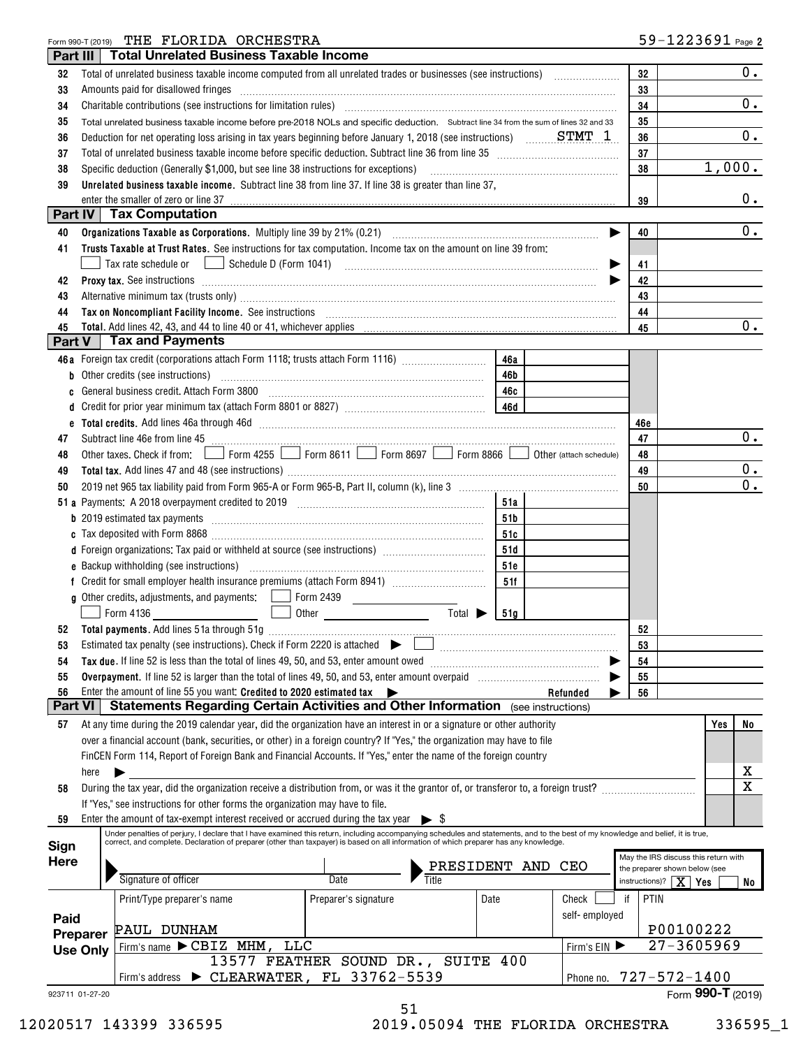Form 990-T (2019) THE FLORIDA ORCHESTRA 59-1223691 Page **2**

## Part III Total Unrelated Business Taxable Income

| | | | |
|---|---|---|---|
| 32 | Total of unrelated business taxable income computed from all unrelated trades or businesses (see instructions) | 32 | 0. |
| 33 | Amounts paid for disallowed fringes | 33 | |
| 34 | Charitable contributions (see instructions for limitation rules) | 34 | 0. |
| 35 | Total unrelated business taxable income before pre-2018 NOLs and specific deduction. Subtract line 34 from the sum of lines 32 and 33 | 35 | |
| 36 | Deduction for net operating loss arising in tax years beginning before January 1, 2018 (see instructions) STMT 1 | 36 | 0. |
| 37 | Total of unrelated business taxable income before specific deduction. Subtract line 36 from line 35 | 37 | |
| 38 | Specific deduction (Generally $1,000, but see line 38 instructions for exceptions) | 38 | 1,000. |
| 39 | **Unrelated business taxable income.** Subtract line 38 from line 37. If line 38 is greater than line 37, enter the smaller of zero or line 37 | 39 | 0. |

## Part IV Tax Computation

| | | | |
|---|---|---|---|
| 40 | **Organizations Taxable as Corporations.** Multiply line 39 by 21% (0.21) ▶ | 40 | 0. |
| 41 | **Trusts Taxable at Trust Rates.** See instructions for tax computation. Income tax on the amount on line 39 from: ☐ Tax rate schedule or ☐ Schedule D (Form 1041) ▶ | 41 | |
| 42 | **Proxy tax.** See instructions ▶ | 42 | |
| 43 | Alternative minimum tax (trusts only) | 43 | |
| 44 | **Tax on Noncompliant Facility Income.** See instructions | 44 | |
| 45 | **Total.** Add lines 42, 43, and 44 to line 40 or 41, whichever applies | 45 | 0. |

## Part V Tax and Payments

| | | | | | |
|---|---|---|---|---|---|
| 46a | Foreign tax credit (corporations attach Form 1118; trusts attach Form 1116) | 46a | | | |
| b | Other credits (see instructions) | 46b | | | |
| c | General business credit. Attach Form 3800 | 46c | | | |
| d | Credit for prior year minimum tax (attach Form 8801 or 8827) | 46d | | | |
| e | **Total credits.** Add lines 46a through 46d | | | 46e | |
| 47 | Subtract line 46e from line 45 | | | 47 | 0. |
| 48 | Other taxes. Check if from: ☐ Form 4255 ☐ Form 8611 ☐ Form 8697 ☐ Form 8866 ☐ Other (attach schedule) | | | 48 | |
| 49 | **Total tax.** Add lines 47 and 48 (see instructions) | | | 49 | 0. |
| 50 | 2019 net 965 tax liability paid from Form 965-A or Form 965-B, Part II, column (k), line 3 | | | 50 | 0. |
| 51a | Payments: A 2018 overpayment credited to 2019 | 51a | | | |
| b | 2019 estimated tax payments | 51b | | | |
| c | Tax deposited with Form 8868 | 51c | | | |
| d | Foreign organizations: Tax paid or withheld at source (see instructions) | 51d | | | |
| e | Backup withholding (see instructions) | 51e | | | |
| f | Credit for small employer health insurance premiums (attach Form 8941) | 51f | | | |
| g | Other credits, adjustments, and payments: ☐ Form 2439 ☐ Form 4136 ☐ Other Total ▶ | 51g | | | |
| 52 | **Total payments.** Add lines 51a through 51g | | | 52 | |
| 53 | Estimated tax penalty (see instructions). Check if Form 2220 is attached ▶ ☐ | | | 53 | |
| 54 | **Tax due.** If line 52 is less than the total of lines 49, 50, and 53, enter amount owed ▶ | | | 54 | |
| 55 | **Overpayment.** If line 52 is larger than the total of lines 49, 50, and 53, enter amount overpaid ▶ | | | 55 | |
| 56 | Enter the amount of line 55 you want: **Credited to 2020 estimated tax** ▶ Refunded ▶ | | | 56 | |

## Part VI Statements Regarding Certain Activities and Other Information (see instructions)

| | | Yes | No |
|---|---|---|---|
| 57 | At any time during the 2019 calendar year, did the organization have an interest in or a signature or other authority over a financial account (bank, securities, or other) in a foreign country? If "Yes," the organization may have to file FinCEN Form 114, Report of Foreign Bank and Financial Accounts. If "Yes," enter the name of the foreign country here ▶ | | X |
| 58 | During the tax year, did the organization receive a distribution from, or was it the grantor of, or transferor to, a foreign trust? If "Yes," see instructions for other forms the organization may have to file. | | X |
| 59 | Enter the amount of tax-exempt interest received or accrued during the tax year ▶ $ | | |

**Sign Here**

Under penalties of perjury, I declare that I have examined this return, including accompanying schedules and statements, and to the best of my knowledge and belief, it is true, correct, and complete. Declaration of preparer (other than taxpayer) is based on all information of which preparer has any knowledge.

Signature of officer | Date | Title: PRESIDENT AND CEO

May the IRS discuss this return with the preparer shown below (see instructions)? ☒ Yes ☐ No

**Paid Preparer Use Only**

| Print/Type preparer's name | Preparer's signature | Date | Check ☐ if self-employed | PTIN |
|---|---|---|---|---|
| PAUL DUNHAM | | | | P00100222 |

Firm's name ▶ CBIZ MHM, LLC — Firm's EIN ▶ 27-3605969

Firm's address ▶ 13577 FEATHER SOUND DR., SUITE 400, CLEARWATER, FL 33762-5539 — Phone no. 727-572-1400

923711 01-27-20 Form **990-T** (2019)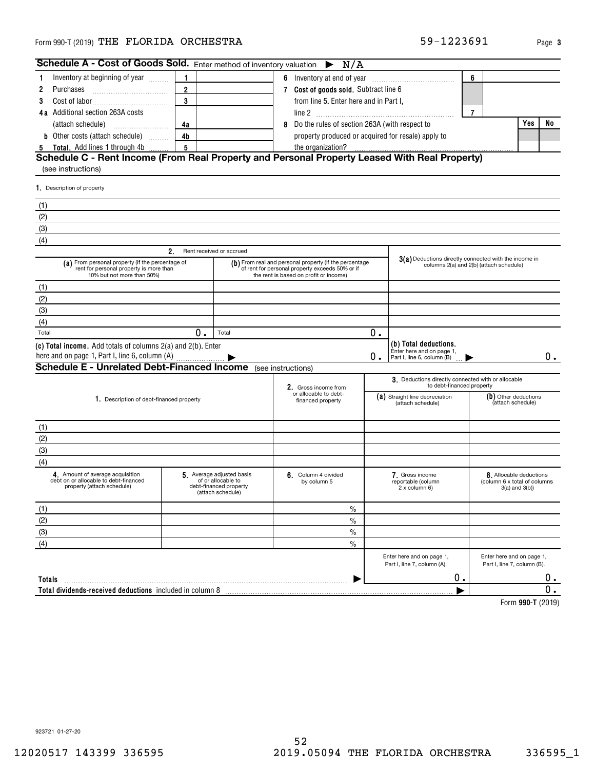Form 990-T (2019) THE FLORIDA ORCHESTRA 59-1223691 Page 3

## Schedule A - Cost of Goods Sold. Enter method of inventory valuation ▶ N/A

| | | | | | | |
|---|---|---|---|---|---|---|
| 1 | Inventory at beginning of year | 1 | | 6 Inventory at end of year | 6 | |
| 2 | Purchases | 2 | | 7 **Cost of goods sold.** Subtract line 6 from line 5. Enter here and in Part I, line 2 | 7 | |
| 3 | Cost of labor | 3 | | | | |
| 4a | Additional section 263A costs (attach schedule) | 4a | | 8 Do the rules of section 263A (with respect to property produced or acquired for resale) apply to the organization? | Yes | No |
| b | Other costs (attach schedule) | 4b | | | | |
| 5 | **Total.** Add lines 1 through 4b | 5 | | | | |

## Schedule C - Rent Income (From Real Property and Personal Property Leased With Real Property)

(see instructions)

1. Description of property

| |
|---|
| (1) |
| (2) |
| (3) |
| (4) |

| | 2. Rent received or accrued | | 3(a) Deductions directly connected with the income in columns 2(a) and 2(b) (attach schedule) |
|---|---|---|---|
| | (a) From personal property (if the percentage of rent for personal property is more than 10% but not more than 50%) | (b) From real and personal property (if the percentage of rent for personal property exceeds 50% or if the rent is based on profit or income) | |
| (1) | | | |
| (2) | | | |
| (3) | | | |
| (4) | | | |
| Total | 0. | Total 0. | |

**(c) Total income.** Add totals of columns 2(a) and 2(b). Enter here and on page 1, Part I, line 6, column (A) ▶ 0.

**(b) Total deductions.** Enter here and on page 1, Part I, line 6, column (B) ▶ 0.

## Schedule E - Unrelated Debt-Financed Income (see instructions)

| | 1. Description of debt-financed property | 2. Gross income from or allocable to debt-financed property | 3. Deductions directly connected with or allocable to debt-financed property (a) Straight line depreciation (attach schedule) | (b) Other deductions (attach schedule) |
|---|---|---|---|---|
| (1) | | | | |
| (2) | | | | |
| (3) | | | | |
| (4) | | | | |

| | 4. Amount of average acquisition debt on or allocable to debt-financed property (attach schedule) | 5. Average adjusted basis of or allocable to debt-financed property (attach schedule) | 6. Column 4 divided by column 5 | 7. Gross income reportable (column 2 x column 6) | 8. Allocable deductions (column 6 x total of columns 3(a) and 3(b)) |
|---|---|---|---|---|---|
| (1) | | | % | | |
| (2) | | | % | | |
| (3) | | | % | | |
| (4) | | | % | | |
| | | | | Enter here and on page 1, Part I, line 7, column (A). | Enter here and on page 1, Part I, line 7, column (B). |
| **Totals** ▶ | | | | 0. | 0. |
| **Total dividends-received deductions** included in column 8 ▶ | | | | | 0. |

Form **990-T** (2019)

923721 01-27-20

12020517 143399 336595 2019.05094 THE FLORIDA ORCHESTRA 336595_1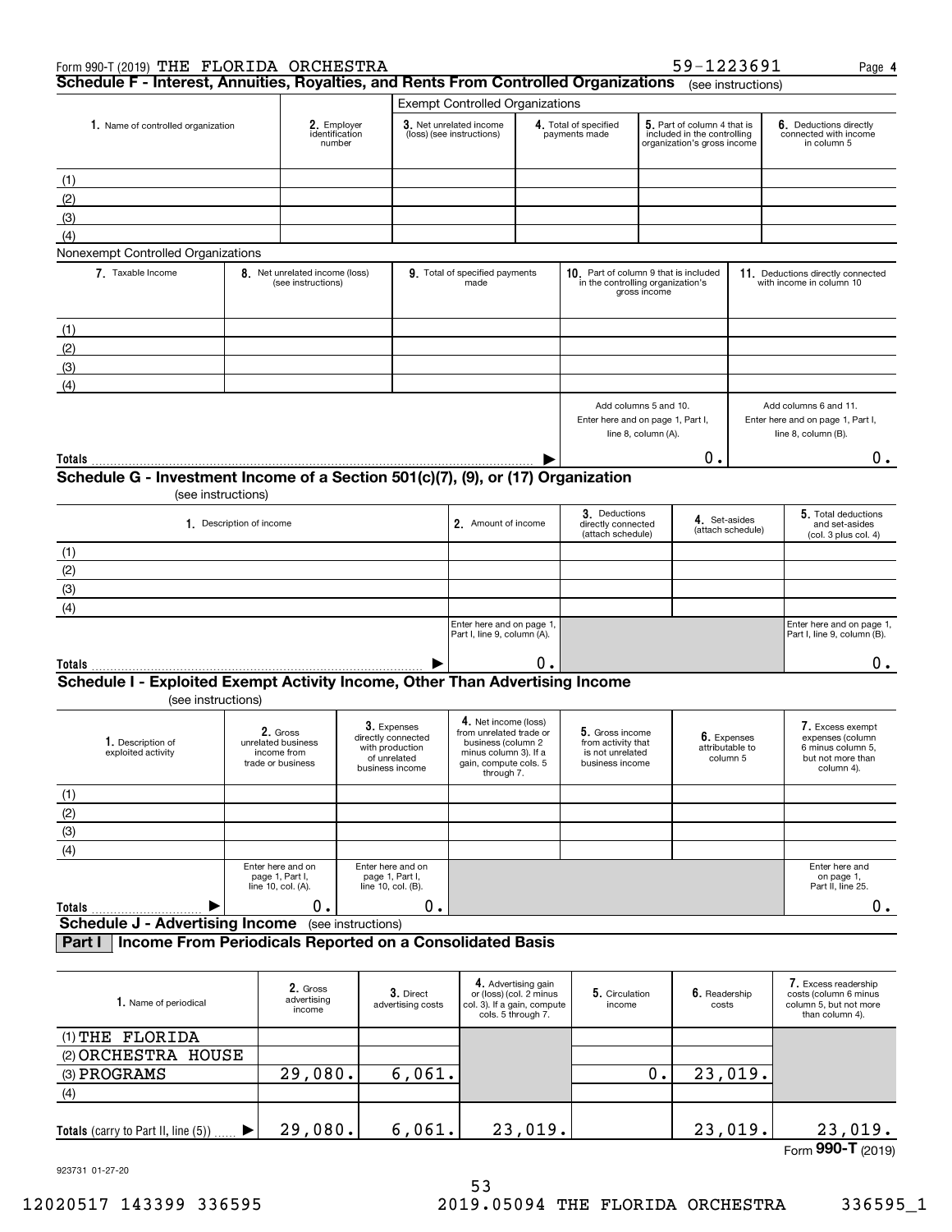Form 990-T (2019) THE FLORIDA ORCHESTRA 59-1223691 Page 4

## Schedule F - Interest, Annuities, Royalties, and Rents From Controlled Organizations (see instructions)

| | | Exempt Controlled Organizations | | | |
|---|---|---|---|---|---|
| 1. Name of controlled organization | 2. Employer identification number | 3. Net unrelated income (loss) (see instructions) | 4. Total of specified payments made | 5. Part of column 4 that is included in the controlling organization's gross income | 6. Deductions directly connected with income in column 5 |
| (1) | | | | | |
| (2) | | | | | |
| (3) | | | | | |
| (4) | | | | | |

Nonexempt Controlled Organizations

| 7. Taxable Income | 8. Net unrelated income (loss) (see instructions) | 9. Total of specified payments made | 10. Part of column 9 that is included in the controlling organization's gross income | 11. Deductions directly connected with income in column 10 |
|---|---|---|---|---|
| (1) | | | | |
| (2) | | | | |
| (3) | | | | |
| (4) | | | | |
| | | | Add columns 5 and 10. Enter here and on page 1, Part I, line 8, column (A). | Add columns 6 and 11. Enter here and on page 1, Part I, line 8, column (B). |
| **Totals** | | ▶ | 0. | 0. |

## Schedule G - Investment Income of a Section 501(c)(7), (9), or (17) Organization

(see instructions)

| 1. Description of income | 2. Amount of income | 3. Deductions directly connected (attach schedule) | 4. Set-asides (attach schedule) | 5. Total deductions and set-asides (col. 3 plus col. 4) |
|---|---|---|---|---|
| (1) | | | | |
| (2) | | | | |
| (3) | | | | |
| (4) | | | | |
| | Enter here and on page 1, Part I, line 9, column (A). | | | Enter here and on page 1, Part I, line 9, column (B). |
| **Totals** ▶ | 0. | | | 0. |

## Schedule I - Exploited Exempt Activity Income, Other Than Advertising Income

(see instructions)

| 1. Description of exploited activity | 2. Gross unrelated business income from trade or business | 3. Expenses directly connected with production of unrelated business income | 4. Net income (loss) from unrelated trade or business (column 2 minus column 3). If a gain, compute cols. 5 through 7. | 5. Gross income from activity that is not unrelated business income | 6. Expenses attributable to column 5 | 7. Excess exempt expenses (column 6 minus column 5, but not more than column 4). |
|---|---|---|---|---|---|---|
| (1) | | | | | | |
| (2) | | | | | | |
| (3) | | | | | | |
| (4) | | | | | | |
| | Enter here and on page 1, Part I, line 10, col. (A). | Enter here and on page 1, Part I, line 10, col. (B). | | | | Enter here and on page 1, Part II, line 25. |
| **Totals** ▶ | 0. | 0. | | | | 0. |

## Schedule J - Advertising Income (see instructions)

### Part I Income From Periodicals Reported on a Consolidated Basis

| 1. Name of periodical | 2. Gross advertising income | 3. Direct advertising costs | 4. Advertising gain or (loss) (col. 2 minus col. 3). If a gain, compute cols. 5 through 7. | 5. Circulation income | 6. Readership costs | 7. Excess readership costs (column 6 minus column 5, but not more than column 4). |
|---|---|---|---|---|---|---|
| (1) THE FLORIDA | | | | | | |
| (2) ORCHESTRA HOUSE | | | | | | |
| (3) PROGRAMS | 29,080. | 6,061. | | 0. | 23,019. | |
| (4) | | | | | | |
| **Totals** (carry to Part II, line (5)) ▶ | 29,080. | 6,061. | 23,019. | | 23,019. | 23,019. |

Form **990-T** (2019)

923731 01-27-20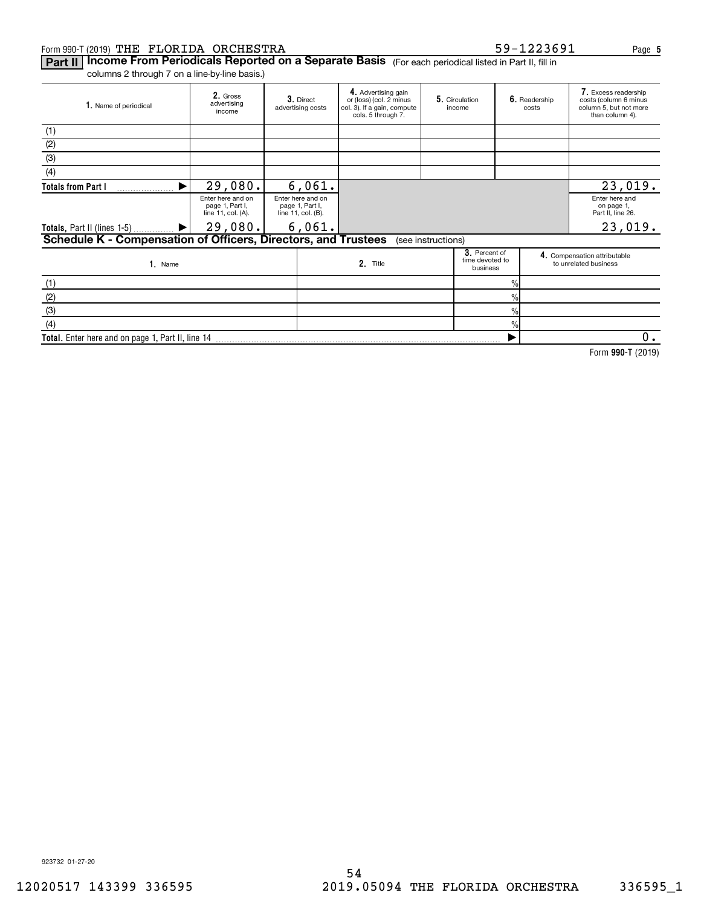Form 990-T (2019) THE FLORIDA ORCHESTRA 59-1223691 Page **5**

**Part II** **Income From Periodicals Reported on a Separate Basis** (For each periodical listed in Part II, fill in columns 2 through 7 on a line-by-line basis.)

| **1.** Name of periodical | **2.** Gross advertising income | **3.** Direct advertising costs | **4.** Advertising gain or (loss) (col. 2 minus col. 3). If a gain, compute cols. 5 through 7. | **5.** Circulation income | **6.** Readership costs | **7.** Excess readership costs (column 6 minus column 5, but not more than column 4). |
|---|---|---|---|---|---|---|
| (1) | | | | | | |
| (2) | | | | | | |
| (3) | | | | | | |
| (4) | | | | | | |
| **Totals from Part I** ▶ | 29,080. | 6,061. | | | | 23,019. |
| | Enter here and on page 1, Part I, line 11, col. (A). | Enter here and on page 1, Part I, line 11, col. (B). | | | | Enter here and on page 1, Part II, line 26. |
| **Totals,** Part II (lines 1-5) ▶ | 29,080. | 6,061. | | | | 23,019. |

**Schedule K - Compensation of Officers, Directors, and Trustees** (see instructions)

| **1.** Name | **2.** Title | **3.** Percent of time devoted to business | **4.** Compensation attributable to unrelated business |
|---|---|---|---|
| (1) | | % | |
| (2) | | % | |
| (3) | | % | |
| (4) | | % | |
| **Total.** Enter here and on page 1, Part II, line 14 | | ▶ | 0. |

Form **990-T** (2019)

923732 01-27-20

12020517 143399 336595 2019.05094 THE FLORIDA ORCHESTRA 336595_1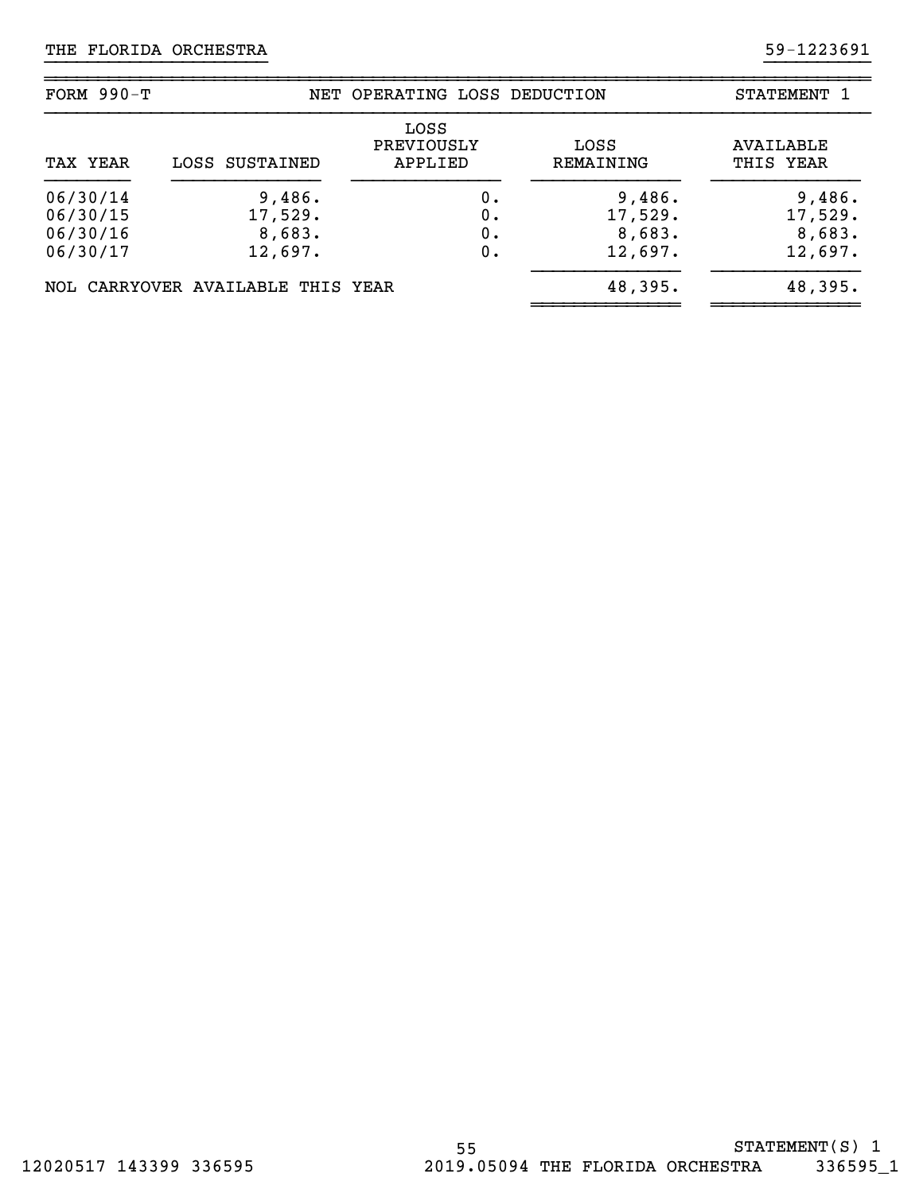THE FLORIDA ORCHESTRA 59-1223691

| FORM 990-T | NET OPERATING LOSS DEDUCTION | | | STATEMENT 1 |
|---|---|---|---|---|
| TAX YEAR | LOSS SUSTAINED | LOSS PREVIOUSLY APPLIED | LOSS REMAINING | AVAILABLE THIS YEAR |
| 06/30/14 | 9,486. | 0. | 9,486. | 9,486. |
| 06/30/15 | 17,529. | 0. | 17,529. | 17,529. |
| 06/30/16 | 8,683. | 0. | 8,683. | 8,683. |
| 06/30/17 | 12,697. | 0. | 12,697. | 12,697. |
| NOL CARRYOVER AVAILABLE THIS YEAR | | | 48,395. | 48,395. |

STATEMENT(S) 1

12020517 143399 336595 2019.05094 THE FLORIDA ORCHESTRA 336595_1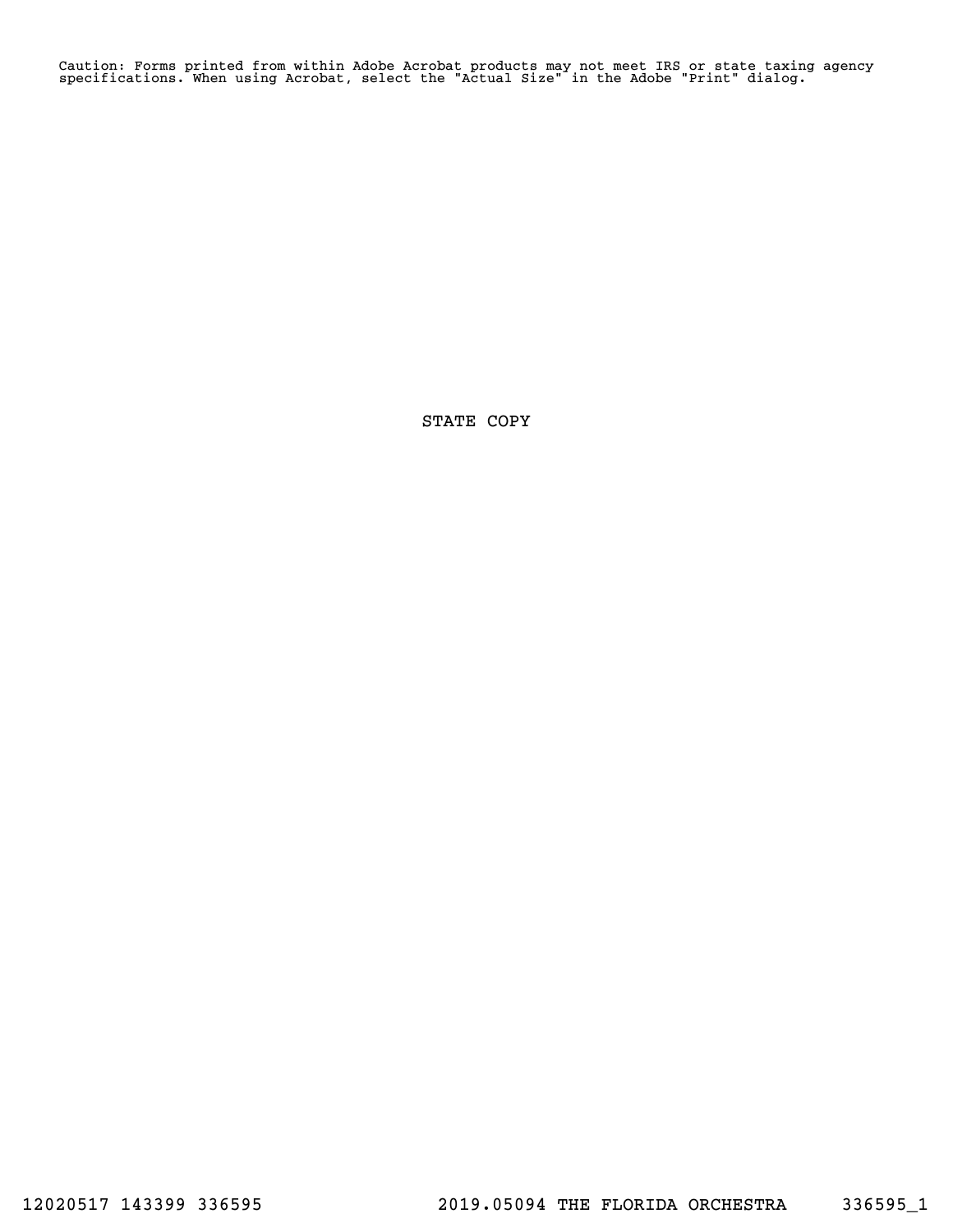Caution: Forms printed from within Adobe Acrobat products may not meet IRS or state taxing agency specifications. When using Acrobat, select the "Actual Size" in the Adobe "Print" dialog.

STATE COPY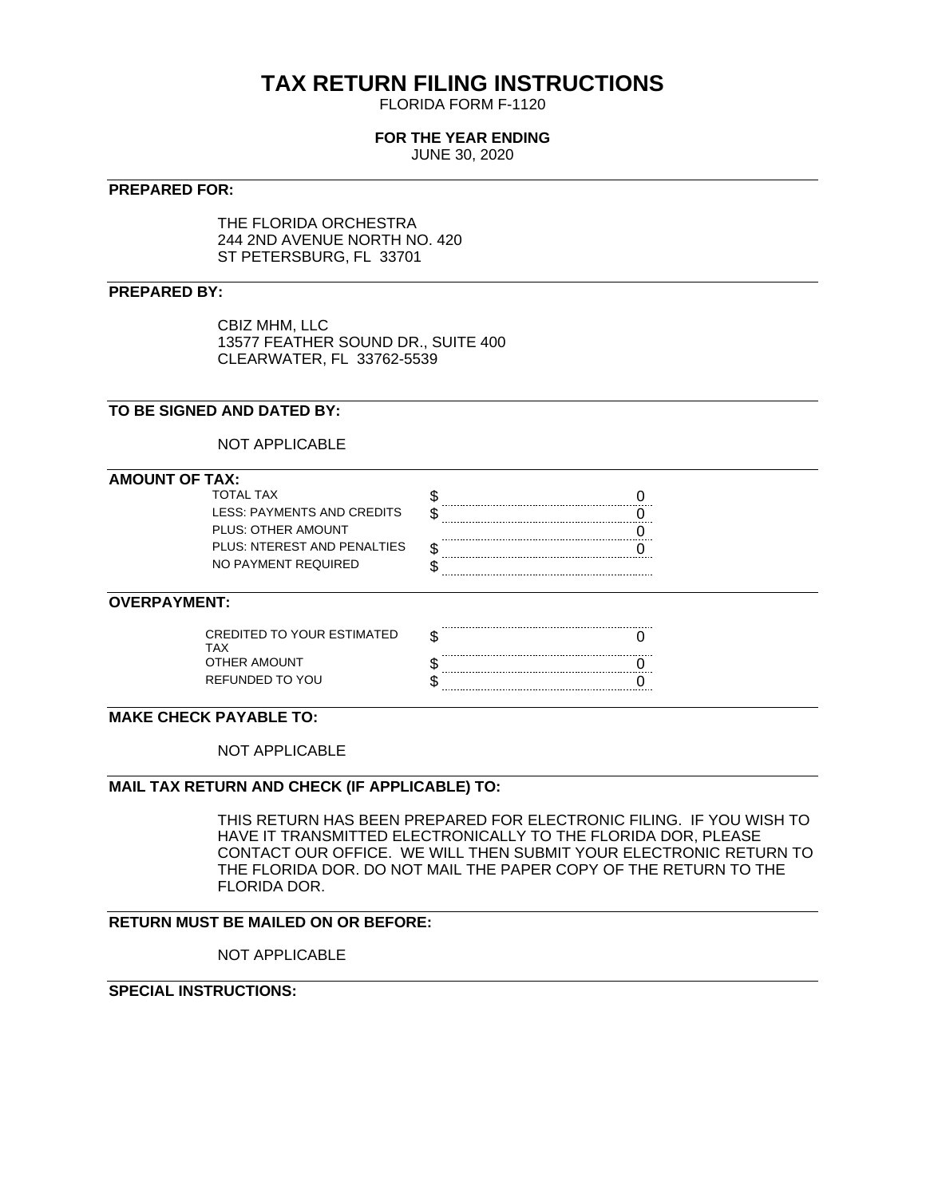# TAX RETURN FILING INSTRUCTIONS

FLORIDA FORM F-1120

**FOR THE YEAR ENDING**

JUNE 30, 2020

**PREPARED FOR:**

THE FLORIDA ORCHESTRA
244 2ND AVENUE NORTH NO. 420
ST PETERSBURG, FL 33701

**PREPARED BY:**

CBIZ MHM, LLC
13577 FEATHER SOUND DR., SUITE 400
CLEARWATER, FL 33762-5539

**TO BE SIGNED AND DATED BY:**

NOT APPLICABLE

**AMOUNT OF TAX:**

| | | |
|---|---|---|
| TOTAL TAX | $ | 0 |
| LESS: PAYMENTS AND CREDITS | $ | 0 |
| PLUS: OTHER AMOUNT | | 0 |
| PLUS: NTEREST AND PENALTIES | $ | 0 |
| NO PAYMENT REQUIRED | $ | |

**OVERPAYMENT:**

| | | |
|---|---|---|
| CREDITED TO YOUR ESTIMATED TAX | $ | 0 |
| OTHER AMOUNT | $ | 0 |
| REFUNDED TO YOU | $ | 0 |

**MAKE CHECK PAYABLE TO:**

NOT APPLICABLE

**MAIL TAX RETURN AND CHECK (IF APPLICABLE) TO:**

THIS RETURN HAS BEEN PREPARED FOR ELECTRONIC FILING. IF YOU WISH TO HAVE IT TRANSMITTED ELECTRONICALLY TO THE FLORIDA DOR, PLEASE CONTACT OUR OFFICE. WE WILL THEN SUBMIT YOUR ELECTRONIC RETURN TO THE FLORIDA DOR. DO NOT MAIL THE PAPER COPY OF THE RETURN TO THE FLORIDA DOR.

**RETURN MUST BE MAILED ON OR BEFORE:**

NOT APPLICABLE

**SPECIAL INSTRUCTIONS:**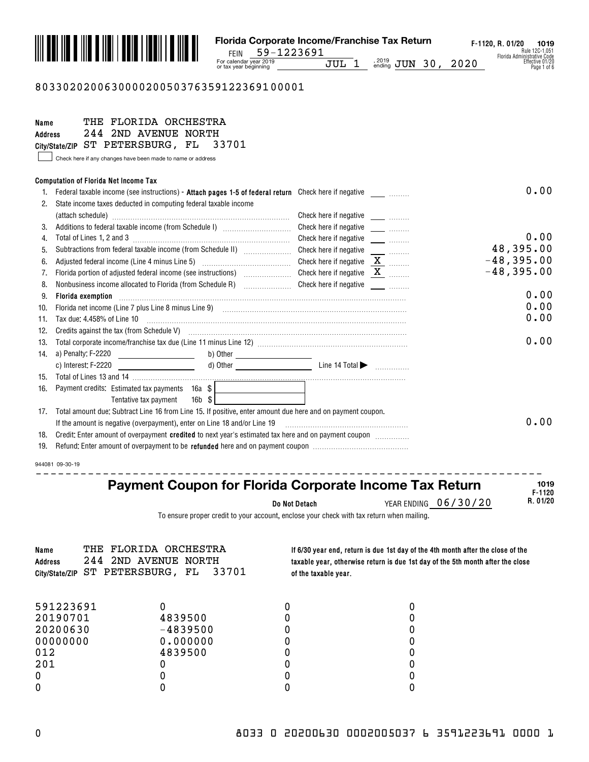**Florida Corporate Income/Franchise Tax Return**

F-1120, R. 01/20 **1019**
Rule 12C-1.051
Florida Administrative Code
Effective 01/20

FEIN 59-1223691

For calendar year 2019 or tax year beginning JUL 1, 2019 ending JUN 30, 2020

80330202006300002005037635912236910001

**Name** THE FLORIDA ORCHESTRA
**Address** 244 2ND AVENUE NORTH
**City/State/ZIP** ST PETERSBURG, FL 33701

☐ Check here if any changes have been made to name or address

### Computation of Florida Net Income Tax

| Line | Description | Check here if negative | Amount |
|---|---|---|---|
| 1. | Federal taxable income (see instructions) - **Attach pages 1-5 of federal return** | | 0.00 |
| 2. | State income taxes deducted in computing federal taxable income (attach schedule) | | |
| 3. | Additions to federal taxable income (from Schedule I) | | |
| 4. | Total of Lines 1, 2 and 3 | | 0.00 |
| 5. | Subtractions from federal taxable income (from Schedule II) | | 48,395.00 |
| 6. | Adjusted federal income (Line 4 minus Line 5) | X | -48,395.00 |
| 7. | Florida portion of adjusted federal income (see instructions) | X | -48,395.00 |
| 8. | Nonbusiness income allocated to Florida (from Schedule R) | | |
| 9. | **Florida exemption** | | 0.00 |
| 10. | Florida net income (Line 7 plus Line 8 minus Line 9) | | 0.00 |
| 11. | Tax due: 4.458% of Line 10 | | 0.00 |
| 12. | Credits against the tax (from Schedule V) | | |
| 13. | Total corporate income/franchise tax due (Line 11 minus Line 12) | | 0.00 |
| 14. | a) Penalty: F-2220 ___ b) Other ___ c) Interest: F-2220 ___ d) Other ___ Line 14 Total ▶ | | |
| 15. | Total of Lines 13 and 14 | | |
| 16. | Payment credits: Estimated tax payments 16a $ ___ Tentative tax payment 16b $ ___ | | |
| 17. | Total amount due: Subtract Line 16 from Line 15. If positive, enter amount due here and on payment coupon. If the amount is negative (overpayment), enter on Line 18 and/or Line 19 | | 0.00 |
| 18. | Credit: Enter amount of overpayment **credited** to next year's estimated tax here and on payment coupon | | |
| 19. | Refund: Enter amount of overpayment to be **refunded** here and on payment coupon | | |

944081 09-30-19

---

## Payment Coupon for Florida Corporate Income Tax Return

1019
F-1120
R. 01/20

**Do Not Detach** YEAR ENDING 06/30/20

To ensure proper credit to your account, enclose your check with tax return when mailing.

**Name** THE FLORIDA ORCHESTRA
**Address** 244 2ND AVENUE NORTH
**City/State/ZIP** ST PETERSBURG, FL 33701

**If 6/30 year end, return is due 1st day of the 4th month after the close of the taxable year, otherwise return is due 1st day of the 5th month after the close of the taxable year.**

| | | | |
|---|---|---|---|
| 591223691 | 0 | 0 | 0 |
| 20190701 | 4839500 | 0 | 0 |
| 20200630 | -4839500 | 0 | 0 |
| 00000000 | 0.000000 | 0 | 0 |
| 012 | 4839500 | 0 | 0 |
| 201 | 0 | 0 | 0 |
| 0 | 0 | 0 | 0 |
| 0 | 0 | 0 | 0 |

0 8033 0 20200630 0002005037 6 3591223691 0000 1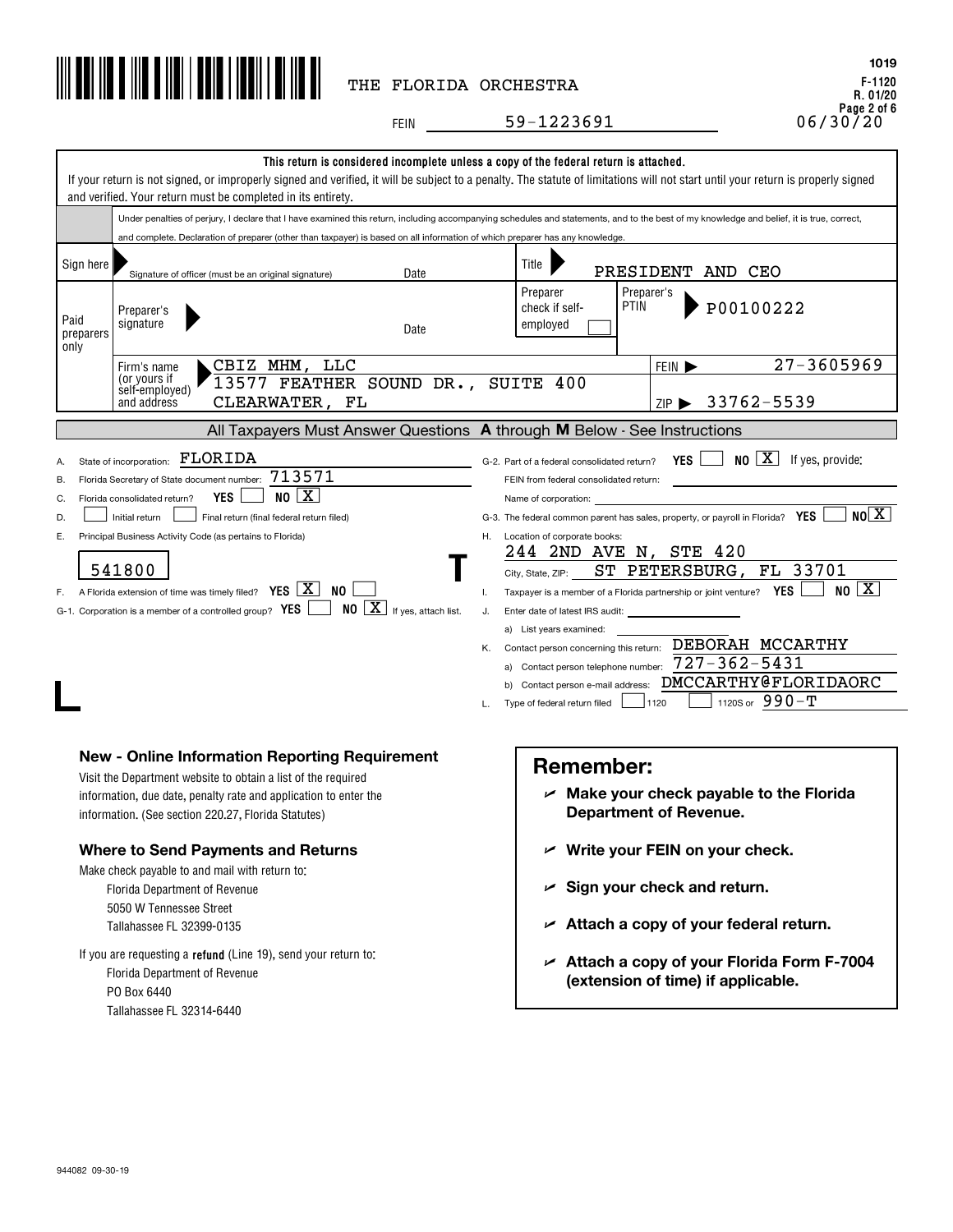THE FLORIDA ORCHESTRA

1019
F-1120
R. 01/20

FEIN 59-1223691 06/30/20

**This return is considered incomplete unless a copy of the federal return is attached.**

If your return is not signed, or improperly signed and verified, it will be subject to a penalty. The statute of limitations will not start until your return is properly signed and verified. Your return must be completed in its entirety.

Under penalties of perjury, I declare that I have examined this return, including accompanying schedules and statements, and to the best of my knowledge and belief, it is true, correct, and complete. Declaration of preparer (other than taxpayer) is based on all information of which preparer has any knowledge.

| | | | |
|---|---|---|---|
| Sign here | Signature of officer (must be an original signature) Date | Title | PRESIDENT AND CEO |
| Paid preparers only | Preparer's signature Date | Preparer check if self-employed ☐ | Preparer's PTIN P00100222 |
| | Firm's name (or yours if self-employed) and address: CBIZ MHM, LLC, 13577 FEATHER SOUND DR., SUITE 400, CLEARWATER, FL | | FEIN 27-3605969; ZIP 33762-5539 |

**All Taxpayers Must Answer Questions A through M Below - See Instructions**

A. State of incorporation: FLORIDA

B. Florida Secretary of State document number: 713571

C. Florida consolidated return? YES ☐ NO [X]

D. ☐ Initial return ☐ Final return (final federal return filed)

E. Principal Business Activity Code (as pertains to Florida): 541800

F. A Florida extension of time was timely filed? YES [X] NO ☐

G-1. Corporation is a member of a controlled group? YES ☐ NO [X] If yes, attach list.

G-2. Part of a federal consolidated return? YES ☐ NO [X] If yes, provide:
FEIN from federal consolidated return:
Name of corporation:

G-3. The federal common parent has sales, property, or payroll in Florida? YES ☐ NO [X]

H. Location of corporate books: 244 2ND AVE N, STE 420
City, State, ZIP: ST PETERSBURG, FL 33701

I. Taxpayer is a member of a Florida partnership or joint venture? YES ☐ NO [X]

J. Enter date of latest IRS audit:
a) List years examined:

K. Contact person concerning this return: DEBORAH MCCARTHY
a) Contact person telephone number: 727-362-5431
b) Contact person e-mail address: DMCCARTHY@FLORIDAORC

L. Type of federal return filed ☐ 1120 ☐ 1120S or 990-T

## New - Online Information Reporting Requirement

Visit the Department website to obtain a list of the required information, due date, penalty rate and application to enter the information. (See section 220.27, Florida Statutes)

## Where to Send Payments and Returns

Make check payable to and mail with return to:
Florida Department of Revenue
5050 W Tennessee Street
Tallahassee FL 32399-0135

If you are requesting a **refund** (Line 19), send your return to:
Florida Department of Revenue
PO Box 6440
Tallahassee FL 32314-6440

## Remember:

- **Make your check payable to the Florida Department of Revenue.**
- **Write your FEIN on your check.**
- **Sign your check and return.**
- **Attach a copy of your federal return.**
- **Attach a copy of your Florida Form F-7004 (extension of time) if applicable.**

944082 09-30-19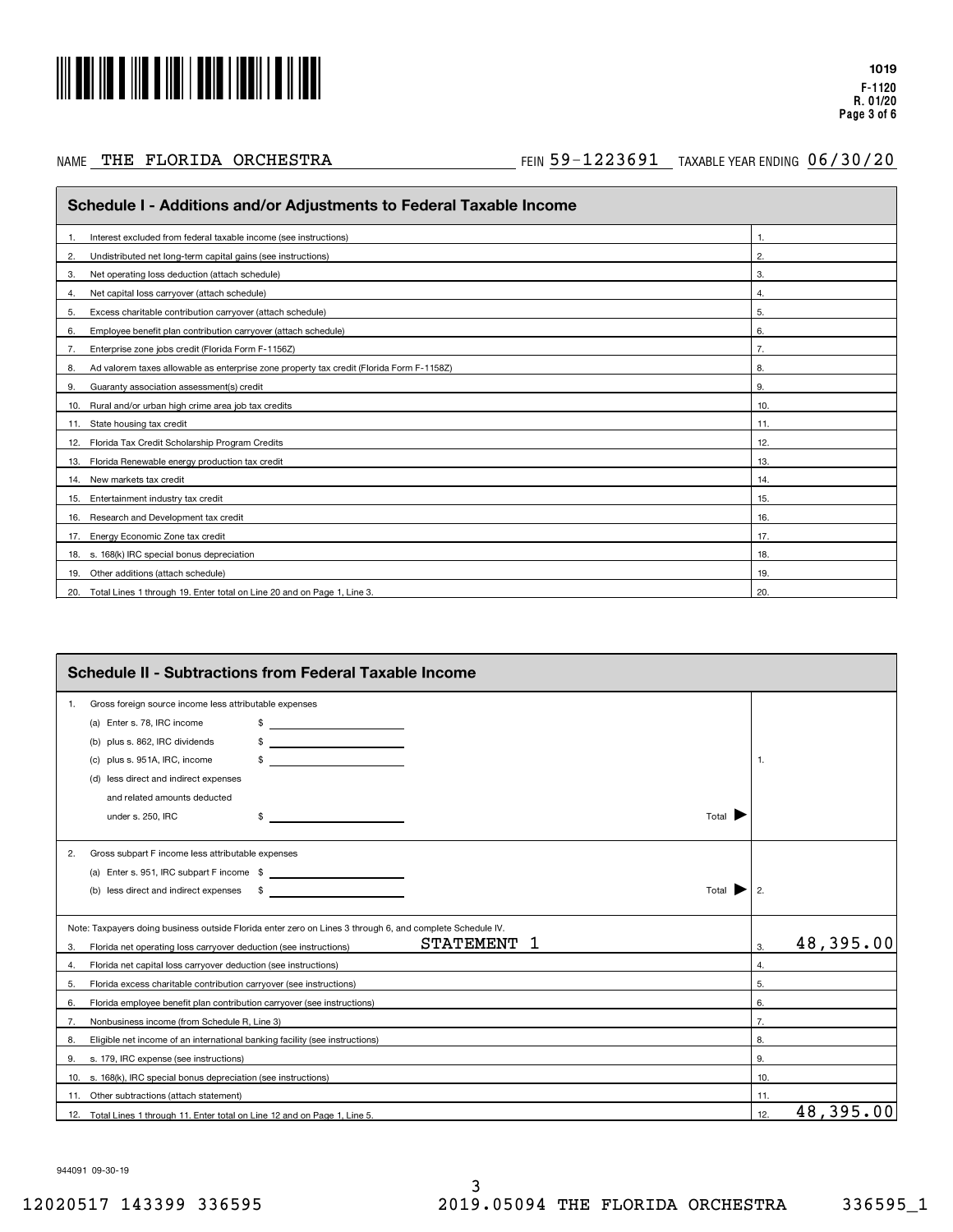1019
F-1120
R. 01/20

NAME THE FLORIDA ORCHESTRA FEIN 59-1223691 TAXABLE YEAR ENDING 06/30/20

## Schedule I - Additions and/or Adjustments to Federal Taxable Income

| | | | |
|---|---|---|---|
| 1. | Interest excluded from federal taxable income (see instructions) | 1. | |
| 2. | Undistributed net long-term capital gains (see instructions) | 2. | |
| 3. | Net operating loss deduction (attach schedule) | 3. | |
| 4. | Net capital loss carryover (attach schedule) | 4. | |
| 5. | Excess charitable contribution carryover (attach schedule) | 5. | |
| 6. | Employee benefit plan contribution carryover (attach schedule) | 6. | |
| 7. | Enterprise zone jobs credit (Florida Form F-1156Z) | 7. | |
| 8. | Ad valorem taxes allowable as enterprise zone property tax credit (Florida Form F-1158Z) | 8. | |
| 9. | Guaranty association assessment(s) credit | 9. | |
| 10. | Rural and/or urban high crime area job tax credits | 10. | |
| 11. | State housing tax credit | 11. | |
| 12. | Florida Tax Credit Scholarship Program Credits | 12. | |
| 13. | Florida Renewable energy production tax credit | 13. | |
| 14. | New markets tax credit | 14. | |
| 15. | Entertainment industry tax credit | 15. | |
| 16. | Research and Development tax credit | 16. | |
| 17. | Energy Economic Zone tax credit | 17. | |
| 18. | s. 168(k) IRC special bonus depreciation | 18. | |
| 19. | Other additions (attach schedule) | 19. | |
| 20. | Total Lines 1 through 19. Enter total on Line 20 and on Page 1, Line 3. | 20. | |

## Schedule II - Subtractions from Federal Taxable Income

1. Gross foreign source income less attributable expenses
   - (a) Enter s. 78, IRC income $ ______
   - (b) plus s. 862, IRC dividends $ ______
   - (c) plus s. 951A, IRC, income $ ______
   - (d) less direct and indirect expenses and related amounts deducted under s. 250, IRC $ ______ Total ▶ 1. ______

2. Gross subpart F income less attributable expenses
   - (a) Enter s. 951, IRC subpart F income $ ______
   - (b) less direct and indirect expenses $ ______ Total ▶ 2. ______

Note: Taxpayers doing business outside Florida enter zero on Lines 3 through 6, and complete Schedule IV.

| | | | |
|---|---|---|---|
| 3. | Florida net operating loss carryover deduction (see instructions) STATEMENT 1 | 3. | 48,395.00 |
| 4. | Florida net capital loss carryover deduction (see instructions) | 4. | |
| 5. | Florida excess charitable contribution carryover (see instructions) | 5. | |
| 6. | Florida employee benefit plan contribution carryover (see instructions) | 6. | |
| 7. | Nonbusiness income (from Schedule R, Line 3) | 7. | |
| 8. | Eligible net income of an international banking facility (see instructions) | 8. | |
| 9. | s. 179, IRC expense (see instructions) | 9. | |
| 10. | s. 168(k), IRC special bonus depreciation (see instructions) | 10. | |
| 11. | Other subtractions (attach statement) | 11. | |
| 12. | Total Lines 1 through 11. Enter total on Line 12 and on Page 1, Line 5. | 12. | 48,395.00 |

944091 09-30-19

12020517 143399 336595 2019.05094 THE FLORIDA ORCHESTRA 336595_1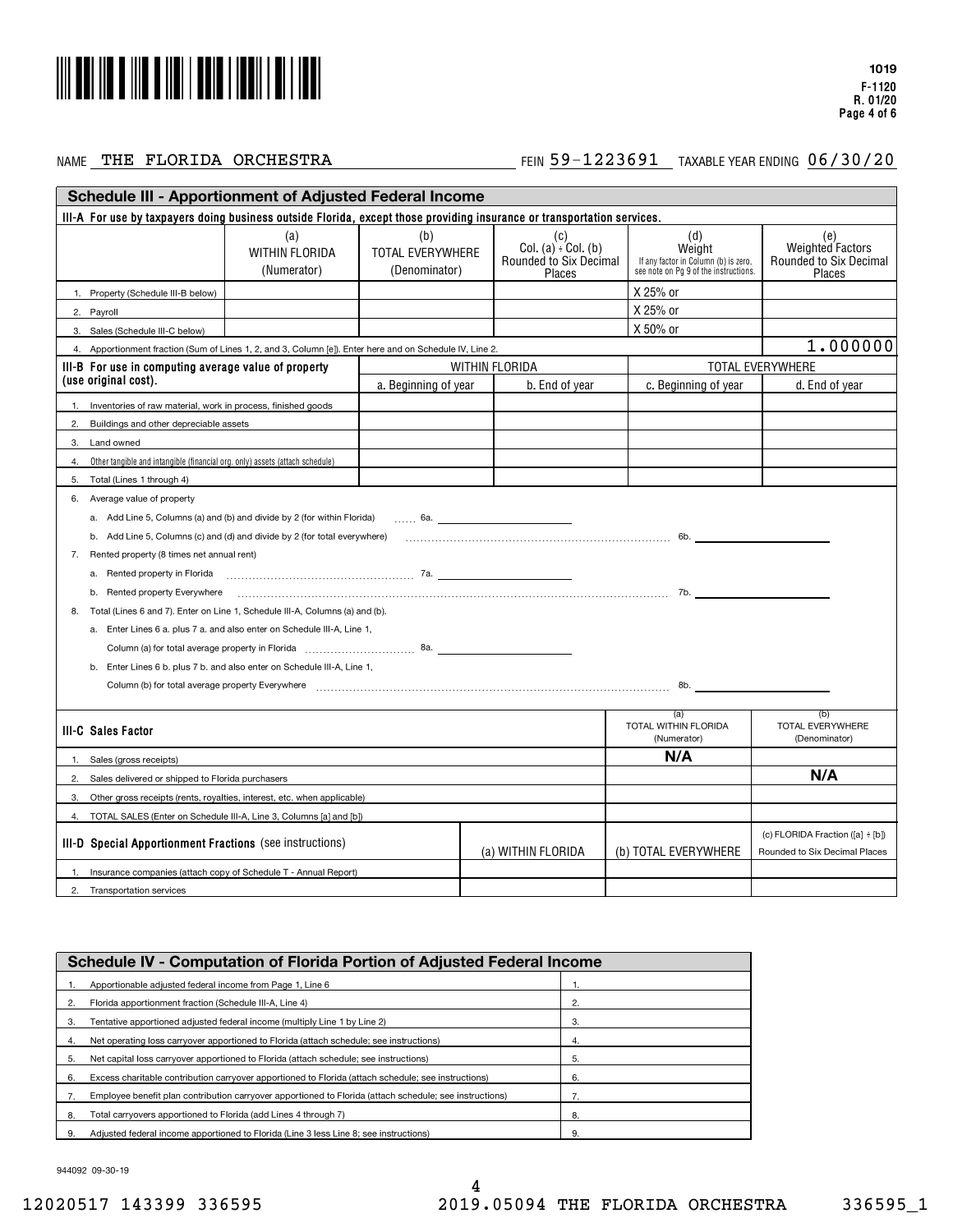1019
F-1120
R. 01/20
Page 4 of 6

NAME THE FLORIDA ORCHESTRA FEIN 59-1223691 TAXABLE YEAR ENDING 06/30/20

## Schedule III - Apportionment of Adjusted Federal Income

**III-A For use by taxpayers doing business outside Florida, except those providing insurance or transportation services.**

| | (a) WITHIN FLORIDA (Numerator) | (b) TOTAL EVERYWHERE (Denominator) | (c) Col. (a) ÷ Col. (b) Rounded to Six Decimal Places | (d) Weight If any factor in Column (b) is zero, see note on Pg 9 of the instructions. | (e) Weighted Factors Rounded to Six Decimal Places |
|---|---|---|---|---|---|
| 1. Property (Schedule III-B below) | | | | X 25% or | |
| 2. Payroll | | | | X 25% or | |
| 3. Sales (Schedule III-C below) | | | | X 50% or | |
| 4. Apportionment fraction (Sum of Lines 1, 2, and 3, Column [e]). Enter here and on Schedule IV, Line 2. | | | | | 1.000000 |

| III-B For use in computing average value of property (use original cost). | WITHIN FLORIDA a. Beginning of year | WITHIN FLORIDA b. End of year | TOTAL EVERYWHERE c. Beginning of year | TOTAL EVERYWHERE d. End of year |
|---|---|---|---|---|
| 1. Inventories of raw material, work in process, finished goods | | | | |
| 2. Buildings and other depreciable assets | | | | |
| 3. Land owned | | | | |
| 4. Other tangible and intangible (financial org. only) assets (attach schedule) | | | | |
| 5. Total (Lines 1 through 4) | | | | |

6. Average value of property
   a. Add Line 5, Columns (a) and (b) and divide by 2 (for within Florida) ...... 6a. ______
   b. Add Line 5, Columns (c) and (d) and divide by 2 (for total everywhere) ...... 6b. ______
7. Rented property (8 times net annual rent)
   a. Rented property in Florida ...... 7a. ______
   b. Rented property Everywhere ...... 7b. ______
8. Total (Lines 6 and 7). Enter on Line 1, Schedule III-A, Columns (a) and (b).
   a. Enter Lines 6 a. plus 7 a. and also enter on Schedule III-A, Line 1, Column (a) for total average property in Florida ...... 8a. ______
   b. Enter Lines 6 b. plus 7 b. and also enter on Schedule III-A, Line 1, Column (b) for total average property Everywhere ...... 8b. ______

| III-C Sales Factor | (a) TOTAL WITHIN FLORIDA (Numerator) | (b) TOTAL EVERYWHERE (Denominator) |
|---|---|---|
| 1. Sales (gross receipts) | N/A | |
| 2. Sales delivered or shipped to Florida purchasers | | N/A |
| 3. Other gross receipts (rents, royalties, interest, etc. when applicable) | | |
| 4. TOTAL SALES (Enter on Schedule III-A, Line 3, Columns [a] and [b]) | | |

| III-D Special Apportionment Fractions (see instructions) | (a) WITHIN FLORIDA | (b) TOTAL EVERYWHERE | (c) FLORIDA Fraction ([a] ÷ [b]) Rounded to Six Decimal Places |
|---|---|---|---|
| 1. Insurance companies (attach copy of Schedule T - Annual Report) | | | |
| 2. Transportation services | | | |

## Schedule IV - Computation of Florida Portion of Adjusted Federal Income

| | | |
|---|---|---|
| 1. | Apportionable adjusted federal income from Page 1, Line 6 | 1. |
| 2. | Florida apportionment fraction (Schedule III-A, Line 4) | 2. |
| 3. | Tentative apportioned adjusted federal income (multiply Line 1 by Line 2) | 3. |
| 4. | Net operating loss carryover apportioned to Florida (attach schedule; see instructions) | 4. |
| 5. | Net capital loss carryover apportioned to Florida (attach schedule; see instructions) | 5. |
| 6. | Excess charitable contribution carryover apportioned to Florida (attach schedule; see instructions) | 6. |
| 7. | Employee benefit plan contribution carryover apportioned to Florida (attach schedule; see instructions) | 7. |
| 8. | Total carryovers apportioned to Florida (add Lines 4 through 7) | 8. |
| 9. | Adjusted federal income apportioned to Florida (Line 3 less Line 8; see instructions) | 9. |

944092 09-30-19

12020517 143399 336595 2019.05094 THE FLORIDA ORCHESTRA 336595_1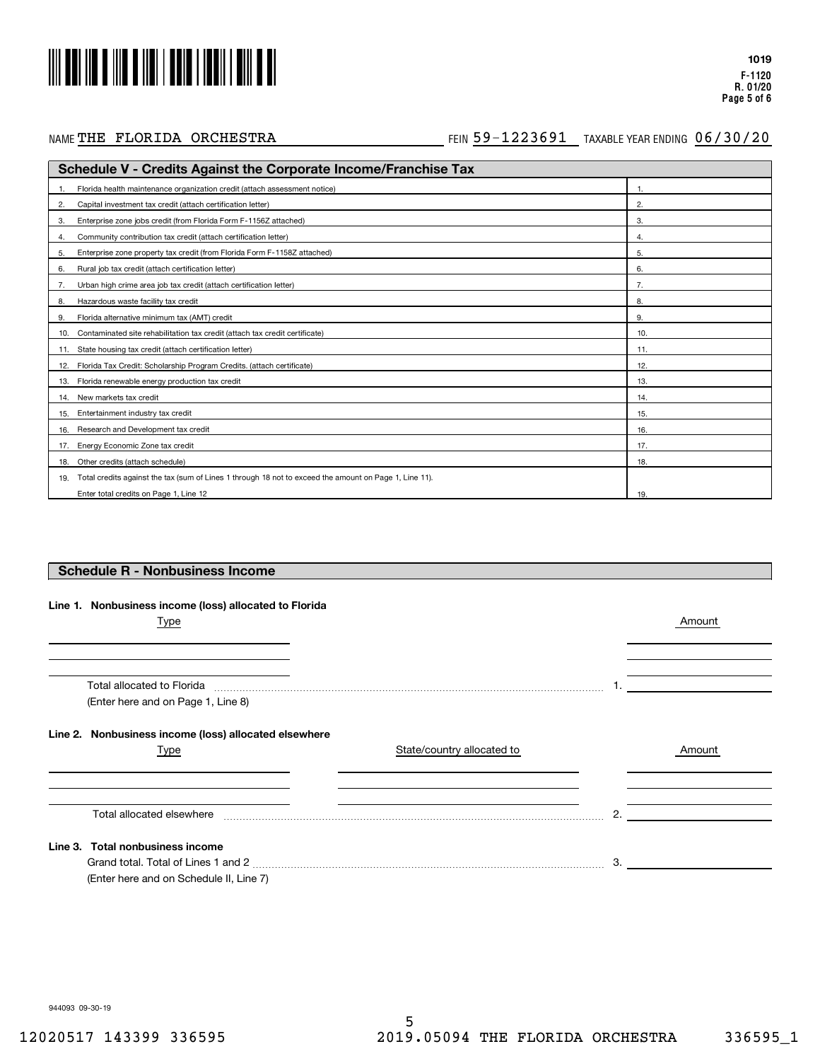1019
F-1120
R. 01/20

NAME THE FLORIDA ORCHESTRA FEIN 59-1223691 TAXABLE YEAR ENDING 06/30/20

## Schedule V - Credits Against the Corporate Income/Franchise Tax

| | | |
|---|---|---|
| 1. | Florida health maintenance organization credit (attach assessment notice) | 1. |
| 2. | Capital investment tax credit (attach certification letter) | 2. |
| 3. | Enterprise zone jobs credit (from Florida Form F-1156Z attached) | 3. |
| 4. | Community contribution tax credit (attach certification letter) | 4. |
| 5. | Enterprise zone property tax credit (from Florida Form F-1158Z attached) | 5. |
| 6. | Rural job tax credit (attach certification letter) | 6. |
| 7. | Urban high crime area job tax credit (attach certification letter) | 7. |
| 8. | Hazardous waste facility tax credit | 8. |
| 9. | Florida alternative minimum tax (AMT) credit | 9. |
| 10. | Contaminated site rehabilitation tax credit (attach tax credit certificate) | 10. |
| 11. | State housing tax credit (attach certification letter) | 11. |
| 12. | Florida Tax Credit: Scholarship Program Credits. (attach certificate) | 12. |
| 13. | Florida renewable energy production tax credit | 13. |
| 14. | New markets tax credit | 14. |
| 15. | Entertainment industry tax credit | 15. |
| 16. | Research and Development tax credit | 16. |
| 17. | Energy Economic Zone tax credit | 17. |
| 18. | Other credits (attach schedule) | 18. |
| 19. | Total credits against the tax (sum of Lines 1 through 18 not to exceed the amount on Page 1, Line 11). Enter total credits on Page 1, Line 12 | 19. |

## Schedule R - Nonbusiness Income

**Line 1. Nonbusiness income (loss) allocated to Florida**

| Type | Amount |
|---|---|
| | |
| | |
| Total allocated to Florida (Enter here and on Page 1, Line 8) | 1. |

**Line 2. Nonbusiness income (loss) allocated elsewhere**

| Type | State/country allocated to | Amount |
|---|---|---|
| | | |
| | | |
| Total allocated elsewhere | | 2. |

**Line 3. Total nonbusiness income**

Grand total. Total of Lines 1 and 2 ........ 3.

(Enter here and on Schedule II, Line 7)

944093 09-30-19

12020517 143399 336595 2019.05094 THE FLORIDA ORCHESTRA 336595_1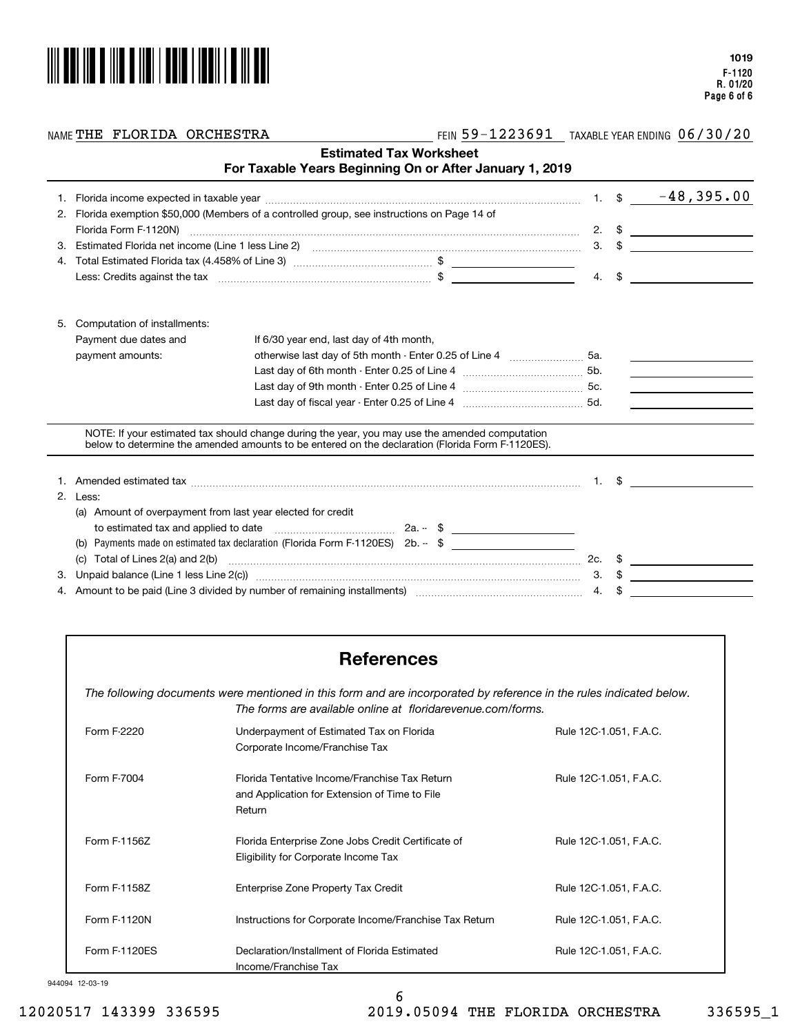1019
F-1120
R. 01/20

NAME THE FLORIDA ORCHESTRA FEIN 59-1223691 TAXABLE YEAR ENDING 06/30/20

## Estimated Tax Worksheet
### For Taxable Years Beginning On or After January 1, 2019

| | | | |
|---|---|---|---|
| 1. Florida income expected in taxable year | | 1. | $ -48,395.00 |
| 2. Florida exemption $50,000 (Members of a controlled group, see instructions on Page 14 of Florida Form F-1120N) | | 2. | $ |
| 3. Estimated Florida net income (Line 1 less Line 2) | | 3. | $ |
| 4. Total Estimated Florida tax (4.458% of Line 3) | $ | | |
| Less: Credits against the tax | $ | 4. | $ |

5. Computation of installments:

| Payment due dates and payment amounts: | | |
|---|---|---|
| If 6/30 year end, last day of 4th month, otherwise last day of 5th month - Enter 0.25 of Line 4 | 5a. | |
| Last day of 6th month - Enter 0.25 of Line 4 | 5b. | |
| Last day of 9th month - Enter 0.25 of Line 4 | 5c. | |
| Last day of fiscal year - Enter 0.25 of Line 4 | 5d. | |

NOTE: If your estimated tax should change during the year, you may use the amended computation below to determine the amended amounts to be entered on the declaration (Florida Form F-1120ES).

| | | | |
|---|---|---|---|
| 1. Amended estimated tax | | 1. | $ |
| 2. Less: | | | |
| (a) Amount of overpayment from last year elected for credit to estimated tax and applied to date | 2a. -- $ | | |
| (b) Payments made on estimated tax declaration (Florida Form F-1120ES) | 2b. -- $ | | |
| (c) Total of Lines 2(a) and 2(b) | | 2c. | $ |
| 3. Unpaid balance (Line 1 less Line 2(c)) | | 3. | $ |
| 4. Amount to be paid (Line 3 divided by number of remaining installments) | | 4. | $ |

## References

*The following documents were mentioned in this form and are incorporated by reference in the rules indicated below. The forms are available online at floridarevenue.com/forms.*

| | | |
|---|---|---|
| Form F-2220 | Underpayment of Estimated Tax on Florida Corporate Income/Franchise Tax | Rule 12C-1.051, F.A.C. |
| Form F-7004 | Florida Tentative Income/Franchise Tax Return and Application for Extension of Time to File Return | Rule 12C-1.051, F.A.C. |
| Form F-1156Z | Florida Enterprise Zone Jobs Credit Certificate of Eligibility for Corporate Income Tax | Rule 12C-1.051, F.A.C. |
| Form F-1158Z | Enterprise Zone Property Tax Credit | Rule 12C-1.051, F.A.C. |
| Form F-1120N | Instructions for Corporate Income/Franchise Tax Return | Rule 12C-1.051, F.A.C. |
| Form F-1120ES | Declaration/Installment of Florida Estimated Income/Franchise Tax | Rule 12C-1.051, F.A.C. |

944094 12-03-19

12020517 143399 336595 2019.05094 THE FLORIDA ORCHESTRA 336595_1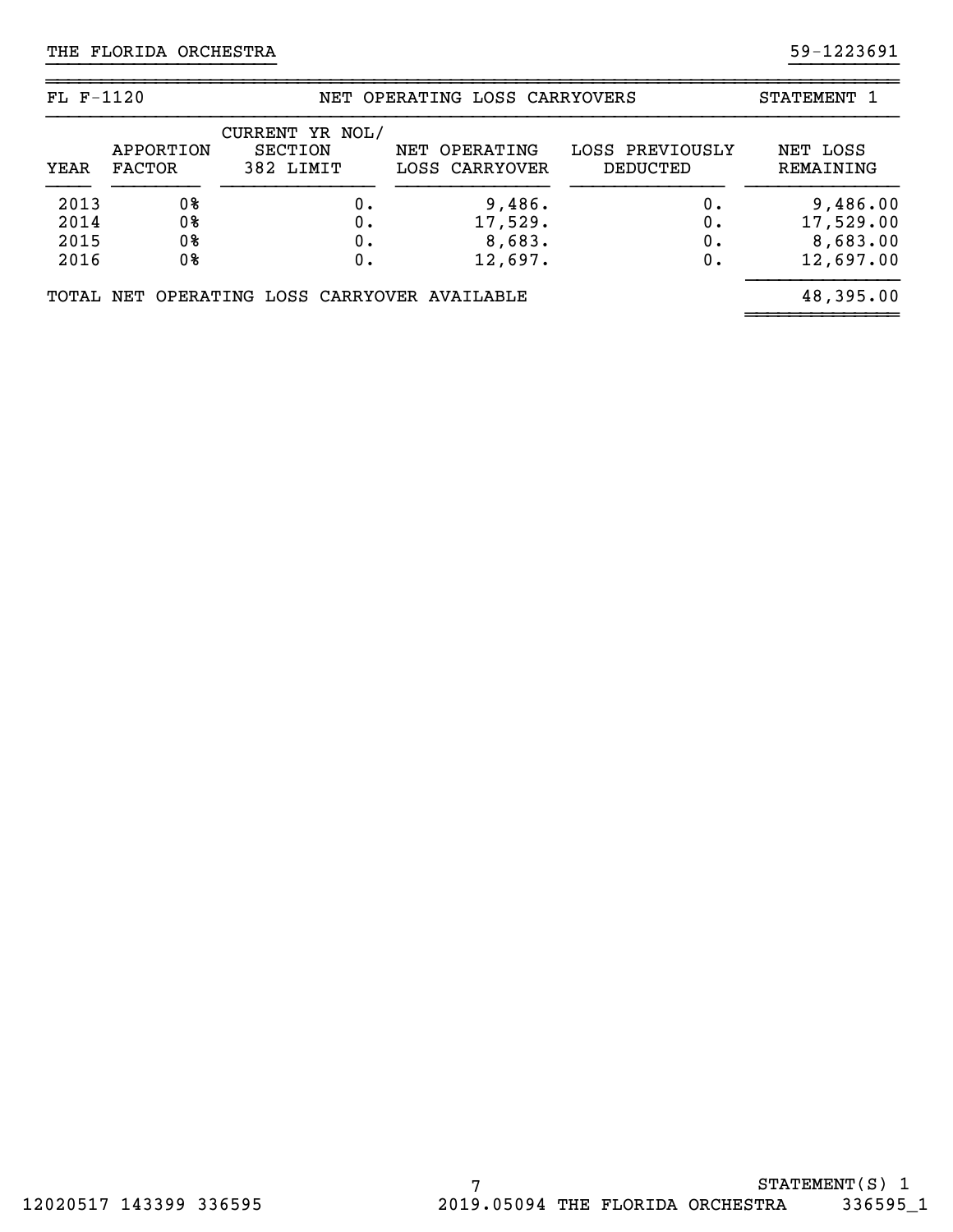THE FLORIDA ORCHESTRA 59-1223691

| FL F-1120 | | NET OPERATING LOSS CARRYOVERS | | | STATEMENT 1 |
|---|---|---|---|---|---|
| YEAR | APPORTION FACTOR | CURRENT YR NOL/ SECTION 382 LIMIT | NET OPERATING LOSS CARRYOVER | LOSS PREVIOUSLY DEDUCTED | NET LOSS REMAINING |
| 2013 | 0% | 0. | 9,486. | 0. | 9,486.00 |
| 2014 | 0% | 0. | 17,529. | 0. | 17,529.00 |
| 2015 | 0% | 0. | 8,683. | 0. | 8,683.00 |
| 2016 | 0% | 0. | 12,697. | 0. | 12,697.00 |
| TOTAL NET OPERATING LOSS CARRYOVER AVAILABLE | | | | | 48,395.00 |

STATEMENT(S) 1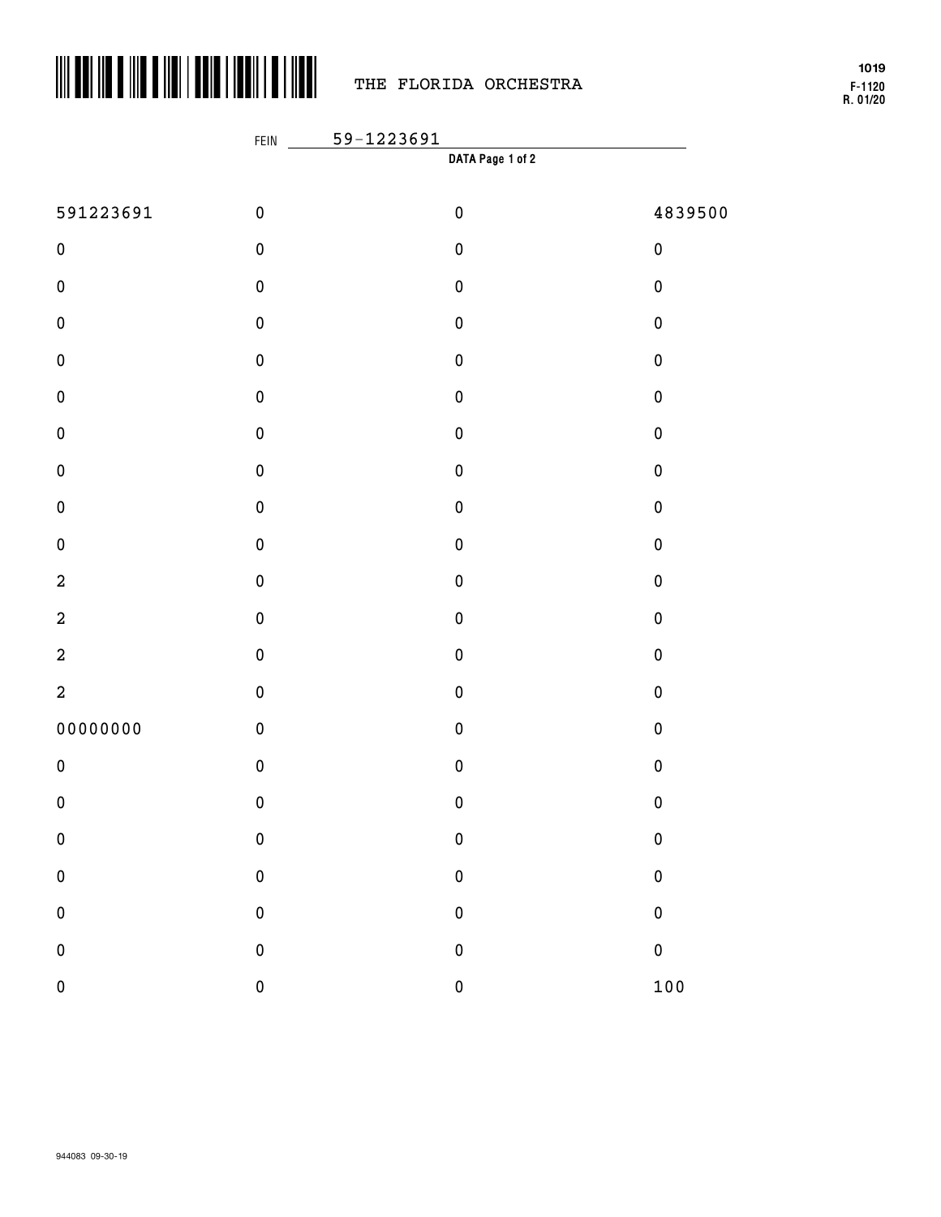THE FLORIDA ORCHESTRA

1019

F-1120
R. 01/20

FEIN 59-1223691

**DATA Page 1 of 2**

| | | | |
|---|---|---|---|
| 591223691 | 0 | 0 | 4839500 |
| 0 | 0 | 0 | 0 |
| 0 | 0 | 0 | 0 |
| 0 | 0 | 0 | 0 |
| 0 | 0 | 0 | 0 |
| 0 | 0 | 0 | 0 |
| 0 | 0 | 0 | 0 |
| 0 | 0 | 0 | 0 |
| 0 | 0 | 0 | 0 |
| 0 | 0 | 0 | 0 |
| 2 | 0 | 0 | 0 |
| 2 | 0 | 0 | 0 |
| 2 | 0 | 0 | 0 |
| 2 | 0 | 0 | 0 |
| 00000000 | 0 | 0 | 0 |
| 0 | 0 | 0 | 0 |
| 0 | 0 | 0 | 0 |
| 0 | 0 | 0 | 0 |
| 0 | 0 | 0 | 0 |
| 0 | 0 | 0 | 0 |
| 0 | 0 | 0 | 0 |
| 0 | 0 | 0 | 100 |

944083 09-30-19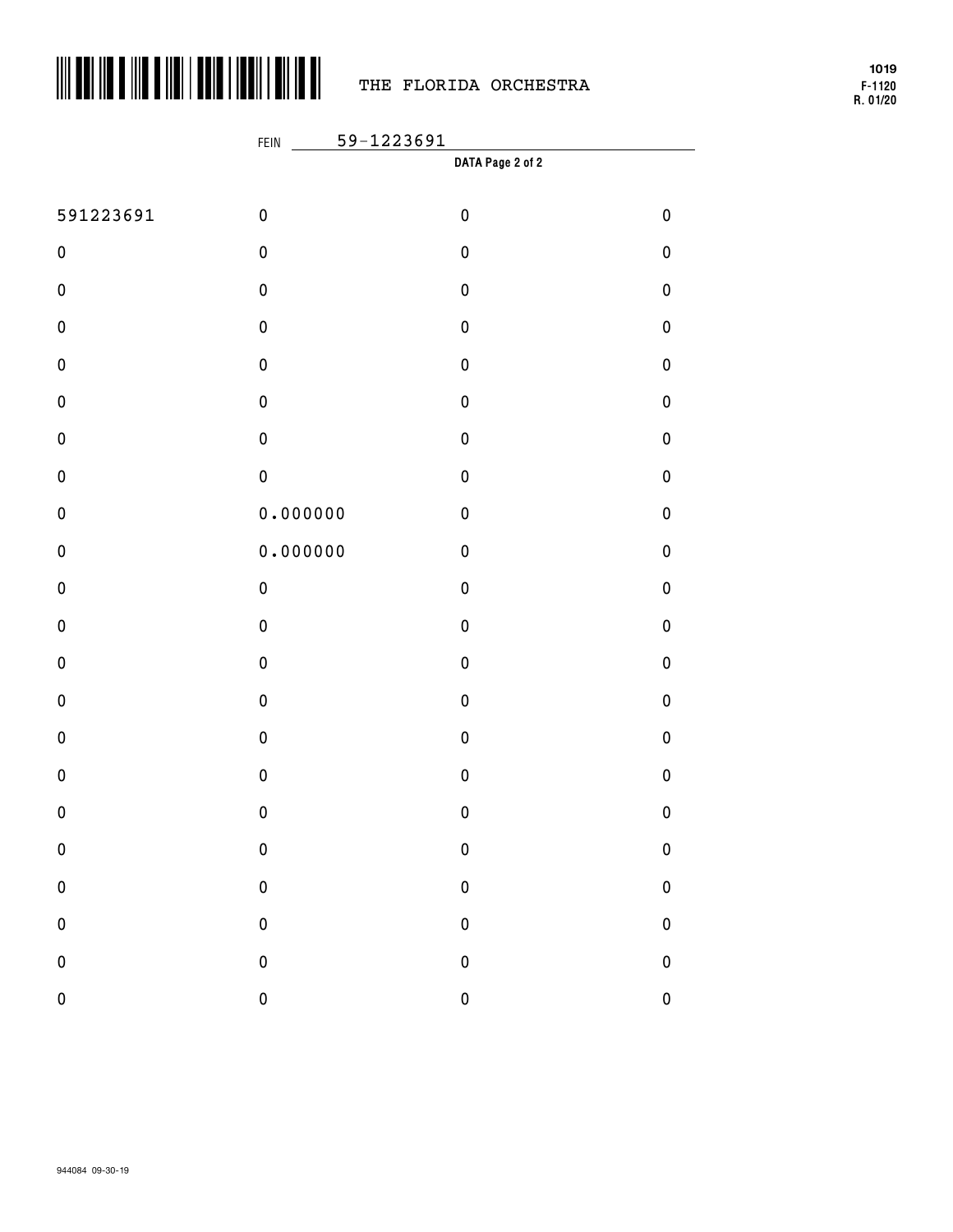THE FLORIDA ORCHESTRA

1019
F-1120
R. 01/20

FEIN 59-1223691

**DATA Page 2 of 2**

| | | | |
|---|---|---|---|
| 591223691 | 0 | 0 | 0 |
| 0 | 0 | 0 | 0 |
| 0 | 0 | 0 | 0 |
| 0 | 0 | 0 | 0 |
| 0 | 0 | 0 | 0 |
| 0 | 0 | 0 | 0 |
| 0 | 0 | 0 | 0 |
| 0 | 0 | 0 | 0 |
| 0 | 0.000000 | 0 | 0 |
| 0 | 0.000000 | 0 | 0 |
| 0 | 0 | 0 | 0 |
| 0 | 0 | 0 | 0 |
| 0 | 0 | 0 | 0 |
| 0 | 0 | 0 | 0 |
| 0 | 0 | 0 | 0 |
| 0 | 0 | 0 | 0 |
| 0 | 0 | 0 | 0 |
| 0 | 0 | 0 | 0 |
| 0 | 0 | 0 | 0 |
| 0 | 0 | 0 | 0 |
| 0 | 0 | 0 | 0 |
| 0 | 0 | 0 | 0 |

944084 09-30-19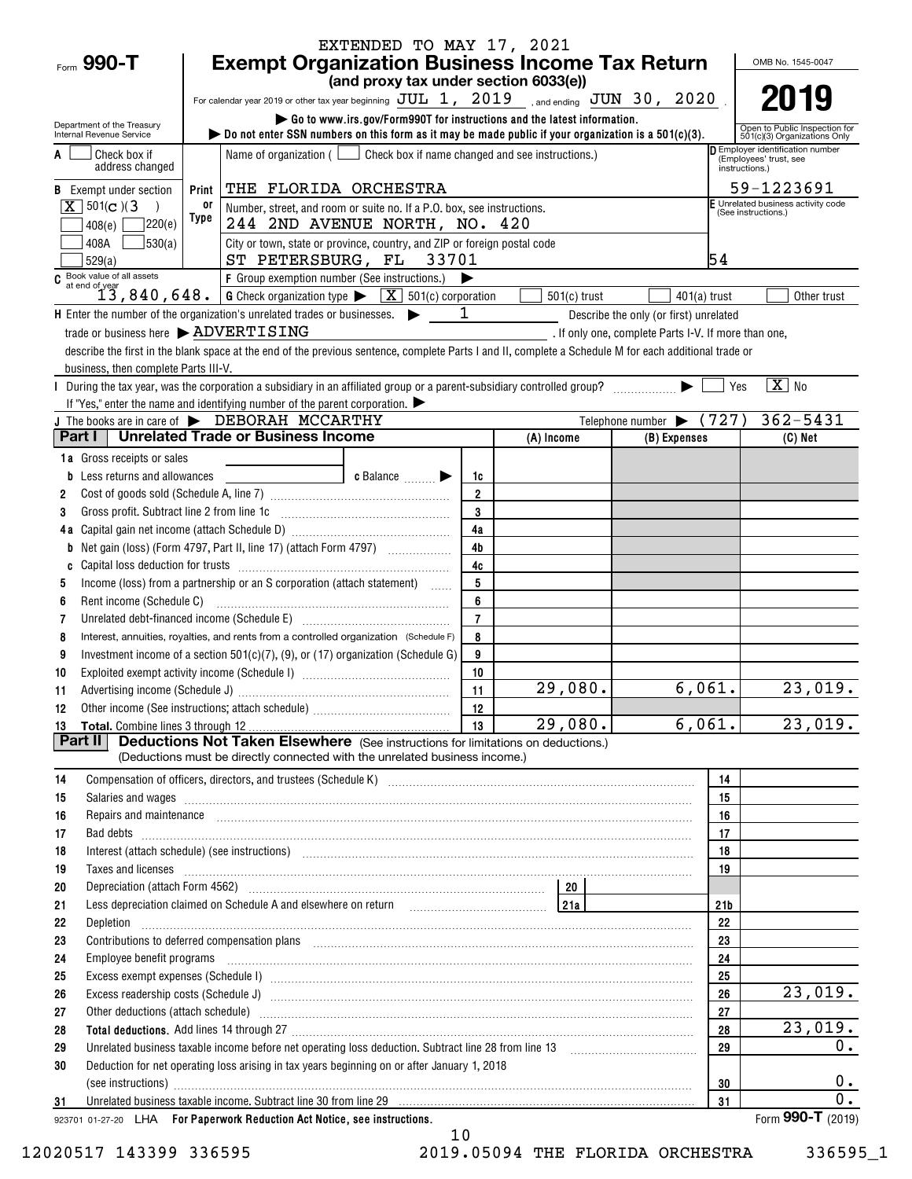EXTENDED TO MAY 17, 2021

Form **990-T**

# Exempt Organization Business Income Tax Return

**(and proxy tax under section 6033(e))**

For calendar year 2019 or other tax year beginning JUL 1, 2019 , and ending JUN 30, 2020 .

▶ Go to www.irs.gov/Form990T for instructions and the latest information.

▶ Do not enter SSN numbers on this form as it may be made public if your organization is a 501(c)(3).

Department of the Treasury Internal Revenue Service

OMB No. 1545-0047

**2019**

Open to Public Inspection for 501(c)(3) Organizations Only

A [ ] Check box if address changed

Name of organization ( [ ] Check box if name changed and see instructions.)

THE FLORIDA ORCHESTRA

D Employer identification number (Employees' trust, see instructions.) 59-1223691

B Exempt under section [X] 501(c)(3) [ ] 408(e) [ ] 220(e) [ ] 408A [ ] 530(a) [ ] 529(a)

Number, street, and room or suite no. If a P.O. box, see instructions.

244 2ND AVENUE NORTH, NO. 420

E Unrelated business activity code (See instructions.) 54

City or town, state or province, country, and ZIP or foreign postal code

ST PETERSBURG, FL 33701

C Book value of all assets at end of year 13,840,648.

F Group exemption number (See instructions.) ▶

G Check organization type ▶ [X] 501(c) corporation [ ] 501(c) trust [ ] 401(a) trust [ ] Other trust

H Enter the number of the organization's unrelated trades or businesses. ▶ 1 Describe the only (or first) unrelated trade or business here ▶ ADVERTISING . If only one, complete Parts I-V. If more than one, describe the first in the blank space at the end of the previous sentence, complete Parts I and II, complete a Schedule M for each additional trade or business, then complete Parts III-V.

I During the tax year, was the corporation a subsidiary in an affiliated group or a parent-subsidiary controlled group? ▶ [ ] Yes [X] No

If "Yes," enter the name and identifying number of the parent corporation. ▶

J The books are in care of ▶ DEBORAH MCCARTHY Telephone number ▶ (727) 362-5431

## Part I Unrelated Trade or Business Income

| | | | (A) Income | (B) Expenses | (C) Net |
|---|---|---|---|---|---|
| 1a | Gross receipts or sales | | | | |
| b | Less returns and allowances ___ c Balance ▶ | 1c | | | |
| 2 | Cost of goods sold (Schedule A, line 7) | 2 | | | |
| 3 | Gross profit. Subtract line 2 from line 1c | 3 | | | |
| 4a | Capital gain net income (attach Schedule D) | 4a | | | |
| b | Net gain (loss) (Form 4797, Part II, line 17) (attach Form 4797) | 4b | | | |
| c | Capital loss deduction for trusts | 4c | | | |
| 5 | Income (loss) from a partnership or an S corporation (attach statement) | 5 | | | |
| 6 | Rent income (Schedule C) | 6 | | | |
| 7 | Unrelated debt-financed income (Schedule E) | 7 | | | |
| 8 | Interest, annuities, royalties, and rents from a controlled organization (Schedule F) | 8 | | | |
| 9 | Investment income of a section 501(c)(7), (9), or (17) organization (Schedule G) | 9 | | | |
| 10 | Exploited exempt activity income (Schedule I) | 10 | | | |
| 11 | Advertising income (Schedule J) | 11 | 29,080. | 6,061. | 23,019. |
| 12 | Other income (See instructions; attach schedule) | 12 | | | |
| 13 | **Total.** Combine lines 3 through 12 | 13 | 29,080. | 6,061. | 23,019. |

## Part II Deductions Not Taken Elsewhere (See instructions for limitations on deductions.)

(Deductions must be directly connected with the unrelated business income.)

| | | | |
|---|---|---|---|
| 14 | Compensation of officers, directors, and trustees (Schedule K) | 14 | |
| 15 | Salaries and wages | 15 | |
| 16 | Repairs and maintenance | 16 | |
| 17 | Bad debts | 17 | |
| 18 | Interest (attach schedule) (see instructions) | 18 | |
| 19 | Taxes and licenses | 19 | |
| 20 | Depreciation (attach Form 4562) ___ 20 | | |
| 21 | Less depreciation claimed on Schedule A and elsewhere on return ___ 21a | 21b | |
| 22 | Depletion | 22 | |
| 23 | Contributions to deferred compensation plans | 23 | |
| 24 | Employee benefit programs | 24 | |
| 25 | Excess exempt expenses (Schedule I) | 25 | |
| 26 | Excess readership costs (Schedule J) | 26 | 23,019. |
| 27 | Other deductions (attach schedule) | 27 | |
| 28 | **Total deductions.** Add lines 14 through 27 | 28 | 23,019. |
| 29 | Unrelated business taxable income before net operating loss deduction. Subtract line 28 from line 13 | 29 | 0. |
| 30 | Deduction for net operating loss arising in tax years beginning on or after January 1, 2018 (see instructions) | 30 | 0. |
| 31 | Unrelated business taxable income. Subtract line 30 from line 29 | 31 | 0. |

923701 01-27-20 LHA **For Paperwork Reduction Act Notice, see instructions.** Form **990-T** (2019)

12020517 143399 336595 2019.05094 THE FLORIDA ORCHESTRA 336595_1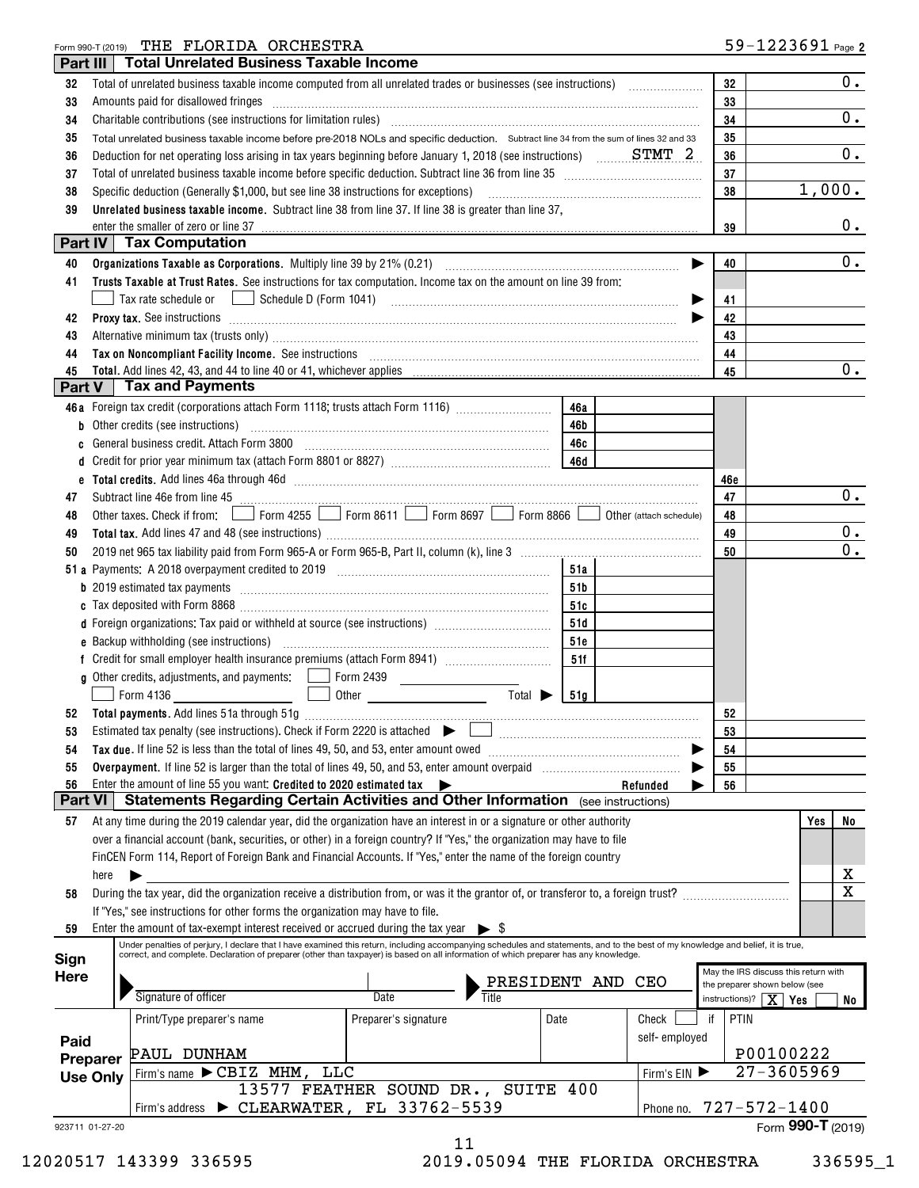Form 990-T (2019) THE FLORIDA ORCHESTRA 59-1223691 Page 2

## Part III Total Unrelated Business Taxable Income

| Line | Description | Line | Amount |
|---|---|---|---|
| 32 | Total of unrelated business taxable income computed from all unrelated trades or businesses (see instructions) | 32 | 0. |
| 33 | Amounts paid for disallowed fringes | 33 | |
| 34 | Charitable contributions (see instructions for limitation rules) | 34 | 0. |
| 35 | Total unrelated business taxable income before pre-2018 NOLs and specific deduction. Subtract line 34 from the sum of lines 32 and 33 | 35 | |
| 36 | Deduction for net operating loss arising in tax years beginning before January 1, 2018 (see instructions) STMT 2 | 36 | 0. |
| 37 | Total of unrelated business taxable income before specific deduction. Subtract line 36 from line 35 | 37 | |
| 38 | Specific deduction (Generally $1,000, but see line 38 instructions for exceptions) | 38 | 1,000. |
| 39 | **Unrelated business taxable income.** Subtract line 38 from line 37. If line 38 is greater than line 37, enter the smaller of zero or line 37 | 39 | 0. |

## Part IV Tax Computation

| Line | Description | Line | Amount |
|---|---|---|---|
| 40 | **Organizations Taxable as Corporations.** Multiply line 39 by 21% (0.21) | 40 | 0. |
| 41 | **Trusts Taxable at Trust Rates.** See instructions for tax computation. Income tax on the amount on line 39 from: ☐ Tax rate schedule or ☐ Schedule D (Form 1041) | 41 | |
| 42 | **Proxy tax.** See instructions | 42 | |
| 43 | Alternative minimum tax (trusts only) | 43 | |
| 44 | **Tax on Noncompliant Facility Income.** See instructions | 44 | |
| 45 | **Total.** Add lines 42, 43, and 44 to line 40 or 41, whichever applies | 45 | 0. |

## Part V Tax and Payments

| Line | Description | Line | Amount | Line | Amount |
|---|---|---|---|---|---|
| 46a | Foreign tax credit (corporations attach Form 1118; trusts attach Form 1116) | 46a | | | |
| b | Other credits (see instructions) | 46b | | | |
| c | General business credit. Attach Form 3800 | 46c | | | |
| d | Credit for prior year minimum tax (attach Form 8801 or 8827) | 46d | | | |
| e | **Total credits.** Add lines 46a through 46d | | | 46e | |
| 47 | Subtract line 46e from line 45 | | | 47 | 0. |
| 48 | Other taxes. Check if from: ☐ Form 4255 ☐ Form 8611 ☐ Form 8697 ☐ Form 8866 ☐ Other (attach schedule) | | | 48 | |
| 49 | **Total tax.** Add lines 47 and 48 (see instructions) | | | 49 | 0. |
| 50 | 2019 net 965 tax liability paid from Form 965-A or Form 965-B, Part II, column (k), line 3 | | | 50 | 0. |
| 51a | Payments: A 2018 overpayment credited to 2019 | 51a | | | |
| b | 2019 estimated tax payments | 51b | | | |
| c | Tax deposited with Form 8868 | 51c | | | |
| d | Foreign organizations: Tax paid or withheld at source (see instructions) | 51d | | | |
| e | Backup withholding (see instructions) | 51e | | | |
| f | Credit for small employer health insurance premiums (attach Form 8941) | 51f | | | |
| g | Other credits, adjustments, and payments: ☐ Form 2439 ☐ Form 4136 ☐ Other Total ▶ | 51g | | | |
| 52 | **Total payments.** Add lines 51a through 51g | | | 52 | |
| 53 | Estimated tax penalty (see instructions). Check if Form 2220 is attached ▶ ☐ | | | 53 | |
| 54 | **Tax due.** If line 52 is less than the total of lines 49, 50, and 53, enter amount owed | | | 54 | |
| 55 | **Overpayment.** If line 52 is larger than the total of lines 49, 50, and 53, enter amount overpaid | | | 55 | |
| 56 | Enter the amount of line 55 you want: **Credited to 2020 estimated tax** ▶ Refunded ▶ | | | 56 | |

## Part VI Statements Regarding Certain Activities and Other Information (see instructions)

| Line | Question | Yes | No |
|---|---|---|---|
| 57 | At any time during the 2019 calendar year, did the organization have an interest in or a signature or other authority over a financial account (bank, securities, or other) in a foreign country? If "Yes," the organization may have to file FinCEN Form 114, Report of Foreign Bank and Financial Accounts. If "Yes," enter the name of the foreign country here ▶ | | X |
| 58 | During the tax year, did the organization receive a distribution from, or was it the grantor of, or transferor to, a foreign trust? If "Yes," see instructions for other forms the organization may have to file. | | X |
| 59 | Enter the amount of tax-exempt interest received or accrued during the tax year ▶ $ | | |

**Sign Here**

Under penalties of perjury, I declare that I have examined this return, including accompanying schedules and statements, and to the best of my knowledge and belief, it is true, correct, and complete. Declaration of preparer (other than taxpayer) is based on all information of which preparer has any knowledge.

Signature of officer | Date | Title: PRESIDENT AND CEO

May the IRS discuss this return with the preparer shown below (see instructions)? [X] Yes ☐ No

**Paid Preparer Use Only**

| Print/Type preparer's name | Preparer's signature | Date | Check ☐ if self-employed | PTIN |
|---|---|---|---|---|
| PAUL DUNHAM | | | | P00100222 |

Firm's name ▶ CBIZ MHM, LLC — Firm's EIN ▶ 27-3605969

Firm's address ▶ 13577 FEATHER SOUND DR., SUITE 400, CLEARWATER, FL 33762-5539 — Phone no. 727-572-1400

923711 01-27-20 Form **990-T** (2019)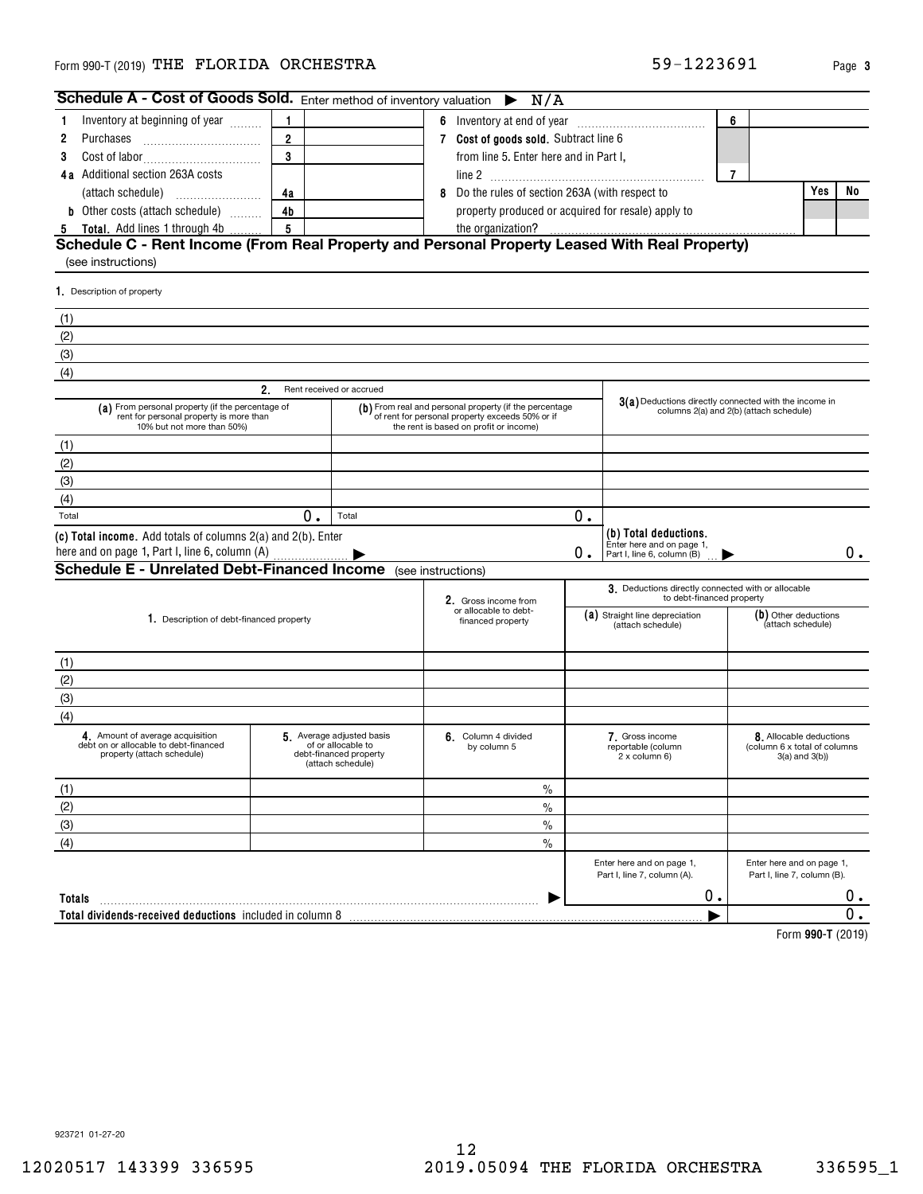Form 990-T (2019) THE FLORIDA ORCHESTRA 59-1223691 Page 3

## Schedule A - Cost of Goods Sold. Enter method of inventory valuation ▶ N/A

| | | | | |
|---|---|---|---|---|
| 1 Inventory at beginning of year | 1 | | 6 Inventory at end of year | 6 | |
| 2 Purchases | 2 | | 7 Cost of goods sold. Subtract line 6 from line 5. Enter here and in Part I, line 2 | 7 | |
| 3 Cost of labor | 3 | | | | |
| 4a Additional section 263A costs (attach schedule) | 4a | | 8 Do the rules of section 263A (with respect to property produced or acquired for resale) apply to the organization? | Yes | No |
| b Other costs (attach schedule) | 4b | | | | |
| 5 Total. Add lines 1 through 4b | 5 | | | | |

## Schedule C - Rent Income (From Real Property and Personal Property Leased With Real Property)

(see instructions)

1. Description of property

(1)
(2)
(3)
(4)

| | 2. Rent received or accrued | | |
|---|---|---|---|
| | (a) From personal property (if the percentage of rent for personal property is more than 10% but not more than 50%) | (b) From real and personal property (if the percentage of rent for personal property exceeds 50% or if the rent is based on profit or income) | 3(a) Deductions directly connected with the income in columns 2(a) and 2(b) (attach schedule) |
| (1) | | | |
| (2) | | | |
| (3) | | | |
| (4) | | | |
| Total | 0. | Total 0. | |

(c) Total income. Add totals of columns 2(a) and 2(b). Enter here and on page 1, Part I, line 6, column (A) ▶ 0.

(b) Total deductions. Enter here and on page 1, Part I, line 6, column (B) ▶ 0.

## Schedule E - Unrelated Debt-Financed Income (see instructions)

| 1. Description of debt-financed property | 2. Gross income from or allocable to debt-financed property | 3. Deductions directly connected with or allocable to debt-financed property (a) Straight line depreciation (attach schedule) | (b) Other deductions (attach schedule) |
|---|---|---|---|
| (1) | | | |
| (2) | | | |
| (3) | | | |
| (4) | | | |

| | 4. Amount of average acquisition debt on or allocable to debt-financed property (attach schedule) | 5. Average adjusted basis of or allocable to debt-financed property (attach schedule) | 6. Column 4 divided by column 5 | 7. Gross income reportable (column 2 x column 6) | 8. Allocable deductions (column 6 x total of columns 3(a) and 3(b)) |
|---|---|---|---|---|---|
| (1) | | | % | | |
| (2) | | | % | | |
| (3) | | | % | | |
| (4) | | | % | | |
| | | | | Enter here and on page 1, Part I, line 7, column (A). | Enter here and on page 1, Part I, line 7, column (B). |
| Totals ▶ | | | | 0. | 0. |
| Total dividends-received deductions included in column 8 ▶ | | | | | 0. |

Form 990-T (2019)

923721 01-27-20

12020517 143399 336595 2019.05094 THE FLORIDA ORCHESTRA 336595_1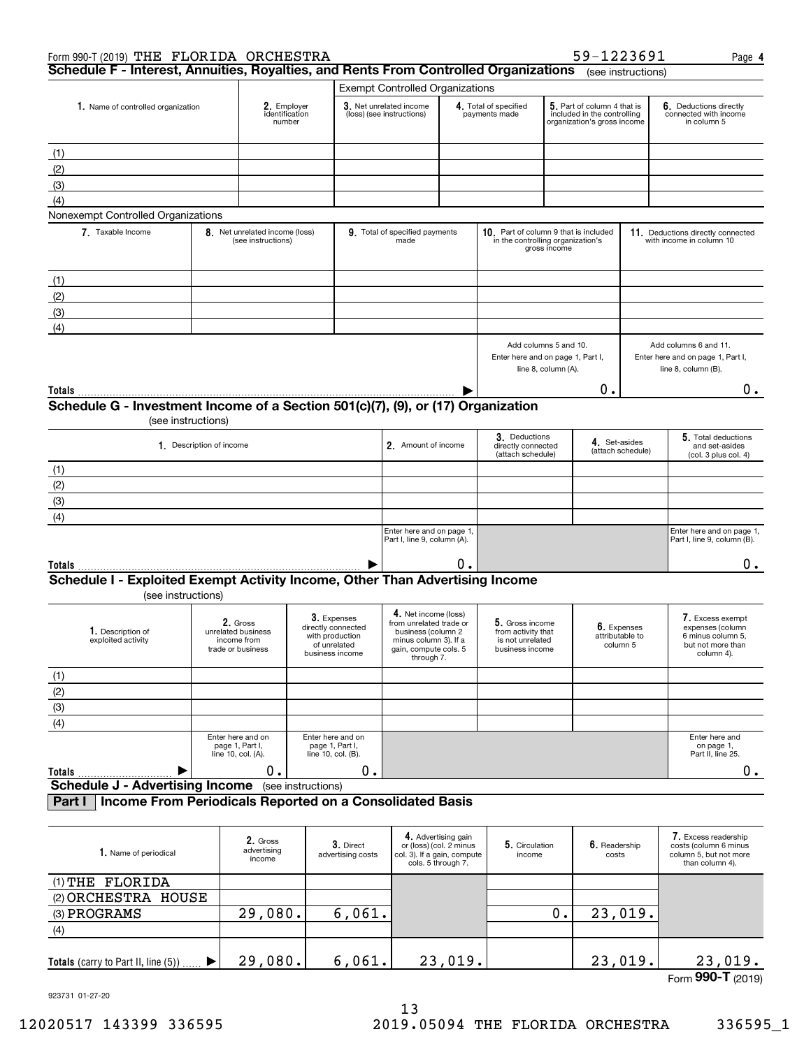Form 990-T (2019) THE FLORIDA ORCHESTRA 59-1223691 Page **4**

## Schedule F - Interest, Annuities, Royalties, and Rents From Controlled Organizations (see instructions)

| 1. Name of controlled organization | 2. Employer identification number | Exempt Controlled Organizations | | | |
|---|---|---|---|---|---|
| | | 3. Net unrelated income (loss) (see instructions) | 4. Total of specified payments made | 5. Part of column 4 that is included in the controlling organization's gross income | 6. Deductions directly connected with income in column 5 |
| (1) | | | | | |
| (2) | | | | | |
| (3) | | | | | |
| (4) | | | | | |

Nonexempt Controlled Organizations

| 7. Taxable Income | 8. Net unrelated income (loss) (see instructions) | 9. Total of specified payments made | 10. Part of column 9 that is included in the controlling organization's gross income | 11. Deductions directly connected with income in column 10 |
|---|---|---|---|---|
| (1) | | | | |
| (2) | | | | |
| (3) | | | | |
| (4) | | | | |
| | | | Add columns 5 and 10. Enter here and on page 1, Part I, line 8, column (A). | Add columns 6 and 11. Enter here and on page 1, Part I, line 8, column (B). |
| **Totals** ▶ | | | 0. | 0. |

## Schedule G - Investment Income of a Section 501(c)(7), (9), or (17) Organization

(see instructions)

| 1. Description of income | 2. Amount of income | 3. Deductions directly connected (attach schedule) | 4. Set-asides (attach schedule) | 5. Total deductions and set-asides (col. 3 plus col. 4) |
|---|---|---|---|---|
| (1) | | | | |
| (2) | | | | |
| (3) | | | | |
| (4) | | | | |
| | Enter here and on page 1, Part I, line 9, column (A). | | | Enter here and on page 1, Part I, line 9, column (B). |
| **Totals** ▶ | 0. | | | 0. |

## Schedule I - Exploited Exempt Activity Income, Other Than Advertising Income

(see instructions)

| 1. Description of exploited activity | 2. Gross unrelated business income from trade or business | 3. Expenses directly connected with production of unrelated business income | 4. Net income (loss) from unrelated trade or business (column 2 minus column 3). If a gain, compute cols. 5 through 7. | 5. Gross income from activity that is not unrelated business income | 6. Expenses attributable to column 5 | 7. Excess exempt expenses (column 6 minus column 5, but not more than column 4). |
|---|---|---|---|---|---|---|
| (1) | | | | | | |
| (2) | | | | | | |
| (3) | | | | | | |
| (4) | | | | | | |
| | Enter here and on page 1, Part I, line 10, col. (A). | Enter here and on page 1, Part I, line 10, col. (B). | | | | Enter here and on page 1, Part II, line 25. |
| **Totals** ▶ | 0. | 0. | | | | 0. |

## Schedule J - Advertising Income (see instructions)

### Part I Income From Periodicals Reported on a Consolidated Basis

| 1. Name of periodical | 2. Gross advertising income | 3. Direct advertising costs | 4. Advertising gain or (loss) (col. 2 minus col. 3). If a gain, compute cols. 5 through 7. | 5. Circulation income | 6. Readership costs | 7. Excess readership costs (column 6 minus column 5, but not more than column 4). |
|---|---|---|---|---|---|---|
| (1) THE FLORIDA | | | | | | |
| (2) ORCHESTRA HOUSE | | | | | | |
| (3) PROGRAMS | 29,080. | 6,061. | | 0. | 23,019. | |
| (4) | | | | | | |
| **Totals** (carry to Part II, line (5)) ▶ | 29,080. | 6,061. | 23,019. | | 23,019. | 23,019. |

Form **990-T** (2019)

923731 01-27-20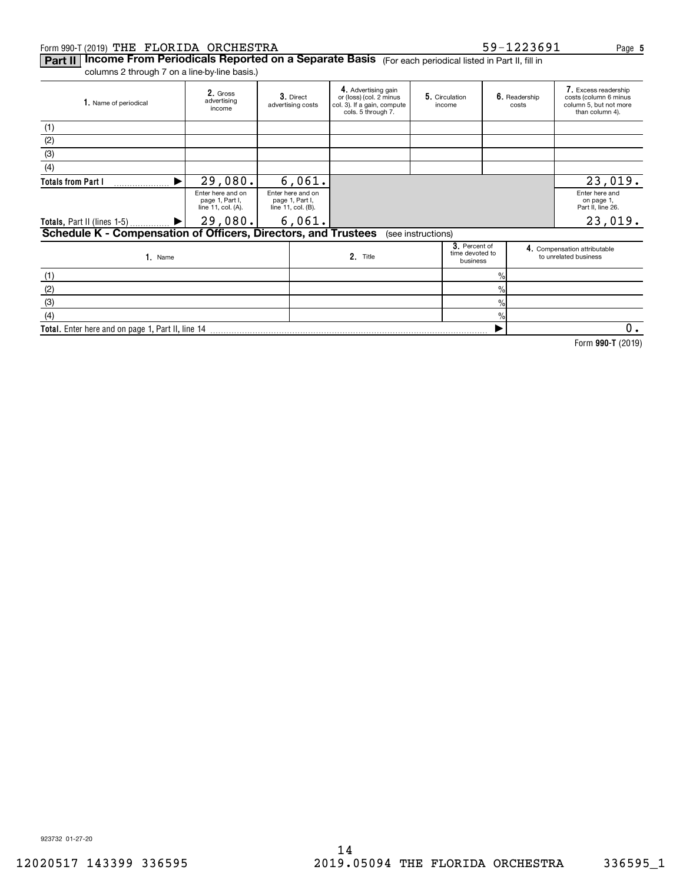Form 990-T (2019) THE FLORIDA ORCHESTRA 59-1223691

**Part II** **Income From Periodicals Reported on a Separate Basis** (For each periodical listed in Part II, fill in columns 2 through 7 on a line-by-line basis.)

| 1. Name of periodical | 2. Gross advertising income | 3. Direct advertising costs | 4. Advertising gain or (loss) (col. 2 minus col. 3). If a gain, compute cols. 5 through 7. | 5. Circulation income | 6. Readership costs | 7. Excess readership costs (column 6 minus column 5, but not more than column 4). |
|---|---|---|---|---|---|---|
| (1) | | | | | | |
| (2) | | | | | | |
| (3) | | | | | | |
| (4) | | | | | | |
| **Totals from Part I** ▶ | 29,080. | 6,061. | | | | 23,019. |
| | Enter here and on page 1, Part I, line 11, col. (A). | Enter here and on page 1, Part I, line 11, col. (B). | | | | Enter here and on page 1, Part II, line 26. |
| **Totals**, Part II (lines 1-5) ▶ | 29,080. | 6,061. | | | | 23,019. |

**Schedule K - Compensation of Officers, Directors, and Trustees** (see instructions)

| 1. Name | 2. Title | 3. Percent of time devoted to business | 4. Compensation attributable to unrelated business |
|---|---|---|---|
| (1) | | % | |
| (2) | | % | |
| (3) | | % | |
| (4) | | % | |
| **Total.** Enter here and on page 1, Part II, line 14 | | ▶ | 0. |

Form **990-T** (2019)

923732 01-27-20

12020517 143399 336595 2019.05094 THE FLORIDA ORCHESTRA 336595_1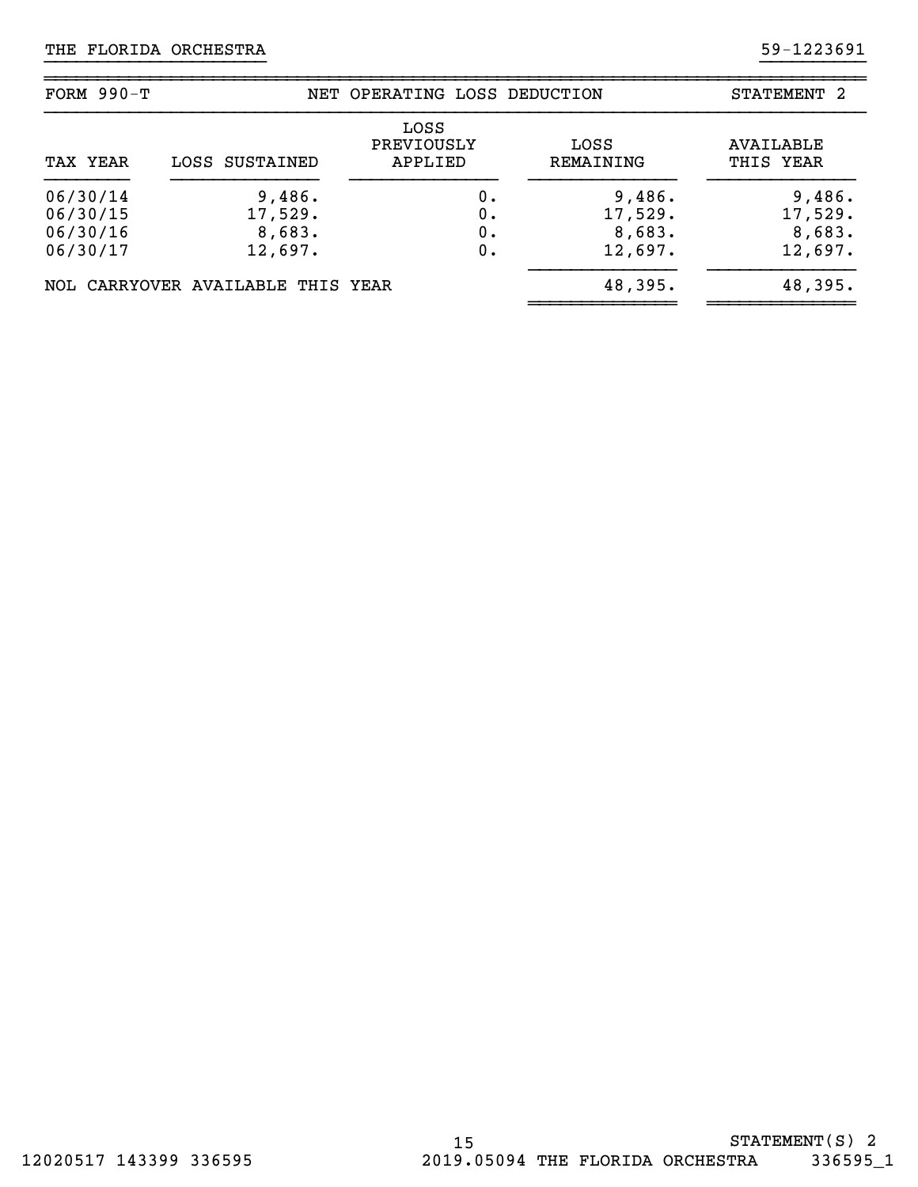THE FLORIDA ORCHESTRA 59-1223691

| FORM 990-T | NET OPERATING LOSS DEDUCTION | | | STATEMENT 2 |
|---|---|---|---|---|
| TAX YEAR | LOSS SUSTAINED | LOSS PREVIOUSLY APPLIED | LOSS REMAINING | AVAILABLE THIS YEAR |
| 06/30/14 | 9,486. | 0. | 9,486. | 9,486. |
| 06/30/15 | 17,529. | 0. | 17,529. | 17,529. |
| 06/30/16 | 8,683. | 0. | 8,683. | 8,683. |
| 06/30/17 | 12,697. | 0. | 12,697. | 12,697. |
| NOL CARRYOVER AVAILABLE THIS YEAR | | | 48,395. | 48,395. |

STATEMENT(S) 2

12020517 143399 336595 2019.05094 THE FLORIDA ORCHESTRA 336595_1